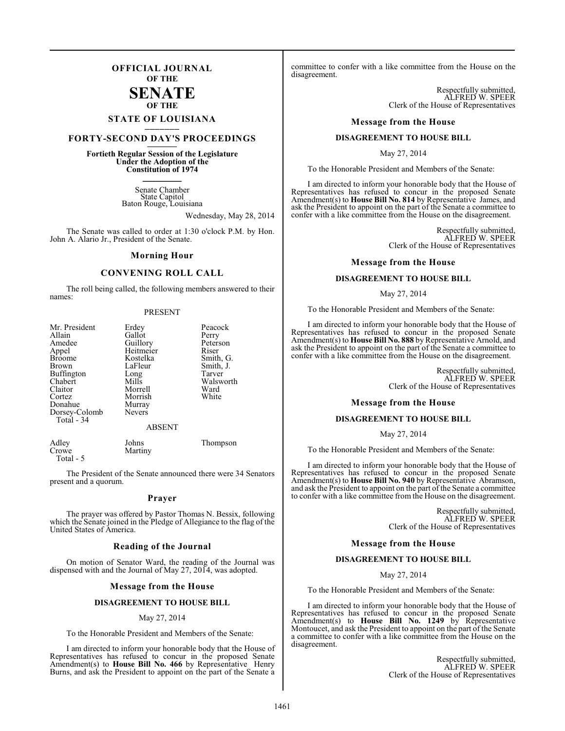# OFFICIAL JOURNAL OF THE SENATE OF THE STATE OF LOUISIANA

## FORTY-SECOND DAY'S PROCEEDINGS

**Fortieth Regular Session of the Legislature Under the Adoption of the Constitution of 1974**

Senate Chamber
State Capitol
Baton Rouge, Louisiana

Wednesday, May 28, 2014

The Senate was called to order at 1:30 o'clock P.M. by Hon. John A. Alario Jr., President of the Senate.

### Morning Hour

### CONVENING ROLL CALL

The roll being called, the following members answered to their names:

PRESENT

| | | |
|---|---|---|
| Mr. President | Erdey | Peacock |
| Allain | Gallot | Perry |
| Amedee | Guillory | Peterson |
| Appel | Heitmeier | Riser |
| Broome | Kostelka | Smith, G. |
| Brown | LaFleur | Smith, J. |
| Buffington | Long | Tarver |
| Chabert | Mills | Walsworth |
| Claitor | Morrell | Ward |
| Cortez | Morrish | White |
| Donahue | Murray | |
| Dorsey-Colomb | Nevers | |

Total - 34

ABSENT

| | | |
|---|---|---|
| Adley | Johns | Thompson |
| Crowe | Martiny | |

Total - 5

The President of the Senate announced there were 34 Senators present and a quorum.

### Prayer

The prayer was offered by Pastor Thomas N. Bessix, following which the Senate joined in the Pledge of Allegiance to the flag of the United States of America.

### Reading of the Journal

On motion of Senator Ward, the reading of the Journal was dispensed with and the Journal of May 27, 2014, was adopted.

### Message from the House

**DISAGREEMENT TO HOUSE BILL**

May 27, 2014

To the Honorable President and Members of the Senate:

I am directed to inform your honorable body that the House of Representatives has refused to concur in the proposed Senate Amendment(s) to **House Bill No. 466** by Representative Henry Burns, and ask the President to appoint on the part of the Senate a committee to confer with a like committee from the House on the disagreement.

Respectfully submitted,
ALFRED W. SPEER
Clerk of the House of Representatives

### Message from the House

**DISAGREEMENT TO HOUSE BILL**

May 27, 2014

To the Honorable President and Members of the Senate:

I am directed to inform your honorable body that the House of Representatives has refused to concur in the proposed Senate Amendment(s) to **House Bill No. 814** by Representative James, and ask the President to appoint on the part of the Senate a committee to confer with a like committee from the House on the disagreement.

Respectfully submitted,
ALFRED W. SPEER
Clerk of the House of Representatives

### Message from the House

**DISAGREEMENT TO HOUSE BILL**

May 27, 2014

To the Honorable President and Members of the Senate:

I am directed to inform your honorable body that the House of Representatives has refused to concur in the proposed Senate Amendment(s) to **House Bill No. 888** by Representative Arnold, and ask the President to appoint on the part of the Senate a committee to confer with a like committee from the House on the disagreement.

Respectfully submitted,
ALFRED W. SPEER
Clerk of the House of Representatives

### Message from the House

**DISAGREEMENT TO HOUSE BILL**

May 27, 2014

To the Honorable President and Members of the Senate:

I am directed to inform your honorable body that the House of Representatives has refused to concur in the proposed Senate Amendment(s) to **House Bill No. 940** by Representative Abramson, and ask the President to appoint on the part of the Senate a committee to confer with a like committee from the House on the disagreement.

Respectfully submitted,
ALFRED W. SPEER
Clerk of the House of Representatives

### Message from the House

**DISAGREEMENT TO HOUSE BILL**

May 27, 2014

To the Honorable President and Members of the Senate:

I am directed to inform your honorable body that the House of Representatives has refused to concur in the proposed Senate Amendment(s) to **House Bill No. 1249** by Representative Montoucet, and ask the President to appoint on the part of the Senate a committee to confer with a like committee from the House on the disagreement.

Respectfully submitted,
ALFRED W. SPEER
Clerk of the House of Representatives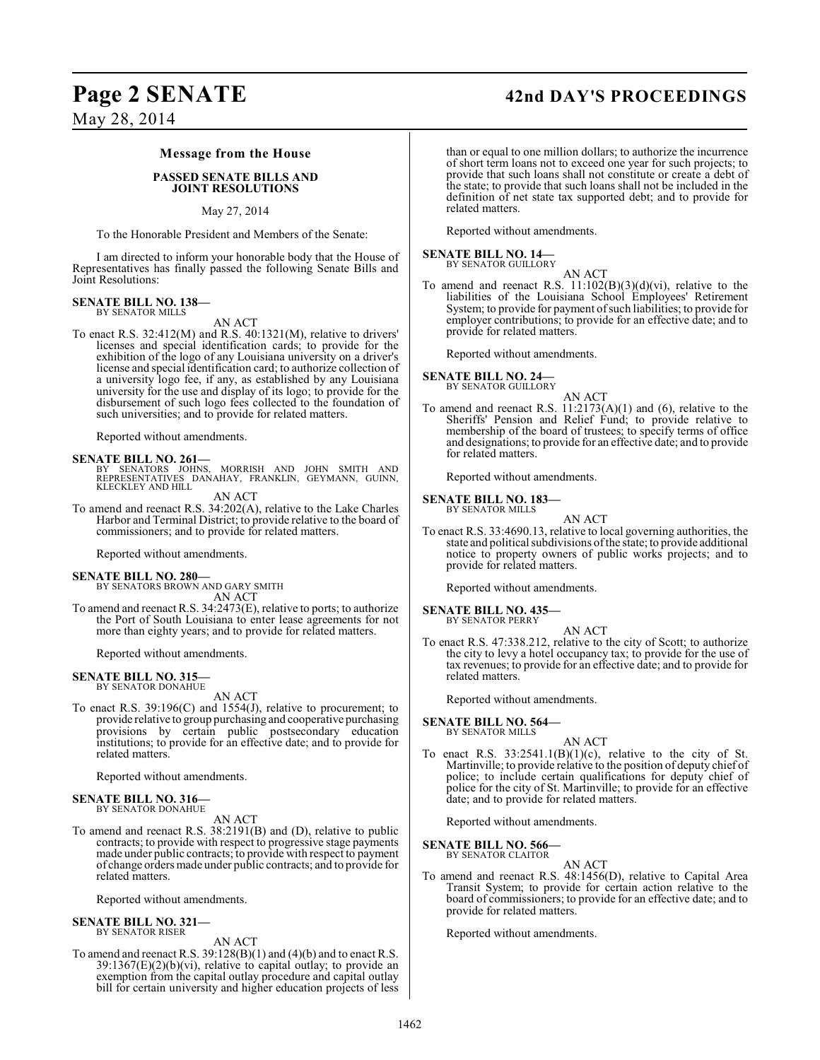## Message from the House

### PASSED SENATE BILLS AND JOINT RESOLUTIONS

May 27, 2014

To the Honorable President and Members of the Senate:

I am directed to inform your honorable body that the House of Representatives has finally passed the following Senate Bills and Joint Resolutions:

**SENATE BILL NO. 138—**
BY SENATOR MILLS

AN ACT

To enact R.S. 32:412(M) and R.S. 40:1321(M), relative to drivers' licenses and special identification cards; to provide for the exhibition of the logo of any Louisiana university on a driver's license and special identification card; to authorize collection of a university logo fee, if any, as established by any Louisiana university for the use and display of its logo; to provide for the disbursement of such logo fees collected to the foundation of such universities; and to provide for related matters.

Reported without amendments.

**SENATE BILL NO. 261—**
BY SENATORS JOHNS, MORRISH AND JOHN SMITH AND REPRESENTATIVES DANAHAY, FRANKLIN, GEYMANN, GUINN, KLECKLEY AND HILL

AN ACT

To amend and reenact R.S. 34:202(A), relative to the Lake Charles Harbor and Terminal District; to provide relative to the board of commissioners; and to provide for related matters.

Reported without amendments.

**SENATE BILL NO. 280—**
BY SENATORS BROWN AND GARY SMITH

AN ACT

To amend and reenact R.S. 34:2473(E), relative to ports; to authorize the Port of South Louisiana to enter lease agreements for not more than eighty years; and to provide for related matters.

Reported without amendments.

**SENATE BILL NO. 315—**
BY SENATOR DONAHUE

AN ACT

To enact R.S. 39:196(C) and 1554(J), relative to procurement; to provide relative to group purchasing and cooperative purchasing provisions by certain public postsecondary education institutions; to provide for an effective date; and to provide for related matters.

Reported without amendments.

**SENATE BILL NO. 316—**
BY SENATOR DONAHUE

AN ACT

To amend and reenact R.S. 38:2191(B) and (D), relative to public contracts; to provide with respect to progressive stage payments made under public contracts; to provide with respect to payment of change orders made under public contracts; and to provide for related matters.

Reported without amendments.

**SENATE BILL NO. 321—**
BY SENATOR RISER

AN ACT

To amend and reenact R.S. 39:128(B)(1) and (4)(b) and to enact R.S. 39:1367(E)(2)(b)(vi), relative to capital outlay; to provide an exemption from the capital outlay procedure and capital outlay bill for certain university and higher education projects of less than or equal to one million dollars; to authorize the incurrence of short term loans not to exceed one year for such projects; to provide that such loans shall not constitute or create a debt of the state; to provide that such loans shall not be included in the definition of net state tax supported debt; and to provide for related matters.

Reported without amendments.

**SENATE BILL NO. 14—**
BY SENATOR GUILLORY

AN ACT

To amend and reenact R.S. 11:102(B)(3)(d)(vi), relative to the liabilities of the Louisiana School Employees' Retirement System; to provide for payment of such liabilities; to provide for employer contributions; to provide for an effective date; and to provide for related matters.

Reported without amendments.

**SENATE BILL NO. 24—**
BY SENATOR GUILLORY

AN ACT

To amend and reenact R.S. 11:2173(A)(1) and (6), relative to the Sheriffs' Pension and Relief Fund; to provide relative to membership of the board of trustees; to specify terms of office and designations; to provide for an effective date; and to provide for related matters.

Reported without amendments.

**SENATE BILL NO. 183—**
BY SENATOR MILLS

AN ACT

To enact R.S. 33:4690.13, relative to local governing authorities, the state and political subdivisions of the state; to provide additional notice to property owners of public works projects; and to provide for related matters.

Reported without amendments.

**SENATE BILL NO. 435—**
BY SENATOR PERRY

AN ACT

To enact R.S. 47:338.212, relative to the city of Scott; to authorize the city to levy a hotel occupancy tax; to provide for the use of tax revenues; to provide for an effective date; and to provide for related matters.

Reported without amendments.

**SENATE BILL NO. 564—**
BY SENATOR MILLS

AN ACT

To enact R.S. 33:2541.1(B)(1)(c), relative to the city of St. Martinville; to provide relative to the position of deputy chief of police; to include certain qualifications for deputy chief of police for the city of St. Martinville; to provide for an effective date; and to provide for related matters.

Reported without amendments.

**SENATE BILL NO. 566—**
BY SENATOR CLAITOR

AN ACT

To amend and reenact R.S. 48:1456(D), relative to Capital Area Transit System; to provide for certain action relative to the board of commissioners; to provide for an effective date; and to provide for related matters.

Reported without amendments.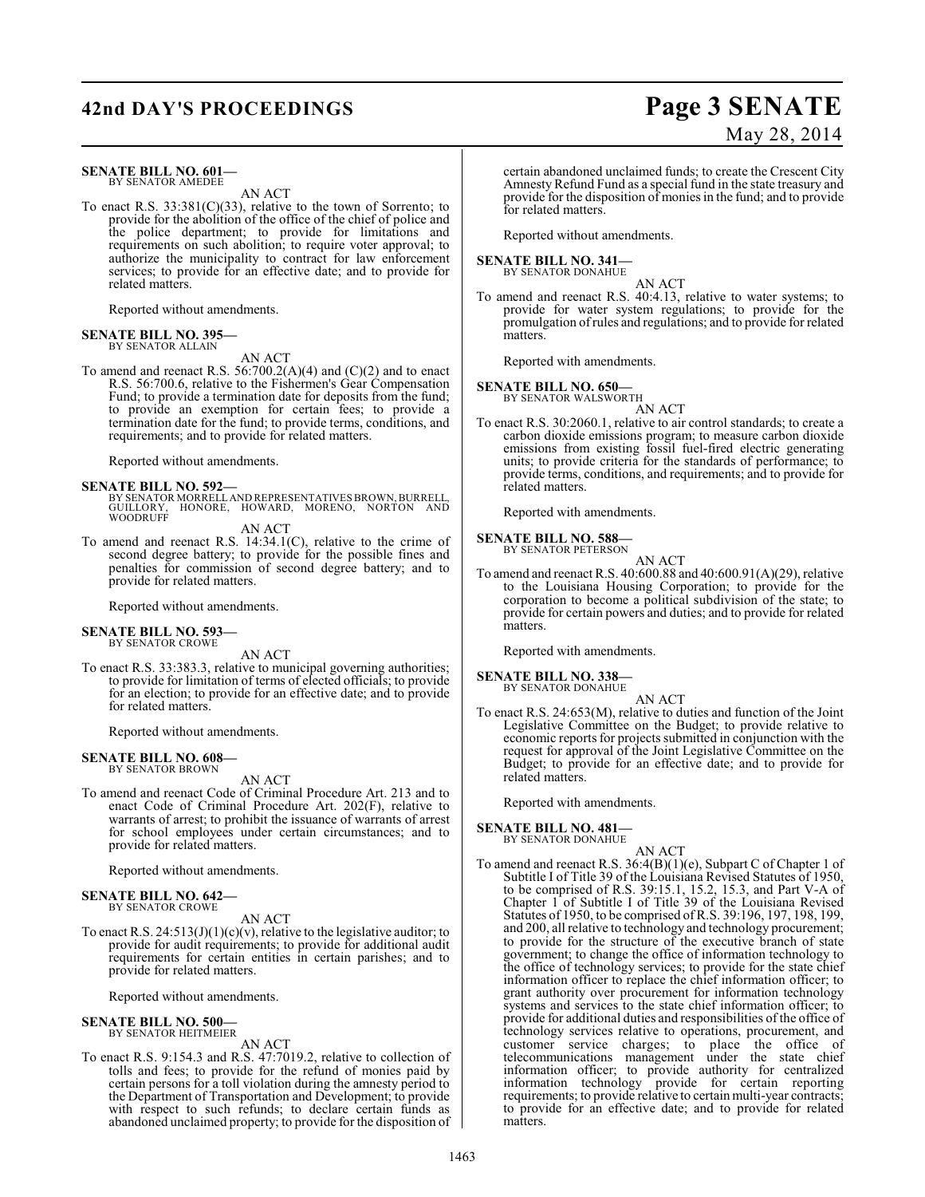**SENATE BILL NO. 601—**
BY SENATOR AMEDEE

AN ACT

To enact R.S. 33:381(C)(33), relative to the town of Sorrento; to provide for the abolition of the office of the chief of police and the police department; to provide for limitations and requirements on such abolition; to require voter approval; to authorize the municipality to contract for law enforcement services; to provide for an effective date; and to provide for related matters.

Reported without amendments.

**SENATE BILL NO. 395—**
BY SENATOR ALLAIN

AN ACT

To amend and reenact R.S. 56:700.2(A)(4) and (C)(2) and to enact R.S. 56:700.6, relative to the Fishermen's Gear Compensation Fund; to provide a termination date for deposits from the fund; to provide an exemption for certain fees; to provide a termination date for the fund; to provide terms, conditions, and requirements; and to provide for related matters.

Reported without amendments.

**SENATE BILL NO. 592—**
BY SENATOR MORRELL AND REPRESENTATIVES BROWN, BURRELL, GUILLORY, HONORE, HOWARD, MORENO, NORTON AND WOODRUFF

AN ACT

To amend and reenact R.S. 14:34.1(C), relative to the crime of second degree battery; to provide for the possible fines and penalties for commission of second degree battery; and to provide for related matters.

Reported without amendments.

**SENATE BILL NO. 593—**
BY SENATOR CROWE

AN ACT

To enact R.S. 33:383.3, relative to municipal governing authorities; to provide for limitation of terms of elected officials; to provide for an election; to provide for an effective date; and to provide for related matters.

Reported without amendments.

**SENATE BILL NO. 608—**
BY SENATOR BROWN

AN ACT

To amend and reenact Code of Criminal Procedure Art. 213 and to enact Code of Criminal Procedure Art. 202(F), relative to warrants of arrest; to prohibit the issuance of warrants of arrest for school employees under certain circumstances; and to provide for related matters.

Reported without amendments.

**SENATE BILL NO. 642—**
BY SENATOR CROWE

AN ACT

To enact R.S. 24:513(J)(1)(c)(v), relative to the legislative auditor; to provide for audit requirements; to provide for additional audit requirements for certain entities in certain parishes; and to provide for related matters.

Reported without amendments.

**SENATE BILL NO. 500—**
BY SENATOR HEITMEIER

AN ACT

To enact R.S. 9:154.3 and R.S. 47:7019.2, relative to collection of tolls and fees; to provide for the refund of monies paid by certain persons for a toll violation during the amnesty period to the Department of Transportation and Development; to provide with respect to such refunds; to declare certain funds as abandoned unclaimed property; to provide for the disposition of certain abandoned unclaimed funds; to create the Crescent City Amnesty Refund Fund as a special fund in the state treasury and provide for the disposition of monies in the fund; and to provide for related matters.

Reported without amendments.

**SENATE BILL NO. 341—**
BY SENATOR DONAHUE

AN ACT

To amend and reenact R.S. 40:4.13, relative to water systems; to provide for water system regulations; to provide for the promulgation of rules and regulations; and to provide for related matters.

Reported with amendments.

**SENATE BILL NO. 650—**
BY SENATOR WALSWORTH

AN ACT

To enact R.S. 30:2060.1, relative to air control standards; to create a carbon dioxide emissions program; to measure carbon dioxide emissions from existing fossil fuel-fired electric generating units; to provide criteria for the standards of performance; to provide terms, conditions, and requirements; and to provide for related matters.

Reported with amendments.

**SENATE BILL NO. 588—**
BY SENATOR PETERSON

AN ACT

To amend and reenact R.S. 40:600.88 and 40:600.91(A)(29), relative to the Louisiana Housing Corporation; to provide for the corporation to become a political subdivision of the state; to provide for certain powers and duties; and to provide for related matters.

Reported with amendments.

**SENATE BILL NO. 338—**
BY SENATOR DONAHUE

AN ACT

To enact R.S. 24:653(M), relative to duties and function of the Joint Legislative Committee on the Budget; to provide relative to economic reports for projects submitted in conjunction with the request for approval of the Joint Legislative Committee on the Budget; to provide for an effective date; and to provide for related matters.

Reported with amendments.

**SENATE BILL NO. 481—**
BY SENATOR DONAHUE

AN ACT

To amend and reenact R.S. 36:4(B)(1)(e), Subpart C of Chapter 1 of Subtitle I of Title 39 of the Louisiana Revised Statutes of 1950, to be comprised of R.S. 39:15.1, 15.2, 15.3, and Part V-A of Chapter 1 of Subtitle I of Title 39 of the Louisiana Revised Statutes of 1950, to be comprised of R.S. 39:196, 197, 198, 199, and 200, all relative to technology and technology procurement; to provide for the structure of the executive branch of state government; to change the office of information technology to the office of technology services; to provide for the state chief information officer to replace the chief information officer; to grant authority over procurement for information technology systems and services to the state chief information officer; to provide for additional duties and responsibilities of the office of technology services relative to operations, procurement, and customer service charges; to place the office of telecommunications management under the state chief information officer; to provide authority for centralized information technology provide for certain reporting requirements; to provide relative to certain multi-year contracts; to provide for an effective date; and to provide for related matters.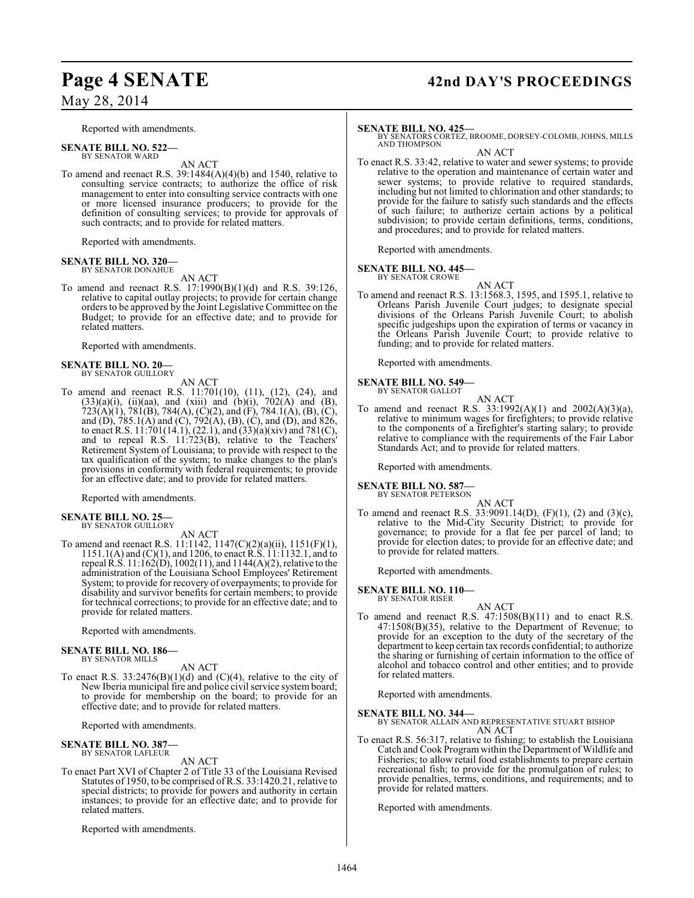Reported with amendments.

**SENATE BILL NO. 522—**
BY SENATOR WARD

AN ACT

To amend and reenact R.S. 39:1484(A)(4)(b) and 1540, relative to consulting service contracts; to authorize the office of risk management to enter into consulting service contracts with one or more licensed insurance producers; to provide for the definition of consulting services; to provide for approvals of such contracts; and to provide for related matters.

Reported with amendments.

**SENATE BILL NO. 320—**
BY SENATOR DONAHUE

AN ACT

To amend and reenact R.S. 17:1990(B)(1)(d) and R.S. 39:126, relative to capital outlay projects; to provide for certain change orders to be approved by the Joint Legislative Committee on the Budget; to provide for an effective date; and to provide for related matters.

Reported with amendments.

**SENATE BILL NO. 20—**
BY SENATOR GUILLORY

AN ACT

To amend and reenact R.S. 11:701(10), (11), (12), (24), and (33)(a)(i), (ii)(aa), and (xiii) and (b)(i), 702(A) and (B), 723(A)(1), 781(B), 784(A), (C)(2), and (F), 784.1(A), (B), (C), and (D), 785.1(A) and (C), 792(A), (B), (C), and (D), and 826, to enact R.S. 11:701(14.1), (22.1), and (33)(a)(xiv) and 781(C), and to repeal R.S. 11:723(B), relative to the Teachers' Retirement System of Louisiana; to provide with respect to the tax qualification of the system; to make changes to the plan's provisions in conformity with federal requirements; to provide for an effective date; and to provide for related matters.

Reported with amendments.

**SENATE BILL NO. 25—**
BY SENATOR GUILLORY

AN ACT

To amend and reenact R.S. 11:1142, 1147(C)(2)(a)(ii), 1151(F)(1), 1151.1(A) and (C)(1), and 1206, to enact R.S. 11:1132.1, and to repeal R.S. 11:162(D), 1002(11), and 1144(A)(2), relative to the administration of the Louisiana School Employees' Retirement System; to provide for recovery of overpayments; to provide for disability and survivor benefits for certain members; to provide for technical corrections; to provide for an effective date; and to provide for related matters.

Reported with amendments.

**SENATE BILL NO. 186—**
BY SENATOR MILLS

AN ACT

To enact R.S. 33:2476(B)(1)(d) and (C)(4), relative to the city of New Iberia municipal fire and police civil service system board; to provide for membership on the board; to provide for an effective date; and to provide for related matters.

Reported with amendments.

**SENATE BILL NO. 387—**
BY SENATOR LAFLEUR

AN ACT

To enact Part XVI of Chapter 2 of Title 33 of the Louisiana Revised Statutes of 1950, to be comprised of R.S. 33:1420.21, relative to special districts; to provide for powers and authority in certain instances; to provide for an effective date; and to provide for related matters.

Reported with amendments.

**SENATE BILL NO. 425—**
BY SENATORS CORTEZ, BROOME, DORSEY-COLOMB, JOHNS, MILLS AND THOMPSON

AN ACT

To enact R.S. 33:42, relative to water and sewer systems; to provide relative to the operation and maintenance of certain water and sewer systems; to provide relative to required standards, including but not limited to chlorination and other standards; to provide for the failure to satisfy such standards and the effects of such failure; to authorize certain actions by a political subdivision; to provide certain definitions, terms, conditions, and procedures; and to provide for related matters.

Reported with amendments.

**SENATE BILL NO. 445—**
BY SENATOR CROWE

AN ACT

To amend and reenact R.S. 13:1568.3, 1595, and 1595.1, relative to Orleans Parish Juvenile Court judges; to designate special divisions of the Orleans Parish Juvenile Court; to abolish specific judgeships upon the expiration of terms or vacancy in the Orleans Parish Juvenile Court; to provide relative to funding; and to provide for related matters.

Reported with amendments.

**SENATE BILL NO. 549—**
BY SENATOR GALLOT

AN ACT

To amend and reenact R.S. 33:1992(A)(1) and 2002(A)(3)(a), relative to minimum wages for firefighters; to provide relative to the components of a firefighter's starting salary; to provide relative to compliance with the requirements of the Fair Labor Standards Act; and to provide for related matters.

Reported with amendments.

**SENATE BILL NO. 587—**
BY SENATOR PETERSON

AN ACT

To amend and reenact R.S. 33:9091.14(D), (F)(1), (2) and (3)(c), relative to the Mid-City Security District; to provide for governance; to provide for a flat fee per parcel of land; to provide for election dates; to provide for an effective date; and to provide for related matters.

Reported with amendments.

**SENATE BILL NO. 110—**
BY SENATOR RISER

AN ACT

To amend and reenact R.S. 47:1508(B)(11) and to enact R.S. 47:1508(B)(35), relative to the Department of Revenue; to provide for an exception to the duty of the secretary of the department to keep certain tax records confidential; to authorize the sharing or furnishing of certain information to the office of alcohol and tobacco control and other entities; and to provide for related matters.

Reported with amendments.

**SENATE BILL NO. 344—**
BY SENATOR ALLAIN AND REPRESENTATIVE STUART BISHOP

AN ACT

To enact R.S. 56:317, relative to fishing; to establish the Louisiana Catch and Cook Program within the Department of Wildlife and Fisheries; to allow retail food establishments to prepare certain recreational fish; to provide for the promulgation of rules; to provide penalties, terms, conditions, and requirements; and to provide for related matters.

Reported with amendments.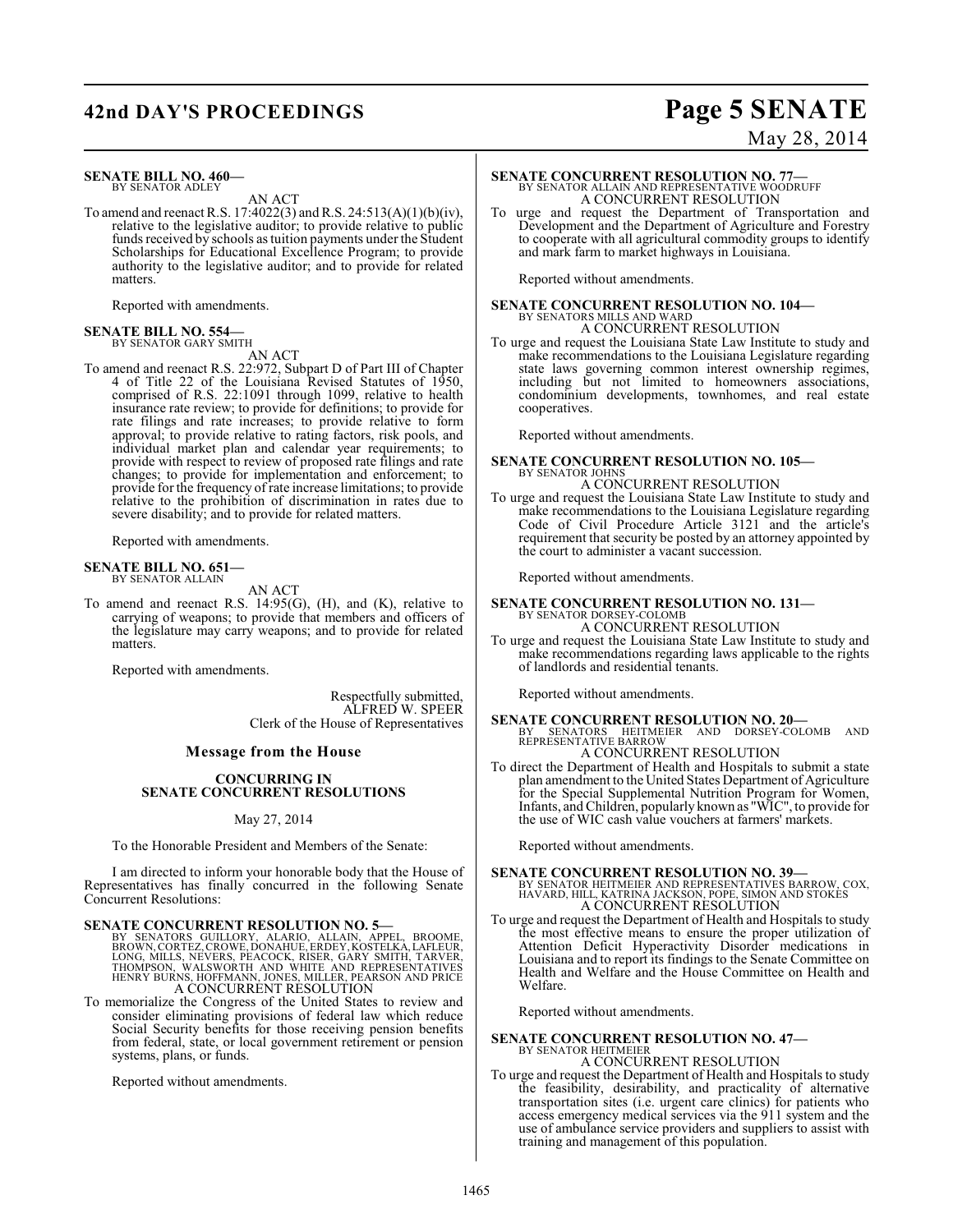**SENATE BILL NO. 460—**
BY SENATOR ADLEY

AN ACT

To amend and reenact R.S. 17:4022(3) and R.S. 24:513(A)(1)(b)(iv), relative to the legislative auditor; to provide relative to public funds received by schools as tuition payments under the Student Scholarships for Educational Excellence Program; to provide authority to the legislative auditor; and to provide for related matters.

Reported with amendments.

**SENATE BILL NO. 554—**
BY SENATOR GARY SMITH

AN ACT

To amend and reenact R.S. 22:972, Subpart D of Part III of Chapter 4 of Title 22 of the Louisiana Revised Statutes of 1950, comprised of R.S. 22:1091 through 1099, relative to health insurance rate review; to provide for definitions; to provide for rate filings and rate increases; to provide relative to form approval; to provide relative to rating factors, risk pools, and individual market plan and calendar year requirements; to provide with respect to review of proposed rate filings and rate changes; to provide for implementation and enforcement; to provide for the frequency of rate increase limitations; to provide relative to the prohibition of discrimination in rates due to severe disability; and to provide for related matters.

Reported with amendments.

**SENATE BILL NO. 651—**
BY SENATOR ALLAIN

AN ACT

To amend and reenact R.S. 14:95(G), (H), and (K), relative to carrying of weapons; to provide that members and officers of the legislature may carry weapons; and to provide for related matters.

Reported with amendments.

Respectfully submitted,
ALFRED W. SPEER
Clerk of the House of Representatives

## Message from the House

### CONCURRING IN SENATE CONCURRENT RESOLUTIONS

May 27, 2014

To the Honorable President and Members of the Senate:

I am directed to inform your honorable body that the House of Representatives has finally concurred in the following Senate Concurrent Resolutions:

**SENATE CONCURRENT RESOLUTION NO. 5—**
BY SENATORS GUILLORY, ALARIO, ALLAIN, APPEL, BROOME, BROWN, CORTEZ, CROWE, DONAHUE, ERDEY, KOSTELKA, LAFLEUR, LONG, MILLS, NEVERS, PEACOCK, RISER, GARY SMITH, TARVER, THOMPSON, WALSWORTH AND WHITE AND REPRESENTATIVES HENRY BURNS, HOFFMANN, JONES, MILLER, PEARSON AND PRICE

A CONCURRENT RESOLUTION

To memorialize the Congress of the United States to review and consider eliminating provisions of federal law which reduce Social Security benefits for those receiving pension benefits from federal, state, or local government retirement or pension systems, plans, or funds.

Reported without amendments.

**SENATE CONCURRENT RESOLUTION NO. 77—**
BY SENATOR ALLAIN AND REPRESENTATIVE WOODRUFF

A CONCURRENT RESOLUTION

To urge and request the Department of Transportation and Development and the Department of Agriculture and Forestry to cooperate with all agricultural commodity groups to identify and mark farm to market highways in Louisiana.

Reported without amendments.

**SENATE CONCURRENT RESOLUTION NO. 104—**
BY SENATORS MILLS AND WARD

A CONCURRENT RESOLUTION

To urge and request the Louisiana State Law Institute to study and make recommendations to the Louisiana Legislature regarding state laws governing common interest ownership regimes, including but not limited to homeowners associations, condominium developments, townhomes, and real estate cooperatives.

Reported without amendments.

**SENATE CONCURRENT RESOLUTION NO. 105—**
BY SENATOR JOHNS

A CONCURRENT RESOLUTION

To urge and request the Louisiana State Law Institute to study and make recommendations to the Louisiana Legislature regarding Code of Civil Procedure Article 3121 and the article's requirement that security be posted by an attorney appointed by the court to administer a vacant succession.

Reported without amendments.

**SENATE CONCURRENT RESOLUTION NO. 131—**
BY SENATOR DORSEY-COLOMB

A CONCURRENT RESOLUTION

To urge and request the Louisiana State Law Institute to study and make recommendations regarding laws applicable to the rights of landlords and residential tenants.

Reported without amendments.

**SENATE CONCURRENT RESOLUTION NO. 20—**
BY SENATORS HEITMEIER AND DORSEY-COLOMB AND REPRESENTATIVE BARROW

A CONCURRENT RESOLUTION

To direct the Department of Health and Hospitals to submit a state plan amendment to the United States Department of Agriculture for the Special Supplemental Nutrition Program for Women, Infants, and Children, popularly known as "WIC", to provide for the use of WIC cash value vouchers at farmers' markets.

Reported without amendments.

**SENATE CONCURRENT RESOLUTION NO. 39—**
BY SENATOR HEITMEIER AND REPRESENTATIVES BARROW, COX, HAVARD, HILL, KATRINA JACKSON, POPE, SIMON AND STOKES

A CONCURRENT RESOLUTION

To urge and request the Department of Health and Hospitals to study the most effective means to ensure the proper utilization of Attention Deficit Hyperactivity Disorder medications in Louisiana and to report its findings to the Senate Committee on Health and Welfare and the House Committee on Health and Welfare.

Reported without amendments.

**SENATE CONCURRENT RESOLUTION NO. 47—**
BY SENATOR HEITMEIER

A CONCURRENT RESOLUTION

To urge and request the Department of Health and Hospitals to study the feasibility, desirability, and practicality of alternative transportation sites (i.e. urgent care clinics) for patients who access emergency medical services via the 911 system and the use of ambulance service providers and suppliers to assist with training and management of this population.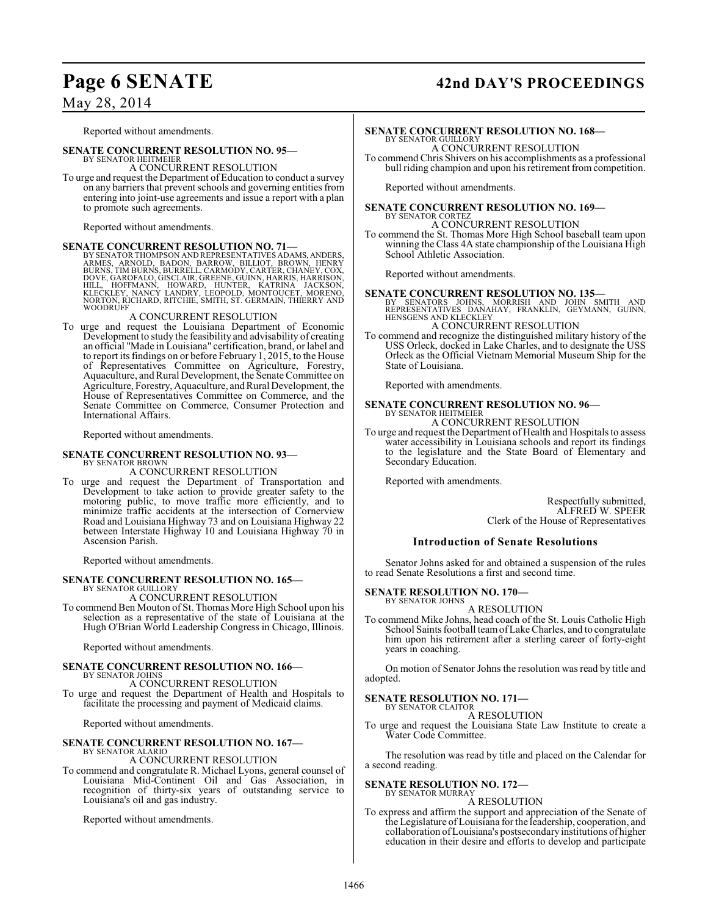Reported without amendments.

**SENATE CONCURRENT RESOLUTION NO. 95—**
BY SENATOR HEITMEIER
A CONCURRENT RESOLUTION

To urge and request the Department of Education to conduct a survey on any barriers that prevent schools and governing entities from entering into joint-use agreements and issue a report with a plan to promote such agreements.

Reported without amendments.

**SENATE CONCURRENT RESOLUTION NO. 71—**
BY SENATOR THOMPSON AND REPRESENTATIVES ADAMS, ANDERS, ARMES, ARNOLD, BADON, BARROW, BILLIOT, BROWN, HENRY BURNS, TIM BURNS, BURRELL, CARMODY, CARTER, CHANEY, COX, DOVE, GAROFALO, GISCLAIR, GREENE, GUINN, HARRIS, HARRISON, HILL, HOFFMANN, HOWARD, HUNTER, KATRINA JACKSON, KLECKLEY, NANCY LANDRY, LEOPOLD, MONTOUCET, MORENO, NORTON, RICHARD, RITCHIE, SMITH, ST. GERMAIN, THIERRY AND WOODRUFF
A CONCURRENT RESOLUTION

To urge and request the Louisiana Department of Economic Development to study the feasibility and advisability of creating an official "Made in Louisiana" certification, brand, or label and to report its findings on or before February 1, 2015, to the House of Representatives Committee on Agriculture, Forestry, Aquaculture, and Rural Development, the Senate Committee on Agriculture, Forestry, Aquaculture, and Rural Development, the House of Representatives Committee on Commerce, and the Senate Committee on Commerce, Consumer Protection and International Affairs.

Reported without amendments.

**SENATE CONCURRENT RESOLUTION NO. 93—**
BY SENATOR BROWN
A CONCURRENT RESOLUTION

To urge and request the Department of Transportation and Development to take action to provide greater safety to the motoring public, to move traffic more efficiently, and to minimize traffic accidents at the intersection of Cornerview Road and Louisiana Highway 73 and on Louisiana Highway 22 between Interstate Highway 10 and Louisiana Highway 70 in Ascension Parish.

Reported without amendments.

**SENATE CONCURRENT RESOLUTION NO. 165—**
BY SENATOR GUILLORY
A CONCURRENT RESOLUTION

To commend Ben Mouton of St. Thomas More High School upon his selection as a representative of the state of Louisiana at the Hugh O'Brian World Leadership Congress in Chicago, Illinois.

Reported without amendments.

**SENATE CONCURRENT RESOLUTION NO. 166—**
BY SENATOR JOHNS
A CONCURRENT RESOLUTION

To urge and request the Department of Health and Hospitals to facilitate the processing and payment of Medicaid claims.

Reported without amendments.

**SENATE CONCURRENT RESOLUTION NO. 167—**
BY SENATOR ALARIO
A CONCURRENT RESOLUTION

To commend and congratulate R. Michael Lyons, general counsel of Louisiana Mid-Continent Oil and Gas Association, in recognition of thirty-six years of outstanding service to Louisiana's oil and gas industry.

Reported without amendments.

**SENATE CONCURRENT RESOLUTION NO. 168—**
BY SENATOR GUILLORY
A CONCURRENT RESOLUTION

To commend Chris Shivers on his accomplishments as a professional bull riding champion and upon his retirement from competition.

Reported without amendments.

**SENATE CONCURRENT RESOLUTION NO. 169—**
BY SENATOR CORTEZ
A CONCURRENT RESOLUTION

To commend the St. Thomas More High School baseball team upon winning the Class 4A state championship of the Louisiana High School Athletic Association.

Reported without amendments.

**SENATE CONCURRENT RESOLUTION NO. 135—**
BY SENATORS JOHNS, MORRISH AND JOHN SMITH AND REPRESENTATIVES DANAHAY, FRANKLIN, GEYMANN, GUINN, HENSGENS AND KLECKLEY
A CONCURRENT RESOLUTION

To commend and recognize the distinguished military history of the USS Orleck, docked in Lake Charles, and to designate the USS Orleck as the Official Vietnam Memorial Museum Ship for the State of Louisiana.

Reported with amendments.

**SENATE CONCURRENT RESOLUTION NO. 96—**
BY SENATOR HEITMEIER
A CONCURRENT RESOLUTION

To urge and request the Department of Health and Hospitals to assess water accessibility in Louisiana schools and report its findings to the legislature and the State Board of Elementary and Secondary Education.

Reported with amendments.

Respectfully submitted,
ALFRED W. SPEER
Clerk of the House of Representatives

## Introduction of Senate Resolutions

Senator Johns asked for and obtained a suspension of the rules to read Senate Resolutions a first and second time.

**SENATE RESOLUTION NO. 170—**
BY SENATOR JOHNS
A RESOLUTION

To commend Mike Johns, head coach of the St. Louis Catholic High School Saints football team of Lake Charles, and to congratulate him upon his retirement after a sterling career of forty-eight years in coaching.

On motion of Senator Johns the resolution was read by title and adopted.

**SENATE RESOLUTION NO. 171—**
BY SENATOR CLAITOR
A RESOLUTION

To urge and request the Louisiana State Law Institute to create a Water Code Committee.

The resolution was read by title and placed on the Calendar for a second reading.

**SENATE RESOLUTION NO. 172—**
BY SENATOR MURRAY
A RESOLUTION

To express and affirm the support and appreciation of the Senate of the Legislature of Louisiana for the leadership, cooperation, and collaboration of Louisiana's postsecondary institutions of higher education in their desire and efforts to develop and participate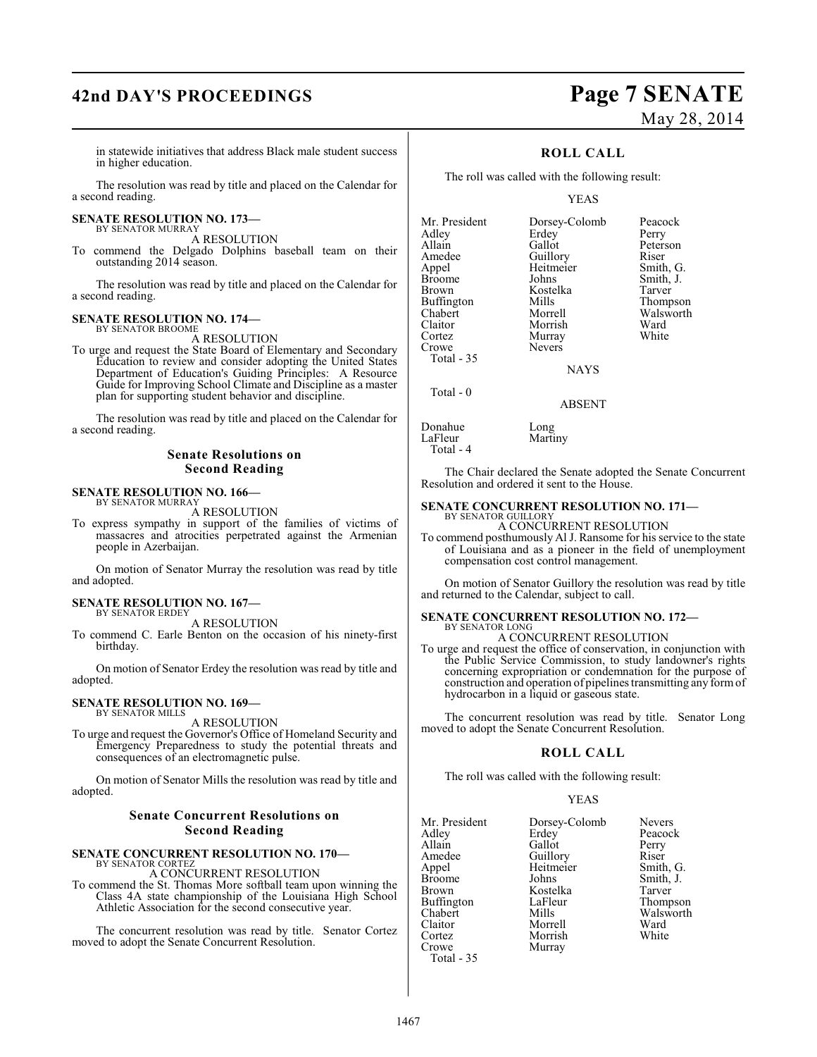in statewide initiatives that address Black male student success in higher education.

The resolution was read by title and placed on the Calendar for a second reading.

**SENATE RESOLUTION NO. 173—**
BY SENATOR MURRAY

A RESOLUTION

To commend the Delgado Dolphins baseball team on their outstanding 2014 season.

The resolution was read by title and placed on the Calendar for a second reading.

**SENATE RESOLUTION NO. 174—**
BY SENATOR BROOME

A RESOLUTION

To urge and request the State Board of Elementary and Secondary Education to review and consider adopting the United States Department of Education's Guiding Principles: A Resource Guide for Improving School Climate and Discipline as a master plan for supporting student behavior and discipline.

The resolution was read by title and placed on the Calendar for a second reading.

## Senate Resolutions on Second Reading

**SENATE RESOLUTION NO. 166—**
BY SENATOR MURRAY

A RESOLUTION

To express sympathy in support of the families of victims of massacres and atrocities perpetrated against the Armenian people in Azerbaijan.

On motion of Senator Murray the resolution was read by title and adopted.

**SENATE RESOLUTION NO. 167—**
BY SENATOR ERDEY

A RESOLUTION

To commend C. Earle Benton on the occasion of his ninety-first birthday.

On motion of Senator Erdey the resolution was read by title and adopted.

**SENATE RESOLUTION NO. 169—**
BY SENATOR MILLS

A RESOLUTION

To urge and request the Governor's Office of Homeland Security and Emergency Preparedness to study the potential threats and consequences of an electromagnetic pulse.

On motion of Senator Mills the resolution was read by title and adopted.

## Senate Concurrent Resolutions on Second Reading

**SENATE CONCURRENT RESOLUTION NO. 170—**
BY SENATOR CORTEZ

A CONCURRENT RESOLUTION

To commend the St. Thomas More softball team upon winning the Class 4A state championship of the Louisiana High School Athletic Association for the second consecutive year.

The concurrent resolution was read by title. Senator Cortez moved to adopt the Senate Concurrent Resolution.

### ROLL CALL

The roll was called with the following result:

YEAS

| | | |
|---|---|---|
| Mr. President | Dorsey-Colomb | Peacock |
| Adley | Erdey | Perry |
| Allain | Gallot | Peterson |
| Amedee | Guillory | Riser |
| Appel | Heitmeier | Smith, G. |
| Broome | Johns | Smith, J. |
| Brown | Kostelka | Tarver |
| Buffington | Mills | Thompson |
| Chabert | Morrell | Walsworth |
| Claitor | Morrish | Ward |
| Cortez | Murray | White |
| Crowe | Nevers | |

Total - 35

NAYS

Total - 0

ABSENT

| | |
|---|---|
| Donahue | Long |
| LaFleur | Martiny |

Total - 4

The Chair declared the Senate adopted the Senate Concurrent Resolution and ordered it sent to the House.

**SENATE CONCURRENT RESOLUTION NO. 171—**
BY SENATOR GUILLORY

A CONCURRENT RESOLUTION

To commend posthumously Al J. Ransome for his service to the state of Louisiana and as a pioneer in the field of unemployment compensation cost control management.

On motion of Senator Guillory the resolution was read by title and returned to the Calendar, subject to call.

**SENATE CONCURRENT RESOLUTION NO. 172—**
BY SENATOR LONG

A CONCURRENT RESOLUTION

To urge and request the office of conservation, in conjunction with the Public Service Commission, to study landowner's rights concerning expropriation or condemnation for the purpose of construction and operation of pipelines transmitting any form of hydrocarbon in a liquid or gaseous state.

The concurrent resolution was read by title. Senator Long moved to adopt the Senate Concurrent Resolution.

### ROLL CALL

The roll was called with the following result:

YEAS

| | | |
|---|---|---|
| Mr. President | Dorsey-Colomb | Nevers |
| Adley | Erdey | Peacock |
| Allain | Gallot | Perry |
| Amedee | Guillory | Riser |
| Appel | Heitmeier | Smith, G. |
| Broome | Johns | Smith, J. |
| Brown | Kostelka | Tarver |
| Buffington | LaFleur | Thompson |
| Chabert | Mills | Walsworth |
| Claitor | Morrell | Ward |
| Cortez | Morrish | White |
| Crowe | Murray | |

Total - 35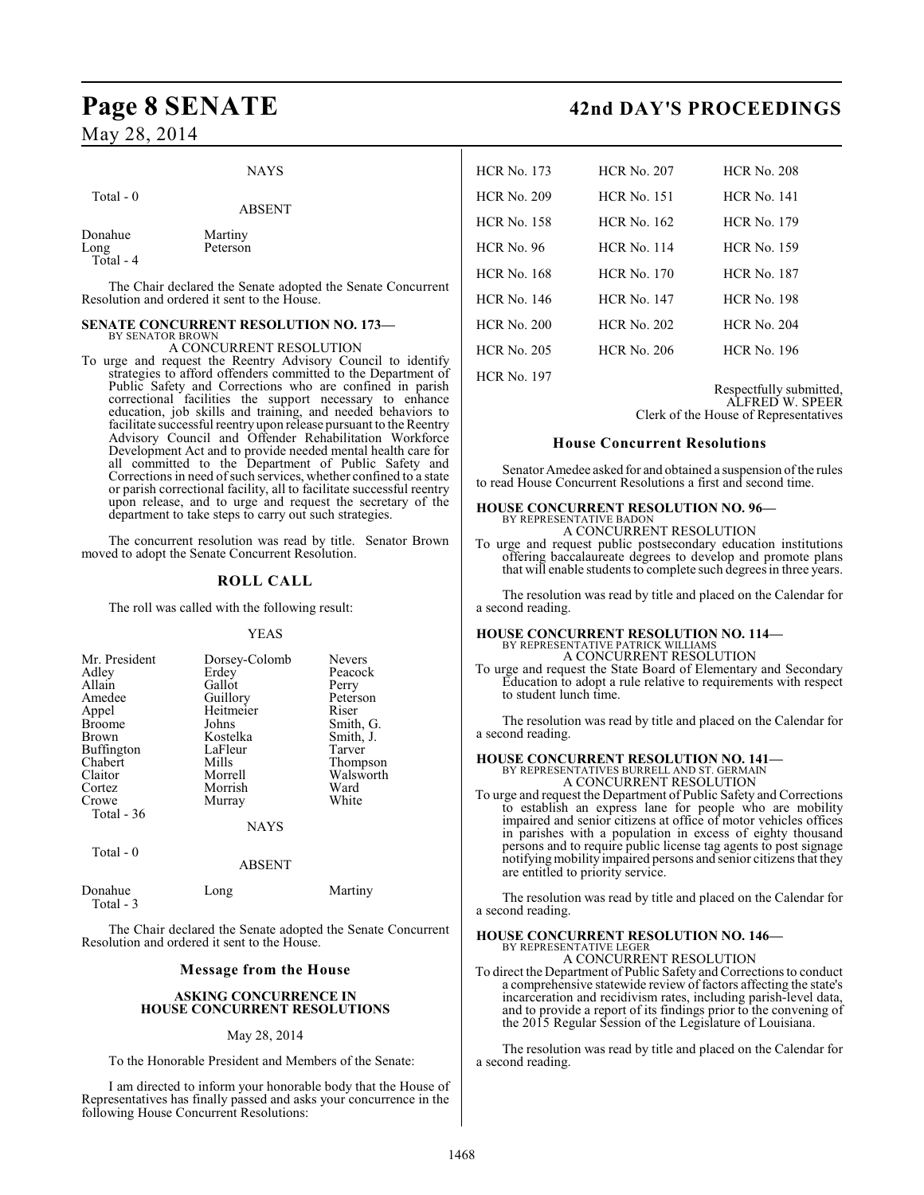NAYS

Total - 0

ABSENT

| | |
|---|---|
| Donahue | Martiny |
| Long | Peterson |

Total - 4

The Chair declared the Senate adopted the Senate Concurrent Resolution and ordered it sent to the House.

**SENATE CONCURRENT RESOLUTION NO. 173—**
BY SENATOR BROWN

A CONCURRENT RESOLUTION

To urge and request the Reentry Advisory Council to identify strategies to afford offenders committed to the Department of Public Safety and Corrections who are confined in parish correctional facilities the support necessary to enhance education, job skills and training, and needed behaviors to facilitate successful reentry upon release pursuant to the Reentry Advisory Council and Offender Rehabilitation Workforce Development Act and to provide needed mental health care for all committed to the Department of Public Safety and Corrections in need of such services, whether confined to a state or parish correctional facility, all to facilitate successful reentry upon release, and to urge and request the secretary of the department to take steps to carry out such strategies.

The concurrent resolution was read by title. Senator Brown moved to adopt the Senate Concurrent Resolution.

## ROLL CALL

The roll was called with the following result:

YEAS

| | | |
|---|---|---|
| Mr. President | Dorsey-Colomb | Nevers |
| Adley | Erdey | Peacock |
| Allain | Gallot | Perry |
| Amedee | Guillory | Peterson |
| Appel | Heitmeier | Riser |
| Broome | Johns | Smith, G. |
| Brown | Kostelka | Smith, J. |
| Buffington | LaFleur | Tarver |
| Chabert | Mills | Thompson |
| Claitor | Morrell | Walsworth |
| Cortez | Morrish | Ward |
| Crowe | Murray | White |

Total - 36

NAYS

Total - 0

ABSENT

| | | |
|---|---|---|
| Donahue | Long | Martiny |

Total - 3

The Chair declared the Senate adopted the Senate Concurrent Resolution and ordered it sent to the House.

## Message from the House

**ASKING CONCURRENCE IN HOUSE CONCURRENT RESOLUTIONS**

May 28, 2014

To the Honorable President and Members of the Senate:

I am directed to inform your honorable body that the House of Representatives has finally passed and asks your concurrence in the following House Concurrent Resolutions:

| | | |
|---|---|---|
| HCR No. 173 | HCR No. 207 | HCR No. 208 |
| HCR No. 209 | HCR No. 151 | HCR No. 141 |
| HCR No. 158 | HCR No. 162 | HCR No. 179 |
| HCR No. 96 | HCR No. 114 | HCR No. 159 |
| HCR No. 168 | HCR No. 170 | HCR No. 187 |
| HCR No. 146 | HCR No. 147 | HCR No. 198 |
| HCR No. 200 | HCR No. 202 | HCR No. 204 |
| HCR No. 205 | HCR No. 206 | HCR No. 196 |
| HCR No. 197 | | |

Respectfully submitted,
ALFRED W. SPEER
Clerk of the House of Representatives

## House Concurrent Resolutions

Senator Amedee asked for and obtained a suspension of the rules to read House Concurrent Resolutions a first and second time.

**HOUSE CONCURRENT RESOLUTION NO. 96—**
BY REPRESENTATIVE BADON

A CONCURRENT RESOLUTION

To urge and request public postsecondary education institutions offering baccalaureate degrees to develop and promote plans that will enable students to complete such degrees in three years.

The resolution was read by title and placed on the Calendar for a second reading.

**HOUSE CONCURRENT RESOLUTION NO. 114—**
BY REPRESENTATIVE PATRICK WILLIAMS

A CONCURRENT RESOLUTION

To urge and request the State Board of Elementary and Secondary Education to adopt a rule relative to requirements with respect to student lunch time.

The resolution was read by title and placed on the Calendar for a second reading.

**HOUSE CONCURRENT RESOLUTION NO. 141—**
BY REPRESENTATIVES BURRELL AND ST. GERMAIN

A CONCURRENT RESOLUTION

To urge and request the Department of Public Safety and Corrections to establish an express lane for people who are mobility impaired and senior citizens at office of motor vehicles offices in parishes with a population in excess of eighty thousand persons and to require public license tag agents to post signage notifying mobility impaired persons and senior citizens that they are entitled to priority service.

The resolution was read by title and placed on the Calendar for a second reading.

**HOUSE CONCURRENT RESOLUTION NO. 146—**
BY REPRESENTATIVE LEGER

A CONCURRENT RESOLUTION

To direct the Department of Public Safety and Corrections to conduct a comprehensive statewide review of factors affecting the state's incarceration and recidivism rates, including parish-level data, and to provide a report of its findings prior to the convening of the 2015 Regular Session of the Legislature of Louisiana.

The resolution was read by title and placed on the Calendar for a second reading.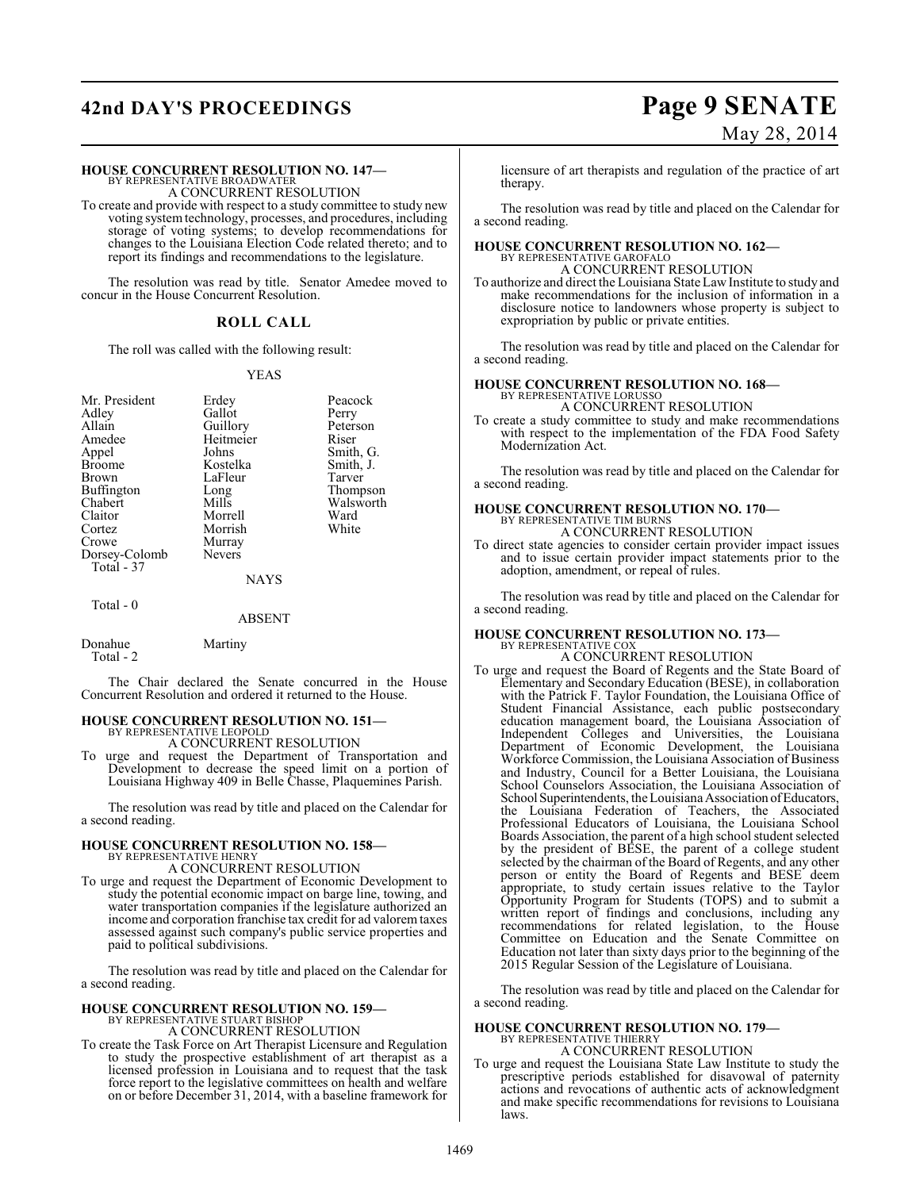**HOUSE CONCURRENT RESOLUTION NO. 147—**
BY REPRESENTATIVE BROADWATER
A CONCURRENT RESOLUTION

To create and provide with respect to a study committee to study new voting system technology, processes, and procedures, including storage of voting systems; to develop recommendations for changes to the Louisiana Election Code related thereto; and to report its findings and recommendations to the legislature.

The resolution was read by title. Senator Amedee moved to concur in the House Concurrent Resolution.

## ROLL CALL

The roll was called with the following result:

YEAS

| | | |
|---|---|---|
| Mr. President | Erdey | Peacock |
| Adley | Gallot | Perry |
| Allain | Guillory | Peterson |
| Amedee | Heitmeier | Riser |
| Appel | Johns | Smith, G. |
| Broome | Kostelka | Smith, J. |
| Brown | LaFleur | Tarver |
| Buffington | Long | Thompson |
| Chabert | Mills | Walsworth |
| Claitor | Morrell | Ward |
| Cortez | Morrish | White |
| Crowe | Murray | |
| Dorsey-Colomb | Nevers | |

Total - 37

NAYS

Total - 0

ABSENT

| | |
|---|---|
| Donahue | Martiny |

Total - 2

The Chair declared the Senate concurred in the House Concurrent Resolution and ordered it returned to the House.

**HOUSE CONCURRENT RESOLUTION NO. 151—**
BY REPRESENTATIVE LEOPOLD
A CONCURRENT RESOLUTION

To urge and request the Department of Transportation and Development to decrease the speed limit on a portion of Louisiana Highway 409 in Belle Chasse, Plaquemines Parish.

The resolution was read by title and placed on the Calendar for a second reading.

**HOUSE CONCURRENT RESOLUTION NO. 158—**
BY REPRESENTATIVE HENRY
A CONCURRENT RESOLUTION

To urge and request the Department of Economic Development to study the potential economic impact on barge line, towing, and water transportation companies if the legislature authorized an income and corporation franchise tax credit for ad valorem taxes assessed against such company's public service properties and paid to political subdivisions.

The resolution was read by title and placed on the Calendar for a second reading.

**HOUSE CONCURRENT RESOLUTION NO. 159—**
BY REPRESENTATIVE STUART BISHOP
A CONCURRENT RESOLUTION

To create the Task Force on Art Therapist Licensure and Regulation to study the prospective establishment of art therapist as a licensed profession in Louisiana and to request that the task force report to the legislative committees on health and welfare on or before December 31, 2014, with a baseline framework for licensure of art therapists and regulation of the practice of art therapy.

The resolution was read by title and placed on the Calendar for a second reading.

**HOUSE CONCURRENT RESOLUTION NO. 162—**
BY REPRESENTATIVE GAROFALO
A CONCURRENT RESOLUTION

To authorize and direct the Louisiana State Law Institute to study and make recommendations for the inclusion of information in a disclosure notice to landowners whose property is subject to expropriation by public or private entities.

The resolution was read by title and placed on the Calendar for a second reading.

**HOUSE CONCURRENT RESOLUTION NO. 168—**
BY REPRESENTATIVE LORUSSO
A CONCURRENT RESOLUTION

To create a study committee to study and make recommendations with respect to the implementation of the FDA Food Safety Modernization Act.

The resolution was read by title and placed on the Calendar for a second reading.

**HOUSE CONCURRENT RESOLUTION NO. 170—**
BY REPRESENTATIVE TIM BURNS
A CONCURRENT RESOLUTION

To direct state agencies to consider certain provider impact issues and to issue certain provider impact statements prior to the adoption, amendment, or repeal of rules.

The resolution was read by title and placed on the Calendar for a second reading.

**HOUSE CONCURRENT RESOLUTION NO. 173—**
BY REPRESENTATIVE COX
A CONCURRENT RESOLUTION

To urge and request the Board of Regents and the State Board of Elementary and Secondary Education (BESE), in collaboration with the Patrick F. Taylor Foundation, the Louisiana Office of Student Financial Assistance, each public postsecondary education management board, the Louisiana Association of Independent Colleges and Universities, the Louisiana Department of Economic Development, the Louisiana Workforce Commission, the Louisiana Association of Business and Industry, Council for a Better Louisiana, the Louisiana School Counselors Association, the Louisiana Association of School Superintendents, the Louisiana Association of Educators, the Louisiana Federation of Teachers, the Associated Professional Educators of Louisiana, the Louisiana School Boards Association, the parent of a high school student selected by the president of BESE, the parent of a college student selected by the chairman of the Board of Regents, and any other person or entity the Board of Regents and BESE deem appropriate, to study certain issues relative to the Taylor Opportunity Program for Students (TOPS) and to submit a written report of findings and conclusions, including any recommendations for related legislation, to the House Committee on Education and the Senate Committee on Education not later than sixty days prior to the beginning of the 2015 Regular Session of the Legislature of Louisiana.

The resolution was read by title and placed on the Calendar for a second reading.

**HOUSE CONCURRENT RESOLUTION NO. 179—**
BY REPRESENTATIVE THIERRY
A CONCURRENT RESOLUTION

To urge and request the Louisiana State Law Institute to study the prescriptive periods established for disavowal of paternity actions and revocations of authentic acts of acknowledgment and make specific recommendations for revisions to Louisiana laws.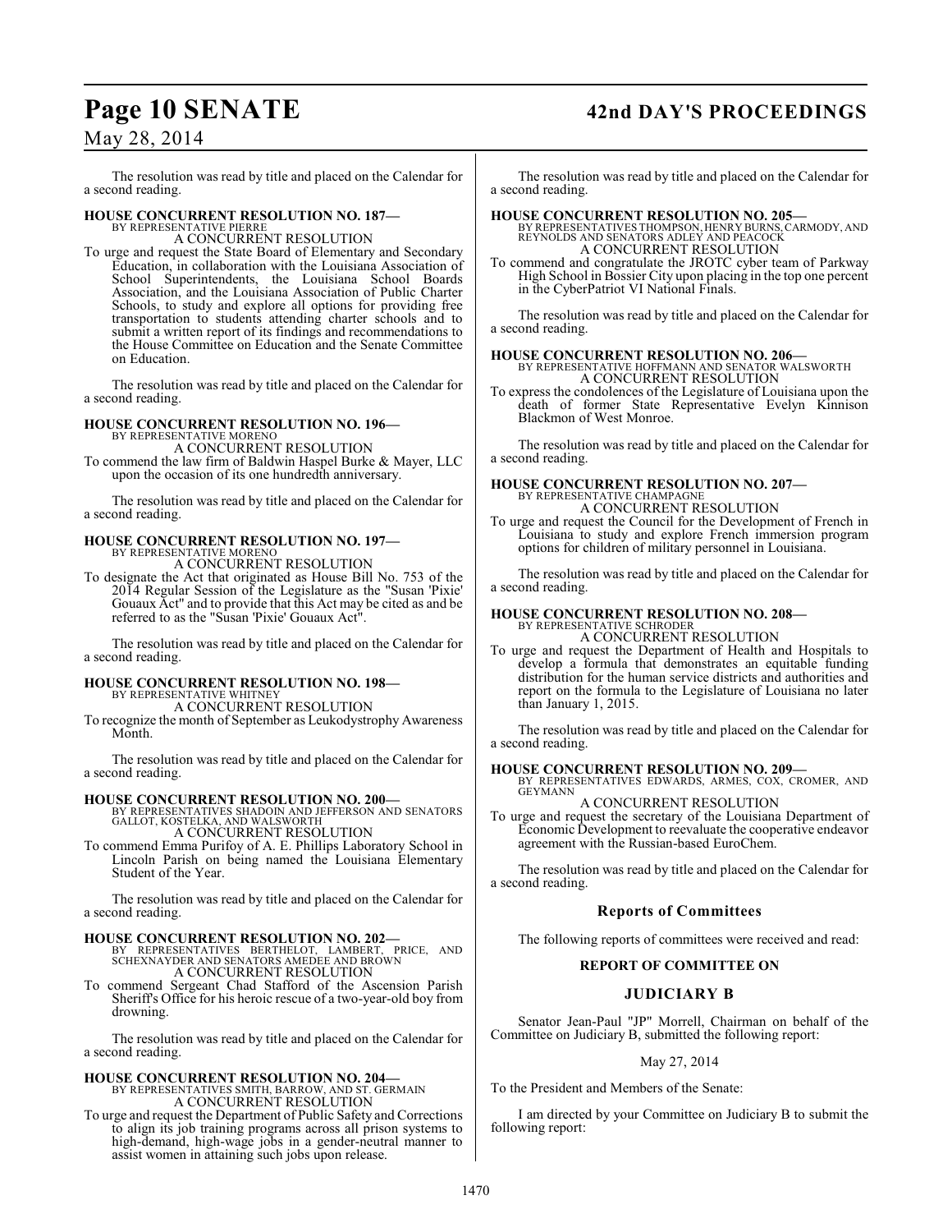The resolution was read by title and placed on the Calendar for a second reading.

**HOUSE CONCURRENT RESOLUTION NO. 187—**
BY REPRESENTATIVE PIERRE
A CONCURRENT RESOLUTION

To urge and request the State Board of Elementary and Secondary Education, in collaboration with the Louisiana Association of School Superintendents, the Louisiana School Boards Association, and the Louisiana Association of Public Charter Schools, to study and explore all options for providing free transportation to students attending charter schools and to submit a written report of its findings and recommendations to the House Committee on Education and the Senate Committee on Education.

The resolution was read by title and placed on the Calendar for a second reading.

**HOUSE CONCURRENT RESOLUTION NO. 196—**
BY REPRESENTATIVE MORENO
A CONCURRENT RESOLUTION

To commend the law firm of Baldwin Haspel Burke & Mayer, LLC upon the occasion of its one hundredth anniversary.

The resolution was read by title and placed on the Calendar for a second reading.

**HOUSE CONCURRENT RESOLUTION NO. 197—**
BY REPRESENTATIVE MORENO
A CONCURRENT RESOLUTION

To designate the Act that originated as House Bill No. 753 of the 2014 Regular Session of the Legislature as the "Susan 'Pixie' Gouaux Act" and to provide that this Act may be cited as and be referred to as the "Susan 'Pixie' Gouaux Act".

The resolution was read by title and placed on the Calendar for a second reading.

**HOUSE CONCURRENT RESOLUTION NO. 198—**
BY REPRESENTATIVE WHITNEY
A CONCURRENT RESOLUTION

To recognize the month of September as Leukodystrophy Awareness Month.

The resolution was read by title and placed on the Calendar for a second reading.

**HOUSE CONCURRENT RESOLUTION NO. 200—**
BY REPRESENTATIVES SHADOIN AND JEFFERSON AND SENATORS GALLOT, KOSTELKA, AND WALSWORTH
A CONCURRENT RESOLUTION

To commend Emma Purifoy of A. E. Phillips Laboratory School in Lincoln Parish on being named the Louisiana Elementary Student of the Year.

The resolution was read by title and placed on the Calendar for a second reading.

**HOUSE CONCURRENT RESOLUTION NO. 202—**
BY REPRESENTATIVES BERTHELOT, LAMBERT, PRICE, AND SCHEXNAYDER AND SENATORS AMEDEE AND BROWN
A CONCURRENT RESOLUTION

To commend Sergeant Chad Stafford of the Ascension Parish Sheriff's Office for his heroic rescue of a two-year-old boy from drowning.

The resolution was read by title and placed on the Calendar for a second reading.

**HOUSE CONCURRENT RESOLUTION NO. 204—**
BY REPRESENTATIVES SMITH, BARROW, AND ST. GERMAIN
A CONCURRENT RESOLUTION

To urge and request the Department of Public Safety and Corrections to align its job training programs across all prison systems to high-demand, high-wage jobs in a gender-neutral manner to assist women in attaining such jobs upon release.

The resolution was read by title and placed on the Calendar for a second reading.

**HOUSE CONCURRENT RESOLUTION NO. 205—**
BY REPRESENTATIVES THOMPSON, HENRY BURNS, CARMODY, AND REYNOLDS AND SENATORS ADLEY AND PEACOCK
A CONCURRENT RESOLUTION

To commend and congratulate the JROTC cyber team of Parkway High School in Bossier City upon placing in the top one percent in the CyberPatriot VI National Finals.

The resolution was read by title and placed on the Calendar for a second reading.

**HOUSE CONCURRENT RESOLUTION NO. 206—**
BY REPRESENTATIVE HOFFMANN AND SENATOR WALSWORTH
A CONCURRENT RESOLUTION

To express the condolences of the Legislature of Louisiana upon the death of former State Representative Evelyn Kinnison Blackmon of West Monroe.

The resolution was read by title and placed on the Calendar for a second reading.

**HOUSE CONCURRENT RESOLUTION NO. 207—**
BY REPRESENTATIVE CHAMPAGNE
A CONCURRENT RESOLUTION

To urge and request the Council for the Development of French in Louisiana to study and explore French immersion program options for children of military personnel in Louisiana.

The resolution was read by title and placed on the Calendar for a second reading.

**HOUSE CONCURRENT RESOLUTION NO. 208—**
BY REPRESENTATIVE SCHRODER
A CONCURRENT RESOLUTION

To urge and request the Department of Health and Hospitals to develop a formula that demonstrates an equitable funding distribution for the human service districts and authorities and report on the formula to the Legislature of Louisiana no later than January 1, 2015.

The resolution was read by title and placed on the Calendar for a second reading.

**HOUSE CONCURRENT RESOLUTION NO. 209—**
BY REPRESENTATIVES EDWARDS, ARMES, COX, CROMER, AND GEYMANN
A CONCURRENT RESOLUTION

To urge and request the secretary of the Louisiana Department of Economic Development to reevaluate the cooperative endeavor agreement with the Russian-based EuroChem.

The resolution was read by title and placed on the Calendar for a second reading.

## Reports of Committees

The following reports of committees were received and read:

### REPORT OF COMMITTEE ON

### JUDICIARY B

Senator Jean-Paul "JP" Morrell, Chairman on behalf of the Committee on Judiciary B, submitted the following report:

May 27, 2014

To the President and Members of the Senate:

I am directed by your Committee on Judiciary B to submit the following report: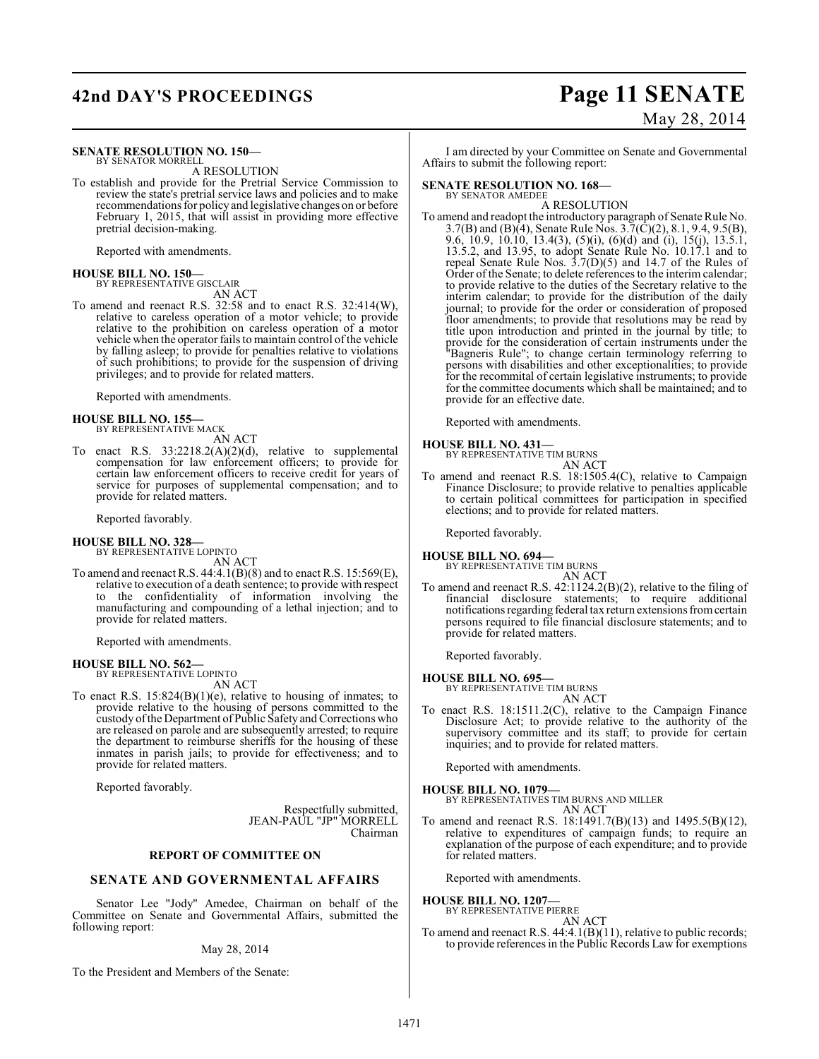**SENATE RESOLUTION NO. 150—**
BY SENATOR MORRELL

A RESOLUTION

To establish and provide for the Pretrial Service Commission to review the state's pretrial service laws and policies and to make recommendations for policy and legislative changes on or before February 1, 2015, that will assist in providing more effective pretrial decision-making.

Reported with amendments.

**HOUSE BILL NO. 150—**
BY REPRESENTATIVE GISCLAIR

AN ACT

To amend and reenact R.S. 32:58 and to enact R.S. 32:414(W), relative to careless operation of a motor vehicle; to provide relative to the prohibition on careless operation of a motor vehicle when the operator fails to maintain control of the vehicle by falling asleep; to provide for penalties relative to violations of such prohibitions; to provide for the suspension of driving privileges; and to provide for related matters.

Reported with amendments.

**HOUSE BILL NO. 155—**
BY REPRESENTATIVE MACK

AN ACT

To enact R.S. 33:2218.2(A)(2)(d), relative to supplemental compensation for law enforcement officers; to provide for certain law enforcement officers to receive credit for years of service for purposes of supplemental compensation; and to provide for related matters.

Reported favorably.

**HOUSE BILL NO. 328—**
BY REPRESENTATIVE LOPINTO

AN ACT

To amend and reenact R.S. 44:4.1(B)(8) and to enact R.S. 15:569(E), relative to execution of a death sentence; to provide with respect to the confidentiality of information involving the manufacturing and compounding of a lethal injection; and to provide for related matters.

Reported with amendments.

**HOUSE BILL NO. 562—**
BY REPRESENTATIVE LOPINTO

AN ACT

To enact R.S. 15:824(B)(1)(e), relative to housing of inmates; to provide relative to the housing of persons committed to the custody of the Department of Public Safety and Corrections who are released on parole and are subsequently arrested; to require the department to reimburse sheriffs for the housing of these inmates in parish jails; to provide for effectiveness; and to provide for related matters.

Reported favorably.

Respectfully submitted,
JEAN-PAUL "JP" MORRELL
Chairman

## REPORT OF COMMITTEE ON

## SENATE AND GOVERNMENTAL AFFAIRS

Senator Lee "Jody" Amedee, Chairman on behalf of the Committee on Senate and Governmental Affairs, submitted the following report:

May 28, 2014

To the President and Members of the Senate:

I am directed by your Committee on Senate and Governmental Affairs to submit the following report:

**SENATE RESOLUTION NO. 168—**
BY SENATOR AMEDEE

A RESOLUTION

To amend and readopt the introductory paragraph of Senate Rule No. 3.7(B) and (B)(4), Senate Rule Nos. 3.7(C)(2), 8.1, 9.4, 9.5(B), 9.6, 10.9, 10.10, 13.4(3), (5)(i), (6)(d) and (i), 15(j), 13.5.1, 13.5.2, and 13.95, to adopt Senate Rule No. 10.17.1 and to repeal Senate Rule Nos. 3.7(D)(5) and 14.7 of the Rules of Order of the Senate; to delete references to the interim calendar; to provide relative to the duties of the Secretary relative to the interim calendar; to provide for the distribution of the daily journal; to provide for the order or consideration of proposed floor amendments; to provide that resolutions may be read by title upon introduction and printed in the journal by title; to provide for the consideration of certain instruments under the "Bagneris Rule"; to change certain terminology referring to persons with disabilities and other exceptionalities; to provide for the recommital of certain legislative instruments; to provide for the committee documents which shall be maintained; and to provide for an effective date.

Reported with amendments.

**HOUSE BILL NO. 431—**
BY REPRESENTATIVE TIM BURNS

AN ACT

To amend and reenact R.S. 18:1505.4(C), relative to Campaign Finance Disclosure; to provide relative to penalties applicable to certain political committees for participation in specified elections; and to provide for related matters.

Reported favorably.

**HOUSE BILL NO. 694—**
BY REPRESENTATIVE TIM BURNS

AN ACT

To amend and reenact R.S. 42:1124.2(B)(2), relative to the filing of financial disclosure statements; to require additional notifications regarding federal tax return extensions from certain persons required to file financial disclosure statements; and to provide for related matters.

Reported favorably.

**HOUSE BILL NO. 695—**
BY REPRESENTATIVE TIM BURNS

AN ACT

To enact R.S. 18:1511.2(C), relative to the Campaign Finance Disclosure Act; to provide relative to the authority of the supervisory committee and its staff; to provide for certain inquiries; and to provide for related matters.

Reported with amendments.

**HOUSE BILL NO. 1079—**
BY REPRESENTATIVES TIM BURNS AND MILLER

AN ACT

To amend and reenact R.S. 18:1491.7(B)(13) and 1495.5(B)(12), relative to expenditures of campaign funds; to require an explanation of the purpose of each expenditure; and to provide for related matters.

Reported with amendments.

**HOUSE BILL NO. 1207—**
BY REPRESENTATIVE PIERRE

AN ACT

To amend and reenact R.S. 44:4.1(B)(11), relative to public records; to provide references in the Public Records Law for exemptions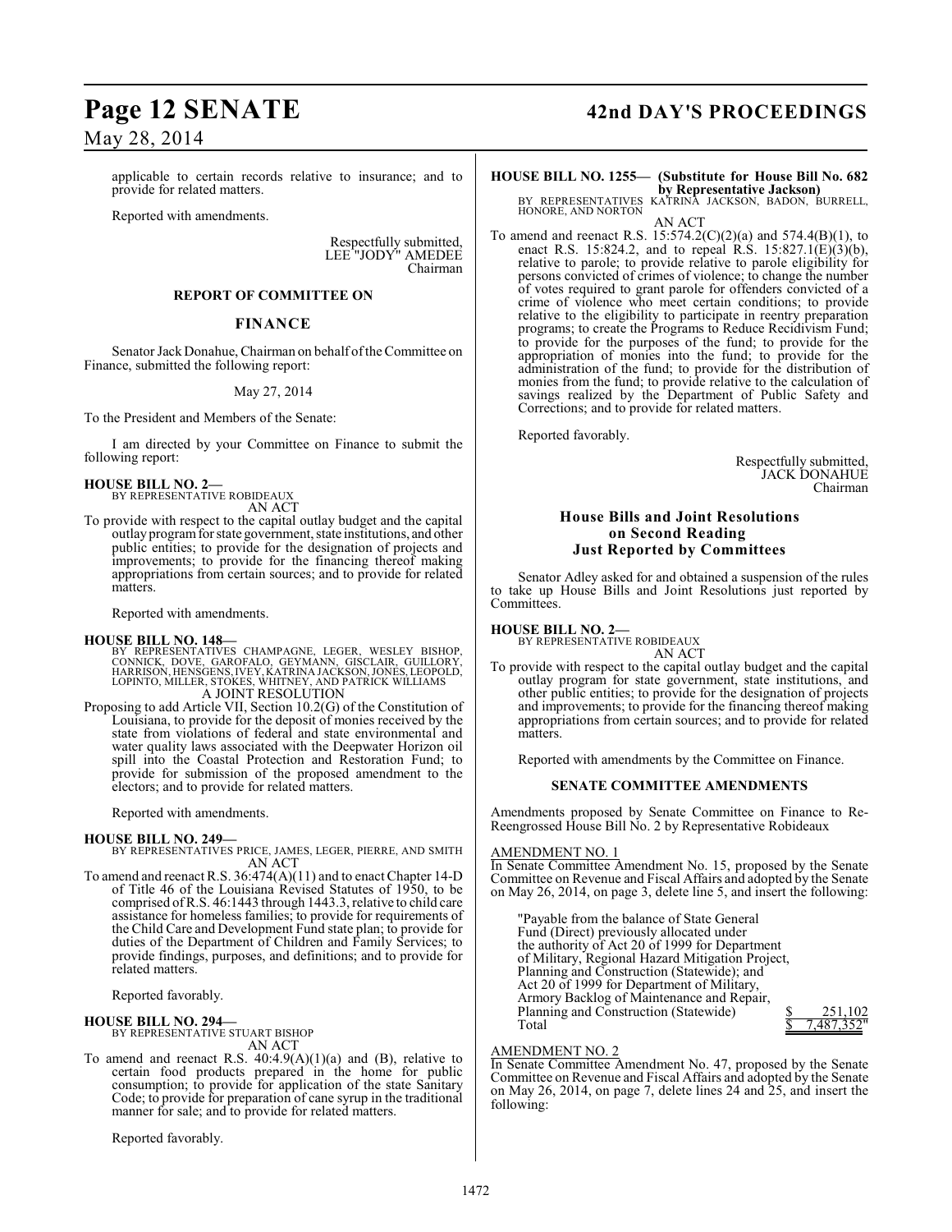applicable to certain records relative to insurance; and to provide for related matters.

Reported with amendments.

Respectfully submitted,
LEE "JODY" AMEDEE
Chairman

**REPORT OF COMMITTEE ON**

**FINANCE**

Senator Jack Donahue, Chairman on behalf of the Committee on Finance, submitted the following report:

May 27, 2014

To the President and Members of the Senate:

I am directed by your Committee on Finance to submit the following report:

**HOUSE BILL NO. 2—**
BY REPRESENTATIVE ROBIDEAUX
AN ACT

To provide with respect to the capital outlay budget and the capital outlay program for state government, state institutions, and other public entities; to provide for the designation of projects and improvements; to provide for the financing thereof making appropriations from certain sources; and to provide for related matters.

Reported with amendments.

**HOUSE BILL NO. 148—**
BY REPRESENTATIVES CHAMPAGNE, LEGER, WESLEY BISHOP, CONNICK, DOVE, GAROFALO, GEYMANN, GISCLAIR, GUILLORY, HARRISON, HENSGENS, IVEY, KATRINA JACKSON, JONES, LEOPOLD, LOPINTO, MILLER, STOKES, WHITNEY, AND PATRICK WILLIAMS
A JOINT RESOLUTION

Proposing to add Article VII, Section 10.2(G) of the Constitution of Louisiana, to provide for the deposit of monies received by the state from violations of federal and state environmental and water quality laws associated with the Deepwater Horizon oil spill into the Coastal Protection and Restoration Fund; to provide for submission of the proposed amendment to the electors; and to provide for related matters.

Reported with amendments.

**HOUSE BILL NO. 249—**
BY REPRESENTATIVES PRICE, JAMES, LEGER, PIERRE, AND SMITH
AN ACT

To amend and reenact R.S. 36:474(A)(11) and to enact Chapter 14-D of Title 46 of the Louisiana Revised Statutes of 1950, to be comprised of R.S. 46:1443 through 1443.3, relative to child care assistance for homeless families; to provide for requirements of the Child Care and Development Fund state plan; to provide for duties of the Department of Children and Family Services; to provide findings, purposes, and definitions; and to provide for related matters.

Reported favorably.

**HOUSE BILL NO. 294—**
BY REPRESENTATIVE STUART BISHOP
AN ACT

To amend and reenact R.S. 40:4.9(A)(1)(a) and (B), relative to certain food products prepared in the home for public consumption; to provide for application of the state Sanitary Code; to provide for preparation of cane syrup in the traditional manner for sale; and to provide for related matters.

Reported favorably.

**HOUSE BILL NO. 1255— (Substitute for House Bill No. 682 by Representative Jackson)**
BY REPRESENTATIVES KATRINA JACKSON, BADON, BURRELL, HONORE, AND NORTON
AN ACT

To amend and reenact R.S. 15:574.2(C)(2)(a) and 574.4(B)(1), to enact R.S. 15:824.2, and to repeal R.S. 15:827.1(E)(3)(b), relative to parole; to provide relative to parole eligibility for persons convicted of crimes of violence; to change the number of votes required to grant parole for offenders convicted of a crime of violence who meet certain conditions; to provide relative to the eligibility to participate in reentry preparation programs; to create the Programs to Reduce Recidivism Fund; to provide for the purposes of the fund; to provide for the appropriation of monies into the fund; to provide for the administration of the fund; to provide for the distribution of monies from the fund; to provide relative to the calculation of savings realized by the Department of Public Safety and Corrections; and to provide for related matters.

Reported favorably.

Respectfully submitted,
JACK DONAHUE
Chairman

## House Bills and Joint Resolutions on Second Reading Just Reported by Committees

Senator Adley asked for and obtained a suspension of the rules to take up House Bills and Joint Resolutions just reported by Committees.

**HOUSE BILL NO. 2—**
BY REPRESENTATIVE ROBIDEAUX
AN ACT

To provide with respect to the capital outlay budget and the capital outlay program for state government, state institutions, and other public entities; to provide for the designation of projects and improvements; to provide for the financing thereof making appropriations from certain sources; and to provide for related matters.

Reported with amendments by the Committee on Finance.

**SENATE COMMITTEE AMENDMENTS**

Amendments proposed by Senate Committee on Finance to Re-Reengrossed House Bill No. 2 by Representative Robideaux

AMENDMENT NO. 1
In Senate Committee Amendment No. 15, proposed by the Senate Committee on Revenue and Fiscal Affairs and adopted by the Senate on May 26, 2014, on page 3, delete line 5, and insert the following:

| | |
|---|---|
| "Payable from the balance of State General Fund (Direct) previously allocated under the authority of Act 20 of 1999 for Department of Military, Regional Hazard Mitigation Project, Planning and Construction (Statewide); and Act 20 of 1999 for Department of Military, Armory Backlog of Maintenance and Repair, Planning and Construction (Statewide) | $ 251,102 |
| Total | $ 7,487,352" |

AMENDMENT NO. 2
In Senate Committee Amendment No. 47, proposed by the Senate Committee on Revenue and Fiscal Affairs and adopted by the Senate on May 26, 2014, on page 7, delete lines 24 and 25, and insert the following: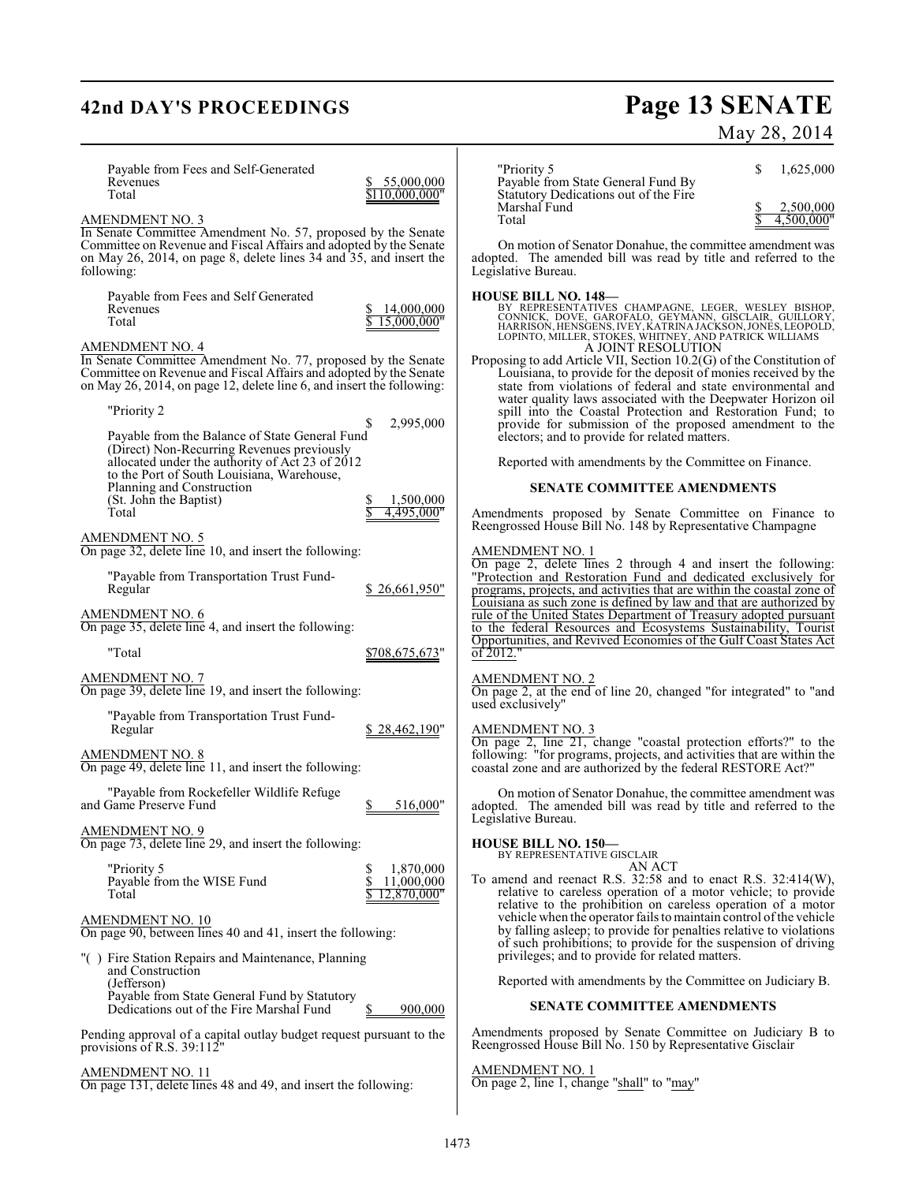Payable from Fees and Self-Generated Revenues $ 55,000,000
Total $110,000,000"

AMENDMENT NO. 3
In Senate Committee Amendment No. 57, proposed by the Senate Committee on Revenue and Fiscal Affairs and adopted by the Senate on May 26, 2014, on page 8, delete lines 34 and 35, and insert the following:

Payable from Fees and Self Generated Revenues $ 14,000,000
Total $ 15,000,000"

AMENDMENT NO. 4
In Senate Committee Amendment No. 77, proposed by the Senate Committee on Revenue and Fiscal Affairs and adopted by the Senate on May 26, 2014, on page 12, delete line 6, and insert the following:

"Priority 2 $ 2,995,000
Payable from the Balance of State General Fund (Direct) Non-Recurring Revenues previously allocated under the authority of Act 23 of 2012 to the Port of South Louisiana, Warehouse, Planning and Construction (St. John the Baptist) $ 1,500,000
Total $ 4,495,000"

AMENDMENT NO. 5
On page 32, delete line 10, and insert the following:

"Payable from Transportation Trust Fund-Regular $ 26,661,950"

AMENDMENT NO. 6
On page 35, delete line 4, and insert the following:

"Total $708,675,673"

AMENDMENT NO. 7
On page 39, delete line 19, and insert the following:

"Payable from Transportation Trust Fund-Regular $ 28,462,190"

AMENDMENT NO. 8
On page 49, delete line 11, and insert the following:

"Payable from Rockefeller Wildlife Refuge and Game Preserve Fund $ 516,000"

AMENDMENT NO. 9
On page 73, delete line 29, and insert the following:

"Priority 5 $ 1,870,000
Payable from the WISE Fund $ 11,000,000
Total $ 12,870,000"

AMENDMENT NO. 10
On page 90, between lines 40 and 41, insert the following:

"( ) Fire Station Repairs and Maintenance, Planning and Construction
(Jefferson)
Payable from State General Fund by Statutory Dedications out of the Fire Marshal Fund $ 900,000

Pending approval of a capital outlay budget request pursuant to the provisions of R.S. 39:112"

AMENDMENT NO. 11
On page 131, delete lines 48 and 49, and insert the following:

"Priority 5 $ 1,625,000
Payable from State General Fund By Statutory Dedications out of the Fire Marshal Fund $ 2,500,000
Total $ 4,500,000"

On motion of Senator Donahue, the committee amendment was adopted. The amended bill was read by title and referred to the Legislative Bureau.

**HOUSE BILL NO. 148—**
BY REPRESENTATIVES CHAMPAGNE, LEGER, WESLEY BISHOP, CONNICK, DOVE, GAROFALO, GEYMANN, GISCLAIR, GUILLORY, HARRISON, HENSGENS, IVEY, KATRINA JACKSON, JONES, LEOPOLD, LOPINTO, MILLER, STOKES, WHITNEY, AND PATRICK WILLIAMS

A JOINT RESOLUTION

Proposing to add Article VII, Section 10.2(G) of the Constitution of Louisiana, to provide for the deposit of monies received by the state from violations of federal and state environmental and water quality laws associated with the Deepwater Horizon oil spill into the Coastal Protection and Restoration Fund; to provide for submission of the proposed amendment to the electors; and to provide for related matters.

Reported with amendments by the Committee on Finance.

**SENATE COMMITTEE AMENDMENTS**

Amendments proposed by Senate Committee on Finance to Reengrossed House Bill No. 148 by Representative Champagne

AMENDMENT NO. 1
On page 2, delete lines 2 through 4 and insert the following: "Protection and Restoration Fund and dedicated exclusively for programs, projects, and activities that are within the coastal zone of Louisiana as such zone is defined by law and that are authorized by rule of the United States Department of Treasury adopted pursuant to the federal Resources and Ecosystems Sustainability, Tourist Opportunities, and Revived Economies of the Gulf Coast States Act of 2012."

AMENDMENT NO. 2
On page 2, at the end of line 20, changed "for integrated" to "and used exclusively"

AMENDMENT NO. 3
On page 2, line 21, change "coastal protection efforts?" to the following: "for programs, projects, and activities that are within the coastal zone and are authorized by the federal RESTORE Act?"

On motion of Senator Donahue, the committee amendment was adopted. The amended bill was read by title and referred to the Legislative Bureau.

**HOUSE BILL NO. 150—**
BY REPRESENTATIVE GISCLAIR

AN ACT

To amend and reenact R.S. 32:58 and to enact R.S. 32:414(W), relative to careless operation of a motor vehicle; to provide relative to the prohibition on careless operation of a motor vehicle when the operator fails to maintain control of the vehicle by falling asleep; to provide for penalties relative to violations of such prohibitions; to provide for the suspension of driving privileges; and to provide for related matters.

Reported with amendments by the Committee on Judiciary B.

**SENATE COMMITTEE AMENDMENTS**

Amendments proposed by Senate Committee on Judiciary B to Reengrossed House Bill No. 150 by Representative Gisclair

AMENDMENT NO. 1
On page 2, line 1, change "shall" to "may"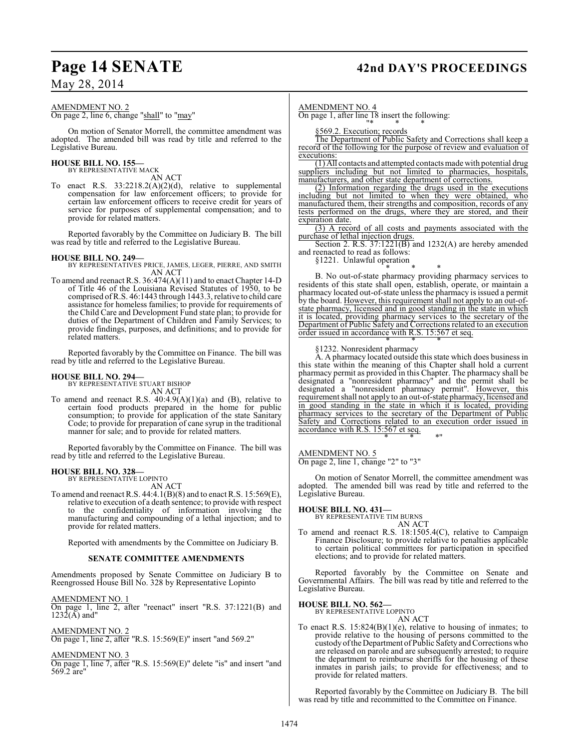AMENDMENT NO. 2

On page 2, line 6, change "shall" to "may"

On motion of Senator Morrell, the committee amendment was adopted. The amended bill was read by title and referred to the Legislative Bureau.

**HOUSE BILL NO. 155—**
BY REPRESENTATIVE MACK

AN ACT

To enact R.S. 33:2218.2(A)(2)(d), relative to supplemental compensation for law enforcement officers; to provide for certain law enforcement officers to receive credit for years of service for purposes of supplemental compensation; and to provide for related matters.

Reported favorably by the Committee on Judiciary B. The bill was read by title and referred to the Legislative Bureau.

**HOUSE BILL NO. 249—**
BY REPRESENTATIVES PRICE, JAMES, LEGER, PIERRE, AND SMITH

AN ACT

To amend and reenact R.S. 36:474(A)(11) and to enact Chapter 14-D of Title 46 of the Louisiana Revised Statutes of 1950, to be comprised of R.S. 46:1443 through 1443.3, relative to child care assistance for homeless families; to provide for requirements of the Child Care and Development Fund state plan; to provide for duties of the Department of Children and Family Services; to provide findings, purposes, and definitions; and to provide for related matters.

Reported favorably by the Committee on Finance. The bill was read by title and referred to the Legislative Bureau.

**HOUSE BILL NO. 294—**
BY REPRESENTATIVE STUART BISHOP

AN ACT

To amend and reenact R.S. 40:4.9(A)(1)(a) and (B), relative to certain food products prepared in the home for public consumption; to provide for application of the state Sanitary Code; to provide for preparation of cane syrup in the traditional manner for sale; and to provide for related matters.

Reported favorably by the Committee on Finance. The bill was read by title and referred to the Legislative Bureau.

**HOUSE BILL NO. 328—**
BY REPRESENTATIVE LOPINTO

AN ACT

To amend and reenact R.S. 44:4.1(B)(8) and to enact R.S. 15:569(E), relative to execution of a death sentence; to provide with respect to the confidentiality of information involving the manufacturing and compounding of a lethal injection; and to provide for related matters.

Reported with amendments by the Committee on Judiciary B.

**SENATE COMMITTEE AMENDMENTS**

Amendments proposed by Senate Committee on Judiciary B to Reengrossed House Bill No. 328 by Representative Lopinto

AMENDMENT NO. 1

On page 1, line 2, after "reenact" insert "R.S. 37:1221(B) and 1232(A) and"

AMENDMENT NO. 2

On page 1, line 2, after "R.S. 15:569(E)" insert "and 569.2"

AMENDMENT NO. 3

On page 1, line 7, after "R.S. 15:569(E)" delete "is" and insert "and 569.2 are"

AMENDMENT NO. 4

On page 1, after line 18 insert the following:

"* * *

§569.2. Execution; records

The Department of Public Safety and Corrections shall keep a record of the following for the purpose of review and evaluation of executions:

(1) All contacts and attempted contacts made with potential drug suppliers including but not limited to pharmacies, hospitals, manufacturers, and other state department of corrections.

(2) Information regarding the drugs used in the executions including but not limited to when they were obtained, who manufactured them, their strengths and composition, records of any tests performed on the drugs, where they are stored, and their expiration date.

(3) A record of all costs and payments associated with the purchase of lethal injection drugs.

Section 2. R.S. 37:1221(B) and 1232(A) are hereby amended and reenacted to read as follows:

§1221. Unlawful operation

* * *

B. No out-of-state pharmacy providing pharmacy services to residents of this state shall open, establish, operate, or maintain a pharmacy located out-of-state unless the pharmacy is issued a permit by the board. However, this requirement shall not apply to an out-of-state pharmacy, licensed and in good standing in the state in which it is located, providing pharmacy services to the secretary of the Department of Public Safety and Corrections related to an execution order issued in accordance with R.S. 15:567 et seq.

* * *

§1232. Nonresident pharmacy

A. A pharmacy located outside this state which does business in this state within the meaning of this Chapter shall hold a current pharmacy permit as provided in this Chapter. The pharmacy shall be designated a "nonresident pharmacy" and the permit shall be designated a "nonresident pharmacy permit". However, this requirement shall not apply to an out-of-state pharmacy, licensed and in good standing in the state in which it is located, providing pharmacy services to the secretary of the Department of Public Safety and Corrections related to an execution order issued in accordance with R.S. 15:567 et seq.

* * *"

AMENDMENT NO. 5

On page 2, line 1, change "2" to "3"

On motion of Senator Morrell, the committee amendment was adopted. The amended bill was read by title and referred to the Legislative Bureau.

**HOUSE BILL NO. 431—**
BY REPRESENTATIVE TIM BURNS

AN ACT

To amend and reenact R.S. 18:1505.4(C), relative to Campaign Finance Disclosure; to provide relative to penalties applicable to certain political committees for participation in specified elections; and to provide for related matters.

Reported favorably by the Committee on Senate and Governmental Affairs. The bill was read by title and referred to the Legislative Bureau.

**HOUSE BILL NO. 562—**
BY REPRESENTATIVE LOPINTO

AN ACT

To enact R.S. 15:824(B)(1)(e), relative to housing of inmates; to provide relative to the housing of persons committed to the custody of the Department of Public Safety and Corrections who are released on parole and are subsequently arrested; to require the department to reimburse sheriffs for the housing of these inmates in parish jails; to provide for effectiveness; and to provide for related matters.

Reported favorably by the Committee on Judiciary B. The bill was read by title and recommitted to the Committee on Finance.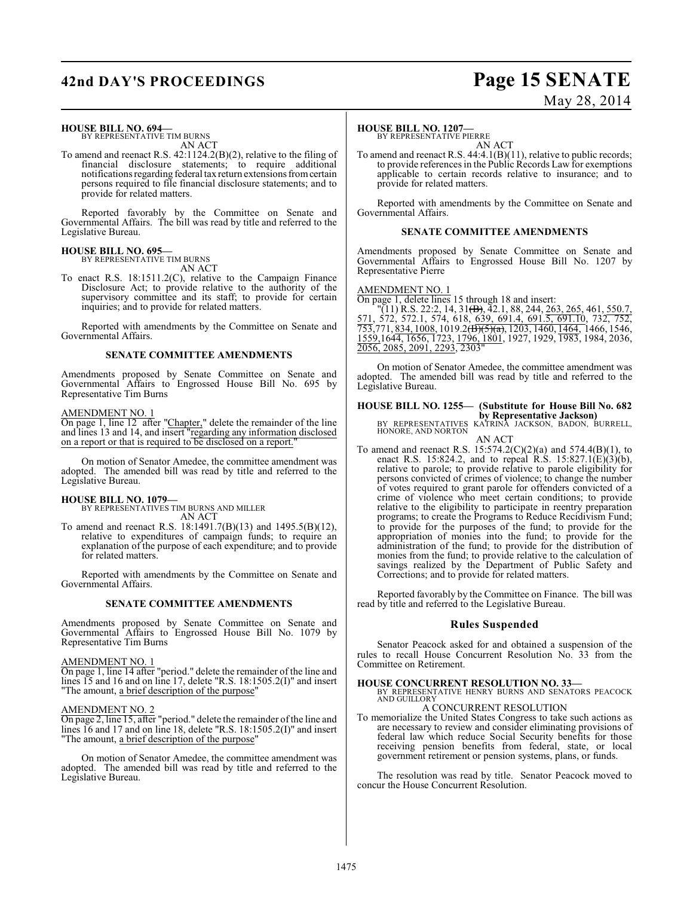**HOUSE BILL NO. 694—**
BY REPRESENTATIVE TIM BURNS

AN ACT

To amend and reenact R.S. 42:1124.2(B)(2), relative to the filing of financial disclosure statements; to require additional notifications regarding federal tax return extensions from certain persons required to file financial disclosure statements; and to provide for related matters.

Reported favorably by the Committee on Senate and Governmental Affairs. The bill was read by title and referred to the Legislative Bureau.

**HOUSE BILL NO. 695—**
BY REPRESENTATIVE TIM BURNS

AN ACT

To enact R.S. 18:1511.2(C), relative to the Campaign Finance Disclosure Act; to provide relative to the authority of the supervisory committee and its staff; to provide for certain inquiries; and to provide for related matters.

Reported with amendments by the Committee on Senate and Governmental Affairs.

### SENATE COMMITTEE AMENDMENTS

Amendments proposed by Senate Committee on Senate and Governmental Affairs to Engrossed House Bill No. 695 by Representative Tim Burns

AMENDMENT NO. 1

On page 1, line 12 after "Chapter," delete the remainder of the line and lines 13 and 14, and insert "regarding any information disclosed on a report or that is required to be disclosed on a report."

On motion of Senator Amedee, the committee amendment was adopted. The amended bill was read by title and referred to the Legislative Bureau.

**HOUSE BILL NO. 1079—**
BY REPRESENTATIVES TIM BURNS AND MILLER

AN ACT

To amend and reenact R.S. 18:1491.7(B)(13) and 1495.5(B)(12), relative to expenditures of campaign funds; to require an explanation of the purpose of each expenditure; and to provide for related matters.

Reported with amendments by the Committee on Senate and Governmental Affairs.

### SENATE COMMITTEE AMENDMENTS

Amendments proposed by Senate Committee on Senate and Governmental Affairs to Engrossed House Bill No. 1079 by Representative Tim Burns

AMENDMENT NO. 1

On page 1, line 14 after "period." delete the remainder of the line and lines 15 and 16 and on line 17, delete "R.S. 18:1505.2(I)" and insert "The amount, a brief description of the purpose"

AMENDMENT NO. 2

On page 2, line 15, after "period." delete the remainder of the line and lines 16 and 17 and on line 18, delete "R.S. 18:1505.2(I)" and insert "The amount, a brief description of the purpose"

On motion of Senator Amedee, the committee amendment was adopted. The amended bill was read by title and referred to the Legislative Bureau.

**HOUSE BILL NO. 1207—**
BY REPRESENTATIVE PIERRE

AN ACT

To amend and reenact R.S. 44:4.1(B)(11), relative to public records; to provide references in the Public Records Law for exemptions applicable to certain records relative to insurance; and to provide for related matters.

Reported with amendments by the Committee on Senate and Governmental Affairs.

### SENATE COMMITTEE AMENDMENTS

Amendments proposed by Senate Committee on Senate and Governmental Affairs to Engrossed House Bill No. 1207 by Representative Pierre

AMENDMENT NO. 1

On page 1, delete lines 15 through 18 and insert:

"(11) R.S. 22:2, 14, 31(B), 42.1, 88, 244, 263, 265, 461, 550.7, 571, 572, 572.1, 574, 618, 639, 691.4, 691.5, 691.10, 732, 752, 753,771, 834, 1008, 1019.2(B)(5)(a), 1203, 1460, 1464, 1466, 1546, 1559,1644, 1656, 1723, 1796, 1801, 1927, 1929, 1983, 1984, 2036, 2056, 2085, 2091, 2293, 2303"

On motion of Senator Amedee, the committee amendment was adopted. The amended bill was read by title and referred to the Legislative Bureau.

**HOUSE BILL NO. 1255— (Substitute for House Bill No. 682 by Representative Jackson)**
BY REPRESENTATIVES KATRINA JACKSON, BADON, BURRELL, HONORE, AND NORTON

AN ACT

To amend and reenact R.S. 15:574.2(C)(2)(a) and 574.4(B)(1), to enact R.S. 15:824.2, and to repeal R.S. 15:827.1(E)(3)(b), relative to parole; to provide relative to parole eligibility for persons convicted of crimes of violence; to change the number of votes required to grant parole for offenders convicted of a crime of violence who meet certain conditions; to provide relative to the eligibility to participate in reentry preparation programs; to create the Programs to Reduce Recidivism Fund; to provide for the purposes of the fund; to provide for the appropriation of monies into the fund; to provide for the administration of the fund; to provide for the distribution of monies from the fund; to provide relative to the calculation of savings realized by the Department of Public Safety and Corrections; and to provide for related matters.

Reported favorably by the Committee on Finance. The bill was read by title and referred to the Legislative Bureau.

## Rules Suspended

Senator Peacock asked for and obtained a suspension of the rules to recall House Concurrent Resolution No. 33 from the Committee on Retirement.

**HOUSE CONCURRENT RESOLUTION NO. 33—**
BY REPRESENTATIVE HENRY BURNS AND SENATORS PEACOCK AND GUILLORY

A CONCURRENT RESOLUTION

To memorialize the United States Congress to take such actions as are necessary to review and consider eliminating provisions of federal law which reduce Social Security benefits for those receiving pension benefits from federal, state, or local government retirement or pension systems, plans, or funds.

The resolution was read by title. Senator Peacock moved to concur the House Concurrent Resolution.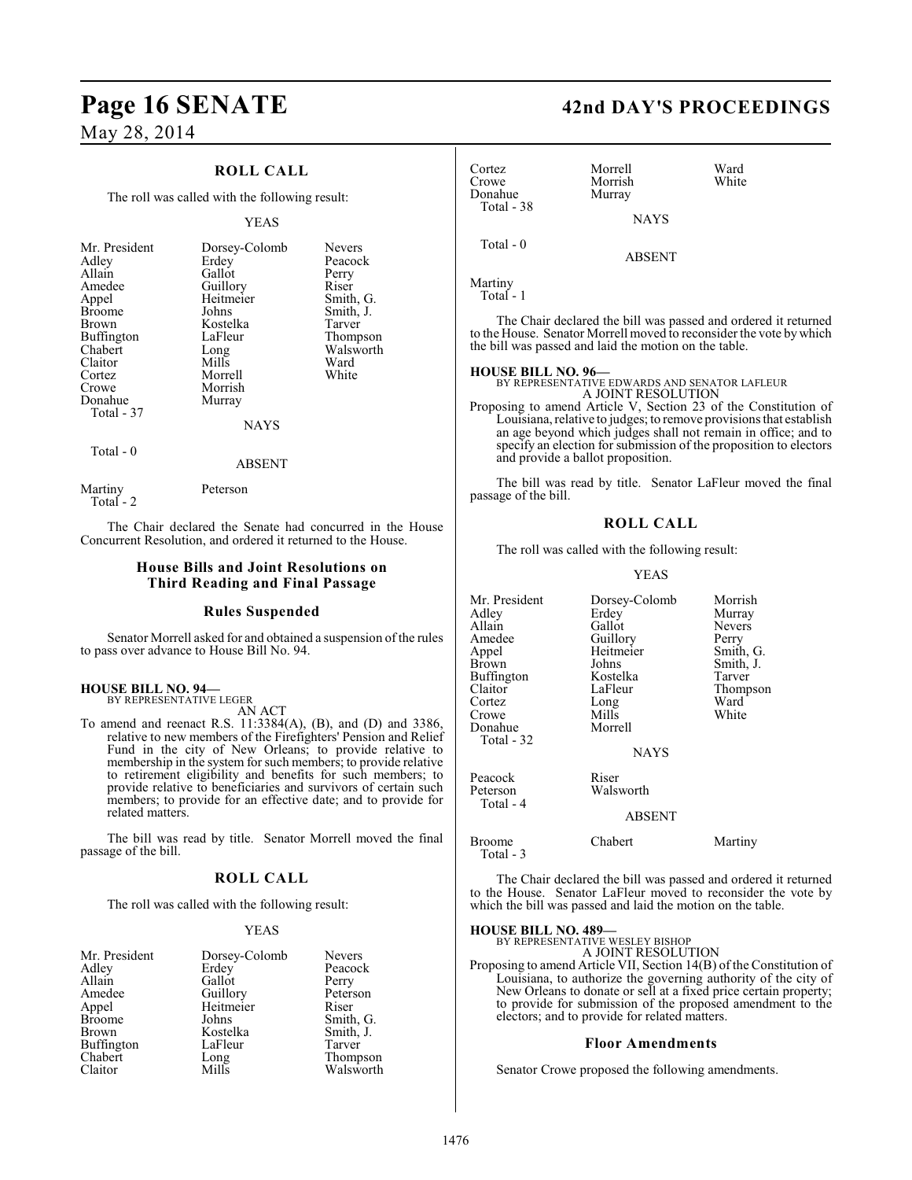## ROLL CALL

The roll was called with the following result:

YEAS

| | | |
|---|---|---|
| Mr. President | Dorsey-Colomb | Nevers |
| Adley | Erdey | Peacock |
| Allain | Gallot | Perry |
| Amedee | Guillory | Riser |
| Appel | Heitmeier | Smith, G. |
| Broome | Johns | Smith, J. |
| Brown | Kostelka | Tarver |
| Buffington | LaFleur | Thompson |
| Chabert | Long | Walsworth |
| Claitor | Mills | Ward |
| Cortez | Morrell | White |
| Crowe | Morrish | |
| Donahue | Murray | |

Total - 37

NAYS

Total - 0

ABSENT

Martiny Peterson
Total - 2

The Chair declared the Senate had concurred in the House Concurrent Resolution, and ordered it returned to the House.

### House Bills and Joint Resolutions on Third Reading and Final Passage

### Rules Suspended

Senator Morrell asked for and obtained a suspension of the rules to pass over advance to House Bill No. 94.

**HOUSE BILL NO. 94—**
BY REPRESENTATIVE LEGER
AN ACT

To amend and reenact R.S. 11:3384(A), (B), and (D) and 3386, relative to new members of the Firefighters' Pension and Relief Fund in the city of New Orleans; to provide relative to membership in the system for such members; to provide relative to retirement eligibility and benefits for such members; to provide relative to beneficiaries and survivors of certain such members; to provide for an effective date; and to provide for related matters.

The bill was read by title. Senator Morrell moved the final passage of the bill.

## ROLL CALL

The roll was called with the following result:

YEAS

| | | |
|---|---|---|
| Mr. President | Dorsey-Colomb | Nevers |
| Adley | Erdey | Peacock |
| Allain | Gallot | Perry |
| Amedee | Guillory | Peterson |
| Appel | Heitmeier | Riser |
| Broome | Johns | Smith, G. |
| Brown | Kostelka | Smith, J. |
| Buffington | LaFleur | Tarver |
| Chabert | Long | Thompson |
| Claitor | Mills | Walsworth |
| Cortez | Morrell | Ward |
| Crowe | Morrish | White |
| Donahue | Murray | |

Total - 38

NAYS

Total - 0

ABSENT

Martiny
Total - 1

The Chair declared the bill was passed and ordered it returned to the House. Senator Morrell moved to reconsider the vote by which the bill was passed and laid the motion on the table.

**HOUSE BILL NO. 96—**
BY REPRESENTATIVE EDWARDS AND SENATOR LAFLEUR
A JOINT RESOLUTION

Proposing to amend Article V, Section 23 of the Constitution of Louisiana, relative to judges; to remove provisions that establish an age beyond which judges shall not remain in office; and to specify an election for submission of the proposition to electors and provide a ballot proposition.

The bill was read by title. Senator LaFleur moved the final passage of the bill.

## ROLL CALL

The roll was called with the following result:

YEAS

| | | |
|---|---|---|
| Mr. President | Dorsey-Colomb | Morrish |
| Adley | Erdey | Murray |
| Allain | Gallot | Nevers |
| Amedee | Guillory | Perry |
| Appel | Heitmeier | Smith, G. |
| Brown | Johns | Smith, J. |
| Buffington | Kostelka | Tarver |
| Claitor | LaFleur | Thompson |
| Cortez | Long | Ward |
| Crowe | Mills | White |
| Donahue | Morrell | |

Total - 32

NAYS

| | |
|---|---|
| Peacock | Riser |
| Peterson | Walsworth |

Total - 4

ABSENT

Broome Chabert Martiny
Total - 3

The Chair declared the bill was passed and ordered it returned to the House. Senator LaFleur moved to reconsider the vote by which the bill was passed and laid the motion on the table.

**HOUSE BILL NO. 489—**
BY REPRESENTATIVE WESLEY BISHOP
A JOINT RESOLUTION

Proposing to amend Article VII, Section 14(B) of the Constitution of Louisiana, to authorize the governing authority of the city of New Orleans to donate or sell at a fixed price certain property; to provide for submission of the proposed amendment to the electors; and to provide for related matters.

### Floor Amendments

Senator Crowe proposed the following amendments.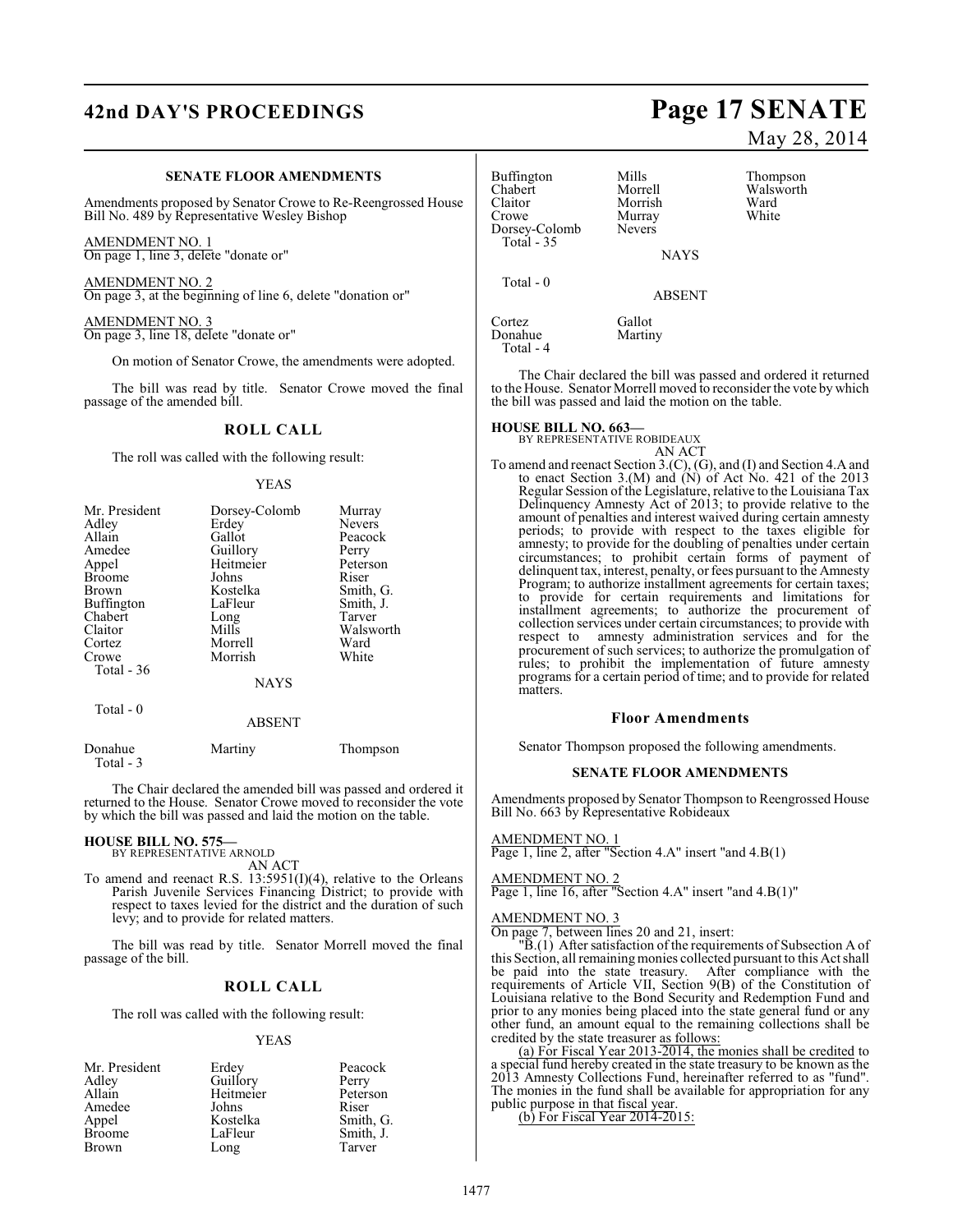### SENATE FLOOR AMENDMENTS

Amendments proposed by Senator Crowe to Re-Reengrossed House Bill No. 489 by Representative Wesley Bishop

AMENDMENT NO. 1
On page 1, line 3, delete "donate or"

AMENDMENT NO. 2
On page 3, at the beginning of line 6, delete "donation or"

AMENDMENT NO. 3
On page 3, line 18, delete "donate or"

On motion of Senator Crowe, the amendments were adopted.

The bill was read by title. Senator Crowe moved the final passage of the amended bill.

## ROLL CALL

The roll was called with the following result:

YEAS

| | | |
|---|---|---|
| Mr. President | Dorsey-Colomb | Murray |
| Adley | Erdey | Nevers |
| Allain | Gallot | Peacock |
| Amedee | Guillory | Perry |
| Appel | Heitmeier | Peterson |
| Broome | Johns | Riser |
| Brown | Kostelka | Smith, G. |
| Buffington | LaFleur | Smith, J. |
| Chabert | Long | Tarver |
| Claitor | Mills | Walsworth |
| Cortez | Morrell | Ward |
| Crowe | Morrish | White |

Total - 36

NAYS

Total - 0

ABSENT

| | | |
|---|---|---|
| Donahue | Martiny | Thompson |

Total - 3

The Chair declared the amended bill was passed and ordered it returned to the House. Senator Crowe moved to reconsider the vote by which the bill was passed and laid the motion on the table.

**HOUSE BILL NO. 575—**
BY REPRESENTATIVE ARNOLD
AN ACT

To amend and reenact R.S. 13:5951(I)(4), relative to the Orleans Parish Juvenile Services Financing District; to provide with respect to taxes levied for the district and the duration of such levy; and to provide for related matters.

The bill was read by title. Senator Morrell moved the final passage of the bill.

## ROLL CALL

The roll was called with the following result:

YEAS

| | | |
|---|---|---|
| Mr. President | Erdey | Peacock |
| Adley | Guillory | Perry |
| Allain | Heitmeier | Peterson |
| Amedee | Johns | Riser |
| Appel | Kostelka | Smith, G. |
| Broome | LaFleur | Smith, J. |
| Brown | Long | Tarver |
| Buffington | Mills | Thompson |
| Chabert | Morrell | Walsworth |
| Claitor | Morrish | Ward |
| Crowe | Murray | White |
| Dorsey-Colomb | Nevers | |

Total - 35

NAYS

Total - 0

ABSENT

| | |
|---|---|
| Cortez | Gallot |
| Donahue | Martiny |

Total - 4

The Chair declared the bill was passed and ordered it returned to the House. Senator Morrell moved to reconsider the vote by which the bill was passed and laid the motion on the table.

**HOUSE BILL NO. 663—**
BY REPRESENTATIVE ROBIDEAUX
AN ACT

To amend and reenact Section 3.(C), (G), and (I) and Section 4.A and to enact Section 3.(M) and (N) of Act No. 421 of the 2013 Regular Session of the Legislature, relative to the Louisiana Tax Delinquency Amnesty Act of 2013; to provide relative to the amount of penalties and interest waived during certain amnesty periods; to provide with respect to the taxes eligible for amnesty; to provide for the doubling of penalties under certain circumstances; to prohibit certain forms of payment of delinquent tax, interest, penalty, or fees pursuant to the Amnesty Program; to authorize installment agreements for certain taxes; to provide for certain requirements and limitations for installment agreements; to authorize the procurement of collection services under certain circumstances; to provide with respect to amnesty administration services and for the procurement of such services; to authorize the promulgation of rules; to prohibit the implementation of future amnesty programs for a certain period of time; and to provide for related matters.

### Floor Amendments

Senator Thompson proposed the following amendments.

### SENATE FLOOR AMENDMENTS

Amendments proposed by Senator Thompson to Reengrossed House Bill No. 663 by Representative Robideaux

AMENDMENT NO. 1
Page 1, line 2, after "Section 4.A" insert "and 4.B(1)

AMENDMENT NO. 2
Page 1, line 16, after "Section 4.A" insert "and 4.B(1)"

AMENDMENT NO. 3
On page 7, between lines 20 and 21, insert:

"B.(1) After satisfaction of the requirements of Subsection A of this Section, all remaining monies collected pursuant to this Act shall be paid into the state treasury. After compliance with the requirements of Article VII, Section 9(B) of the Constitution of Louisiana relative to the Bond Security and Redemption Fund and prior to any monies being placed into the state general fund or any other fund, an amount equal to the remaining collections shall be credited by the state treasurer as follows:

(a) For Fiscal Year 2013-2014, the monies shall be credited to a special fund hereby created in the state treasury to be known as the 2013 Amnesty Collections Fund, hereinafter referred to as "fund". The monies in the fund shall be available for appropriation for any public purpose in that fiscal year.

(b) For Fiscal Year 2014-2015: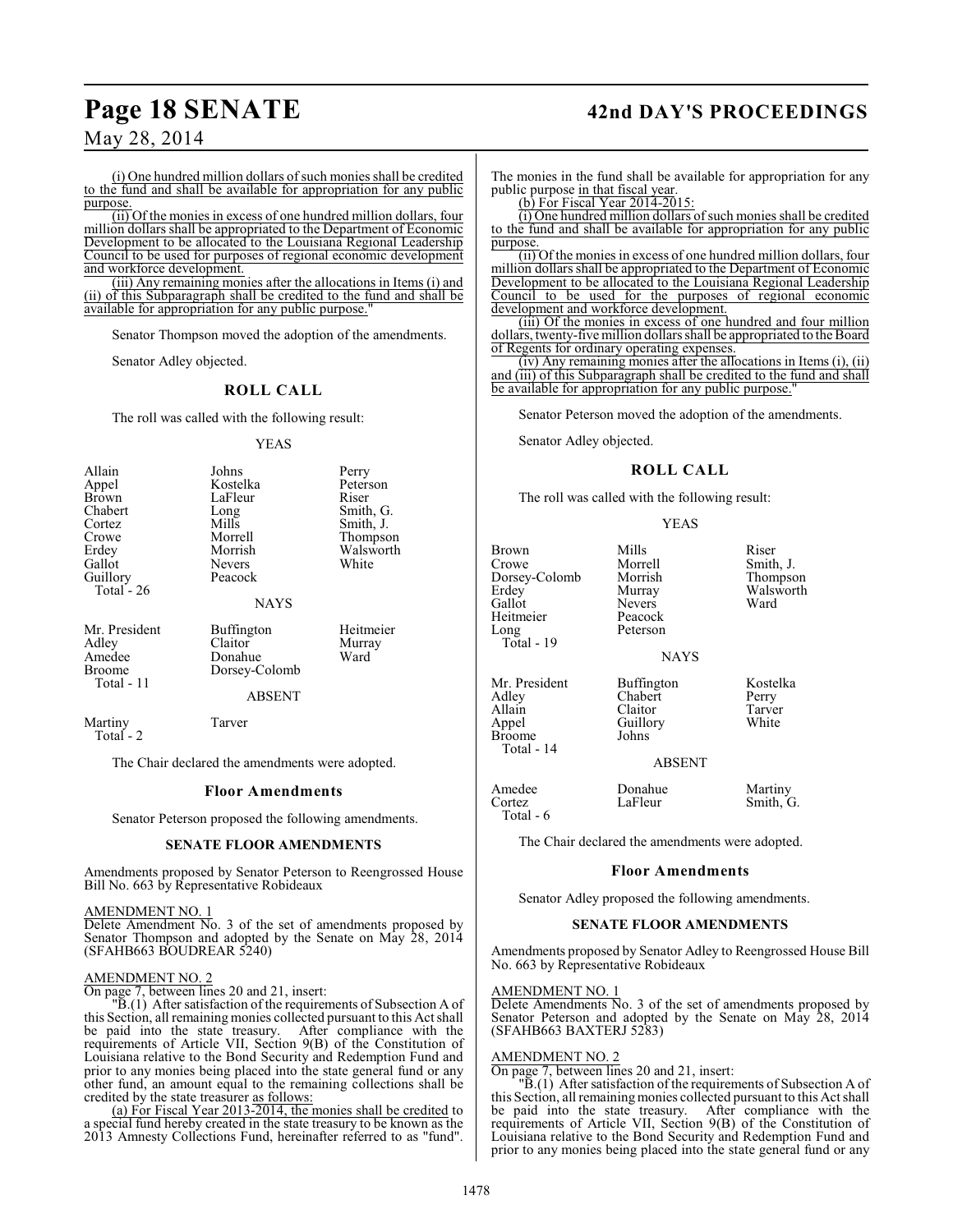(i) One hundred million dollars of such monies shall be credited to the fund and shall be available for appropriation for any public purpose.

(ii) Of the monies in excess of one hundred million dollars, four million dollars shall be appropriated to the Department of Economic Development to be allocated to the Louisiana Regional Leadership Council to be used for purposes of regional economic development and workforce development.

(iii) Any remaining monies after the allocations in Items (i) and (ii) of this Subparagraph shall be credited to the fund and shall be available for appropriation for any public purpose."

Senator Thompson moved the adoption of the amendments.

Senator Adley objected.

## ROLL CALL

The roll was called with the following result:

YEAS

| | | |
|---|---|---|
| Allain | Johns | Perry |
| Appel | Kostelka | Peterson |
| Brown | LaFleur | Riser |
| Chabert | Long | Smith, G. |
| Cortez | Mills | Smith, J. |
| Crowe | Morrell | Thompson |
| Erdey | Morrish | Walsworth |
| Gallot | Nevers | White |
| Guillory | Peacock | |
| Total - 26 | | |

NAYS

| | | |
|---|---|---|
| Mr. President | Buffington | Heitmeier |
| Adley | Claitor | Murray |
| Amedee | Donahue | Ward |
| Broome | Dorsey-Colomb | |
| Total - 11 | | |

ABSENT

| | |
|---|---|
| Martiny | Tarver |
| Total - 2 | |

The Chair declared the amendments were adopted.

### Floor Amendments

Senator Peterson proposed the following amendments.

#### SENATE FLOOR AMENDMENTS

Amendments proposed by Senator Peterson to Reengrossed House Bill No. 663 by Representative Robideaux

AMENDMENT NO. 1

Delete Amendment No. 3 of the set of amendments proposed by Senator Thompson and adopted by the Senate on May 28, 2014 (SFAHB663 BOUDREAR 5240)

AMENDMENT NO. 2

On page 7, between lines 20 and 21, insert:

"B.(1) After satisfaction of the requirements of Subsection A of this Section, all remaining monies collected pursuant to this Act shall be paid into the state treasury. After compliance with the requirements of Article VII, Section 9(B) of the Constitution of Louisiana relative to the Bond Security and Redemption Fund and prior to any monies being placed into the state general fund or any other fund, an amount equal to the remaining collections shall be credited by the state treasurer as follows:

(a) For Fiscal Year 2013-2014, the monies shall be credited to a special fund hereby created in the state treasury to be known as the 2013 Amnesty Collections Fund, hereinafter referred to as "fund". The monies in the fund shall be available for appropriation for any public purpose in that fiscal year.

(b) For Fiscal Year 2014-2015:

(i) One hundred million dollars of such monies shall be credited to the fund and shall be available for appropriation for any public purpose.

(ii) Of the monies in excess of one hundred million dollars, four million dollars shall be appropriated to the Department of Economic Development to be allocated to the Louisiana Regional Leadership Council to be used for the purposes of regional economic development and workforce development.

(iii) Of the monies in excess of one hundred and four million dollars, twenty-five million dollars shall be appropriated to the Board of Regents for ordinary operating expenses.

(iv) Any remaining monies after the allocations in Items (i), (ii) and (iii) of this Subparagraph shall be credited to the fund and shall be available for appropriation for any public purpose."

Senator Peterson moved the adoption of the amendments.

Senator Adley objected.

## ROLL CALL

The roll was called with the following result:

YEAS

| | | |
|---|---|---|
| Brown | Mills | Riser |
| Crowe | Morrell | Smith, J. |
| Dorsey-Colomb | Morrish | Thompson |
| Erdey | Murray | Walsworth |
| Gallot | Nevers | Ward |
| Heitmeier | Peacock | |
| Long | Peterson | |
| Total - 19 | | |

NAYS

| | | |
|---|---|---|
| Mr. President | Buffington | Kostelka |
| Adley | Chabert | Perry |
| Allain | Claitor | Tarver |
| Appel | Guillory | White |
| Broome | Johns | |
| Total - 14 | | |

ABSENT

| | | |
|---|---|---|
| Amedee | Donahue | Martiny |
| Cortez | LaFleur | Smith, G. |
| Total - 6 | | |

The Chair declared the amendments were adopted.

### Floor Amendments

Senator Adley proposed the following amendments.

#### SENATE FLOOR AMENDMENTS

Amendments proposed by Senator Adley to Reengrossed House Bill No. 663 by Representative Robideaux

AMENDMENT NO. 1

Delete Amendments No. 3 of the set of amendments proposed by Senator Peterson and adopted by the Senate on May 28, 2014 (SFAHB663 BAXTERJ 5283)

AMENDMENT NO. 2

On page 7, between lines 20 and 21, insert:

"B.(1) After satisfaction of the requirements of Subsection A of this Section, all remaining monies collected pursuant to this Act shall be paid into the state treasury. After compliance with the requirements of Article VII, Section 9(B) of the Constitution of Louisiana relative to the Bond Security and Redemption Fund and prior to any monies being placed into the state general fund or any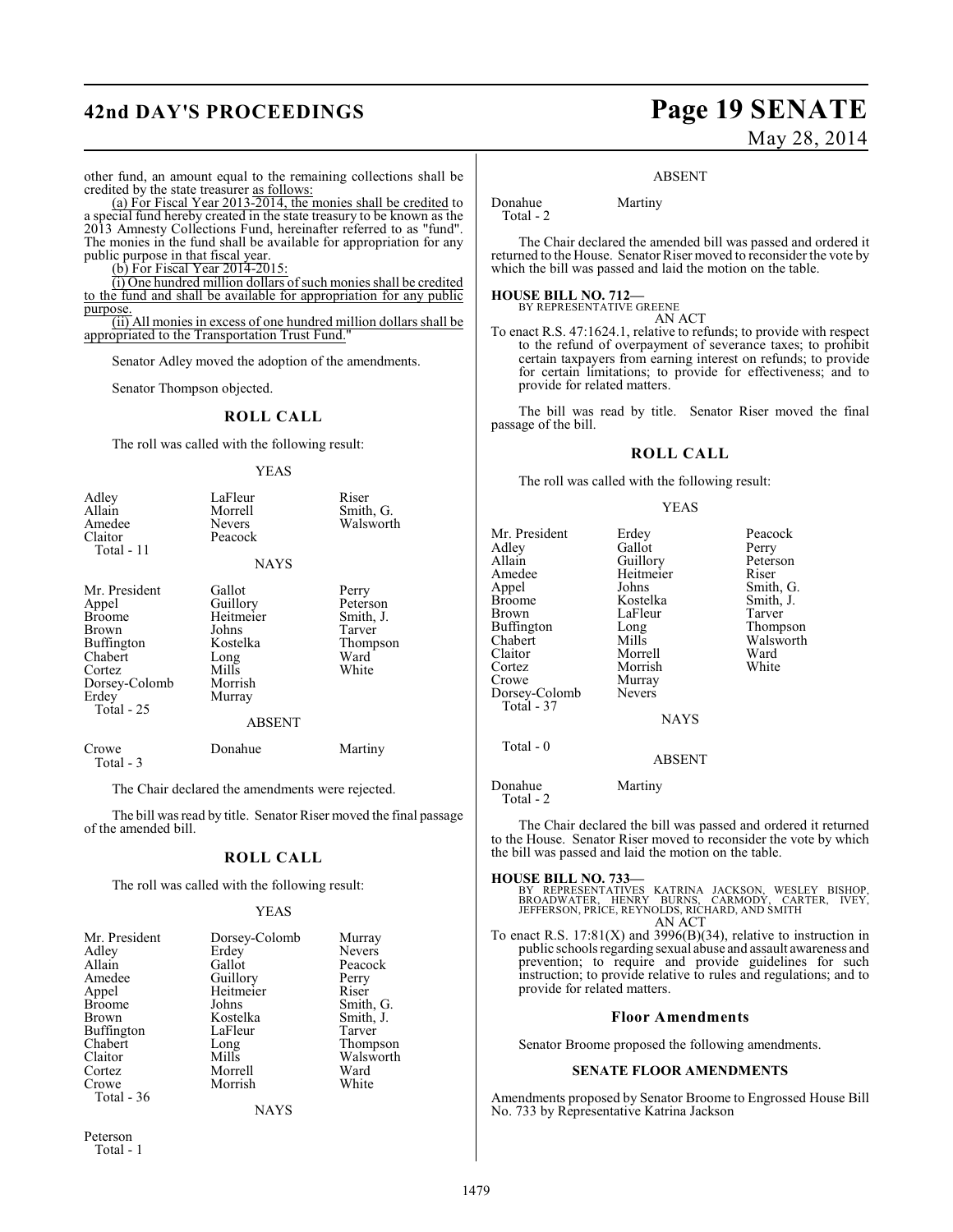other fund, an amount equal to the remaining collections shall be credited by the state treasurer as follows:

(a) For Fiscal Year 2013-2014, the monies shall be credited to a special fund hereby created in the state treasury to be known as the 2013 Amnesty Collections Fund, hereinafter referred to as "fund". The monies in the fund shall be available for appropriation for any public purpose in that fiscal year.

(b) For Fiscal Year 2014-2015:

(i) One hundred million dollars of such monies shall be credited to the fund and shall be available for appropriation for any public purpose.

(ii) All monies in excess of one hundred million dollars shall be appropriated to the Transportation Trust Fund."

Senator Adley moved the adoption of the amendments.

Senator Thompson objected.

## ROLL CALL

The roll was called with the following result:

YEAS

| | | |
|---|---|---|
| Adley | LaFleur | Riser |
| Allain | Morrell | Smith, G. |
| Amedee | Nevers | Walsworth |
| Claitor | Peacock | |

Total - 11

NAYS

| | | |
|---|---|---|
| Mr. President | Gallot | Perry |
| Appel | Guillory | Peterson |
| Broome | Heitmeier | Smith, J. |
| Brown | Johns | Tarver |
| Buffington | Kostelka | Thompson |
| Chabert | Long | Ward |
| Cortez | Mills | White |
| Dorsey-Colomb | Morrish | |
| Erdey | Murray | |

Total - 25

ABSENT

| | | |
|---|---|---|
| Crowe | Donahue | Martiny |

Total - 3

The Chair declared the amendments were rejected.

The bill was read by title. Senator Riser moved the final passage of the amended bill.

## ROLL CALL

The roll was called with the following result:

YEAS

| | | |
|---|---|---|
| Mr. President | Dorsey-Colomb | Murray |
| Adley | Erdey | Nevers |
| Allain | Gallot | Peacock |
| Amedee | Guillory | Perry |
| Appel | Heitmeier | Riser |
| Broome | Johns | Smith, G. |
| Brown | Kostelka | Smith, J. |
| Buffington | LaFleur | Tarver |
| Chabert | Long | Thompson |
| Claitor | Mills | Walsworth |
| Cortez | Morrell | Ward |
| Crowe | Morrish | White |

Total - 36

NAYS

Peterson

Total - 1

ABSENT

| | |
|---|---|
| Donahue | Martiny |

Total - 2

The Chair declared the amended bill was passed and ordered it returned to the House. Senator Riser moved to reconsider the vote by which the bill was passed and laid the motion on the table.

**HOUSE BILL NO. 712—**
BY REPRESENTATIVE GREENE
AN ACT

To enact R.S. 47:1624.1, relative to refunds; to provide with respect to the refund of overpayment of severance taxes; to prohibit certain taxpayers from earning interest on refunds; to provide for certain limitations; to provide for effectiveness; and to provide for related matters.

The bill was read by title. Senator Riser moved the final passage of the bill.

## ROLL CALL

The roll was called with the following result:

YEAS

| | | |
|---|---|---|
| Mr. President | Erdey | Peacock |
| Adley | Gallot | Perry |
| Allain | Guillory | Peterson |
| Amedee | Heitmeier | Riser |
| Appel | Johns | Smith, G. |
| Broome | Kostelka | Smith, J. |
| Brown | LaFleur | Tarver |
| Buffington | Long | Thompson |
| Chabert | Mills | Walsworth |
| Claitor | Morrell | Ward |
| Cortez | Morrish | White |
| Crowe | Murray | |
| Dorsey-Colomb | Nevers | |

Total - 37

NAYS

Total - 0

ABSENT

| | |
|---|---|
| Donahue | Martiny |

Total - 2

The Chair declared the bill was passed and ordered it returned to the House. Senator Riser moved to reconsider the vote by which the bill was passed and laid the motion on the table.

**HOUSE BILL NO. 733—**
BY REPRESENTATIVES KATRINA JACKSON, WESLEY BISHOP, BROADWATER, HENRY BURNS, CARMODY, CARTER, IVEY, JEFFERSON, PRICE, REYNOLDS, RICHARD, AND SMITH
AN ACT

To enact R.S. 17:81(X) and 3996(B)(34), relative to instruction in public schools regarding sexual abuse and assault awareness and prevention; to require and provide guidelines for such instruction; to provide relative to rules and regulations; and to provide for related matters.

### Floor Amendments

Senator Broome proposed the following amendments.

### SENATE FLOOR AMENDMENTS

Amendments proposed by Senator Broome to Engrossed House Bill No. 733 by Representative Katrina Jackson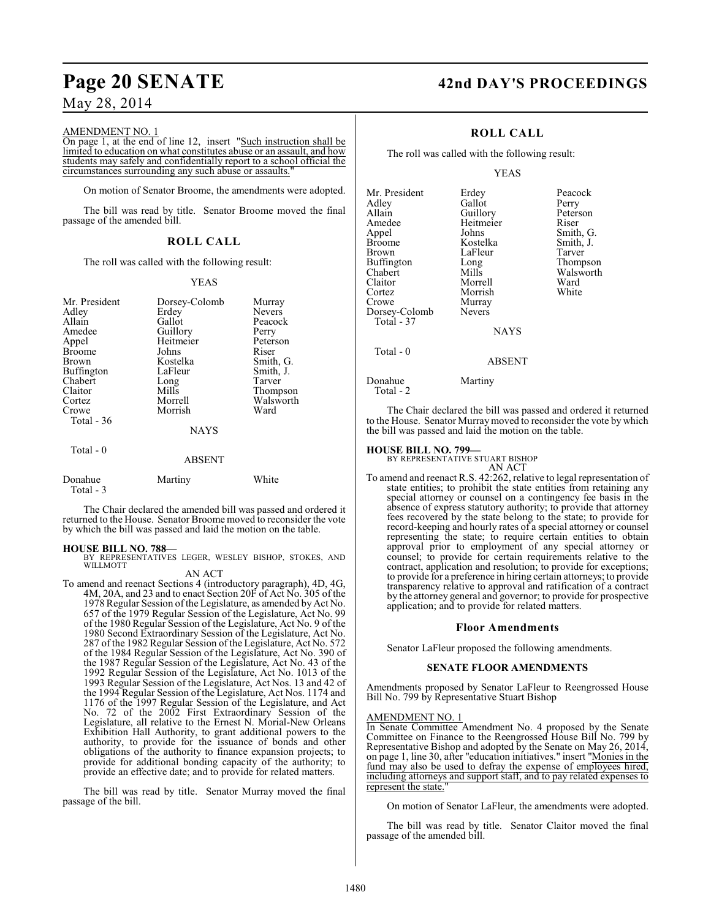AMENDMENT NO. 1

On page 1, at the end of line 12, insert "Such instruction shall be limited to education on what constitutes abuse or an assault, and how students may safely and confidentially report to a school official the circumstances surrounding any such abuse or assaults."

On motion of Senator Broome, the amendments were adopted.

The bill was read by title. Senator Broome moved the final passage of the amended bill.

## ROLL CALL

The roll was called with the following result:

YEAS

| | | |
|---|---|---|
| Mr. President | Dorsey-Colomb | Murray |
| Adley | Erdey | Nevers |
| Allain | Gallot | Peacock |
| Amedee | Guillory | Perry |
| Appel | Heitmeier | Peterson |
| Broome | Johns | Riser |
| Brown | Kostelka | Smith, G. |
| Buffington | LaFleur | Smith, J. |
| Chabert | Long | Tarver |
| Claitor | Mills | Thompson |
| Cortez | Morrell | Walsworth |
| Crowe | Morrish | Ward |

Total - 36

NAYS

Total - 0

ABSENT

| | | |
|---|---|---|
| Donahue | Martiny | White |

Total - 3

The Chair declared the amended bill was passed and ordered it returned to the House. Senator Broome moved to reconsider the vote by which the bill was passed and laid the motion on the table.

**HOUSE BILL NO. 788—**
BY REPRESENTATIVES LEGER, WESLEY BISHOP, STOKES, AND WILLMOTT

AN ACT

To amend and reenact Sections 4 (introductory paragraph), 4D, 4G, 4M, 20A, and 23 and to enact Section 20F of Act No. 305 of the 1978 Regular Session of the Legislature, as amended by Act No. 657 of the 1979 Regular Session of the Legislature, Act No. 99 of the 1980 Regular Session of the Legislature, Act No. 9 of the 1980 Second Extraordinary Session of the Legislature, Act No. 287 of the 1982 Regular Session of the Legislature, Act No. 572 of the 1984 Regular Session of the Legislature, Act No. 390 of the 1987 Regular Session of the Legislature, Act No. 43 of the 1992 Regular Session of the Legislature, Act No. 1013 of the 1993 Regular Session of the Legislature, Act Nos. 13 and 42 of the 1994 Regular Session of the Legislature, Act Nos. 1174 and 1176 of the 1997 Regular Session of the Legislature, and Act No. 72 of the 2002 First Extraordinary Session of the Legislature, all relative to the Ernest N. Morial-New Orleans Exhibition Hall Authority, to grant additional powers to the authority, to provide for the issuance of bonds and other obligations of the authority to finance expansion projects; to provide for additional bonding capacity of the authority; to provide an effective date; and to provide for related matters.

The bill was read by title. Senator Murray moved the final passage of the bill.

## ROLL CALL

The roll was called with the following result:

YEAS

| | | |
|---|---|---|
| Mr. President | Erdey | Peacock |
| Adley | Gallot | Perry |
| Allain | Guillory | Peterson |
| Amedee | Heitmeier | Riser |
| Appel | Johns | Smith, G. |
| Broome | Kostelka | Smith, J. |
| Brown | LaFleur | Tarver |
| Buffington | Long | Thompson |
| Chabert | Mills | Walsworth |
| Claitor | Morrell | Ward |
| Cortez | Morrish | White |
| Crowe | Murray | |
| Dorsey-Colomb | Nevers | |

Total - 37

NAYS

Total - 0

ABSENT

| | |
|---|---|
| Donahue | Martiny |

Total - 2

The Chair declared the bill was passed and ordered it returned to the House. Senator Murray moved to reconsider the vote by which the bill was passed and laid the motion on the table.

**HOUSE BILL NO. 799—**
BY REPRESENTATIVE STUART BISHOP

AN ACT

To amend and reenact R.S. 42:262, relative to legal representation of state entities; to prohibit the state entities from retaining any special attorney or counsel on a contingency fee basis in the absence of express statutory authority; to provide that attorney fees recovered by the state belong to the state; to provide for record-keeping and hourly rates of a special attorney or counsel representing the state; to require certain entities to obtain approval prior to employment of any special attorney or counsel; to provide for certain requirements relative to the contract, application and resolution; to provide for exceptions; to provide for a preference in hiring certain attorneys; to provide transparency relative to approval and ratification of a contract by the attorney general and governor; to provide for prospective application; and to provide for related matters.

## Floor Amendments

Senator LaFleur proposed the following amendments.

### SENATE FLOOR AMENDMENTS

Amendments proposed by Senator LaFleur to Reengrossed House Bill No. 799 by Representative Stuart Bishop

AMENDMENT NO. 1

In Senate Committee Amendment No. 4 proposed by the Senate Committee on Finance to the Reengrossed House Bill No. 799 by Representative Bishop and adopted by the Senate on May 26, 2014, on page 1, line 30, after "education initiatives." insert "Monies in the fund may also be used to defray the expense of employees hired, including attorneys and support staff, and to pay related expenses to represent the state."

On motion of Senator LaFleur, the amendments were adopted.

The bill was read by title. Senator Claitor moved the final passage of the amended bill.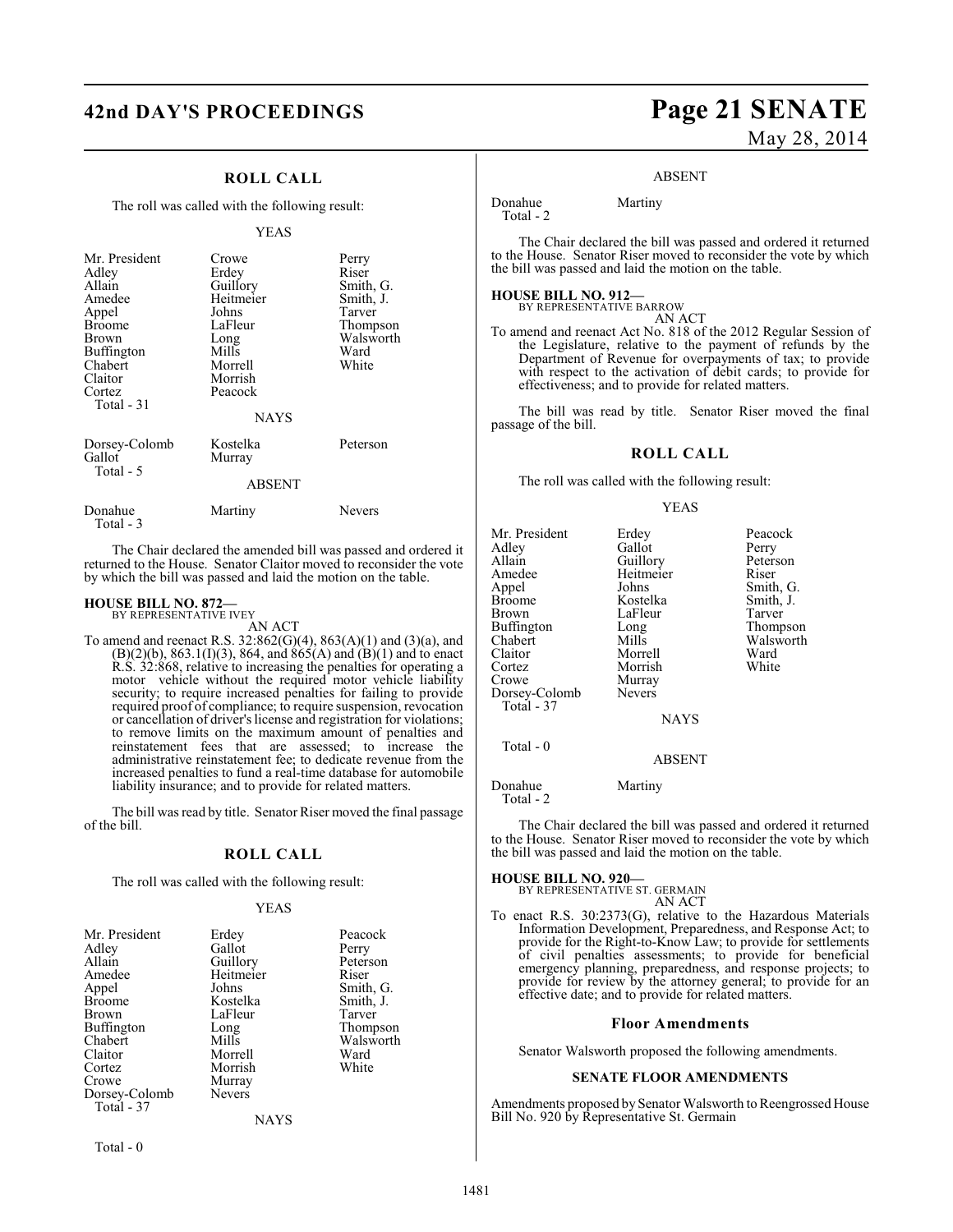## ROLL CALL

The roll was called with the following result:

YEAS

| | | |
|---|---|---|
| Mr. President | Crowe | Perry |
| Adley | Erdey | Riser |
| Allain | Guillory | Smith, G. |
| Amedee | Heitmeier | Smith, J. |
| Appel | Johns | Tarver |
| Broome | LaFleur | Thompson |
| Brown | Long | Walsworth |
| Buffington | Mills | Ward |
| Chabert | Morrell | White |
| Claitor | Morrish | |
| Cortez | Peacock | |
| Total - 31 | | |

NAYS

| | | |
|---|---|---|
| Dorsey-Colomb | Kostelka | Peterson |
| Gallot | Murray | |
| Total - 5 | | |

ABSENT

| | | |
|---|---|---|
| Donahue | Martiny | Nevers |
| Total - 3 | | |

The Chair declared the amended bill was passed and ordered it returned to the House. Senator Claitor moved to reconsider the vote by which the bill was passed and laid the motion on the table.

**HOUSE BILL NO. 872—**
BY REPRESENTATIVE IVEY
AN ACT

To amend and reenact R.S. 32:862(G)(4), 863(A)(1) and (3)(a), and (B)(2)(b), 863.1(I)(3), 864, and 865(A) and (B)(1) and to enact R.S. 32:868, relative to increasing the penalties for operating a motor vehicle without the required motor vehicle liability security; to require increased penalties for failing to provide required proof of compliance; to require suspension, revocation or cancellation of driver's license and registration for violations; to remove limits on the maximum amount of penalties and reinstatement fees that are assessed; to increase the administrative reinstatement fee; to dedicate revenue from the increased penalties to fund a real-time database for automobile liability insurance; and to provide for related matters.

The bill was read by title. Senator Riser moved the final passage of the bill.

## ROLL CALL

The roll was called with the following result:

YEAS

| | | |
|---|---|---|
| Mr. President | Erdey | Peacock |
| Adley | Gallot | Perry |
| Allain | Guillory | Peterson |
| Amedee | Heitmeier | Riser |
| Appel | Johns | Smith, G. |
| Broome | Kostelka | Smith, J. |
| Brown | LaFleur | Tarver |
| Buffington | Long | Thompson |
| Chabert | Mills | Walsworth |
| Claitor | Morrell | Ward |
| Cortez | Morrish | White |
| Crowe | Murray | |
| Dorsey-Colomb | Nevers | |
| Total - 37 | | |

NAYS

Total - 0

ABSENT

| | |
|---|---|
| Donahue | Martiny |
| Total - 2 | |

The Chair declared the bill was passed and ordered it returned to the House. Senator Riser moved to reconsider the vote by which the bill was passed and laid the motion on the table.

**HOUSE BILL NO. 912—**
BY REPRESENTATIVE BARROW
AN ACT

To amend and reenact Act No. 818 of the 2012 Regular Session of the Legislature, relative to the payment of refunds by the Department of Revenue for overpayments of tax; to provide with respect to the activation of debit cards; to provide for effectiveness; and to provide for related matters.

The bill was read by title. Senator Riser moved the final passage of the bill.

## ROLL CALL

The roll was called with the following result:

YEAS

| | | |
|---|---|---|
| Mr. President | Erdey | Peacock |
| Adley | Gallot | Perry |
| Allain | Guillory | Peterson |
| Amedee | Heitmeier | Riser |
| Appel | Johns | Smith, G. |
| Broome | Kostelka | Smith, J. |
| Brown | LaFleur | Tarver |
| Buffington | Long | Thompson |
| Chabert | Mills | Walsworth |
| Claitor | Morrell | Ward |
| Cortez | Morrish | White |
| Crowe | Murray | |
| Dorsey-Colomb | Nevers | |
| Total - 37 | | |

NAYS

Total - 0

ABSENT

| | |
|---|---|
| Donahue | Martiny |
| Total - 2 | |

The Chair declared the bill was passed and ordered it returned to the House. Senator Riser moved to reconsider the vote by which the bill was passed and laid the motion on the table.

**HOUSE BILL NO. 920—**
BY REPRESENTATIVE ST. GERMAIN
AN ACT

To enact R.S. 30:2373(G), relative to the Hazardous Materials Information Development, Preparedness, and Response Act; to provide for the Right-to-Know Law; to provide for settlements of civil penalties assessments; to provide for beneficial emergency planning, preparedness, and response projects; to provide for review by the attorney general; to provide for an effective date; and to provide for related matters.

### Floor Amendments

Senator Walsworth proposed the following amendments.

#### SENATE FLOOR AMENDMENTS

Amendments proposed by Senator Walsworth to Reengrossed House Bill No. 920 by Representative St. Germain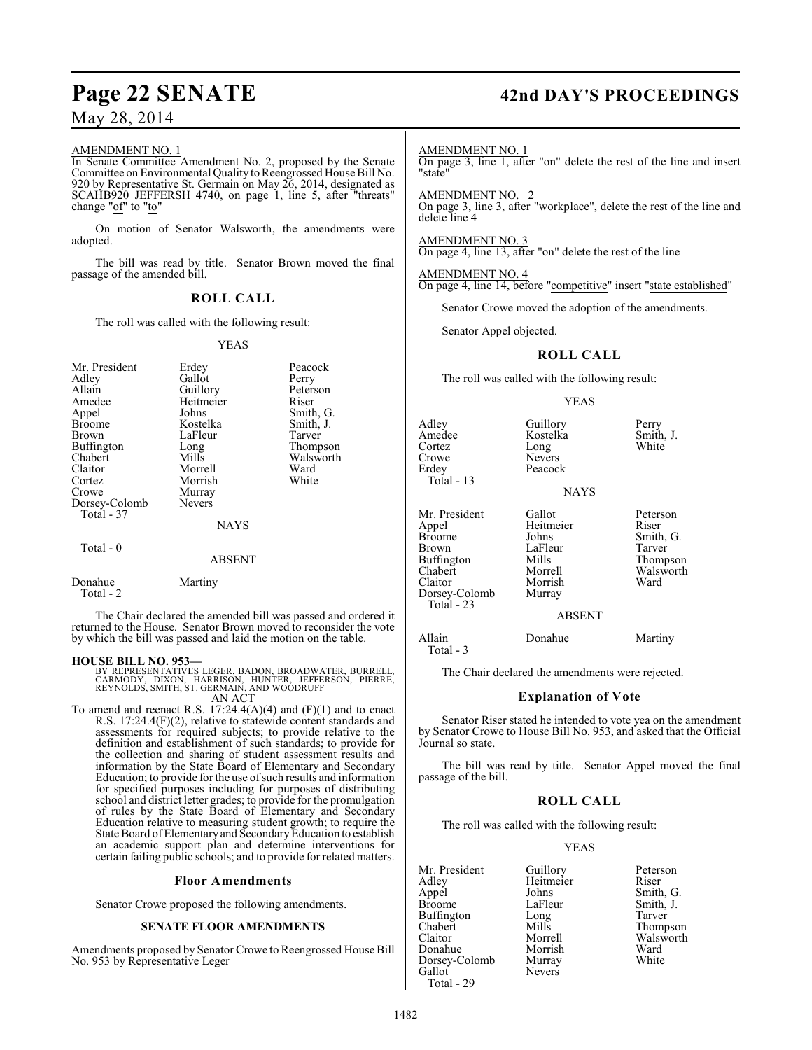AMENDMENT NO. 1

In Senate Committee Amendment No. 2, proposed by the Senate Committee on Environmental Quality to Reengrossed House Bill No. 920 by Representative St. Germain on May 26, 2014, designated as SCAHB920 JEFFERSH 4740, on page 1, line 5, after "threats" change "of" to "to"

On motion of Senator Walsworth, the amendments were adopted.

The bill was read by title. Senator Brown moved the final passage of the amended bill.

## ROLL CALL

The roll was called with the following result:

YEAS

| | | |
|---|---|---|
| Mr. President | Erdey | Peacock |
| Adley | Gallot | Perry |
| Allain | Guillory | Peterson |
| Amedee | Heitmeier | Riser |
| Appel | Johns | Smith, G. |
| Broome | Kostelka | Smith, J. |
| Brown | LaFleur | Tarver |
| Buffington | Long | Thompson |
| Chabert | Mills | Walsworth |
| Claitor | Morrell | Ward |
| Cortez | Morrish | White |
| Crowe | Murray | |
| Dorsey-Colomb | Nevers | |

Total - 37

NAYS

Total - 0

ABSENT

| | |
|---|---|
| Donahue | Martiny |

Total - 2

The Chair declared the amended bill was passed and ordered it returned to the House. Senator Brown moved to reconsider the vote by which the bill was passed and laid the motion on the table.

**HOUSE BILL NO. 953—**

BY REPRESENTATIVES LEGER, BADON, BROADWATER, BURRELL, CARMODY, DIXON, HARRISON, HUNTER, JEFFERSON, PIERRE, REYNOLDS, SMITH, ST. GERMAIN, AND WOODRUFF

AN ACT

To amend and reenact R.S. 17:24.4(A)(4) and (F)(1) and to enact R.S. 17:24.4(F)(2), relative to statewide content standards and assessments for required subjects; to provide relative to the definition and establishment of such standards; to provide for the collection and sharing of student assessment results and information by the State Board of Elementary and Secondary Education; to provide for the use of such results and information for specified purposes including for purposes of distributing school and district letter grades; to provide for the promulgation of rules by the State Board of Elementary and Secondary Education relative to measuring student growth; to require the State Board of Elementary and Secondary Education to establish an academic support plan and determine interventions for certain failing public schools; and to provide for related matters.

### Floor Amendments

Senator Crowe proposed the following amendments.

#### SENATE FLOOR AMENDMENTS

Amendments proposed by Senator Crowe to Reengrossed House Bill No. 953 by Representative Leger

AMENDMENT NO. 1

On page 3, line 1, after "on" delete the rest of the line and insert "state"

AMENDMENT NO. 2

On page 3, line 3, after "workplace", delete the rest of the line and delete line 4

AMENDMENT NO. 3

On page 4, line 13, after "on" delete the rest of the line

AMENDMENT NO. 4

On page 4, line 14, before "competitive" insert "state established"

Senator Crowe moved the adoption of the amendments.

Senator Appel objected.

## ROLL CALL

The roll was called with the following result:

YEAS

| | | |
|---|---|---|
| Adley | Guillory | Perry |
| Amedee | Kostelka | Smith, J. |
| Cortez | Long | White |
| Crowe | Nevers | |
| Erdey | Peacock | |

Total - 13

NAYS

| | | |
|---|---|---|
| Mr. President | Gallot | Peterson |
| Appel | Heitmeier | Riser |
| Broome | Johns | Smith, G. |
| Brown | LaFleur | Tarver |
| Buffington | Mills | Thompson |
| Chabert | Morrell | Walsworth |
| Claitor | Morrish | Ward |
| Dorsey-Colomb | Murray | |

Total - 23

ABSENT

| | | |
|---|---|---|
| Allain | Donahue | Martiny |

Total - 3

The Chair declared the amendments were rejected.

### Explanation of Vote

Senator Riser stated he intended to vote yea on the amendment by Senator Crowe to House Bill No. 953, and asked that the Official Journal so state.

The bill was read by title. Senator Appel moved the final passage of the bill.

## ROLL CALL

The roll was called with the following result:

YEAS

| | | |
|---|---|---|
| Mr. President | Guillory | Peterson |
| Adley | Heitmeier | Riser |
| Appel | Johns | Smith, G. |
| Broome | LaFleur | Smith, J. |
| Buffington | Long | Tarver |
| Chabert | Mills | Thompson |
| Claitor | Morrell | Walsworth |
| Donahue | Morrish | Ward |
| Dorsey-Colomb | Murray | White |
| Gallot | Nevers | |

Total - 29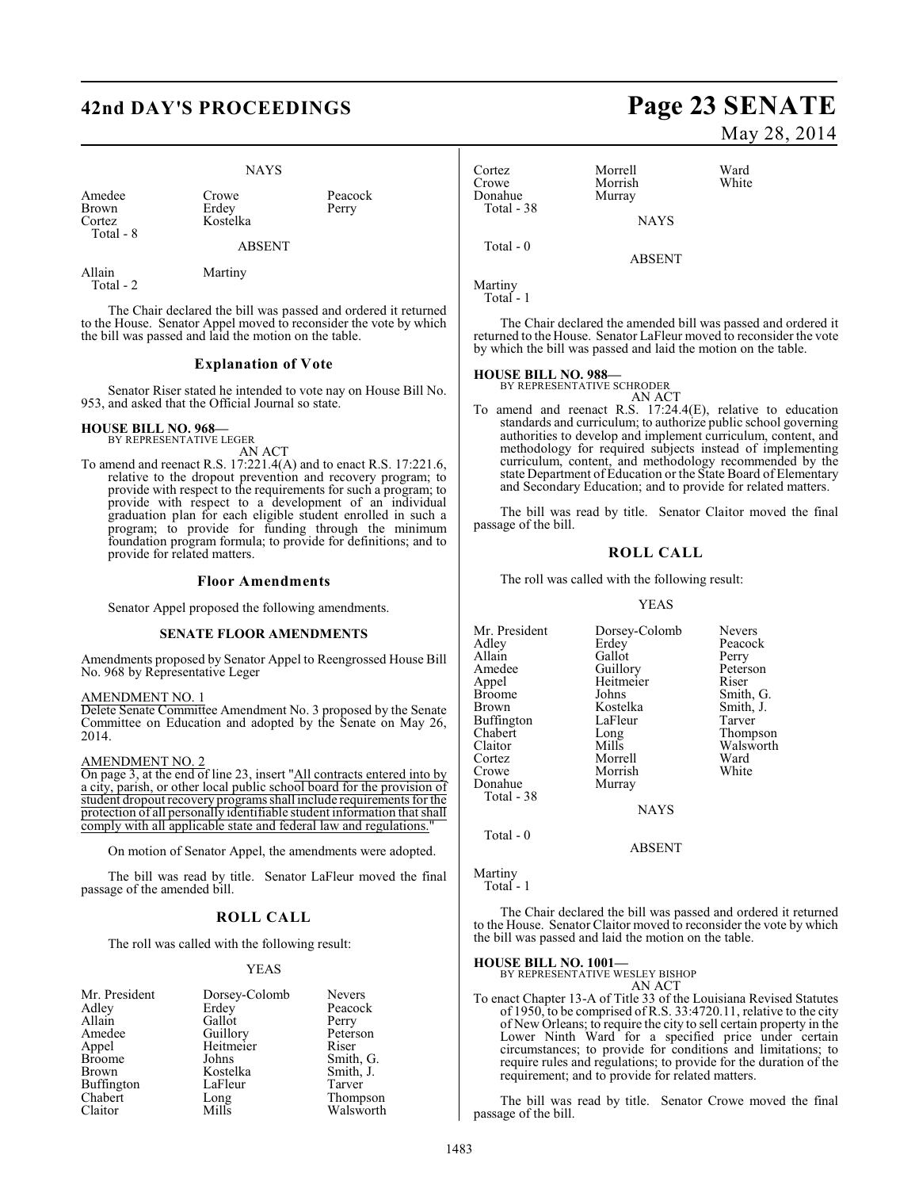NAYS

| | | |
|---|---|---|
| Amedee | Crowe | Peacock |
| Brown | Erdey | Perry |
| Cortez | Kostelka | |
| Total - 8 | | |

ABSENT

| | |
|---|---|
| Allain | Martiny |
| Total - 2 | |

The Chair declared the bill was passed and ordered it returned to the House. Senator Appel moved to reconsider the vote by which the bill was passed and laid the motion on the table.

## Explanation of Vote

Senator Riser stated he intended to vote nay on House Bill No. 953, and asked that the Official Journal so state.

**HOUSE BILL NO. 968—**
BY REPRESENTATIVE LEGER

AN ACT

To amend and reenact R.S. 17:221.4(A) and to enact R.S. 17:221.6, relative to the dropout prevention and recovery program; to provide with respect to the requirements for such a program; to provide with respect to a development of an individual graduation plan for each eligible student enrolled in such a program; to provide for funding through the minimum foundation program formula; to provide for definitions; and to provide for related matters.

## Floor Amendments

Senator Appel proposed the following amendments.

### SENATE FLOOR AMENDMENTS

Amendments proposed by Senator Appel to Reengrossed House Bill No. 968 by Representative Leger

AMENDMENT NO. 1
Delete Senate Committee Amendment No. 3 proposed by the Senate Committee on Education and adopted by the Senate on May 26, 2014.

AMENDMENT NO. 2
On page 3, at the end of line 23, insert "All contracts entered into by a city, parish, or other local public school board for the provision of student dropout recovery programs shall include requirements for the protection of all personally identifiable student information that shall comply with all applicable state and federal law and regulations."

On motion of Senator Appel, the amendments were adopted.

The bill was read by title. Senator LaFleur moved the final passage of the amended bill.

## ROLL CALL

The roll was called with the following result:

YEAS

| | | |
|---|---|---|
| Mr. President | Dorsey-Colomb | Nevers |
| Adley | Erdey | Peacock |
| Allain | Gallot | Perry |
| Amedee | Guillory | Peterson |
| Appel | Heitmeier | Riser |
| Broome | Johns | Smith, G. |
| Brown | Kostelka | Smith, J. |
| Buffington | LaFleur | Tarver |
| Chabert | Long | Thompson |
| Claitor | Mills | Walsworth |
| Cortez | Morrell | Ward |
| Crowe | Morrish | White |
| Donahue | Murray | |
| Total - 38 | | |

NAYS

Total - 0

ABSENT

Martiny
Total - 1

The Chair declared the amended bill was passed and ordered it returned to the House. Senator LaFleur moved to reconsider the vote by which the bill was passed and laid the motion on the table.

**HOUSE BILL NO. 988—**
BY REPRESENTATIVE SCHRODER

AN ACT

To amend and reenact R.S. 17:24.4(E), relative to education standards and curriculum; to authorize public school governing authorities to develop and implement curriculum, content, and methodology for required subjects instead of implementing curriculum, content, and methodology recommended by the state Department of Education or the State Board of Elementary and Secondary Education; and to provide for related matters.

The bill was read by title. Senator Claitor moved the final passage of the bill.

## ROLL CALL

The roll was called with the following result:

YEAS

| | | |
|---|---|---|
| Mr. President | Dorsey-Colomb | Nevers |
| Adley | Erdey | Peacock |
| Allain | Gallot | Perry |
| Amedee | Guillory | Peterson |
| Appel | Heitmeier | Riser |
| Broome | Johns | Smith, G. |
| Brown | Kostelka | Smith, J. |
| Buffington | LaFleur | Tarver |
| Chabert | Long | Thompson |
| Claitor | Mills | Walsworth |
| Cortez | Morrell | Ward |
| Crowe | Morrish | White |
| Donahue | Murray | |
| Total - 38 | | |

NAYS

Total - 0

ABSENT

Martiny
Total - 1

The Chair declared the bill was passed and ordered it returned to the House. Senator Claitor moved to reconsider the vote by which the bill was passed and laid the motion on the table.

**HOUSE BILL NO. 1001—**
BY REPRESENTATIVE WESLEY BISHOP

AN ACT

To enact Chapter 13-A of Title 33 of the Louisiana Revised Statutes of 1950, to be comprised of R.S. 33:4720.11, relative to the city of New Orleans; to require the city to sell certain property in the Lower Ninth Ward for a specified price under certain circumstances; to provide for conditions and limitations; to require rules and regulations; to provide for the duration of the requirement; and to provide for related matters.

The bill was read by title. Senator Crowe moved the final passage of the bill.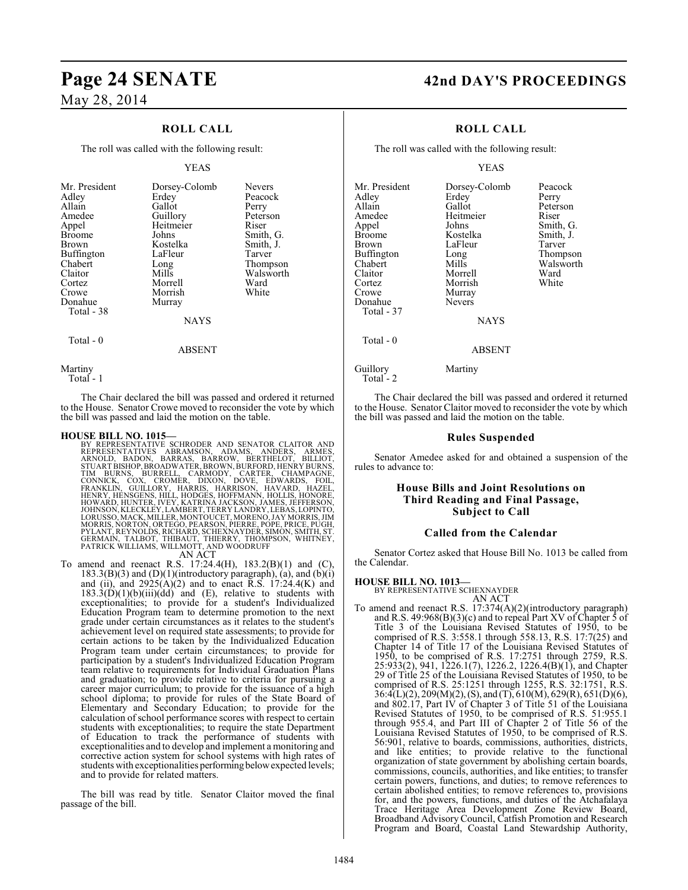## ROLL CALL

The roll was called with the following result:

YEAS

| | | |
|---|---|---|
| Mr. President | Dorsey-Colomb | Nevers |
| Adley | Erdey | Peacock |
| Allain | Gallot | Perry |
| Amedee | Guillory | Peterson |
| Appel | Heitmeier | Riser |
| Broome | Johns | Smith, G. |
| Brown | Kostelka | Smith, J. |
| Buffington | LaFleur | Tarver |
| Chabert | Long | Thompson |
| Claitor | Mills | Walsworth |
| Cortez | Morrell | Ward |
| Crowe | Morrish | White |
| Donahue | Murray | |

Total - 38

NAYS

Total - 0

ABSENT

Martiny

Total - 1

The Chair declared the bill was passed and ordered it returned to the House. Senator Crowe moved to reconsider the vote by which the bill was passed and laid the motion on the table.

**HOUSE BILL NO. 1015—**

BY REPRESENTATIVE SCHRODER AND SENATOR CLAITOR AND REPRESENTATIVES ABRAMSON, ADAMS, ANDERS, ARMES, ARNOLD, BADON, BARRAS, BARROW, BERTHELOT, BILLIOT, STUART BISHOP, BROADWATER, BROWN, BURFORD, HENRY BURNS, TIM BURNS, BURRELL, CARMODY, CARTER, CHAMPAGNE, CONNICK, COX, CROMER, DIXON, DOVE, EDWARDS, FOIL, FRANKLIN, GUILLORY, HARRIS, HARRISON, HAVARD, HAZEL, HENRY, HENSGENS, HILL, HODGES, HOFFMANN, HOLLIS, HONORE, HOWARD, HUNTER, IVEY, KATRINA JACKSON, JAMES, JEFFERSON, JOHNSON, KLECKLEY, LAMBERT, TERRY LANDRY, LEBAS, LOPINTO, LORUSSO, MACK, MILLER, MONTOUCET, MORENO, JAY MORRIS, JIM MORRIS, NORTON, ORTEGO, PEARSON, PIERRE, POPE, PRICE, PUGH, PYLANT, REYNOLDS, RICHARD, SCHEXNAYDER, SIMON, SMITH, ST. GERMAIN, TALBOT, THIBAUT, THIERRY, THOMPSON, WHITNEY, PATRICK WILLIAMS, WILLMOTT, AND WOODRUFF

AN ACT

To amend and reenact R.S. 17:24.4(H), 183.2(B)(1) and (C), 183.3(B)(3) and (D)(1)(introductory paragraph), (a), and (b)(i) and (ii), and 2925(A)(2) and to enact R.S. 17:24.4(K) and 183.3(D)(1)(b)(iii)(dd) and (E), relative to students with exceptionalities; to provide for a student's Individualized Education Program team to determine promotion to the next grade under certain circumstances as it relates to the student's achievement level on required state assessments; to provide for certain actions to be taken by the Individualized Education Program team under certain circumstances; to provide for participation by a student's Individualized Education Program team relative to requirements for Individual Graduation Plans and graduation; to provide relative to criteria for pursuing a career major curriculum; to provide for the issuance of a high school diploma; to provide for rules of the State Board of Elementary and Secondary Education; to provide for the calculation of school performance scores with respect to certain students with exceptionalities; to require the state Department of Education to track the performance of students with exceptionalities and to develop and implement a monitoring and corrective action system for school systems with high rates of students with exceptionalities performing below expected levels; and to provide for related matters.

The bill was read by title. Senator Claitor moved the final passage of the bill.

## ROLL CALL

The roll was called with the following result:

YEAS

| | | |
|---|---|---|
| Mr. President | Dorsey-Colomb | Peacock |
| Adley | Erdey | Perry |
| Allain | Gallot | Peterson |
| Amedee | Heitmeier | Riser |
| Appel | Johns | Smith, G. |
| Broome | Kostelka | Smith, J. |
| Brown | LaFleur | Tarver |
| Buffington | Long | Thompson |
| Chabert | Mills | Walsworth |
| Claitor | Morrell | Ward |
| Cortez | Morrish | White |
| Crowe | Murray | |
| Donahue | Nevers | |

Total - 37

NAYS

Total - 0

ABSENT

Guillory Martiny

Total - 2

The Chair declared the bill was passed and ordered it returned to the House. Senator Claitor moved to reconsider the vote by which the bill was passed and laid the motion on the table.

### Rules Suspended

Senator Amedee asked for and obtained a suspension of the rules to advance to:

### House Bills and Joint Resolutions on Third Reading and Final Passage, Subject to Call

### Called from the Calendar

Senator Cortez asked that House Bill No. 1013 be called from the Calendar.

**HOUSE BILL NO. 1013—**

BY REPRESENTATIVE SCHEXNAYDER

AN ACT

To amend and reenact R.S. 17:374(A)(2)(introductory paragraph) and R.S. 49:968(B)(3)(c) and to repeal Part XV of Chapter 5 of Title 3 of the Louisiana Revised Statutes of 1950, to be comprised of R.S. 3:558.1 through 558.13, R.S. 17:7(25) and Chapter 14 of Title 17 of the Louisiana Revised Statutes of 1950, to be comprised of R.S. 17:2751 through 2759, R.S. 25:933(2), 941, 1226.1(7), 1226.2, 1226.4(B)(1), and Chapter 29 of Title 25 of the Louisiana Revised Statutes of 1950, to be comprised of R.S. 25:1251 through 1255, R.S. 32:1751, R.S. 36:4(L)(2), 209(M)(2), (S), and (T), 610(M), 629(R), 651(D)(6), and 802.17, Part IV of Chapter 3 of Title 51 of the Louisiana Revised Statutes of 1950, to be comprised of R.S. 51:955.1 through 955.4, and Part III of Chapter 2 of Title 56 of the Louisiana Revised Statutes of 1950, to be comprised of R.S. 56:901, relative to boards, commissions, authorities, districts, and like entities; to provide relative to the functional organization of state government by abolishing certain boards, commissions, councils, authorities, and like entities; to transfer certain powers, functions, and duties; to remove references to certain abolished entities; to remove references to, provisions for, and the powers, functions, and duties of the Atchafalaya Trace Heritage Area Development Zone Review Board, Broadband Advisory Council, Catfish Promotion and Research Program and Board, Coastal Land Stewardship Authority,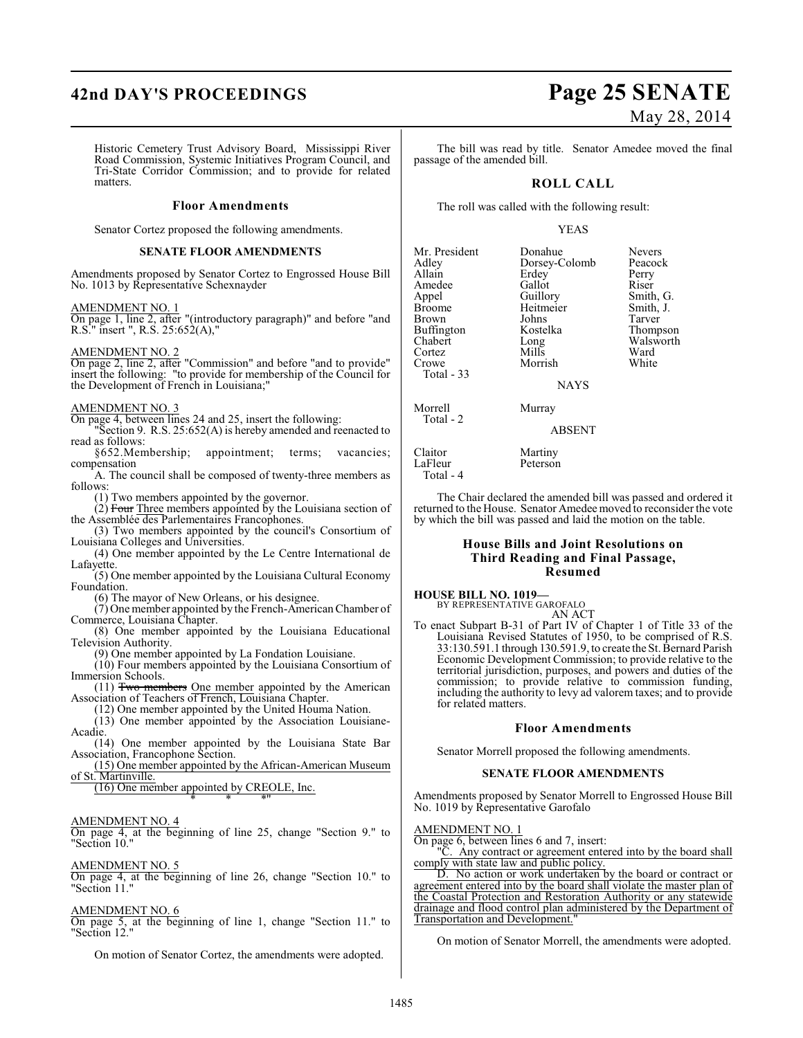Historic Cemetery Trust Advisory Board, Mississippi River Road Commission, Systemic Initiatives Program Council, and Tri-State Corridor Commission; and to provide for related matters.

### Floor Amendments

Senator Cortez proposed the following amendments.

#### SENATE FLOOR AMENDMENTS

Amendments proposed by Senator Cortez to Engrossed House Bill No. 1013 by Representative Schexnayder

AMENDMENT NO. 1

On page 1, line 2, after "(introductory paragraph)" and before "and R.S." insert ", R.S. 25:652(A),"

AMENDMENT NO. 2

On page 2, line 2, after "Commission" and before "and to provide" insert the following: "to provide for membership of the Council for the Development of French in Louisiana;"

AMENDMENT NO. 3

On page 4, between lines 24 and 25, insert the following:

"Section 9. R.S. 25:652(A) is hereby amended and reenacted to read as follows:

§652.Membership; appointment; terms; vacancies; compensation

A. The council shall be composed of twenty-three members as follows:

(1) Two members appointed by the governor.

(2) ~~Four~~ Three members appointed by the Louisiana section of the Assemblée des Parlementaires Francophones.

(3) Two members appointed by the council's Consortium of Louisiana Colleges and Universities.

(4) One member appointed by the Le Centre International de Lafayette.

(5) One member appointed by the Louisiana Cultural Economy Foundation.

(6) The mayor of New Orleans, or his designee.

(7) One member appointed by the French-American Chamber of Commerce, Louisiana Chapter.

(8) One member appointed by the Louisiana Educational Television Authority.

(9) One member appointed by La Fondation Louisiane.

(10) Four members appointed by the Louisiana Consortium of Immersion Schools.

(11) ~~Two members~~ One member appointed by the American Association of Teachers of French, Louisiana Chapter.

(12) One member appointed by the United Houma Nation.

(13) One member appointed by the Association Louisiane-Acadie.

(14) One member appointed by the Louisiana State Bar Association, Francophone Section.

(15) One member appointed by the African-American Museum of St. Martinville.

(16) One member appointed by CREOLE, Inc.

\* \* \*"

AMENDMENT NO. 4

On page 4, at the beginning of line 25, change "Section 9." to "Section 10."

AMENDMENT NO. 5

On page 4, at the beginning of line 26, change "Section 10." to "Section 11."

AMENDMENT NO. 6

On page 5, at the beginning of line 1, change "Section 11." to "Section 12."

On motion of Senator Cortez, the amendments were adopted.

The bill was read by title. Senator Amedee moved the final passage of the amended bill.

### ROLL CALL

The roll was called with the following result:

YEAS

| | | |
|---|---|---|
| Mr. President | Donahue | Nevers |
| Adley | Dorsey-Colomb | Peacock |
| Allain | Erdey | Perry |
| Amedee | Gallot | Riser |
| Appel | Guillory | Smith, G. |
| Broome | Heitmeier | Smith, J. |
| Brown | Johns | Tarver |
| Buffington | Kostelka | Thompson |
| Chabert | Long | Walsworth |
| Cortez | Mills | Ward |
| Crowe | Morrish | White |
| Total - 33 | | |

NAYS

| | |
|---|---|
| Morrell | Murray |
| Total - 2 | |

ABSENT

| | |
|---|---|
| Claitor | Martiny |
| LaFleur | Peterson |
| Total - 4 | |

The Chair declared the amended bill was passed and ordered it returned to the House. Senator Amedee moved to reconsider the vote by which the bill was passed and laid the motion on the table.

### House Bills and Joint Resolutions on Third Reading and Final Passage, Resumed

**HOUSE BILL NO. 1019—**
BY REPRESENTATIVE GAROFALO

AN ACT

To enact Subpart B-31 of Part IV of Chapter 1 of Title 33 of the Louisiana Revised Statutes of 1950, to be comprised of R.S. 33:130.591.1 through 130.591.9, to create the St. Bernard Parish Economic Development Commission; to provide relative to the territorial jurisdiction, purposes, and powers and duties of the commission; to provide relative to commission funding, including the authority to levy ad valorem taxes; and to provide for related matters.

### Floor Amendments

Senator Morrell proposed the following amendments.

#### SENATE FLOOR AMENDMENTS

Amendments proposed by Senator Morrell to Engrossed House Bill No. 1019 by Representative Garofalo

AMENDMENT NO. 1

On page 6, between lines 6 and 7, insert:

"C. Any contract or agreement entered into by the board shall comply with state law and public policy.

D. No action or work undertaken by the board or contract or agreement entered into by the board shall violate the master plan of the Coastal Protection and Restoration Authority or any statewide drainage and flood control plan administered by the Department of Transportation and Development."

On motion of Senator Morrell, the amendments were adopted.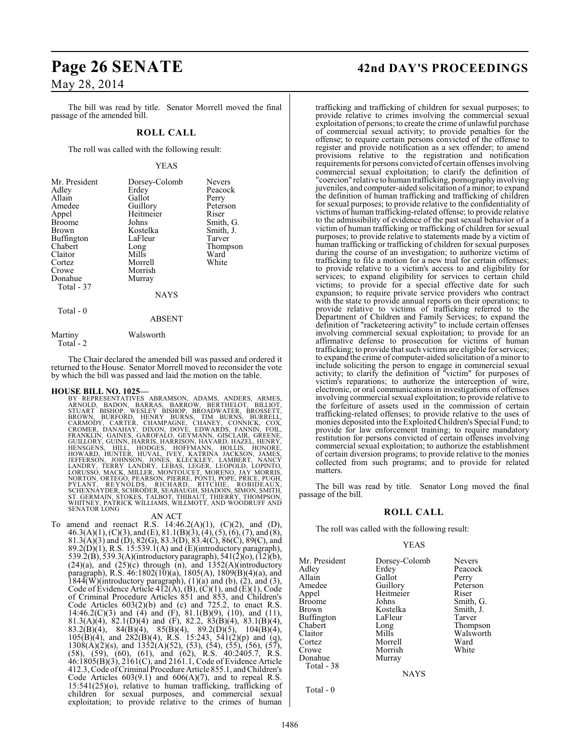The bill was read by title. Senator Morrell moved the final passage of the amended bill.

## ROLL CALL

The roll was called with the following result:

YEAS

| | | |
|---|---|---|
| Mr. President | Dorsey-Colomb | Nevers |
| Adley | Erdey | Peacock |
| Allain | Gallot | Perry |
| Amedee | Guillory | Peterson |
| Appel | Heitmeier | Riser |
| Broome | Johns | Smith, G. |
| Brown | Kostelka | Smith, J. |
| Buffington | LaFleur | Tarver |
| Chabert | Long | Thompson |
| Claitor | Mills | Ward |
| Cortez | Morrell | White |
| Crowe | Morrish | |
| Donahue | Murray | |

Total - 37

NAYS

Total - 0

ABSENT

| | |
|---|---|
| Martiny | Walsworth |

Total - 2

The Chair declared the amended bill was passed and ordered it returned to the House. Senator Morrell moved to reconsider the vote by which the bill was passed and laid the motion on the table.

**HOUSE BILL NO. 1025—**

BY REPRESENTATIVES ABRAMSON, ADAMS, ANDERS, ARMES, ARNOLD, BADON, BARRAS, BARROW, BERTHELOT, BILLIOT, STUART BISHOP, WESLEY BISHOP, BROADWATER, BROSSETT, BROWN, BURFORD, HENRY BURNS, TIM BURNS, BURRELL, CARMODY, CARTER, CHAMPAGNE, CHANEY, CONNICK, COX, CROMER, DANAHAY, DIXON, DOVE, EDWARDS, FANNIN, FOIL, FRANKLIN, GAINES, GAROFALO, GEYMANN, GISCLAIR, GREENE, GUILLORY, GUINN, HARRIS, HARRISON, HAVARD, HAZEL, HENRY, HENSGENS, HILL, HODGES, HOFFMANN, HOLLIS, HONORE, HOWARD, HUNTER, HUVAL, IVEY, KATRINA JACKSON, JAMES, JEFFERSON, JOHNSON, JONES, KLECKLEY, LAMBERT, NANCY LANDRY, TERRY LANDRY, LEBAS, LEGER, LEOPOLD, LOPINTO, LORUSSO, MACK, MILLER, MONTOUCET, MORENO, JAY MORRIS, NORTON, ORTEGO, PEARSON, PIERRE, PONTI, POPE, PRICE, PUGH, PYLANT, REYNOLDS, RICHARD, RITCHIE, ROBIDEAUX, SCHEXNAYDER, SCHRODER, SEABAUGH, SHADOIN, SIMON, SMITH, ST. GERMAIN, STOKES, TALBOT, THIBAUT, THIERRY, THOMPSON, WHITNEY, PATRICK WILLIAMS, WILLMOTT, AND WOODRUFF AND SENATOR LONG

AN ACT

To amend and reenact R.S. 14:46.2(A)(1), (C)(2), and (D), 46.3(A)(1), (C)(3), and (E), 81.1(B)(3), (4), (5), (6), (7), and (8), 81.3(A)(3) and (D), 82(G), 83.3(D), 83.4(C), 86(C), 89(C), and 89.2(D)(1), R.S. 15:539.1(A) and (E)(introductory paragraph), 539.2(B), 539.3(A)(introductory paragraph), 541(2)(o), (12)(b), (24)(a), and (25)(c) through (n), and 1352(A)(introductory paragraph), R.S. 46:1802(10)(a), 1805(A), 1809(B)(4)(a), and 1844(W)(introductory paragraph), (1)(a) and (b), (2), and (3), Code of Evidence Article 412(A), (B), (C)(1), and (E)(1), Code of Criminal Procedure Articles 851 and 853, and Children's Code Articles 603(2)(b) and (c) and 725.2, to enact R.S. 14:46.2(C)(3) and (4) and (F), 81.1(B)(9), (10), and (11), 81.3(A)(4), 82.1(D)(4) and (F), 82.2, 83(B)(4), 83.1(B)(4), 83.2(B)(4), 84(B)(4), 85(B)(4), 89.2(D)(5), 104(B)(4), 105(B)(4), and 282(B)(4), R.S. 15:243, 541(2)(p) and (q), 1308(A)(2)(s), and 1352(A)(52), (53), (54), (55), (56), (57), (58), (59), (60), (61), and (62), R.S. 40:2405.7, R.S. 46:1805(B)(3), 2161(C), and 2161.1, Code of Evidence Article 412.3, Code of Criminal Procedure Article 855.1, and Children's Code Articles 603(9.1) and 606(A)(7), and to repeal R.S. 15:541(25)(o), relative to human trafficking, trafficking of children for sexual purposes, and commercial sexual exploitation; to provide relative to the crimes of human trafficking and trafficking of children for sexual purposes; to provide relative to crimes involving the commercial sexual exploitation of persons; to create the crime of unlawful purchase of commercial sexual activity; to provide penalties for the offense; to require certain persons convicted of the offense to register and provide notification as a sex offender; to amend provisions relative to the registration and notification requirements for persons convicted of certain offenses involving commercial sexual exploitation; to clarify the definition of "coercion" relative to human trafficking, pornography involving juveniles, and computer-aided solicitation of a minor; to expand the definition of human trafficking and trafficking of children for sexual purposes; to provide relative to the confidentiality of victims of human trafficking-related offense; to provide relative to the admissibility of evidence of the past sexual behavior of a victim of human trafficking or trafficking of children for sexual purposes; to provide relative to statements made by a victim of human trafficking or trafficking of children for sexual purposes during the course of an investigation; to authorize victims of trafficking to file a motion for a new trial for certain offenses; to provide relative to a victim's access to and eligibility for services; to expand eligibility for services to certain child victims; to provide for a special effective date for such expansion; to require private service providers who contract with the state to provide annual reports on their operations; to provide relative to victims of trafficking referred to the Department of Children and Family Services; to expand the definition of "racketeering activity" to include certain offenses involving commercial sexual exploitation; to provide for an affirmative defense to prosecution for victims of human trafficking; to provide that such victims are eligible for services; to expand the crime of computer-aided solicitation of a minor to include soliciting the person to engage in commercial sexual activity; to clarify the definition of "victim" for purposes of victim's reparations; to authorize the interception of wire, electronic, or oral communications in investigations of offenses involving commercial sexual exploitation; to provide relative to the forfeiture of assets used in the commission of certain trafficking-related offenses; to provide relative to the uses of monies deposited into the Exploited Children's Special Fund; to provide for law enforcement training; to require mandatory restitution for persons convicted of certain offenses involving commercial sexual exploitation; to authorize the establishment of certain diversion programs; to provide relative to the monies collected from such programs; and to provide for related matters.

The bill was read by title. Senator Long moved the final passage of the bill.

## ROLL CALL

The roll was called with the following result:

YEAS

| | | |
|---|---|---|
| Mr. President | Dorsey-Colomb | Nevers |
| Adley | Erdey | Peacock |
| Allain | Gallot | Perry |
| Amedee | Guillory | Peterson |
| Appel | Heitmeier | Riser |
| Broome | Johns | Smith, G. |
| Brown | Kostelka | Smith, J. |
| Buffington | LaFleur | Tarver |
| Chabert | Long | Thompson |
| Claitor | Mills | Walsworth |
| Cortez | Morrell | Ward |
| Crowe | Morrish | White |
| Donahue | Murray | |

Total - 38

NAYS

Total - 0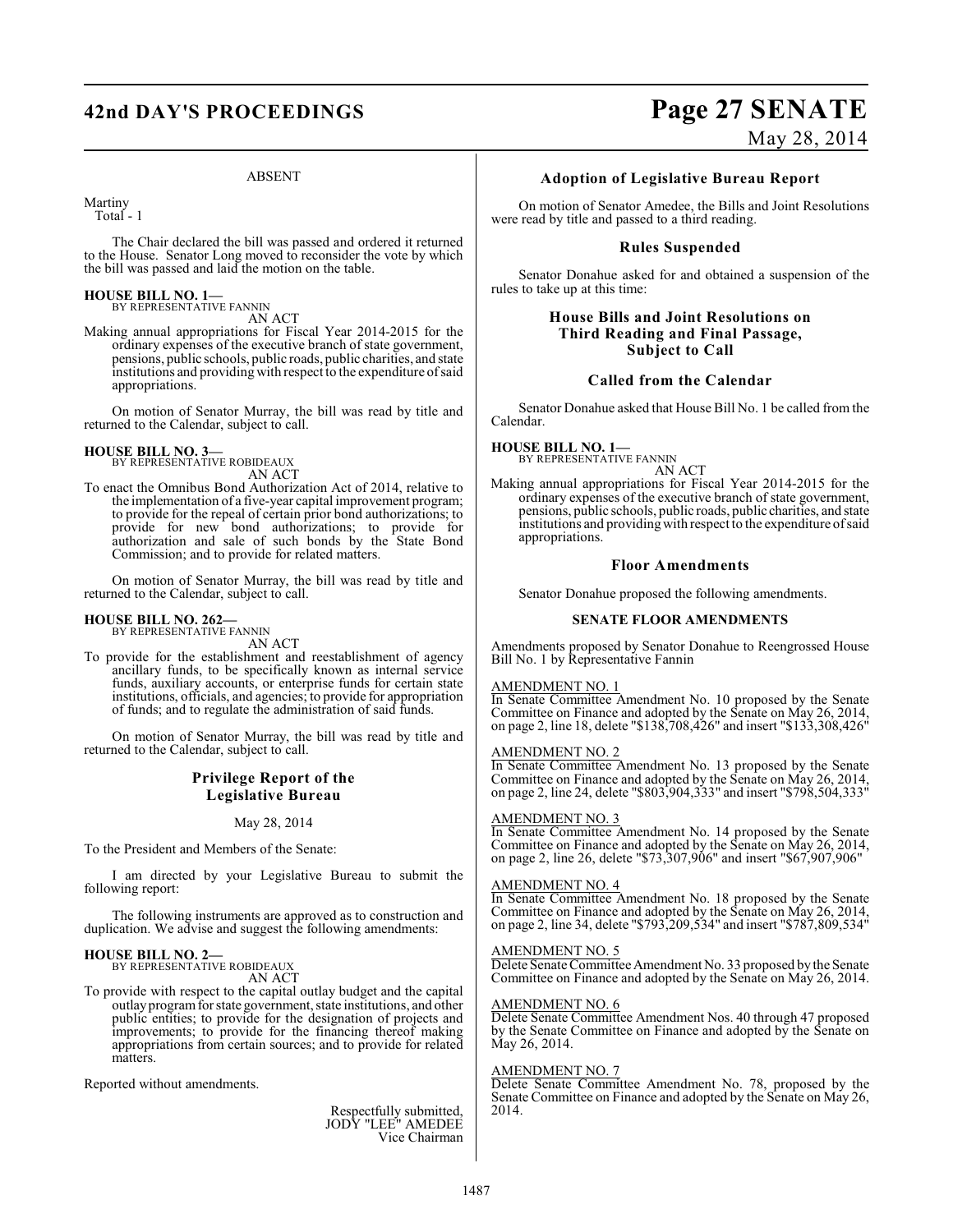ABSENT

Martiny
Total - 1

The Chair declared the bill was passed and ordered it returned to the House. Senator Long moved to reconsider the vote by which the bill was passed and laid the motion on the table.

**HOUSE BILL NO. 1—**
BY REPRESENTATIVE FANNIN
AN ACT

Making annual appropriations for Fiscal Year 2014-2015 for the ordinary expenses of the executive branch of state government, pensions, public schools, public roads, public charities, and state institutions and providing with respect to the expenditure of said appropriations.

On motion of Senator Murray, the bill was read by title and returned to the Calendar, subject to call.

**HOUSE BILL NO. 3—**
BY REPRESENTATIVE ROBIDEAUX
AN ACT

To enact the Omnibus Bond Authorization Act of 2014, relative to the implementation of a five-year capital improvement program; to provide for the repeal of certain prior bond authorizations; to provide for new bond authorizations; to provide for authorization and sale of such bonds by the State Bond Commission; and to provide for related matters.

On motion of Senator Murray, the bill was read by title and returned to the Calendar, subject to call.

**HOUSE BILL NO. 262—**
BY REPRESENTATIVE FANNIN
AN ACT

To provide for the establishment and reestablishment of agency ancillary funds, to be specifically known as internal service funds, auxiliary accounts, or enterprise funds for certain state institutions, officials, and agencies; to provide for appropriation of funds; and to regulate the administration of said funds.

On motion of Senator Murray, the bill was read by title and returned to the Calendar, subject to call.

## Privilege Report of the Legislative Bureau

May 28, 2014

To the President and Members of the Senate:

I am directed by your Legislative Bureau to submit the following report:

The following instruments are approved as to construction and duplication. We advise and suggest the following amendments:

**HOUSE BILL NO. 2—**
BY REPRESENTATIVE ROBIDEAUX
AN ACT

To provide with respect to the capital outlay budget and the capital outlay program for state government, state institutions, and other public entities; to provide for the designation of projects and improvements; to provide for the financing thereof making appropriations from certain sources; and to provide for related matters.

Reported without amendments.

Respectfully submitted,
JODY "LEE" AMEDEE
Vice Chairman

## Adoption of Legislative Bureau Report

On motion of Senator Amedee, the Bills and Joint Resolutions were read by title and passed to a third reading.

## Rules Suspended

Senator Donahue asked for and obtained a suspension of the rules to take up at this time:

## House Bills and Joint Resolutions on Third Reading and Final Passage, Subject to Call

## Called from the Calendar

Senator Donahue asked that House Bill No. 1 be called from the Calendar.

**HOUSE BILL NO. 1—**
BY REPRESENTATIVE FANNIN
AN ACT

Making annual appropriations for Fiscal Year 2014-2015 for the ordinary expenses of the executive branch of state government, pensions, public schools, public roads, public charities, and state institutions and providing with respect to the expenditure of said appropriations.

## Floor Amendments

Senator Donahue proposed the following amendments.

### SENATE FLOOR AMENDMENTS

Amendments proposed by Senator Donahue to Reengrossed House Bill No. 1 by Representative Fannin

AMENDMENT NO. 1
In Senate Committee Amendment No. 10 proposed by the Senate Committee on Finance and adopted by the Senate on May 26, 2014, on page 2, line 18, delete "$138,708,426" and insert "$133,308,426"

AMENDMENT NO. 2
In Senate Committee Amendment No. 13 proposed by the Senate Committee on Finance and adopted by the Senate on May 26, 2014, on page 2, line 24, delete "$803,904,333" and insert "$798,504,333"

AMENDMENT NO. 3
In Senate Committee Amendment No. 14 proposed by the Senate Committee on Finance and adopted by the Senate on May 26, 2014, on page 2, line 26, delete "$73,307,906" and insert "$67,907,906"

AMENDMENT NO. 4
In Senate Committee Amendment No. 18 proposed by the Senate Committee on Finance and adopted by the Senate on May 26, 2014, on page 2, line 34, delete "$793,209,534" and insert "$787,809,534"

AMENDMENT NO. 5
Delete Senate Committee Amendment No. 33 proposed by the Senate Committee on Finance and adopted by the Senate on May 26, 2014.

AMENDMENT NO. 6
Delete Senate Committee Amendment Nos. 40 through 47 proposed by the Senate Committee on Finance and adopted by the Senate on May 26, 2014.

AMENDMENT NO. 7
Delete Senate Committee Amendment No. 78, proposed by the Senate Committee on Finance and adopted by the Senate on May 26, 2014.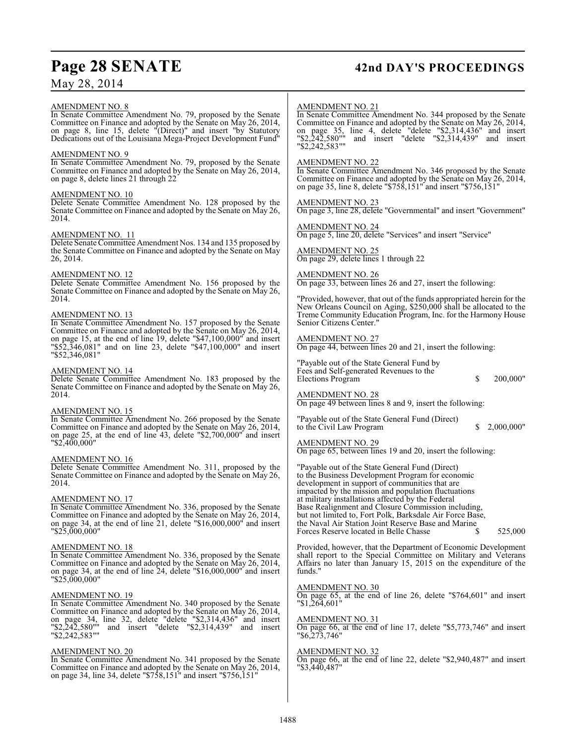AMENDMENT NO. 8

In Senate Committee Amendment No. 79, proposed by the Senate Committee on Finance and adopted by the Senate on May 26, 2014, on page 8, line 15, delete "(Direct)" and insert "by Statutory Dedications out of the Louisiana Mega-Project Development Fund"

AMENDMENT NO. 9

In Senate Committee Amendment No. 79, proposed by the Senate Committee on Finance and adopted by the Senate on May 26, 2014, on page 8, delete lines 21 through 22

AMENDMENT NO. 10

Delete Senate Committee Amendment No. 128 proposed by the Senate Committee on Finance and adopted by the Senate on May 26, 2014.

AMENDMENT NO. 11

Delete Senate Committee Amendment Nos. 134 and 135 proposed by the Senate Committee on Finance and adopted by the Senate on May 26, 2014.

AMENDMENT NO. 12

Delete Senate Committee Amendment No. 156 proposed by the Senate Committee on Finance and adopted by the Senate on May 26, 2014.

AMENDMENT NO. 13

In Senate Committee Amendment No. 157 proposed by the Senate Committee on Finance and adopted by the Senate on May 26, 2014, on page 15, at the end of line 19, delete "$47,100,000" and insert "$52,346,081" and on line 23, delete "$47,100,000" and insert "$52,346,081"

AMENDMENT NO. 14

Delete Senate Committee Amendment No. 183 proposed by the Senate Committee on Finance and adopted by the Senate on May 26, 2014.

AMENDMENT NO. 15

In Senate Committee Amendment No. 266 proposed by the Senate Committee on Finance and adopted by the Senate on May 26, 2014, on page 25, at the end of line 43, delete "$2,700,000" and insert "$2,400,000"

AMENDMENT NO. 16

Delete Senate Committee Amendment No. 311, proposed by the Senate Committee on Finance and adopted by the Senate on May 26, 2014.

AMENDMENT NO. 17

In Senate Committee Amendment No. 336, proposed by the Senate Committee on Finance and adopted by the Senate on May 26, 2014, on page 34, at the end of line 21, delete "$16,000,000" and insert "$25,000,000"

AMENDMENT NO. 18

In Senate Committee Amendment No. 336, proposed by the Senate Committee on Finance and adopted by the Senate on May 26, 2014, on page 34, at the end of line 24, delete "$16,000,000" and insert "$25,000,000"

AMENDMENT NO. 19

In Senate Committee Amendment No. 340 proposed by the Senate Committee on Finance and adopted by the Senate on May 26, 2014, on page 34, line 32, delete "delete "$2,314,436" and insert "$2,242,580"" and insert "delete "$2,314,439" and insert "$2,242,583""

AMENDMENT NO. 20

In Senate Committee Amendment No. 341 proposed by the Senate Committee on Finance and adopted by the Senate on May 26, 2014, on page 34, line 34, delete "$758,151" and insert "$756,151"

AMENDMENT NO. 21

In Senate Committee Amendment No. 344 proposed by the Senate Committee on Finance and adopted by the Senate on May 26, 2014, on page 35, line 4, delete "delete "$2,314,436" and insert "$2,242,580"" and insert "delete "$2,314,439" and insert "$2,242,583""

AMENDMENT NO. 22

In Senate Committee Amendment No. 346 proposed by the Senate Committee on Finance and adopted by the Senate on May 26, 2014, on page 35, line 8, delete "$758,151" and insert "$756,151"

AMENDMENT NO. 23

On page 3, line 28, delete "Governmental" and insert "Government"

AMENDMENT NO. 24

On page 5, line 20, delete "Services" and insert "Service"

AMENDMENT NO. 25

On page 29, delete lines 1 through 22

AMENDMENT NO. 26

On page 33, between lines 26 and 27, insert the following:

"Provided, however, that out of the funds appropriated herein for the New Orleans Council on Aging, $250,000 shall be allocated to the Treme Community Education Program, Inc. for the Harmony House Senior Citizens Center."

AMENDMENT NO. 27

On page 44, between lines 20 and 21, insert the following:

"Payable out of the State General Fund by Fees and Self-generated Revenues to the Elections Program $ 200,000"

AMENDMENT NO. 28

On page 49 between lines 8 and 9, insert the following:

"Payable out of the State General Fund (Direct) to the Civil Law Program $ 2,000,000"

AMENDMENT NO. 29

On page 65, between lines 19 and 20, insert the following:

"Payable out of the State General Fund (Direct) to the Business Development Program for economic development in support of communities that are impacted by the mission and population fluctuations at military installations affected by the Federal Base Realignment and Closure Commission including, but not limited to, Fort Polk, Barksdale Air Force Base, the Naval Air Station Joint Reserve Base and Marine Forces Reserve located in Belle Chasse $ 525,000

Provided, however, that the Department of Economic Development shall report to the Special Committee on Military and Veterans Affairs no later than January 15, 2015 on the expenditure of the funds."

AMENDMENT NO. 30

On page 65, at the end of line 26, delete "$764,601" and insert "$1,264,601"

AMENDMENT NO. 31

On page 66, at the end of line 17, delete "$5,773,746" and insert "$6,273,746"

AMENDMENT NO. 32

On page 66, at the end of line 22, delete "$2,940,487" and insert "$3,440,487"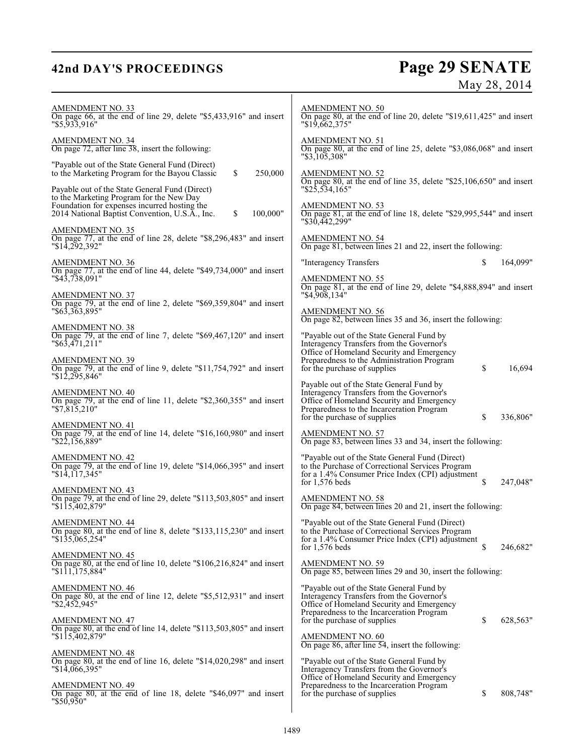AMENDMENT NO. 33
On page 66, at the end of line 29, delete "$5,433,916" and insert "$5,933,916"

AMENDMENT NO. 34
On page 72, after line 38, insert the following:

"Payable out of the State General Fund (Direct) to the Marketing Program for the Bayou Classic $ 250,000

Payable out of the State General Fund (Direct) to the Marketing Program for the New Day Foundation for expenses incurred hosting the 2014 National Baptist Convention, U.S.A., Inc. $ 100,000"

AMENDMENT NO. 35
On page 77, at the end of line 28, delete "$8,296,483" and insert "$14,292,392"

AMENDMENT NO. 36
On page 77, at the end of line 44, delete "$49,734,000" and insert "$43,738,091"

AMENDMENT NO. 37
On page 79, at the end of line 2, delete "$69,359,804" and insert "$63,363,895"

AMENDMENT NO. 38
On page 79, at the end of line 7, delete "$69,467,120" and insert "$63,471,211"

AMENDMENT NO. 39
On page 79, at the end of line 9, delete "$11,754,792" and insert "$12,295,846"

AMENDMENT NO. 40
On page 79, at the end of line 11, delete "$2,360,355" and insert "$7,815,210"

AMENDMENT NO. 41
On page 79, at the end of line 14, delete "$16,160,980" and insert "$22,156,889"

AMENDMENT NO. 42
On page 79, at the end of line 19, delete "$14,066,395" and insert "$14,117,345"

AMENDMENT NO. 43
On page 79, at the end of line 29, delete "$113,503,805" and insert "$115,402,879"

AMENDMENT NO. 44
On page 80, at the end of line 8, delete "$133,115,230" and insert "$135,065,254"

AMENDMENT NO. 45
On page 80, at the end of line 10, delete "$106,216,824" and insert "$111,175,884"

AMENDMENT NO. 46
On page 80, at the end of line 12, delete "$5,512,931" and insert "$2,452,945"

AMENDMENT NO. 47
On page 80, at the end of line 14, delete "$113,503,805" and insert "$115,402,879"

AMENDMENT NO. 48
On page 80, at the end of line 16, delete "$14,020,298" and insert "$14,066,395"

AMENDMENT NO. 49
On page 80, at the end of line 18, delete "$46,097" and insert "$50,950"

AMENDMENT NO. 50
On page 80, at the end of line 20, delete "$19,611,425" and insert "$19,662,375"

AMENDMENT NO. 51
On page 80, at the end of line 25, delete "$3,086,068" and insert "$3,105,308"

AMENDMENT NO. 52
On page 80, at the end of line 35, delete "$25,106,650" and insert "$25,534,165"

AMENDMENT NO. 53
On page 81, at the end of line 18, delete "$29,995,544" and insert "$30,442,299"

AMENDMENT NO. 54
On page 81, between lines 21 and 22, insert the following:

"Interagency Transfers $ 164,099"

AMENDMENT NO. 55
On page 81, at the end of line 29, delete "$4,888,894" and insert "$4,908,134"

AMENDMENT NO. 56
On page 82, between lines 35 and 36, insert the following:

"Payable out of the State General Fund by Interagency Transfers from the Governor's Office of Homeland Security and Emergency Preparedness to the Administration Program for the purchase of supplies $ 16,694

Payable out of the State General Fund by Interagency Transfers from the Governor's Office of Homeland Security and Emergency Preparedness to the Incarceration Program for the purchase of supplies $ 336,806"

AMENDMENT NO. 57
On page 83, between lines 33 and 34, insert the following:

"Payable out of the State General Fund (Direct) to the Purchase of Correctional Services Program for a 1.4% Consumer Price Index (CPI) adjustment for 1,576 beds $ 247,048"

AMENDMENT NO. 58
On page 84, between lines 20 and 21, insert the following:

"Payable out of the State General Fund (Direct) to the Purchase of Correctional Services Program for a 1.4% Consumer Price Index (CPI) adjustment for 1,576 beds $ 246,682"

AMENDMENT NO. 59
On page 85, between lines 29 and 30, insert the following:

"Payable out of the State General Fund by Interagency Transfers from the Governor's Office of Homeland Security and Emergency Preparedness to the Incarceration Program for the purchase of supplies $ 628,563"

AMENDMENT NO. 60
On page 86, after line 54, insert the following:

"Payable out of the State General Fund by Interagency Transfers from the Governor's Office of Homeland Security and Emergency Preparedness to the Incarceration Program for the purchase of supplies $ 808,748"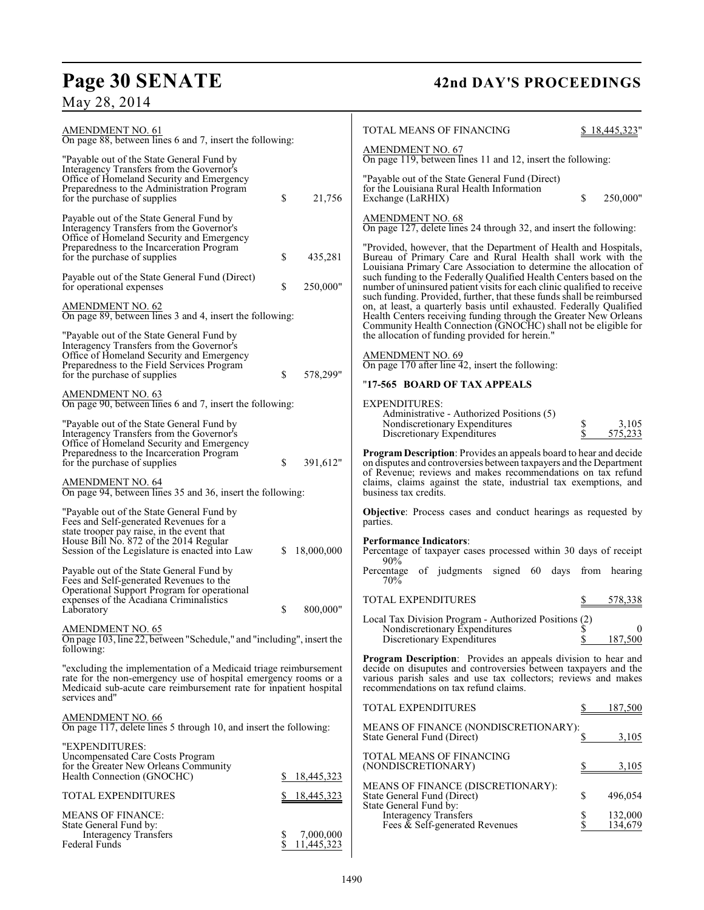AMENDMENT NO. 61
On page 88, between lines 6 and 7, insert the following:

"Payable out of the State General Fund by Interagency Transfers from the Governor's Office of Homeland Security and Emergency Preparedness to the Administration Program for the purchase of supplies $ 21,756

Payable out of the State General Fund by Interagency Transfers from the Governor's Office of Homeland Security and Emergency Preparedness to the Incarceration Program for the purchase of supplies $ 435,281

Payable out of the State General Fund (Direct) for operational expenses $ 250,000"

AMENDMENT NO. 62
On page 89, between lines 3 and 4, insert the following:

"Payable out of the State General Fund by Interagency Transfers from the Governor's Office of Homeland Security and Emergency Preparedness to the Field Services Program for the purchase of supplies $ 578,299"

AMENDMENT NO. 63
On page 90, between lines 6 and 7, insert the following:

"Payable out of the State General Fund by Interagency Transfers from the Governor's Office of Homeland Security and Emergency Preparedness to the Incarceration Program for the purchase of supplies $ 391,612"

AMENDMENT NO. 64
On page 94, between lines 35 and 36, insert the following:

"Payable out of the State General Fund by Fees and Self-generated Revenues for a state trooper pay raise, in the event that House Bill No. 872 of the 2014 Regular Session of the Legislature is enacted into Law $ 18,000,000

Payable out of the State General Fund by Fees and Self-generated Revenues to the Operational Support Program for operational expenses of the Acadiana Criminalistics Laboratory $ 800,000"

AMENDMENT NO. 65
On page 103, line 22, between "Schedule," and "including", insert the following:

"excluding the implementation of a Medicaid triage reimbursement rate for the non-emergency use of hospital emergency rooms or a Medicaid sub-acute care reimbursement rate for inpatient hospital services and"

AMENDMENT NO. 66
On page 117, delete lines 5 through 10, and insert the following:

"EXPENDITURES:
Uncompensated Care Costs Program for the Greater New Orleans Community Health Connection (GNOCHC) $ 18,445,323

TOTAL EXPENDITURES $ 18,445,323

MEANS OF FINANCE:
State General Fund by:
Interagency Transfers $ 7,000,000
Federal Funds $ 11,445,323

TOTAL MEANS OF FINANCING $ 18,445,323"

AMENDMENT NO. 67
On page 119, between lines 11 and 12, insert the following:

"Payable out of the State General Fund (Direct) for the Louisiana Rural Health Information Exchange (LaRHIX) $ 250,000"

AMENDMENT NO. 68
On page 127, delete lines 24 through 32, and insert the following:

"Provided, however, that the Department of Health and Hospitals, Bureau of Primary Care and Rural Health shall work with the Louisiana Primary Care Association to determine the allocation of such funding to the Federally Qualified Health Centers based on the number of uninsured patient visits for each clinic qualified to receive such funding. Provided, further, that these funds shall be reimbursed on, at least, a quarterly basis until exhausted. Federally Qualified Health Centers receiving funding through the Greater New Orleans Community Health Connection (GNOCHC) shall not be eligible for the allocation of funding provided for herein."

AMENDMENT NO. 69
On page 170 after line 42, insert the following:

"**17-565 BOARD OF TAX APPEALS**

EXPENDITURES:
Administrative - Authorized Positions (5)
Nondiscretionary Expenditures $ 3,105
Discretionary Expenditures $ 575,233

**Program Description**: Provides an appeals board to hear and decide on disputes and controversies between taxpayers and the Department of Revenue; reviews and makes recommendations on tax refund claims, claims against the state, industrial tax exemptions, and business tax credits.

**Objective**: Process cases and conduct hearings as requested by parties.

**Performance Indicators**:
Percentage of taxpayer cases processed within 30 days of receipt 90%
Percentage of judgments signed 60 days from hearing 70%

TOTAL EXPENDITURES $ 578,338

Local Tax Division Program - Authorized Positions (2)
Nondiscretionary Expenditures $ 0
Discretionary Expenditures $ 187,500

**Program Description**: Provides an appeals division to hear and decide on disputes and controversies between taxpayers and the various parish sales and use tax collectors; reviews and makes recommendations on tax refund claims.

TOTAL EXPENDITURES $ 187,500

MEANS OF FINANCE (NONDISCRETIONARY):
State General Fund (Direct) $ 3,105

TOTAL MEANS OF FINANCING (NONDISCRETIONARY) $ 3,105

MEANS OF FINANCE (DISCRETIONARY):
State General Fund (Direct) $ 496,054
State General Fund by:
Interagency Transfers $ 132,000
Fees & Self-generated Revenues $ 134,679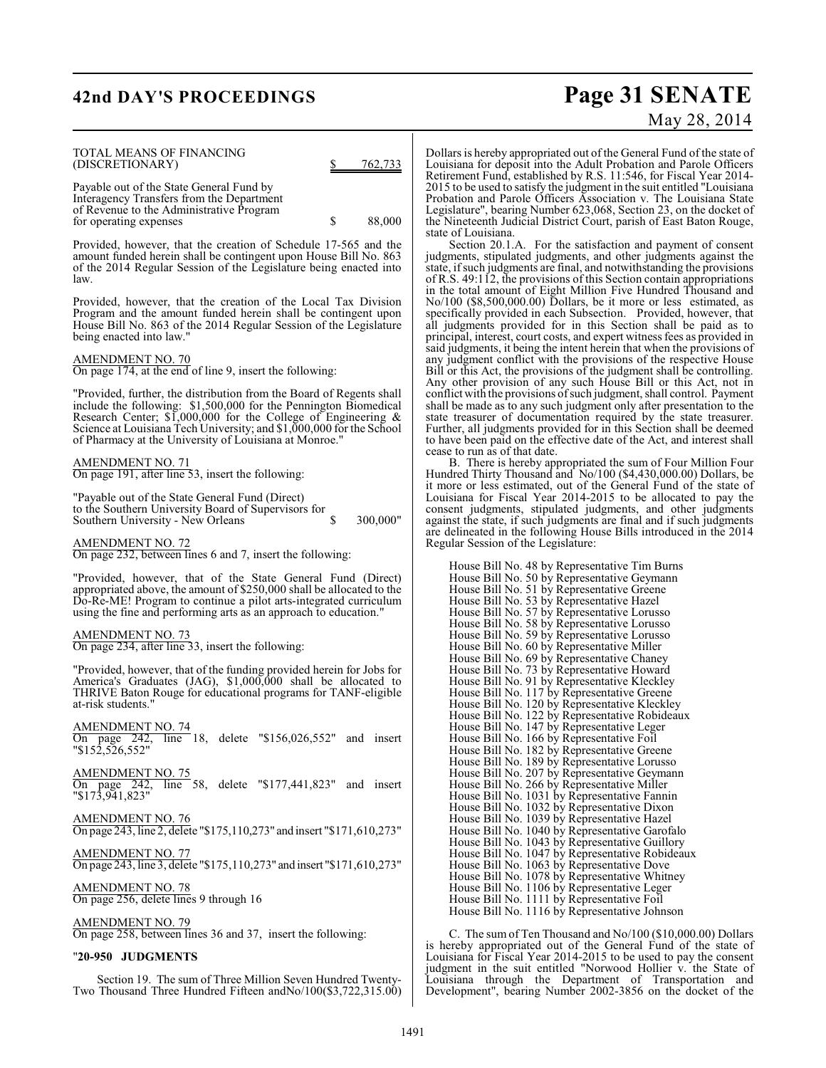TOTAL MEANS OF FINANCING
(DISCRETIONARY) $ 762,733

Payable out of the State General Fund by
Interagency Transfers from the Department
of Revenue to the Administrative Program
for operating expenses $ 88,000

Provided, however, that the creation of Schedule 17-565 and the amount funded herein shall be contingent upon House Bill No. 863 of the 2014 Regular Session of the Legislature being enacted into law.

Provided, however, that the creation of the Local Tax Division Program and the amount funded herein shall be contingent upon House Bill No. 863 of the 2014 Regular Session of the Legislature being enacted into law."

AMENDMENT NO. 70
On page 174, at the end of line 9, insert the following:

"Provided, further, the distribution from the Board of Regents shall include the following: $1,500,000 for the Pennington Biomedical Research Center; $1,000,000 for the College of Engineering & Science at Louisiana Tech University; and $1,000,000 for the School of Pharmacy at the University of Louisiana at Monroe."

AMENDMENT NO. 71
On page 191, after line 53, insert the following:

"Payable out of the State General Fund (Direct)
to the Southern University Board of Supervisors for
Southern University - New Orleans $ 300,000"

AMENDMENT NO. 72
On page 232, between lines 6 and 7, insert the following:

"Provided, however, that of the State General Fund (Direct) appropriated above, the amount of $250,000 shall be allocated to the Do-Re-ME! Program to continue a pilot arts-integrated curriculum using the fine and performing arts as an approach to education."

AMENDMENT NO. 73
On page 234, after line 33, insert the following:

"Provided, however, that of the funding provided herein for Jobs for America's Graduates (JAG), $1,000,000 shall be allocated to THRIVE Baton Rouge for educational programs for TANF-eligible at-risk students."

AMENDMENT NO. 74
On page 242, line 18, delete "$156,026,552" and insert "$152,526,552"

AMENDMENT NO. 75
On page 242, line 58, delete "$177,441,823" and insert "$173,941,823"

AMENDMENT NO. 76
On page 243, line 2, delete "$175,110,273" and insert "$171,610,273"

AMENDMENT NO. 77
On page 243, line 3, delete "$175,110,273" and insert "$171,610,273"

AMENDMENT NO. 78
On page 256, delete lines 9 through 16

AMENDMENT NO. 79
On page 258, between lines 36 and 37, insert the following:

"**20-950 JUDGMENTS**

Section 19. The sum of Three Million Seven Hundred Twenty-Two Thousand Three Hundred Fifteen andNo/100($3,722,315.00) Dollars is hereby appropriated out of the General Fund of the state of Louisiana for deposit into the Adult Probation and Parole Officers Retirement Fund, established by R.S. 11:546, for Fiscal Year 2014-2015 to be used to satisfy the judgment in the suit entitled "Louisiana Probation and Parole Officers Association v. The Louisiana State Legislature", bearing Number 623,068, Section 23, on the docket of the Nineteenth Judicial District Court, parish of East Baton Rouge, state of Louisiana.

Section 20.1.A. For the satisfaction and payment of consent judgments, stipulated judgments, and other judgments against the state, if such judgments are final, and notwithstanding the provisions of R.S. 49:112, the provisions of this Section contain appropriations in the total amount of Eight Million Five Hundred Thousand and No/100 ($8,500,000.00) Dollars, be it more or less estimated, as specifically provided in each Subsection. Provided, however, that all judgments provided for in this Section shall be paid as to principal, interest, court costs, and expert witness fees as provided in said judgments, it being the intent herein that when the provisions of any judgment conflict with the provisions of the respective House Bill or this Act, the provisions of the judgment shall be controlling. Any other provision of any such House Bill or this Act, not in conflict with the provisions of such judgment, shall control. Payment shall be made as to any such judgment only after presentation to the state treasurer of documentation required by the state treasurer. Further, all judgments provided for in this Section shall be deemed to have been paid on the effective date of the Act, and interest shall cease to run as of that date.

B. There is hereby appropriated the sum of Four Million Four Hundred Thirty Thousand and No/100 ($4,430,000.00) Dollars, be it more or less estimated, out of the General Fund of the state of Louisiana for Fiscal Year 2014-2015 to be allocated to pay the consent judgments, stipulated judgments, and other judgments against the state, if such judgments are final and if such judgments are delineated in the following House Bills introduced in the 2014 Regular Session of the Legislature:

House Bill No. 48 by Representative Tim Burns
House Bill No. 50 by Representative Geymann
House Bill No. 51 by Representative Greene
House Bill No. 53 by Representative Hazel
House Bill No. 57 by Representative Lorusso
House Bill No. 58 by Representative Lorusso
House Bill No. 59 by Representative Lorusso
House Bill No. 60 by Representative Miller
House Bill No. 69 by Representative Chaney
House Bill No. 73 by Representative Howard
House Bill No. 91 by Representative Kleckley
House Bill No. 117 by Representative Greene
House Bill No. 120 by Representative Kleckley
House Bill No. 122 by Representative Robideaux
House Bill No. 147 by Representative Leger
House Bill No. 166 by Representative Foil
House Bill No. 182 by Representative Greene
House Bill No. 189 by Representative Lorusso
House Bill No. 207 by Representative Geymann
House Bill No. 266 by Representative Miller
House Bill No. 1031 by Representative Fannin
House Bill No. 1032 by Representative Dixon
House Bill No. 1039 by Representative Hazel
House Bill No. 1040 by Representative Garofalo
House Bill No. 1043 by Representative Guillory
House Bill No. 1047 by Representative Robideaux
House Bill No. 1063 by Representative Dove
House Bill No. 1078 by Representative Whitney
House Bill No. 1106 by Representative Leger
House Bill No. 1111 by Representative Foil
House Bill No. 1116 by Representative Johnson

C. The sum of Ten Thousand and No/100 ($10,000.00) Dollars is hereby appropriated out of the General Fund of the state of Louisiana for Fiscal Year 2014-2015 to be used to pay the consent judgment in the suit entitled "Norwood Hollier v. the State of Louisiana through the Department of Transportation and Development", bearing Number 2002-3856 on the docket of the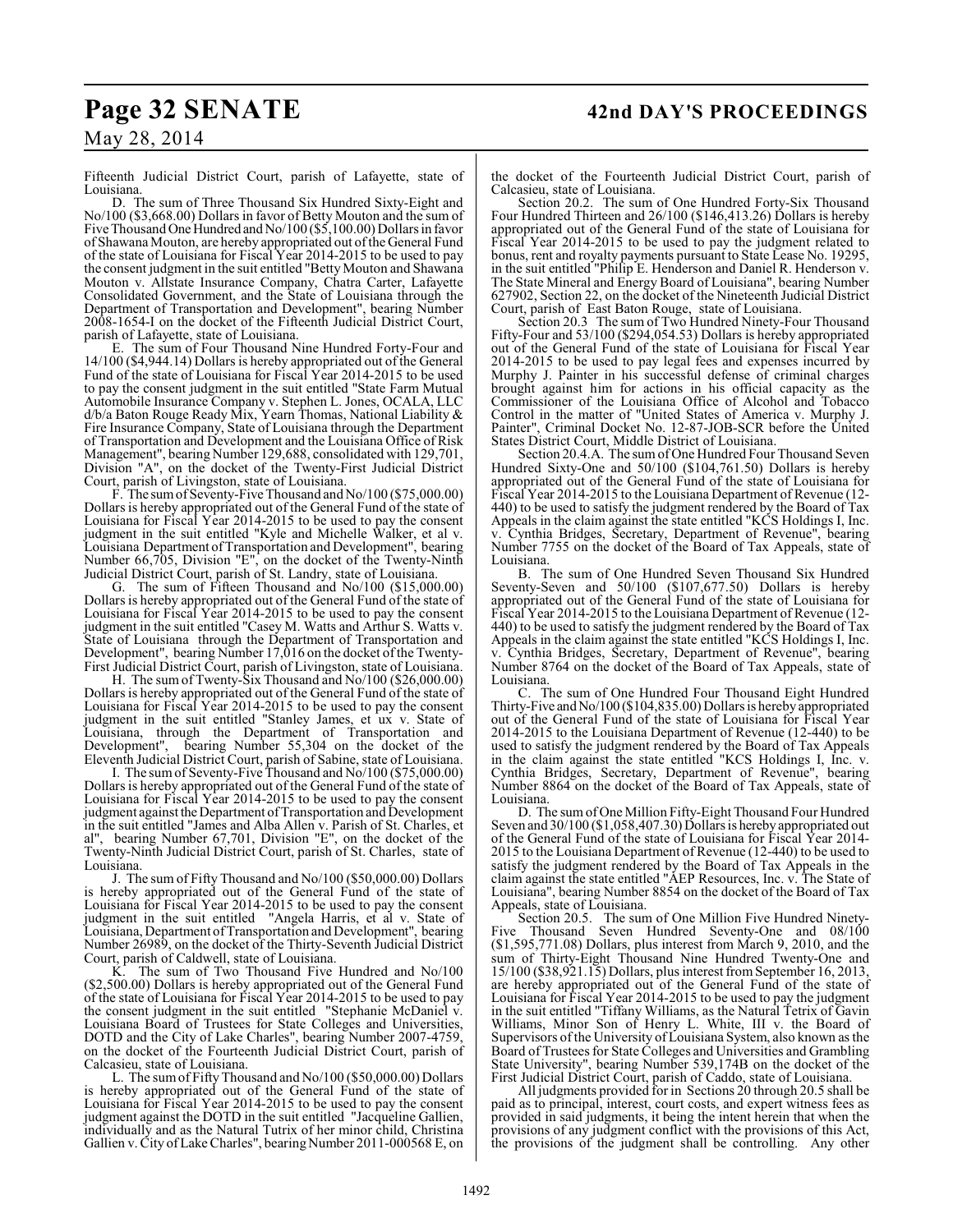Fifteenth Judicial District Court, parish of Lafayette, state of Louisiana.

D. The sum of Three Thousand Six Hundred Sixty-Eight and No/100 ($3,668.00) Dollars in favor of Betty Mouton and the sum of Five Thousand One Hundred and No/100 ($5,100.00) Dollars in favor of Shawana Mouton, are hereby appropriated out of the General Fund of the state of Louisiana for Fiscal Year 2014-2015 to be used to pay the consent judgment in the suit entitled "Betty Mouton and Shawana Mouton v. Allstate Insurance Company, Chatra Carter, Lafayette Consolidated Government, and the State of Louisiana through the Department of Transportation and Development", bearing Number 2008-1654-I on the docket of the Fifteenth Judicial District Court, parish of Lafayette, state of Louisiana.

E. The sum of Four Thousand Nine Hundred Forty-Four and 14/100 ($4,944.14) Dollars is hereby appropriated out of the General Fund of the state of Louisiana for Fiscal Year 2014-2015 to be used to pay the consent judgment in the suit entitled "State Farm Mutual Automobile Insurance Company v. Stephen L. Jones, OCALA, LLC d/b/a Baton Rouge Ready Mix, Yearn Thomas, National Liability & Fire Insurance Company, State of Louisiana through the Department of Transportation and Development and the Louisiana Office of Risk Management", bearing Number 129,688, consolidated with 129,701, Division "A", on the docket of the Twenty-First Judicial District Court, parish of Livingston, state of Louisiana.

F. The sum of Seventy-Five Thousand and No/100 ($75,000.00) Dollars is hereby appropriated out of the General Fund of the state of Louisiana for Fiscal Year 2014-2015 to be used to pay the consent judgment in the suit entitled "Kyle and Michelle Walker, et al v. Louisiana Department of Transportation and Development", bearing Number 66,705, Division "E", on the docket of the Twenty-Ninth Judicial District Court, parish of St. Landry, state of Louisiana.

G. The sum of Fifteen Thousand and No/100 ($15,000.00) Dollars is hereby appropriated out of the General Fund of the state of Louisiana for Fiscal Year 2014-2015 to be used to pay the consent judgment in the suit entitled "Casey M. Watts and Arthur S. Watts v. State of Louisiana through the Department of Transportation and Development", bearing Number 17,016 on the docket of the Twenty-First Judicial District Court, parish of Livingston, state of Louisiana.

H. The sum of Twenty-Six Thousand and No/100 ($26,000.00) Dollars is hereby appropriated out of the General Fund of the state of Louisiana for Fiscal Year 2014-2015 to be used to pay the consent judgment in the suit entitled "Stanley James, et ux v. State of Louisiana, through the Department of Transportation and Development", bearing Number 55,304 on the docket of the Eleventh Judicial District Court, parish of Sabine, state of Louisiana.

I. The sum of Seventy-Five Thousand and No/100 ($75,000.00) Dollars is hereby appropriated out of the General Fund of the state of Louisiana for Fiscal Year 2014-2015 to be used to pay the consent judgment against the Department of Transportation and Development in the suit entitled "James and Alba Allen v. Parish of St. Charles, et al", bearing Number 67,701, Division "E", on the docket of the Twenty-Ninth Judicial District Court, parish of St. Charles, state of Louisiana.

J. The sum of Fifty Thousand and No/100 ($50,000.00) Dollars is hereby appropriated out of the General Fund of the state of Louisiana for Fiscal Year 2014-2015 to be used to pay the consent judgment in the suit entitled "Angela Harris, et al v. State of Louisiana, Department of Transportation and Development", bearing Number 26989, on the docket of the Thirty-Seventh Judicial District Court, parish of Caldwell, state of Louisiana.

K. The sum of Two Thousand Five Hundred and No/100 ($2,500.00) Dollars is hereby appropriated out of the General Fund of the state of Louisiana for Fiscal Year 2014-2015 to be used to pay the consent judgment in the suit entitled "Stephanie McDaniel v. Louisiana Board of Trustees for State Colleges and Universities, DOTD and the City of Lake Charles", bearing Number 2007-4759, on the docket of the Fourteenth Judicial District Court, parish of Calcasieu, state of Louisiana.

L. The sum of Fifty Thousand and No/100 ($50,000.00) Dollars is hereby appropriated out of the General Fund of the state of Louisiana for Fiscal Year 2014-2015 to be used to pay the consent judgment against the DOTD in the suit entitled "Jacqueline Gallien, individually and as the Natural Tutrix of her minor child, Christina Gallien v. City of Lake Charles", bearing Number 2011-000568 E, on the docket of the Fourteenth Judicial District Court, parish of Calcasieu, state of Louisiana.

Section 20.2. The sum of One Hundred Forty-Six Thousand Four Hundred Thirteen and 26/100 ($146,413.26) Dollars is hereby appropriated out of the General Fund of the state of Louisiana for Fiscal Year 2014-2015 to be used to pay the judgment related to bonus, rent and royalty payments pursuant to State Lease No. 19295, in the suit entitled "Philip E. Henderson and Daniel R. Henderson v. The State Mineral and Energy Board of Louisiana", bearing Number 627902, Section 22, on the docket of the Nineteenth Judicial District Court, parish of East Baton Rouge, state of Louisiana.

Section 20.3 The sum of Two Hundred Ninety-Four Thousand Fifty-Four and 53/100 ($294,054.53) Dollars is hereby appropriated out of the General Fund of the state of Louisiana for Fiscal Year 2014-2015 to be used to pay legal fees and expenses incurred by Murphy J. Painter in his successful defense of criminal charges brought against him for actions in his official capacity as the Commissioner of the Louisiana Office of Alcohol and Tobacco Control in the matter of "United States of America v. Murphy J. Painter", Criminal Docket No. 12-87-JOB-SCR before the United States District Court, Middle District of Louisiana.

Section 20.4.A. The sum of One Hundred Four Thousand Seven Hundred Sixty-One and 50/100 ($104,761.50) Dollars is hereby appropriated out of the General Fund of the state of Louisiana for Fiscal Year 2014-2015 to the Louisiana Department of Revenue (12-440) to be used to satisfy the judgment rendered by the Board of Tax Appeals in the claim against the state entitled "KCS Holdings I, Inc. v. Cynthia Bridges, Secretary, Department of Revenue", bearing Number 7755 on the docket of the Board of Tax Appeals, state of Louisiana.

B. The sum of One Hundred Seven Thousand Six Hundred Seventy-Seven and 50/100 ($107,677.50) Dollars is hereby appropriated out of the General Fund of the state of Louisiana for Fiscal Year 2014-2015 to the Louisiana Department of Revenue (12-440) to be used to satisfy the judgment rendered by the Board of Tax Appeals in the claim against the state entitled "KCS Holdings I, Inc. v. Cynthia Bridges, Secretary, Department of Revenue", bearing Number 8764 on the docket of the Board of Tax Appeals, state of Louisiana.

C. The sum of One Hundred Four Thousand Eight Hundred Thirty-Five and No/100 ($104,835.00) Dollars is hereby appropriated out of the General Fund of the state of Louisiana for Fiscal Year 2014-2015 to the Louisiana Department of Revenue (12-440) to be used to satisfy the judgment rendered by the Board of Tax Appeals in the claim against the state entitled "KCS Holdings I, Inc. v. Cynthia Bridges, Secretary, Department of Revenue", bearing Number 8864 on the docket of the Board of Tax Appeals, state of Louisiana.

D. The sum of One Million Fifty-Eight Thousand Four Hundred Seven and 30/100 ($1,058,407.30) Dollars is hereby appropriated out of the General Fund of the state of Louisiana for Fiscal Year 2014-2015 to the Louisiana Department of Revenue (12-440) to be used to satisfy the judgment rendered by the Board of Tax Appeals in the claim against the state entitled "AEP Resources, Inc. v. The State of Louisiana", bearing Number 8854 on the docket of the Board of Tax Appeals, state of Louisiana.

Section 20.5. The sum of One Million Five Hundred Ninety-Five Thousand Seven Hundred Seventy-One and 08/100 ($1,595,771.08) Dollars, plus interest from March 9, 2010, and the sum of Thirty-Eight Thousand Nine Hundred Twenty-One and 15/100 ($38,921.15) Dollars, plus interest from September 16, 2013, are hereby appropriated out of the General Fund of the state of Louisiana for Fiscal Year 2014-2015 to be used to pay the judgment in the suit entitled "Tiffany Williams, as the Natural Tetrix of Gavin Williams, Minor Son of Henry L. White, III v. the Board of Supervisors of the University of Louisiana System, also known as the Board of Trustees for State Colleges and Universities and Grambling State University", bearing Number 539,174B on the docket of the First Judicial District Court, parish of Caddo, state of Louisiana.

All judgments provided for in Sections 20 through 20.5 shall be paid as to principal, interest, court costs, and expert witness fees as provided in said judgments, it being the intent herein that when the provisions of any judgment conflict with the provisions of this Act, the provisions of the judgment shall be controlling. Any other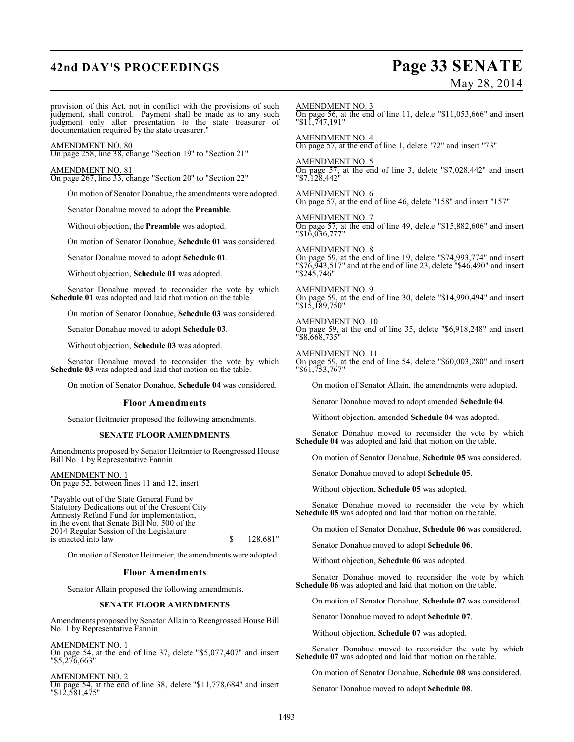provision of this Act, not in conflict with the provisions of such judgment, shall control. Payment shall be made as to any such judgment only after presentation to the state treasurer of documentation required by the state treasurer."

AMENDMENT NO. 80
On page 258, line 38, change "Section 19" to "Section 21"

AMENDMENT NO. 81
On page 267, line 33, change "Section 20" to "Section 22"

On motion of Senator Donahue, the amendments were adopted.

Senator Donahue moved to adopt the **Preamble**.

Without objection, the **Preamble** was adopted.

On motion of Senator Donahue, **Schedule 01** was considered.

Senator Donahue moved to adopt **Schedule 01**.

Without objection, **Schedule 01** was adopted.

Senator Donahue moved to reconsider the vote by which **Schedule 01** was adopted and laid that motion on the table.

On motion of Senator Donahue, **Schedule 03** was considered.

Senator Donahue moved to adopt **Schedule 03**.

Without objection, **Schedule 03** was adopted.

Senator Donahue moved to reconsider the vote by which **Schedule 03** was adopted and laid that motion on the table.

On motion of Senator Donahue, **Schedule 04** was considered.

## Floor Amendments

Senator Heitmeier proposed the following amendments.

### SENATE FLOOR AMENDMENTS

Amendments proposed by Senator Heitmeier to Reengrossed House Bill No. 1 by Representative Fannin

AMENDMENT NO. 1
On page 52, between lines 11 and 12, insert

"Payable out of the State General Fund by Statutory Dedications out of the Crescent City Amnesty Refund Fund for implementation, in the event that Senate Bill No. 500 of the 2014 Regular Session of the Legislature is enacted into law $ 128,681"

On motion of Senator Heitmeier, the amendments were adopted.

## Floor Amendments

Senator Allain proposed the following amendments.

### SENATE FLOOR AMENDMENTS

Amendments proposed by Senator Allain to Reengrossed House Bill No. 1 by Representative Fannin

AMENDMENT NO. 1
On page 54, at the end of line 37, delete "$5,077,407" and insert "$5,276,663"

AMENDMENT NO. 2
On page 54, at the end of line 38, delete "$11,778,684" and insert "$12,581,475"

AMENDMENT NO. 3
On page 56, at the end of line 11, delete "$11,053,666" and insert "$11,747,191"

AMENDMENT NO. 4
On page 57, at the end of line 1, delete "72" and insert "73"

AMENDMENT NO. 5
On page 57, at the end of line 3, delete "$7,028,442" and insert "$7,128,442"

AMENDMENT NO. 6
On page 57, at the end of line 46, delete "158" and insert "157"

AMENDMENT NO. 7
On page 57, at the end of line 49, delete "$15,882,606" and insert "$16,036,777"

AMENDMENT NO. 8
On page 59, at the end of line 19, delete "$74,993,774" and insert "$76,943,517" and at the end of line 23, delete "$46,490" and insert "$245,746"

AMENDMENT NO. 9
On page 59, at the end of line 30, delete "$14,990,494" and insert "$15,189,750"

AMENDMENT NO. 10
On page 59, at the end of line 35, delete "$6,918,248" and insert "$8,668,735"

AMENDMENT NO. 11
On page 59, at the end of line 54, delete "$60,003,280" and insert "$61,753,767"

On motion of Senator Allain, the amendments were adopted.

Senator Donahue moved to adopt amended **Schedule 04**.

Without objection, amended **Schedule 04** was adopted.

Senator Donahue moved to reconsider the vote by which **Schedule 04** was adopted and laid that motion on the table.

On motion of Senator Donahue, **Schedule 05** was considered.

Senator Donahue moved to adopt **Schedule 05**.

Without objection, **Schedule 05** was adopted.

Senator Donahue moved to reconsider the vote by which **Schedule 05** was adopted and laid that motion on the table.

On motion of Senator Donahue, **Schedule 06** was considered.

Senator Donahue moved to adopt **Schedule 06**.

Without objection, **Schedule 06** was adopted.

Senator Donahue moved to reconsider the vote by which **Schedule 06** was adopted and laid that motion on the table.

On motion of Senator Donahue, **Schedule 07** was considered.

Senator Donahue moved to adopt **Schedule 07**.

Without objection, **Schedule 07** was adopted.

Senator Donahue moved to reconsider the vote by which **Schedule 07** was adopted and laid that motion on the table.

On motion of Senator Donahue, **Schedule 08** was considered.

Senator Donahue moved to adopt **Schedule 08**.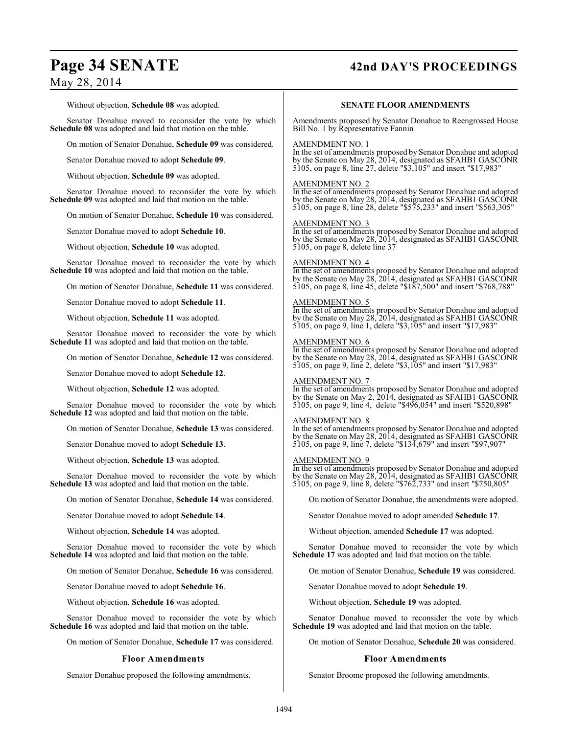Without objection, **Schedule 08** was adopted.

Senator Donahue moved to reconsider the vote by which **Schedule 08** was adopted and laid that motion on the table.

On motion of Senator Donahue, **Schedule 09** was considered.

Senator Donahue moved to adopt **Schedule 09**.

Without objection, **Schedule 09** was adopted.

Senator Donahue moved to reconsider the vote by which **Schedule 09** was adopted and laid that motion on the table.

On motion of Senator Donahue, **Schedule 10** was considered.

Senator Donahue moved to adopt **Schedule 10**.

Without objection, **Schedule 10** was adopted.

Senator Donahue moved to reconsider the vote by which **Schedule 10** was adopted and laid that motion on the table.

On motion of Senator Donahue, **Schedule 11** was considered.

Senator Donahue moved to adopt **Schedule 11**.

Without objection, **Schedule 11** was adopted.

Senator Donahue moved to reconsider the vote by which **Schedule 11** was adopted and laid that motion on the table.

On motion of Senator Donahue, **Schedule 12** was considered.

Senator Donahue moved to adopt **Schedule 12**.

Without objection, **Schedule 12** was adopted.

Senator Donahue moved to reconsider the vote by which **Schedule 12** was adopted and laid that motion on the table.

On motion of Senator Donahue, **Schedule 13** was considered.

Senator Donahue moved to adopt **Schedule 13**.

Without objection, **Schedule 13** was adopted.

Senator Donahue moved to reconsider the vote by which **Schedule 13** was adopted and laid that motion on the table.

On motion of Senator Donahue, **Schedule 14** was considered.

Senator Donahue moved to adopt **Schedule 14**.

Without objection, **Schedule 14** was adopted.

Senator Donahue moved to reconsider the vote by which **Schedule 14** was adopted and laid that motion on the table.

On motion of Senator Donahue, **Schedule 16** was considered.

Senator Donahue moved to adopt **Schedule 16**.

Without objection, **Schedule 16** was adopted.

Senator Donahue moved to reconsider the vote by which **Schedule 16** was adopted and laid that motion on the table.

On motion of Senator Donahue, **Schedule 17** was considered.

## Floor Amendments

Senator Donahue proposed the following amendments.

**SENATE FLOOR AMENDMENTS**

Amendments proposed by Senator Donahue to Reengrossed House Bill No. 1 by Representative Fannin

AMENDMENT NO. 1
In the set of amendments proposed by Senator Donahue and adopted by the Senate on May 28, 2014, designated as SFAHB1 GASCONR 5105, on page 8, line 27, delete "$3,105" and insert "$17,983"

AMENDMENT NO. 2
In the set of amendments proposed by Senator Donahue and adopted by the Senate on May 28, 2014, designated as SFAHB1 GASCONR 5105, on page 8, line 28, delete "$575,233" and insert "$563,305"

AMENDMENT NO. 3
In the set of amendments proposed by Senator Donahue and adopted by the Senate on May 28, 2014, designated as SFAHB1 GASCONR 5105, on page 8, delete line 37

AMENDMENT NO. 4
In the set of amendments proposed by Senator Donahue and adopted by the Senate on May 28, 2014, designated as SFAHB1 GASCONR 5105, on page 8, line 45, delete "$187,500" and insert "$768,788"

AMENDMENT NO. 5
In the set of amendments proposed by Senator Donahue and adopted by the Senate on May 28, 2014, designated as SFAHB1 GASCONR 5105, on page 9, line 1, delete "$3,105" and insert "$17,983"

AMENDMENT NO. 6
In the set of amendments proposed by Senator Donahue and adopted by the Senate on May 28, 2014, designated as SFAHB1 GASCONR 5105, on page 9, line 2, delete "$3,105" and insert "$17,983"

AMENDMENT NO. 7
In the set of amendments proposed by Senator Donahue and adopted by the Senate on May 2, 2014, designated as SFAHB1 GASCONR 5105, on page 9, line 4, delete "$496,054" and insert "$520,898"

AMENDMENT NO. 8
In the set of amendments proposed by Senator Donahue and adopted by the Senate on May 28, 2014, designated as SFAHB1 GASCONR 5105, on page 9, line 7, delete "$134,679" and insert "$97,907"

AMENDMENT NO. 9
In the set of amendments proposed by Senator Donahue and adopted by the Senate on May 28, 2014, designated as SFAHB1 GASCONR 5105, on page 9, line 8, delete "$762,733" and insert "$750,805"

On motion of Senator Donahue, the amendments were adopted.

Senator Donahue moved to adopt amended **Schedule 17**.

Without objection, amended **Schedule 17** was adopted.

Senator Donahue moved to reconsider the vote by which **Schedule 17** was adopted and laid that motion on the table.

On motion of Senator Donahue, **Schedule 19** was considered.

Senator Donahue moved to adopt **Schedule 19**.

Without objection, **Schedule 19** was adopted.

Senator Donahue moved to reconsider the vote by which **Schedule 19** was adopted and laid that motion on the table.

On motion of Senator Donahue, **Schedule 20** was considered.

## Floor Amendments

Senator Broome proposed the following amendments.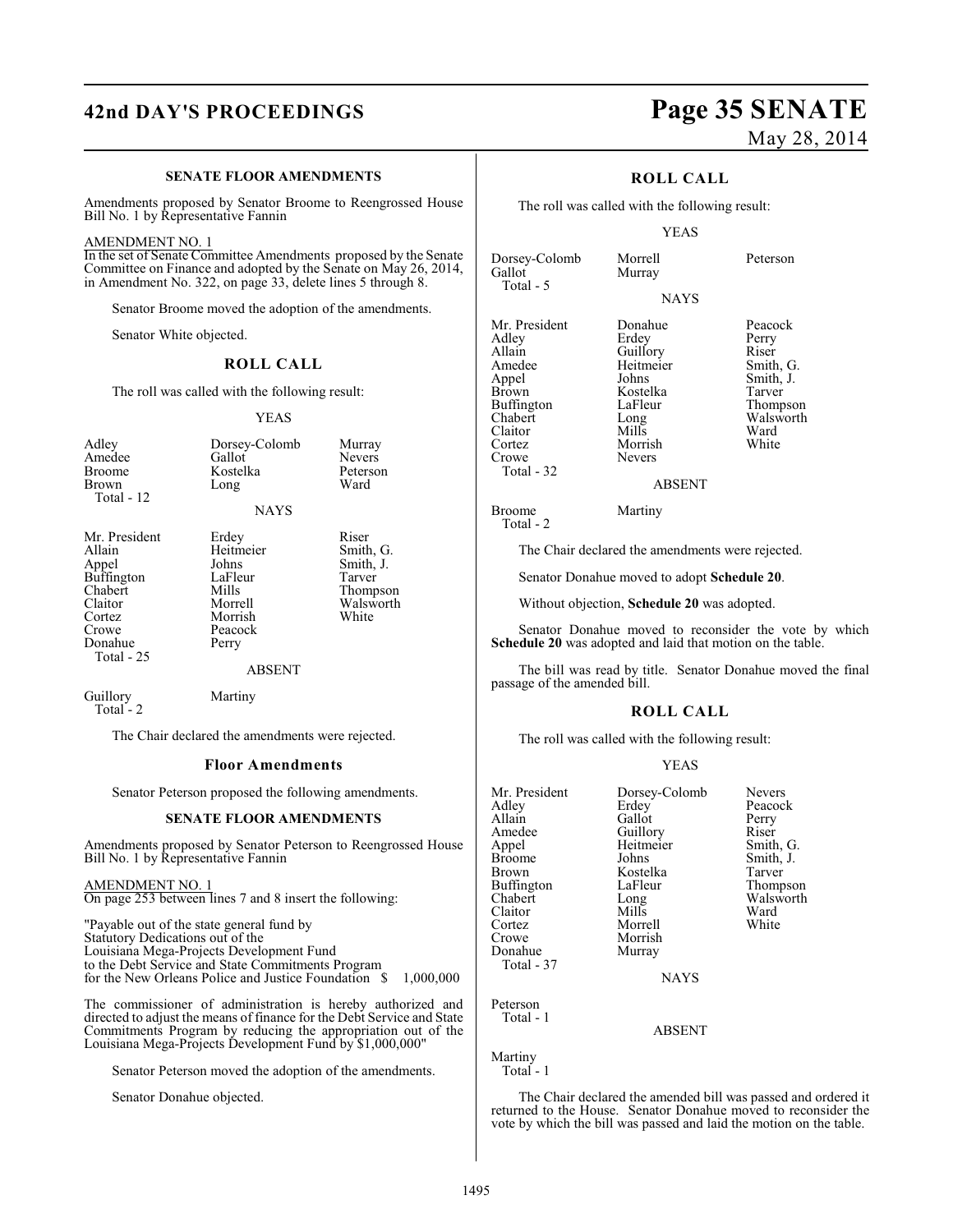**SENATE FLOOR AMENDMENTS**

Amendments proposed by Senator Broome to Reengrossed House Bill No. 1 by Representative Fannin

AMENDMENT NO. 1

In the set of Senate Committee Amendments proposed by the Senate Committee on Finance and adopted by the Senate on May 26, 2014, in Amendment No. 322, on page 33, delete lines 5 through 8.

Senator Broome moved the adoption of the amendments.

Senator White objected.

## ROLL CALL

The roll was called with the following result:

YEAS

| | | |
|---|---|---|
| Adley | Dorsey-Colomb | Murray |
| Amedee | Gallot | Nevers |
| Broome | Kostelka | Peterson |
| Brown | Long | Ward |
| Total - 12 | | |

NAYS

| | | |
|---|---|---|
| Mr. President | Erdey | Riser |
| Allain | Heitmeier | Smith, G. |
| Appel | Johns | Smith, J. |
| Buffington | LaFleur | Tarver |
| Chabert | Mills | Thompson |
| Claitor | Morrell | Walsworth |
| Cortez | Morrish | White |
| Crowe | Peacock | |
| Donahue | Perry | |
| Total - 25 | | |

ABSENT

| | |
|---|---|
| Guillory | Martiny |
| Total - 2 | |

The Chair declared the amendments were rejected.

### Floor Amendments

Senator Peterson proposed the following amendments.

**SENATE FLOOR AMENDMENTS**

Amendments proposed by Senator Peterson to Reengrossed House Bill No. 1 by Representative Fannin

AMENDMENT NO. 1

On page 253 between lines 7 and 8 insert the following:

"Payable out of the state general fund by
Statutory Dedications out of the
Louisiana Mega-Projects Development Fund
to the Debt Service and State Commitments Program
for the New Orleans Police and Justice Foundation $ 1,000,000

The commissioner of administration is hereby authorized and directed to adjust the means of finance for the Debt Service and State Commitments Program by reducing the appropriation out of the Louisiana Mega-Projects Development Fund by $1,000,000"

Senator Peterson moved the adoption of the amendments.

Senator Donahue objected.

## ROLL CALL

The roll was called with the following result:

YEAS

| | | |
|---|---|---|
| Dorsey-Colomb | Morrell | Peterson |
| Gallot | Murray | |
| Total - 5 | | |

NAYS

| | | |
|---|---|---|
| Mr. President | Donahue | Peacock |
| Adley | Erdey | Perry |
| Allain | Guillory | Riser |
| Amedee | Heitmeier | Smith, G. |
| Appel | Johns | Smith, J. |
| Brown | Kostelka | Tarver |
| Buffington | LaFleur | Thompson |
| Chabert | Long | Walsworth |
| Claitor | Mills | Ward |
| Cortez | Morrish | White |
| Crowe | Nevers | |
| Total - 32 | | |

ABSENT

| | |
|---|---|
| Broome | Martiny |
| Total - 2 | |

The Chair declared the amendments were rejected.

Senator Donahue moved to adopt **Schedule 20**.

Without objection, **Schedule 20** was adopted.

Senator Donahue moved to reconsider the vote by which **Schedule 20** was adopted and laid that motion on the table.

The bill was read by title. Senator Donahue moved the final passage of the amended bill.

## ROLL CALL

The roll was called with the following result:

YEAS

| | | |
|---|---|---|
| Mr. President | Dorsey-Colomb | Nevers |
| Adley | Erdey | Peacock |
| Allain | Gallot | Perry |
| Amedee | Guillory | Riser |
| Appel | Heitmeier | Smith, G. |
| Broome | Johns | Smith, J. |
| Brown | Kostelka | Tarver |
| Buffington | LaFleur | Thompson |
| Chabert | Long | Walsworth |
| Claitor | Mills | Ward |
| Cortez | Morrell | White |
| Crowe | Morrish | |
| Donahue | Murray | |
| Total - 37 | | |

NAYS

| |
|---|
| Peterson |
| Total - 1 |

ABSENT

| |
|---|
| Martiny |
| Total - 1 |

The Chair declared the amended bill was passed and ordered it returned to the House. Senator Donahue moved to reconsider the vote by which the bill was passed and laid the motion on the table.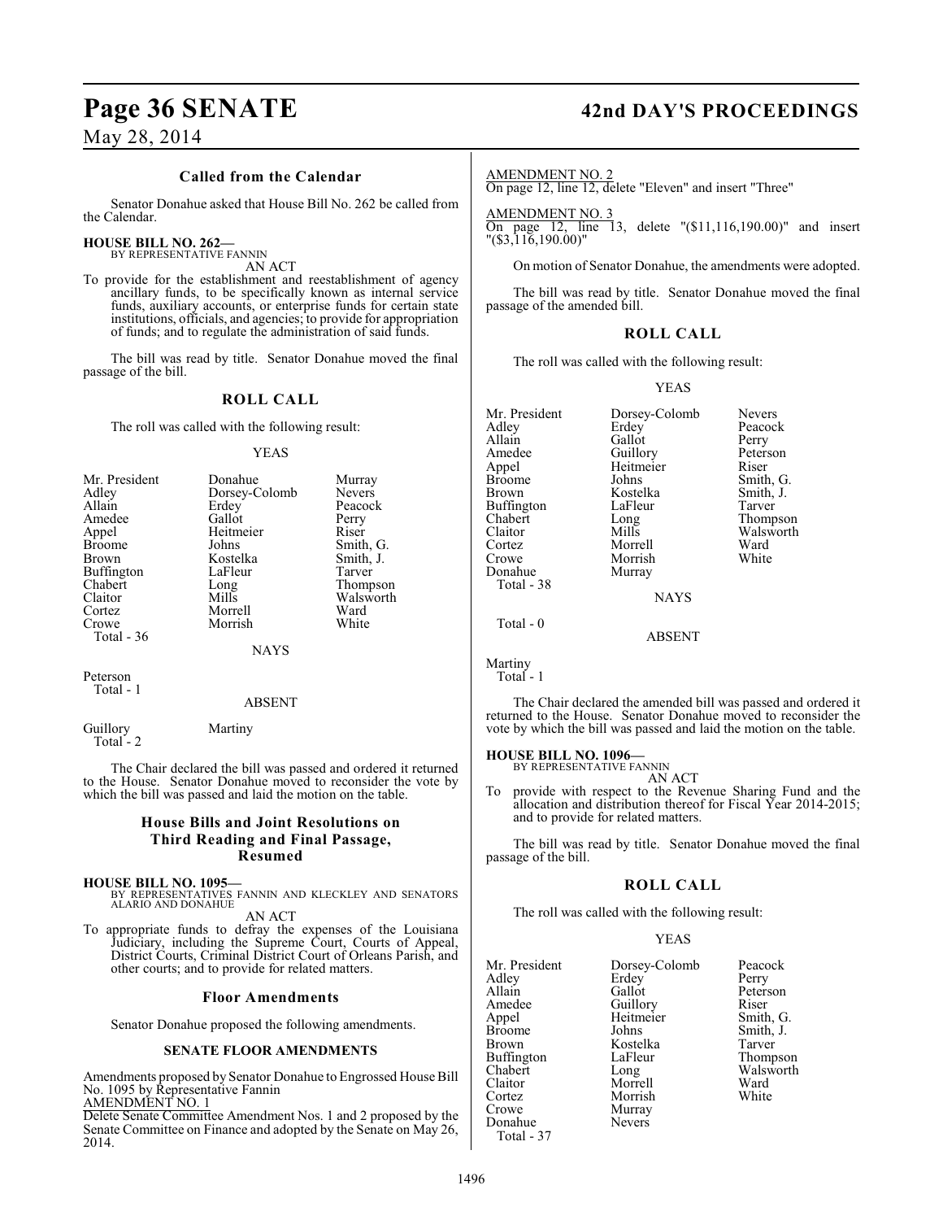### Called from the Calendar

Senator Donahue asked that House Bill No. 262 be called from the Calendar.

**HOUSE BILL NO. 262—**
BY REPRESENTATIVE FANNIN
AN ACT

To provide for the establishment and reestablishment of agency ancillary funds, to be specifically known as internal service funds, auxiliary accounts, or enterprise funds for certain state institutions, officials, and agencies; to provide for appropriation of funds; and to regulate the administration of said funds.

The bill was read by title. Senator Donahue moved the final passage of the bill.

## ROLL CALL

The roll was called with the following result:

YEAS

| | | |
|---|---|---|
| Mr. President | Donahue | Murray |
| Adley | Dorsey-Colomb | Nevers |
| Allain | Erdey | Peacock |
| Amedee | Gallot | Perry |
| Appel | Heitmeier | Riser |
| Broome | Johns | Smith, G. |
| Brown | Kostelka | Smith, J. |
| Buffington | LaFleur | Tarver |
| Chabert | Long | Thompson |
| Claitor | Mills | Walsworth |
| Cortez | Morrell | Ward |
| Crowe | Morrish | White |
| Total - 36 | | |

NAYS

Peterson
Total - 1

ABSENT

Guillory Martiny
Total - 2

The Chair declared the bill was passed and ordered it returned to the House. Senator Donahue moved to reconsider the vote by which the bill was passed and laid the motion on the table.

### House Bills and Joint Resolutions on Third Reading and Final Passage, Resumed

**HOUSE BILL NO. 1095—**
BY REPRESENTATIVES FANNIN AND KLECKLEY AND SENATORS ALARIO AND DONAHUE
AN ACT

To appropriate funds to defray the expenses of the Louisiana Judiciary, including the Supreme Court, Courts of Appeal, District Courts, Criminal District Court of Orleans Parish, and other courts; and to provide for related matters.

### Floor Amendments

Senator Donahue proposed the following amendments.

#### SENATE FLOOR AMENDMENTS

Amendments proposed by Senator Donahue to Engrossed House Bill No. 1095 by Representative Fannin

AMENDMENT NO. 1
Delete Senate Committee Amendment Nos. 1 and 2 proposed by the Senate Committee on Finance and adopted by the Senate on May 26, 2014.

AMENDMENT NO. 2
On page 12, line 12, delete "Eleven" and insert "Three"

AMENDMENT NO. 3
On page 12, line 13, delete "($11,116,190.00)" and insert "($3,116,190.00)"

On motion of Senator Donahue, the amendments were adopted.

The bill was read by title. Senator Donahue moved the final passage of the amended bill.

## ROLL CALL

The roll was called with the following result:

YEAS

| | | |
|---|---|---|
| Mr. President | Dorsey-Colomb | Nevers |
| Adley | Erdey | Peacock |
| Allain | Gallot | Perry |
| Amedee | Guillory | Peterson |
| Appel | Heitmeier | Riser |
| Broome | Johns | Smith, G. |
| Brown | Kostelka | Smith, J. |
| Buffington | LaFleur | Tarver |
| Chabert | Long | Thompson |
| Claitor | Mills | Walsworth |
| Cortez | Morrell | Ward |
| Crowe | Morrish | White |
| Donahue | Murray | |
| Total - 38 | | |

NAYS

Total - 0

ABSENT

Martiny
Total - 1

The Chair declared the amended bill was passed and ordered it returned to the House. Senator Donahue moved to reconsider the vote by which the bill was passed and laid the motion on the table.

**HOUSE BILL NO. 1096—**
BY REPRESENTATIVE FANNIN
AN ACT

To provide with respect to the Revenue Sharing Fund and the allocation and distribution thereof for Fiscal Year 2014-2015; and to provide for related matters.

The bill was read by title. Senator Donahue moved the final passage of the bill.

## ROLL CALL

The roll was called with the following result:

YEAS

| | | |
|---|---|---|
| Mr. President | Dorsey-Colomb | Peacock |
| Adley | Erdey | Perry |
| Allain | Gallot | Peterson |
| Amedee | Guillory | Riser |
| Appel | Heitmeier | Smith, G. |
| Broome | Johns | Smith, J. |
| Brown | Kostelka | Tarver |
| Buffington | LaFleur | Thompson |
| Chabert | Long | Walsworth |
| Claitor | Morrell | Ward |
| Cortez | Morrish | White |
| Crowe | Murray | |
| Donahue | Nevers | |
| Total - 37 | | |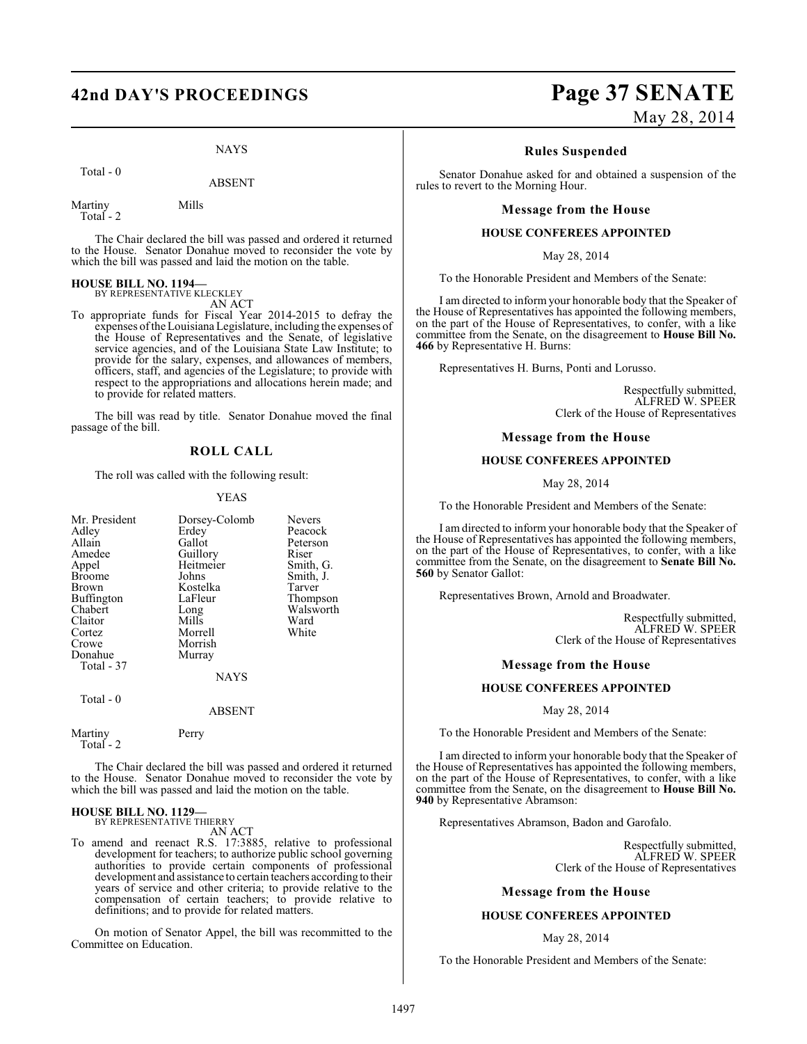NAYS

Total - 0

ABSENT

| | |
|---|---|
| Martiny | Mills |

Total - 2

The Chair declared the bill was passed and ordered it returned to the House. Senator Donahue moved to reconsider the vote by which the bill was passed and laid the motion on the table.

**HOUSE BILL NO. 1194—**
BY REPRESENTATIVE KLECKLEY
AN ACT

To appropriate funds for Fiscal Year 2014-2015 to defray the expenses of the Louisiana Legislature, including the expenses of the House of Representatives and the Senate, of legislative service agencies, and of the Louisiana State Law Institute; to provide for the salary, expenses, and allowances of members, officers, staff, and agencies of the Legislature; to provide with respect to the appropriations and allocations herein made; and to provide for related matters.

The bill was read by title. Senator Donahue moved the final passage of the bill.

## ROLL CALL

The roll was called with the following result:

YEAS

| | | |
|---|---|---|
| Mr. President | Dorsey-Colomb | Nevers |
| Adley | Erdey | Peacock |
| Allain | Gallot | Peterson |
| Amedee | Guillory | Riser |
| Appel | Heitmeier | Smith, G. |
| Broome | Johns | Smith, J. |
| Brown | Kostelka | Tarver |
| Buffington | LaFleur | Thompson |
| Chabert | Long | Walsworth |
| Claitor | Mills | Ward |
| Cortez | Morrell | White |
| Crowe | Morrish | |
| Donahue | Murray | |

Total - 37

NAYS

Total - 0

ABSENT

| | |
|---|---|
| Martiny | Perry |

Total - 2

The Chair declared the bill was passed and ordered it returned to the House. Senator Donahue moved to reconsider the vote by which the bill was passed and laid the motion on the table.

**HOUSE BILL NO. 1129—**
BY REPRESENTATIVE THIERRY
AN ACT

To amend and reenact R.S. 17:3885, relative to professional development for teachers; to authorize public school governing authorities to provide certain components of professional development and assistance to certain teachers according to their years of service and other criteria; to provide relative to the compensation of certain teachers; to provide relative to definitions; and to provide for related matters.

On motion of Senator Appel, the bill was recommitted to the Committee on Education.

## Rules Suspended

Senator Donahue asked for and obtained a suspension of the rules to revert to the Morning Hour.

## Message from the House

### HOUSE CONFEREES APPOINTED

May 28, 2014

To the Honorable President and Members of the Senate:

I am directed to inform your honorable body that the Speaker of the House of Representatives has appointed the following members, on the part of the House of Representatives, to confer, with a like committee from the Senate, on the disagreement to **House Bill No. 466** by Representative H. Burns:

Representatives H. Burns, Ponti and Lorusso.

Respectfully submitted,
ALFRED W. SPEER
Clerk of the House of Representatives

## Message from the House

### HOUSE CONFEREES APPOINTED

May 28, 2014

To the Honorable President and Members of the Senate:

I am directed to inform your honorable body that the Speaker of the House of Representatives has appointed the following members, on the part of the House of Representatives, to confer, with a like committee from the Senate, on the disagreement to **Senate Bill No. 560** by Senator Gallot:

Representatives Brown, Arnold and Broadwater.

Respectfully submitted,
ALFRED W. SPEER
Clerk of the House of Representatives

## Message from the House

### HOUSE CONFEREES APPOINTED

May 28, 2014

To the Honorable President and Members of the Senate:

I am directed to inform your honorable body that the Speaker of the House of Representatives has appointed the following members, on the part of the House of Representatives, to confer, with a like committee from the Senate, on the disagreement to **House Bill No. 940** by Representative Abramson:

Representatives Abramson, Badon and Garofalo.

Respectfully submitted,
ALFRED W. SPEER
Clerk of the House of Representatives

## Message from the House

### HOUSE CONFEREES APPOINTED

May 28, 2014

To the Honorable President and Members of the Senate: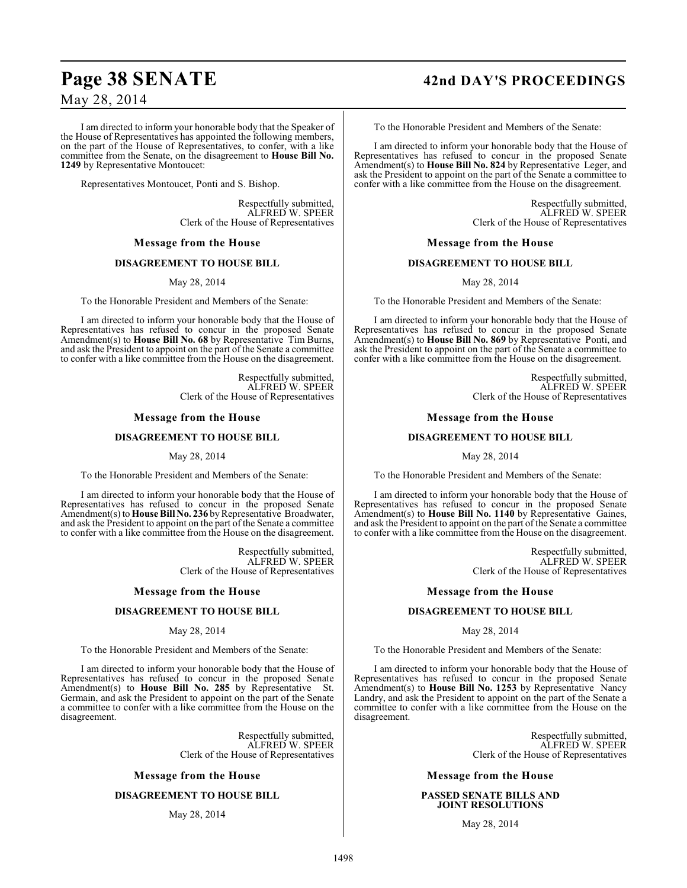I am directed to inform your honorable body that the Speaker of the House of Representatives has appointed the following members, on the part of the House of Representatives, to confer, with a like committee from the Senate, on the disagreement to **House Bill No. 1249** by Representative Montoucet:

Representatives Montoucet, Ponti and S. Bishop.

Respectfully submitted,
ALFRED W. SPEER
Clerk of the House of Representatives

## Message from the House

### DISAGREEMENT TO HOUSE BILL

May 28, 2014

To the Honorable President and Members of the Senate:

I am directed to inform your honorable body that the House of Representatives has refused to concur in the proposed Senate Amendment(s) to **House Bill No. 68** by Representative Tim Burns, and ask the President to appoint on the part of the Senate a committee to confer with a like committee from the House on the disagreement.

Respectfully submitted,
ALFRED W. SPEER
Clerk of the House of Representatives

## Message from the House

### DISAGREEMENT TO HOUSE BILL

May 28, 2014

To the Honorable President and Members of the Senate:

I am directed to inform your honorable body that the House of Representatives has refused to concur in the proposed Senate Amendment(s) to **House Bill No. 236** by Representative Broadwater, and ask the President to appoint on the part of the Senate a committee to confer with a like committee from the House on the disagreement.

Respectfully submitted,
ALFRED W. SPEER
Clerk of the House of Representatives

## Message from the House

### DISAGREEMENT TO HOUSE BILL

May 28, 2014

To the Honorable President and Members of the Senate:

I am directed to inform your honorable body that the House of Representatives has refused to concur in the proposed Senate Amendment(s) to **House Bill No. 285** by Representative St. Germain, and ask the President to appoint on the part of the Senate a committee to confer with a like committee from the House on the disagreement.

Respectfully submitted,
ALFRED W. SPEER
Clerk of the House of Representatives

## Message from the House

### DISAGREEMENT TO HOUSE BILL

May 28, 2014

To the Honorable President and Members of the Senate:

I am directed to inform your honorable body that the House of Representatives has refused to concur in the proposed Senate Amendment(s) to **House Bill No. 824** by Representative Leger, and ask the President to appoint on the part of the Senate a committee to confer with a like committee from the House on the disagreement.

Respectfully submitted,
ALFRED W. SPEER
Clerk of the House of Representatives

## Message from the House

### DISAGREEMENT TO HOUSE BILL

May 28, 2014

To the Honorable President and Members of the Senate:

I am directed to inform your honorable body that the House of Representatives has refused to concur in the proposed Senate Amendment(s) to **House Bill No. 869** by Representative Ponti, and ask the President to appoint on the part of the Senate a committee to confer with a like committee from the House on the disagreement.

Respectfully submitted,
ALFRED W. SPEER
Clerk of the House of Representatives

## Message from the House

### DISAGREEMENT TO HOUSE BILL

May 28, 2014

To the Honorable President and Members of the Senate:

I am directed to inform your honorable body that the House of Representatives has refused to concur in the proposed Senate Amendment(s) to **House Bill No. 1140** by Representative Gaines, and ask the President to appoint on the part of the Senate a committee to confer with a like committee from the House on the disagreement.

Respectfully submitted,
ALFRED W. SPEER
Clerk of the House of Representatives

## Message from the House

### DISAGREEMENT TO HOUSE BILL

May 28, 2014

To the Honorable President and Members of the Senate:

I am directed to inform your honorable body that the House of Representatives has refused to concur in the proposed Senate Amendment(s) to **House Bill No. 1253** by Representative Nancy Landry, and ask the President to appoint on the part of the Senate a committee to confer with a like committee from the House on the disagreement.

Respectfully submitted,
ALFRED W. SPEER
Clerk of the House of Representatives

## Message from the House

### PASSED SENATE BILLS AND JOINT RESOLUTIONS

May 28, 2014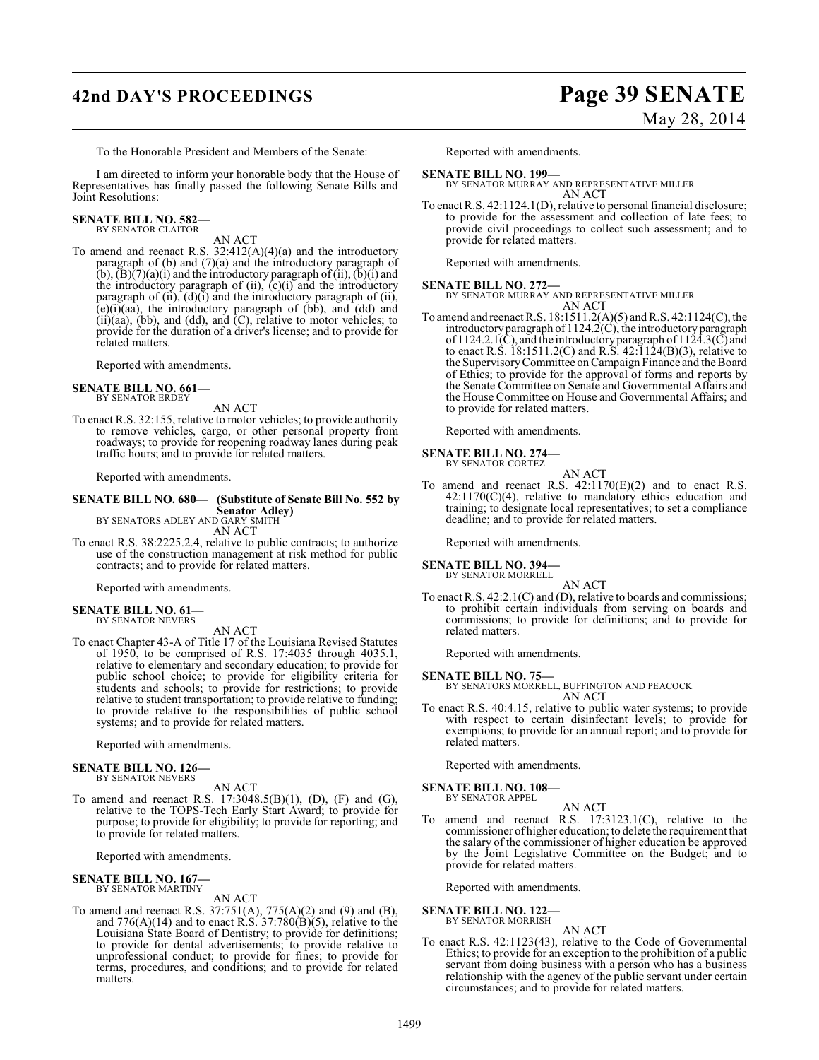To the Honorable President and Members of the Senate:

I am directed to inform your honorable body that the House of Representatives has finally passed the following Senate Bills and Joint Resolutions:

**SENATE BILL NO. 582—**
BY SENATOR CLAITOR

AN ACT

To amend and reenact R.S. 32:412(A)(4)(a) and the introductory paragraph of (b) and (7)(a) and the introductory paragraph of (b), (B)(7)(a)(i) and the introductory paragraph of (ii), (b)(i) and the introductory paragraph of (ii), (c)(i) and the introductory paragraph of (ii), (d)(i) and the introductory paragraph of (ii), (e)(i)(aa), the introductory paragraph of (bb), and (dd) and (ii)(aa), (bb), and (dd), and (C), relative to motor vehicles; to provide for the duration of a driver's license; and to provide for related matters.

Reported with amendments.

**SENATE BILL NO. 661—**
BY SENATOR ERDEY

AN ACT

To enact R.S. 32:155, relative to motor vehicles; to provide authority to remove vehicles, cargo, or other personal property from roadways; to provide for reopening roadway lanes during peak traffic hours; and to provide for related matters.

Reported with amendments.

**SENATE BILL NO. 680— (Substitute of Senate Bill No. 552 by Senator Adley)**
BY SENATORS ADLEY AND GARY SMITH

AN ACT

To enact R.S. 38:2225.2.4, relative to public contracts; to authorize use of the construction management at risk method for public contracts; and to provide for related matters.

Reported with amendments.

**SENATE BILL NO. 61—**
BY SENATOR NEVERS

AN ACT

To enact Chapter 43-A of Title 17 of the Louisiana Revised Statutes of 1950, to be comprised of R.S. 17:4035 through 4035.1, relative to elementary and secondary education; to provide for public school choice; to provide for eligibility criteria for students and schools; to provide for restrictions; to provide relative to student transportation; to provide relative to funding; to provide relative to the responsibilities of public school systems; and to provide for related matters.

Reported with amendments.

**SENATE BILL NO. 126—**
BY SENATOR NEVERS

AN ACT

To amend and reenact R.S. 17:3048.5(B)(1), (D), (F) and (G), relative to the TOPS-Tech Early Start Award; to provide for purpose; to provide for eligibility; to provide for reporting; and to provide for related matters.

Reported with amendments.

**SENATE BILL NO. 167—**
BY SENATOR MARTINY

AN ACT

To amend and reenact R.S. 37:751(A), 775(A)(2) and (9) and (B), and 776(A)(14) and to enact R.S. 37:780(B)(5), relative to the Louisiana State Board of Dentistry; to provide for definitions; to provide for dental advertisements; to provide relative to unprofessional conduct; to provide for fines; to provide for terms, procedures, and conditions; and to provide for related matters.

Reported with amendments.

**SENATE BILL NO. 199—**
BY SENATOR MURRAY AND REPRESENTATIVE MILLER

AN ACT

To enact R.S. 42:1124.1(D), relative to personal financial disclosure; to provide for the assessment and collection of late fees; to provide civil proceedings to collect such assessment; and to provide for related matters.

Reported with amendments.

**SENATE BILL NO. 272—**
BY SENATOR MURRAY AND REPRESENTATIVE MILLER

AN ACT

To amend and reenact R.S. 18:1511.2(A)(5) and R.S. 42:1124(C), the introductory paragraph of 1124.2(C), the introductory paragraph of 1124.2.1(C), and the introductory paragraph of 1124.3(C) and to enact R.S. 18:1511.2(C) and R.S. 42:1124(B)(3), relative to the Supervisory Committee on Campaign Finance and the Board of Ethics; to provide for the approval of forms and reports by the Senate Committee on Senate and Governmental Affairs and the House Committee on House and Governmental Affairs; and to provide for related matters.

Reported with amendments.

**SENATE BILL NO. 274—**
BY SENATOR CORTEZ

AN ACT

To amend and reenact R.S. 42:1170(E)(2) and to enact R.S. 42:1170(C)(4), relative to mandatory ethics education and training; to designate local representatives; to set a compliance deadline; and to provide for related matters.

Reported with amendments.

**SENATE BILL NO. 394—**
BY SENATOR MORRELL

AN ACT

To enact R.S. 42:2.1(C) and (D), relative to boards and commissions; to prohibit certain individuals from serving on boards and commissions; to provide for definitions; and to provide for related matters.

Reported with amendments.

**SENATE BILL NO. 75—**
BY SENATORS MORRELL, BUFFINGTON AND PEACOCK

AN ACT

To enact R.S. 40:4.15, relative to public water systems; to provide with respect to certain disinfectant levels; to provide for exemptions; to provide for an annual report; and to provide for related matters.

Reported with amendments.

**SENATE BILL NO. 108—**
BY SENATOR APPEL

AN ACT

To amend and reenact R.S. 17:3123.1(C), relative to the commissioner of higher education; to delete the requirement that the salary of the commissioner of higher education be approved by the Joint Legislative Committee on the Budget; and to provide for related matters.

Reported with amendments.

**SENATE BILL NO. 122—**
BY SENATOR MORRISH

AN ACT

To enact R.S. 42:1123(43), relative to the Code of Governmental Ethics; to provide for an exception to the prohibition of a public servant from doing business with a person who has a business relationship with the agency of the public servant under certain circumstances; and to provide for related matters.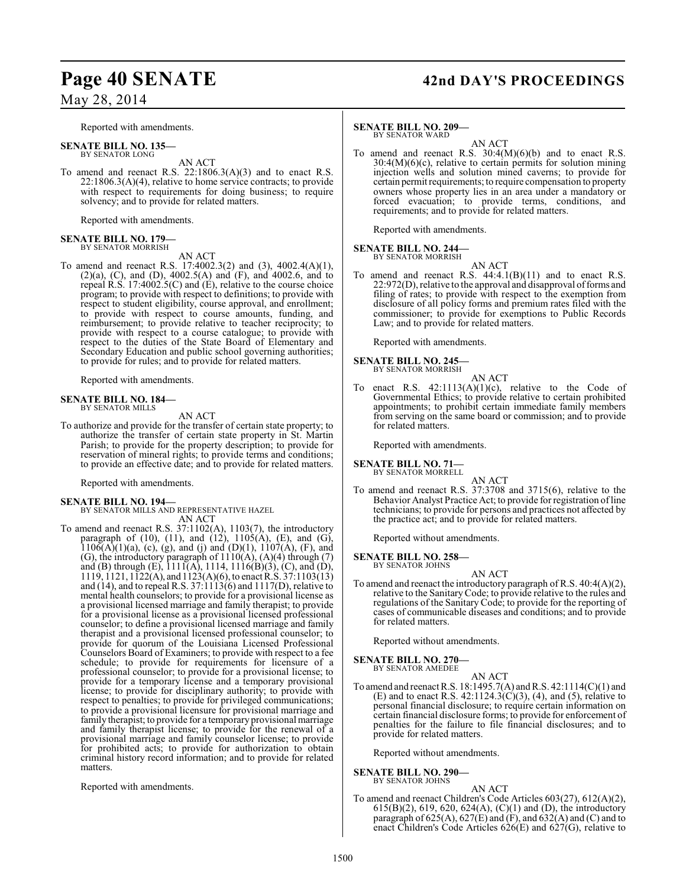Reported with amendments.

**SENATE BILL NO. 135—**
BY SENATOR LONG

AN ACT

To amend and reenact R.S. 22:1806.3(A)(3) and to enact R.S. 22:1806.3(A)(4), relative to home service contracts; to provide with respect to requirements for doing business; to require solvency; and to provide for related matters.

Reported with amendments.

**SENATE BILL NO. 179—**
BY SENATOR MORRISH

AN ACT

To amend and reenact R.S. 17:4002.3(2) and (3), 4002.4(A)(1), (2)(a), (C), and (D), 4002.5(A) and (F), and 4002.6, and to repeal R.S. 17:4002.5(C) and (E), relative to the course choice program; to provide with respect to definitions; to provide with respect to student eligibility, course approval, and enrollment; to provide with respect to course amounts, funding, and reimbursement; to provide relative to teacher reciprocity; to provide with respect to a course catalogue; to provide with respect to the duties of the State Board of Elementary and Secondary Education and public school governing authorities; to provide for rules; and to provide for related matters.

Reported with amendments.

**SENATE BILL NO. 184—**
BY SENATOR MILLS

AN ACT

To authorize and provide for the transfer of certain state property; to authorize the transfer of certain state property in St. Martin Parish; to provide for the property description; to provide for reservation of mineral rights; to provide terms and conditions; to provide an effective date; and to provide for related matters.

Reported with amendments.

**SENATE BILL NO. 194—**
BY SENATOR MILLS AND REPRESENTATIVE HAZEL

AN ACT

To amend and reenact R.S. 37:1102(A), 1103(7), the introductory paragraph of (10), (11), and (12), 1105(A), (E), and (G), 1106(A)(1)(a), (c), (g), and (j) and (D)(1), 1107(A), (F), and (G), the introductory paragraph of 1110(A), (A)(4) through (7) and (B) through (E), 1111(A), 1114, 1116(B)(3), (C), and (D), 1119, 1121, 1122(A), and 1123(A)(6), to enact R.S. 37:1103(13) and (14), and to repeal R.S. 37:1113(6) and 1117(D), relative to mental health counselors; to provide for a provisional license as a provisional licensed marriage and family therapist; to provide for a provisional license as a provisional licensed professional counselor; to define a provisional licensed marriage and family therapist and a provisional licensed professional counselor; to provide for quorum of the Louisiana Licensed Professional Counselors Board of Examiners; to provide with respect to a fee schedule; to provide for requirements for licensure of a professional counselor; to provide for a provisional license; to provide for a temporary license and a temporary provisional license; to provide for disciplinary authority; to provide with respect to penalties; to provide for privileged communications; to provide a provisional licensure for provisional marriage and family therapist; to provide for a temporary provisional marriage and family therapist license; to provide for the renewal of a provisional marriage and family counselor license; to provide for prohibited acts; to provide for authorization to obtain criminal history record information; and to provide for related matters.

Reported with amendments.

**SENATE BILL NO. 209—**
BY SENATOR WARD

AN ACT

To amend and reenact R.S. 30:4(M)(6)(b) and to enact R.S. 30:4(M)(6)(c), relative to certain permits for solution mining injection wells and solution mined caverns; to provide for certain permit requirements; to require compensation to property owners whose property lies in an area under a mandatory or forced evacuation; to provide terms, conditions, and requirements; and to provide for related matters.

Reported with amendments.

**SENATE BILL NO. 244—**
BY SENATOR MORRISH

AN ACT

To amend and reenact R.S. 44:4.1(B)(11) and to enact R.S. 22:972(D), relative to the approval and disapproval of forms and filing of rates; to provide with respect to the exemption from disclosure of all policy forms and premium rates filed with the commissioner; to provide for exemptions to Public Records Law; and to provide for related matters.

Reported with amendments.

**SENATE BILL NO. 245—**
BY SENATOR MORRISH

AN ACT

To enact R.S. 42:1113(A)(1)(c), relative to the Code of Governmental Ethics; to provide relative to certain prohibited appointments; to prohibit certain immediate family members from serving on the same board or commission; and to provide for related matters.

Reported with amendments.

**SENATE BILL NO. 71—**
BY SENATOR MORRELL

AN ACT

To amend and reenact R.S. 37:3708 and 3715(6), relative to the Behavior Analyst Practice Act; to provide for registration of line technicians; to provide for persons and practices not affected by the practice act; and to provide for related matters.

Reported without amendments.

**SENATE BILL NO. 258—**
BY SENATOR JOHNS

AN ACT

To amend and reenact the introductory paragraph of R.S. 40:4(A)(2), relative to the Sanitary Code; to provide relative to the rules and regulations of the Sanitary Code; to provide for the reporting of cases of communicable diseases and conditions; and to provide for related matters.

Reported without amendments.

**SENATE BILL NO. 270—**
BY SENATOR AMEDEE

AN ACT

To amend and reenact R.S. 18:1495.7(A) and R.S. 42:1114(C)(1) and (E) and to enact R.S. 42:1124.3(C)(3), (4), and (5), relative to personal financial disclosure; to require certain information on certain financial disclosure forms; to provide for enforcement of penalties for the failure to file financial disclosures; and to provide for related matters.

Reported without amendments.

**SENATE BILL NO. 290—**
BY SENATOR JOHNS

AN ACT

To amend and reenact Children's Code Articles 603(27), 612(A)(2), 615(B)(2), 619, 620, 624(A), (C)(1) and (D), the introductory paragraph of 625(A), 627(E) and (F), and 632(A) and (C) and to enact Children's Code Articles 626(E) and 627(G), relative to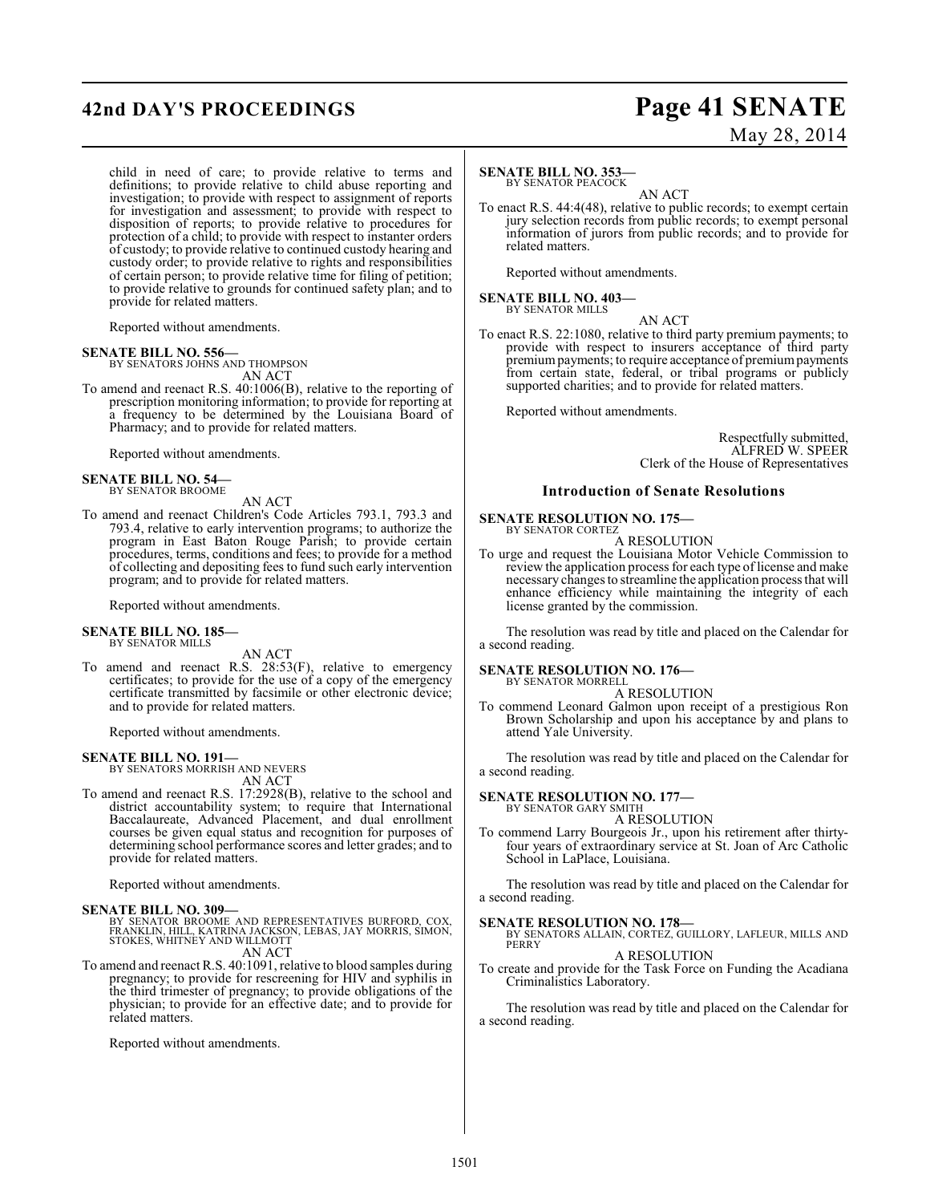child in need of care; to provide relative to terms and definitions; to provide relative to child abuse reporting and investigation; to provide with respect to assignment of reports for investigation and assessment; to provide with respect to disposition of reports; to provide relative to procedures for protection of a child; to provide with respect to instanter orders of custody; to provide relative to continued custody hearing and custody order; to provide relative to rights and responsibilities of certain person; to provide relative time for filing of petition; to provide relative to grounds for continued safety plan; and to provide for related matters.

Reported without amendments.

**SENATE BILL NO. 556—**
BY SENATORS JOHNS AND THOMPSON
AN ACT

To amend and reenact R.S. 40:1006(B), relative to the reporting of prescription monitoring information; to provide for reporting at a frequency to be determined by the Louisiana Board of Pharmacy; and to provide for related matters.

Reported without amendments.

**SENATE BILL NO. 54—**
BY SENATOR BROOME
AN ACT

To amend and reenact Children's Code Articles 793.1, 793.3 and 793.4, relative to early intervention programs; to authorize the program in East Baton Rouge Parish; to provide certain procedures, terms, conditions and fees; to provide for a method of collecting and depositing fees to fund such early intervention program; and to provide for related matters.

Reported without amendments.

**SENATE BILL NO. 185—**
BY SENATOR MILLS
AN ACT

To amend and reenact R.S. 28:53(F), relative to emergency certificates; to provide for the use of a copy of the emergency certificate transmitted by facsimile or other electronic device; and to provide for related matters.

Reported without amendments.

**SENATE BILL NO. 191—**
BY SENATORS MORRISH AND NEVERS
AN ACT

To amend and reenact R.S. 17:2928(B), relative to the school and district accountability system; to require that International Baccalaureate, Advanced Placement, and dual enrollment courses be given equal status and recognition for purposes of determining school performance scores and letter grades; and to provide for related matters.

Reported without amendments.

**SENATE BILL NO. 309—**
BY SENATOR BROOME AND REPRESENTATIVES BURFORD, COX, FRANKLIN, HILL, KATRINA JACKSON, LEBAS, JAY MORRIS, SIMON, STOKES, WHITNEY AND WILLMOTT
AN ACT

To amend and reenact R.S. 40:1091, relative to blood samples during pregnancy; to provide for rescreening for HIV and syphilis in the third trimester of pregnancy; to provide obligations of the physician; to provide for an effective date; and to provide for related matters.

Reported without amendments.

**SENATE BILL NO. 353—**
BY SENATOR PEACOCK
AN ACT

To enact R.S. 44:4(48), relative to public records; to exempt certain jury selection records from public records; to exempt personal information of jurors from public records; and to provide for related matters.

Reported without amendments.

**SENATE BILL NO. 403—**
BY SENATOR MILLS
AN ACT

To enact R.S. 22:1080, relative to third party premium payments; to provide with respect to insurers acceptance of third party premium payments; to require acceptance of premium payments from certain state, federal, or tribal programs or publicly supported charities; and to provide for related matters.

Reported without amendments.

Respectfully submitted,
ALFRED W. SPEER
Clerk of the House of Representatives

## Introduction of Senate Resolutions

**SENATE RESOLUTION NO. 175—**
BY SENATOR CORTEZ
A RESOLUTION

To urge and request the Louisiana Motor Vehicle Commission to review the application process for each type of license and make necessary changes to streamline the application process that will enhance efficiency while maintaining the integrity of each license granted by the commission.

The resolution was read by title and placed on the Calendar for a second reading.

**SENATE RESOLUTION NO. 176—**
BY SENATOR MORRELL
A RESOLUTION

To commend Leonard Galmon upon receipt of a prestigious Ron Brown Scholarship and upon his acceptance by and plans to attend Yale University.

The resolution was read by title and placed on the Calendar for a second reading.

**SENATE RESOLUTION NO. 177—**
BY SENATOR GARY SMITH
A RESOLUTION

To commend Larry Bourgeois Jr., upon his retirement after thirty-four years of extraordinary service at St. Joan of Arc Catholic School in LaPlace, Louisiana.

The resolution was read by title and placed on the Calendar for a second reading.

**SENATE RESOLUTION NO. 178—**
BY SENATORS ALLAIN, CORTEZ, GUILLORY, LAFLEUR, MILLS AND PERRY
A RESOLUTION

To create and provide for the Task Force on Funding the Acadiana Criminalistics Laboratory.

The resolution was read by title and placed on the Calendar for a second reading.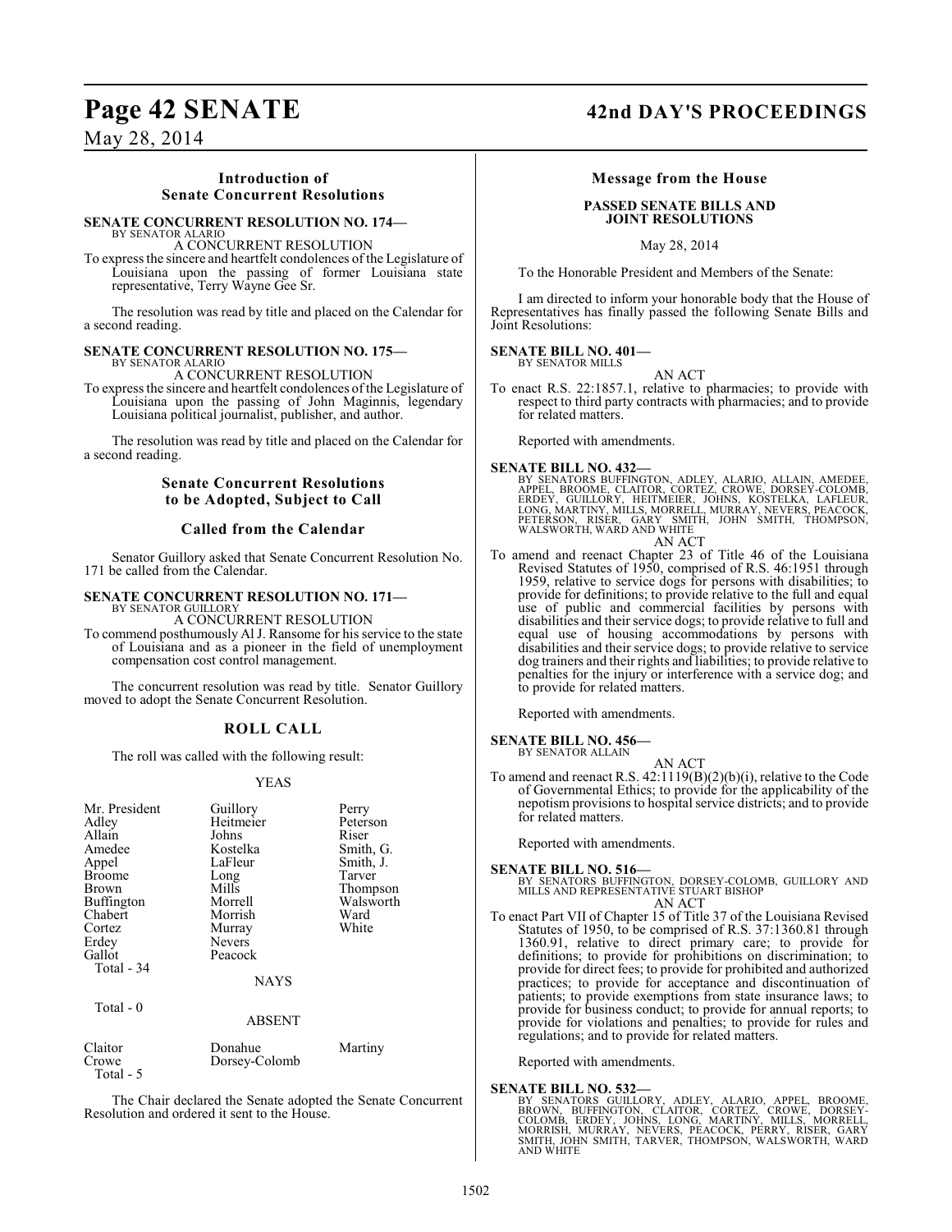## Introduction of Senate Concurrent Resolutions

**SENATE CONCURRENT RESOLUTION NO. 174—**
BY SENATOR ALARIO

A CONCURRENT RESOLUTION

To express the sincere and heartfelt condolences of the Legislature of Louisiana upon the passing of former Louisiana state representative, Terry Wayne Gee Sr.

The resolution was read by title and placed on the Calendar for a second reading.

**SENATE CONCURRENT RESOLUTION NO. 175—**
BY SENATOR ALARIO

A CONCURRENT RESOLUTION

To express the sincere and heartfelt condolences of the Legislature of Louisiana upon the passing of John Maginnis, legendary Louisiana political journalist, publisher, and author.

The resolution was read by title and placed on the Calendar for a second reading.

## Senate Concurrent Resolutions to be Adopted, Subject to Call

### Called from the Calendar

Senator Guillory asked that Senate Concurrent Resolution No. 171 be called from the Calendar.

**SENATE CONCURRENT RESOLUTION NO. 171—**
BY SENATOR GUILLORY

A CONCURRENT RESOLUTION

To commend posthumously Al J. Ransome for his service to the state of Louisiana and as a pioneer in the field of unemployment compensation cost control management.

The concurrent resolution was read by title. Senator Guillory moved to adopt the Senate Concurrent Resolution.

### ROLL CALL

The roll was called with the following result:

YEAS

| | | |
|---|---|---|
| Mr. President | Guillory | Perry |
| Adley | Heitmeier | Peterson |
| Allain | Johns | Riser |
| Amedee | Kostelka | Smith, G. |
| Appel | LaFleur | Smith, J. |
| Broome | Long | Tarver |
| Brown | Mills | Thompson |
| Buffington | Morrell | Walsworth |
| Chabert | Morrish | Ward |
| Cortez | Murray | White |
| Erdey | Nevers | |
| Gallot | Peacock | |

Total - 34

NAYS

Total - 0

ABSENT

| | | |
|---|---|---|
| Claitor | Donahue | Martiny |
| Crowe | Dorsey-Colomb | |

Total - 5

The Chair declared the Senate adopted the Senate Concurrent Resolution and ordered it sent to the House.

## Message from the House

### PASSED SENATE BILLS AND JOINT RESOLUTIONS

May 28, 2014

To the Honorable President and Members of the Senate:

I am directed to inform your honorable body that the House of Representatives has finally passed the following Senate Bills and Joint Resolutions:

**SENATE BILL NO. 401—**
BY SENATOR MILLS

AN ACT

To enact R.S. 22:1857.1, relative to pharmacies; to provide with respect to third party contracts with pharmacies; and to provide for related matters.

Reported with amendments.

**SENATE BILL NO. 432—**
BY SENATORS BUFFINGTON, ADLEY, ALARIO, ALLAIN, AMEDEE, APPEL, BROOME, CLAITOR, CORTEZ, CROWE, DORSEY-COLOMB, ERDEY, GUILLORY, HEITMEIER, JOHNS, KOSTELKA, LAFLEUR, LONG, MARTINY, MILLS, MORRELL, MURRAY, NEVERS, PEACOCK, PETERSON, RISER, GARY SMITH, JOHN SMITH, THOMPSON, WALSWORTH, WARD AND WHITE

AN ACT

To amend and reenact Chapter 23 of Title 46 of the Louisiana Revised Statutes of 1950, comprised of R.S. 46:1951 through 1959, relative to service dogs for persons with disabilities; to provide for definitions; to provide relative to the full and equal use of public and commercial facilities by persons with disabilities and their service dogs; to provide relative to full and equal use of housing accommodations by persons with disabilities and their service dogs; to provide relative to service dog trainers and their rights and liabilities; to provide relative to penalties for the injury or interference with a service dog; and to provide for related matters.

Reported with amendments.

**SENATE BILL NO. 456—**
BY SENATOR ALLAIN

AN ACT

To amend and reenact R.S. 42:1119(B)(2)(b)(i), relative to the Code of Governmental Ethics; to provide for the applicability of the nepotism provisions to hospital service districts; and to provide for related matters.

Reported with amendments.

**SENATE BILL NO. 516—**
BY SENATORS BUFFINGTON, DORSEY-COLOMB, GUILLORY AND MILLS AND REPRESENTATIVE STUART BISHOP

AN ACT

To enact Part VII of Chapter 15 of Title 37 of the Louisiana Revised Statutes of 1950, to be comprised of R.S. 37:1360.81 through 1360.91, relative to direct primary care; to provide for definitions; to provide for prohibitions on discrimination; to provide for direct fees; to provide for prohibited and authorized practices; to provide for acceptance and discontinuation of patients; to provide exemptions from state insurance laws; to provide for business conduct; to provide for annual reports; to provide for violations and penalties; to provide for rules and regulations; and to provide for related matters.

Reported with amendments.

**SENATE BILL NO. 532—**
BY SENATORS GUILLORY, ADLEY, ALARIO, APPEL, BROOME, BROWN, BUFFINGTON, CLAITOR, CORTEZ, CROWE, DORSEY-COLOMB, ERDEY, JOHNS, LONG, MARTINY, MILLS, MORRELL, MORRISH, MURRAY, NEVERS, PEACOCK, PERRY, RISER, GARY SMITH, JOHN SMITH, TARVER, THOMPSON, WALSWORTH, WARD AND WHITE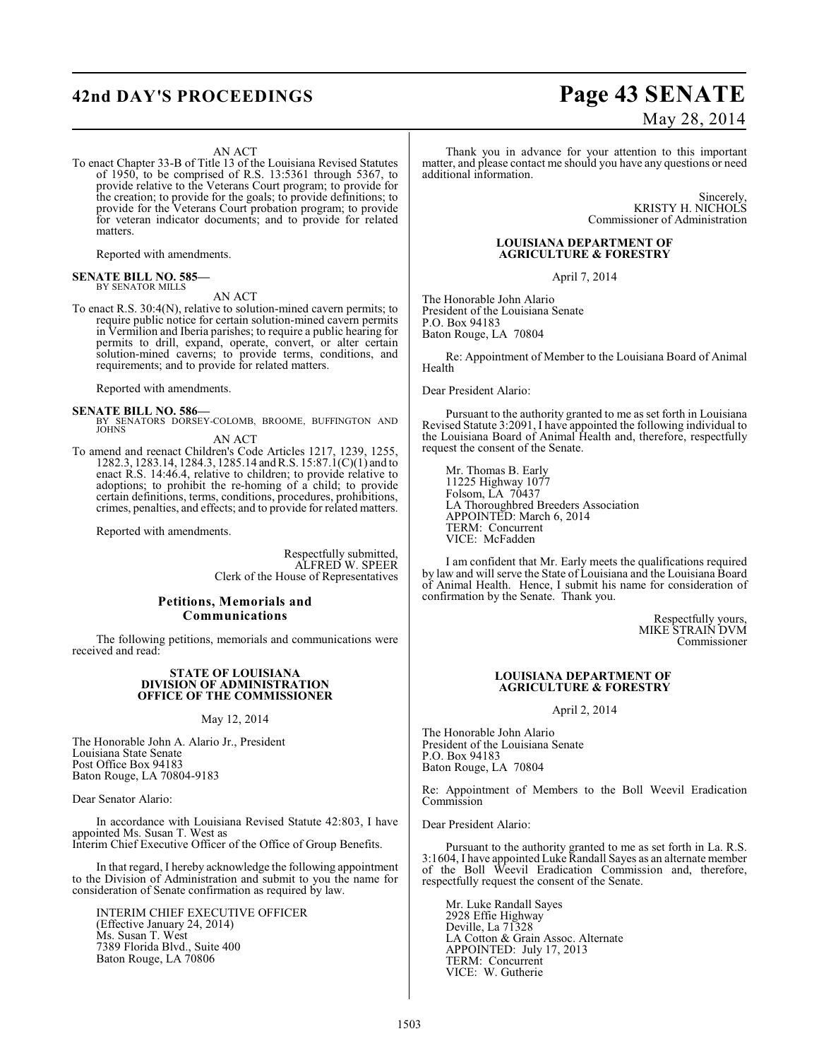AN ACT

To enact Chapter 33-B of Title 13 of the Louisiana Revised Statutes of 1950, to be comprised of R.S. 13:5361 through 5367, to provide relative to the Veterans Court program; to provide for the creation; to provide for the goals; to provide definitions; to provide for the Veterans Court probation program; to provide for veteran indicator documents; and to provide for related matters.

Reported with amendments.

**SENATE BILL NO. 585—**
BY SENATOR MILLS

AN ACT

To enact R.S. 30:4(N), relative to solution-mined cavern permits; to require public notice for certain solution-mined cavern permits in Vermilion and Iberia parishes; to require a public hearing for permits to drill, expand, operate, convert, or alter certain solution-mined caverns; to provide terms, conditions, and requirements; and to provide for related matters.

Reported with amendments.

**SENATE BILL NO. 586—**
BY SENATORS DORSEY-COLOMB, BROOME, BUFFINGTON AND JOHNS

AN ACT

To amend and reenact Children's Code Articles 1217, 1239, 1255, 1282.3, 1283.14, 1284.3, 1285.14 and R.S. 15:87.1(C)(1) and to enact R.S. 14:46.4, relative to children; to provide relative to adoptions; to prohibit the re-homing of a child; to provide certain definitions, terms, conditions, procedures, prohibitions, crimes, penalties, and effects; and to provide for related matters.

Reported with amendments.

Respectfully submitted,
ALFRED W. SPEER
Clerk of the House of Representatives

## Petitions, Memorials and Communications

The following petitions, memorials and communications were received and read:

**STATE OF LOUISIANA**
**DIVISION OF ADMINISTRATION**
**OFFICE OF THE COMMISSIONER**

May 12, 2014

The Honorable John A. Alario Jr., President
Louisiana State Senate
Post Office Box 94183
Baton Rouge, LA 70804-9183

Dear Senator Alario:

In accordance with Louisiana Revised Statute 42:803, I have appointed Ms. Susan T. West as
Interim Chief Executive Officer of the Office of Group Benefits.

In that regard, I hereby acknowledge the following appointment to the Division of Administration and submit to you the name for consideration of Senate confirmation as required by law.

INTERIM CHIEF EXECUTIVE OFFICER
(Effective January 24, 2014)
Ms. Susan T. West
7389 Florida Blvd., Suite 400
Baton Rouge, LA 70806

Thank you in advance for your attention to this important matter, and please contact me should you have any questions or need additional information.

Sincerely,
KRISTY H. NICHOLS
Commissioner of Administration

**LOUISIANA DEPARTMENT OF AGRICULTURE & FORESTRY**

April 7, 2014

The Honorable John Alario
President of the Louisiana Senate
P.O. Box 94183
Baton Rouge, LA 70804

Re: Appointment of Member to the Louisiana Board of Animal Health

Dear President Alario:

Pursuant to the authority granted to me as set forth in Louisiana Revised Statute 3:2091, I have appointed the following individual to the Louisiana Board of Animal Health and, therefore, respectfully request the consent of the Senate.

Mr. Thomas B. Early
11225 Highway 1077
Folsom, LA 70437
LA Thoroughbred Breeders Association
APPOINTED: March 6, 2014
TERM: Concurrent
VICE: McFadden

I am confident that Mr. Early meets the qualifications required by law and will serve the State of Louisiana and the Louisiana Board of Animal Health. Hence, I submit his name for consideration of confirmation by the Senate. Thank you.

Respectfully yours,
MIKE STRAIN DVM
Commissioner

**LOUISIANA DEPARTMENT OF AGRICULTURE & FORESTRY**

April 2, 2014

The Honorable John Alario
President of the Louisiana Senate
P.O. Box 94183
Baton Rouge, LA 70804

Re: Appointment of Members to the Boll Weevil Eradication Commission

Dear President Alario:

Pursuant to the authority granted to me as set forth in La. R.S. 3:1604, I have appointed Luke Randall Sayes as an alternate member of the Boll Weevil Eradication Commission and, therefore, respectfully request the consent of the Senate.

Mr. Luke Randall Sayes
2928 Effie Highway
Deville, La 71328
LA Cotton & Grain Assoc. Alternate
APPOINTED: July 17, 2013
TERM: Concurrent
VICE: W. Gutherie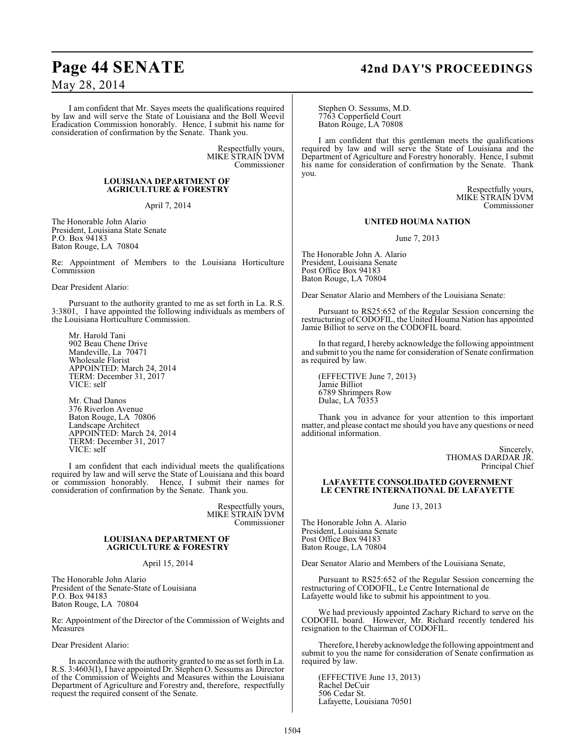I am confident that Mr. Sayes meets the qualifications required by law and will serve the State of Louisiana and the Boll Weevil Eradication Commission honorably. Hence, I submit his name for consideration of confirmation by the Senate. Thank you.

Respectfully yours,
MIKE STRAIN DVM
Commissioner

**LOUISIANA DEPARTMENT OF AGRICULTURE & FORESTRY**

April 7, 2014

The Honorable John Alario
President, Louisiana State Senate
P.O. Box 94183
Baton Rouge, LA 70804

Re: Appointment of Members to the Louisiana Horticulture Commission

Dear President Alario:

Pursuant to the authority granted to me as set forth in La. R.S. 3:3801, I have appointed the following individuals as members of the Louisiana Horticulture Commission.

Mr. Harold Tani
902 Beau Chene Drive
Mandeville, La 70471
Wholesale Florist
APPOINTED: March 24, 2014
TERM: December 31, 2017
VICE: self

Mr. Chad Danos
376 Riverlon Avenue
Baton Rouge, LA 70806
Landscape Architect
APPOINTED: March 24, 2014
TERM: December 31, 2017
VICE: self

I am confident that each individual meets the qualifications required by law and will serve the State of Louisiana and this board or commission honorably. Hence, I submit their names for consideration of confirmation by the Senate. Thank you.

Respectfully yours,
MIKE STRAIN DVM
Commissioner

**LOUISIANA DEPARTMENT OF AGRICULTURE & FORESTRY**

April 15, 2014

The Honorable John Alario
President of the Senate-State of Louisiana
P.O. Box 94183
Baton Rouge, LA 70804

Re: Appointment of the Director of the Commission of Weights and Measures

Dear President Alario:

In accordance with the authority granted to me as set forth in La. R.S. 3:4603(I), I have appointed Dr. Stephen O. Sessums as Director of the Commission of Weights and Measures within the Louisiana Department of Agriculture and Forestry and, therefore, respectfully request the required consent of the Senate.

Stephen O. Sessums, M.D.
7763 Copperfield Court
Baton Rouge, LA 70808

I am confident that this gentleman meets the qualifications required by law and will serve the State of Louisiana and the Department of Agriculture and Forestry honorably. Hence, I submit his name for consideration of confirmation by the Senate. Thank you.

Respectfully yours,
MIKE STRAIN DVM
Commissioner

**UNITED HOUMA NATION**

June 7, 2013

The Honorable John A. Alario
President, Louisiana Senate
Post Office Box 94183
Baton Rouge, LA 70804

Dear Senator Alario and Members of the Louisiana Senate:

Pursuant to RS25:652 of the Regular Session concerning the restructuring of CODOFIL, the United Houma Nation has appointed Jamie Billiot to serve on the CODOFIL board.

In that regard, I hereby acknowledge the following appointment and submit to you the name for consideration of Senate confirmation as required by law.

(EFFECTIVE June 7, 2013)
Jamie Billiot
6789 Shrimpers Row
Dulac, LA 70353

Thank you in advance for your attention to this important matter, and please contact me should you have any questions or need additional information.

Sincerely,
THOMAS DARDAR JR.
Principal Chief

**LAFAYETTE CONSOLIDATED GOVERNMENT LE CENTRE INTERNATIONAL DE LAFAYETTE**

June 13, 2013

The Honorable John A. Alario
President, Louisiana Senate
Post Office Box 94183
Baton Rouge, LA 70804

Dear Senator Alario and Members of the Louisiana Senate,

Pursuant to RS25:652 of the Regular Session concerning the restructuring of CODOFIL, Le Centre International de Lafayette would like to submit his appointment to you.

We had previously appointed Zachary Richard to serve on the CODOFIL board. However, Mr. Richard recently tendered his resignation to the Chairman of CODOFIL.

Therefore, I hereby acknowledge the following appointment and submit to you the name for consideration of Senate confirmation as required by law.

(EFFECTIVE June 13, 2013)
Rachel DeCuir
506 Cedar St.
Lafayette, Louisiana 70501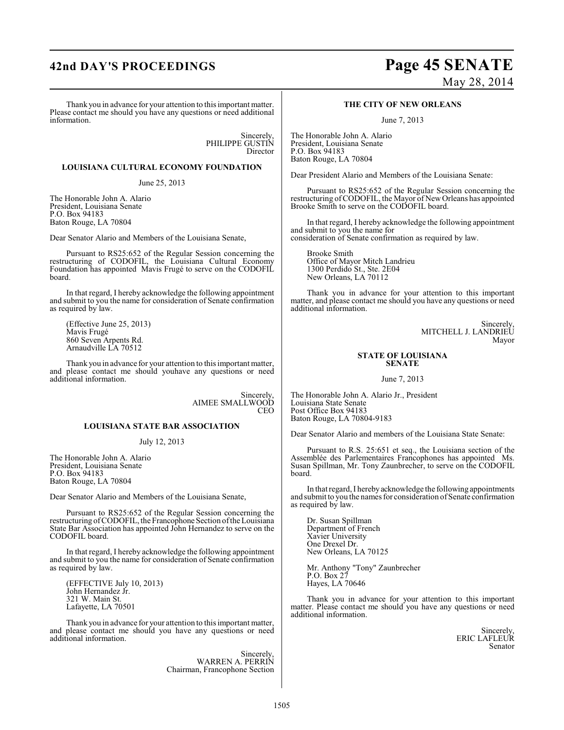Thank you in advance for your attention to this important matter. Please contact me should you have any questions or need additional information.

Sincerely,
PHILIPPE GUSTIN
Director

**LOUISIANA CULTURAL ECONOMY FOUNDATION**

June 25, 2013

The Honorable John A. Alario
President, Louisiana Senate
P.O. Box 94183
Baton Rouge, LA 70804

Dear Senator Alario and Members of the Louisiana Senate,

Pursuant to RS25:652 of the Regular Session concerning the restructuring of CODOFIL, the Louisiana Cultural Economy Foundation has appointed Mavis Frugé to serve on the CODOFIL board.

In that regard, I hereby acknowledge the following appointment and submit to you the name for consideration of Senate confirmation as required by law.

(Effective June 25, 2013)
Mavis Frugé
860 Seven Arpents Rd.
Arnaudville LA 70512

Thank you in advance for your attention to this important matter, and please contact me should youhave any questions or need additional information.

Sincerely,
AIMEE SMALLWOOD
CEO

**LOUISIANA STATE BAR ASSOCIATION**

July 12, 2013

The Honorable John A. Alario
President, Louisiana Senate
P.O. Box 94183
Baton Rouge, LA 70804

Dear Senator Alario and Members of the Louisiana Senate,

Pursuant to RS25:652 of the Regular Session concerning the restructuring of CODOFIL, the Francophone Section of the Louisiana State Bar Association has appointed John Hernandez to serve on the CODOFIL board.

In that regard, I hereby acknowledge the following appointment and submit to you the name for consideration of Senate confirmation as required by law.

(EFFECTIVE July 10, 2013)
John Hernandez Jr.
321 W. Main St.
Lafayette, LA 70501

Thank you in advance for your attention to this important matter, and please contact me should you have any questions or need additional information.

Sincerely,
WARREN A. PERRIN
Chairman, Francophone Section

**THE CITY OF NEW ORLEANS**

June 7, 2013

The Honorable John A. Alario
President, Louisiana Senate
P.O. Box 94183
Baton Rouge, LA 70804

Dear President Alario and Members of the Louisiana Senate:

Pursuant to RS25:652 of the Regular Session concerning the restructuring of CODOFIL, the Mayor of New Orleans has appointed Brooke Smith to serve on the CODOFIL board.

In that regard, I hereby acknowledge the following appointment and submit to you the name for
consideration of Senate confirmation as required by law.

Brooke Smith
Office of Mayor Mitch Landrieu
1300 Perdido St., Ste. 2E04
New Orleans, LA 70112

Thank you in advance for your attention to this important matter, and please contact me should you have any questions or need additional information.

Sincerely,
MITCHELL J. LANDRIEU
Mayor

**STATE OF LOUISIANA**
**SENATE**

June 7, 2013

The Honorable John A. Alario Jr., President
Louisiana State Senate
Post Office Box 94183
Baton Rouge, LA 70804-9183

Dear Senator Alario and members of the Louisiana State Senate:

Pursuant to R.S. 25:651 et seq., the Louisiana section of the Assemblée des Parlementaires Francophones has appointed Ms. Susan Spillman, Mr. Tony Zaunbrecher, to serve on the CODOFIL board.

In that regard, I hereby acknowledge the following appointments and submit to you the names for consideration of Senate confirmation as required by law.

Dr. Susan Spillman
Department of French
Xavier University
One Drexel Dr.
New Orleans, LA 70125

Mr. Anthony "Tony" Zaunbrecher
P.O. Box 27
Hayes, LA 70646

Thank you in advance for your attention to this important matter. Please contact me should you have any questions or need additional information.

Sincerely,
ERIC LAFLEUR
Senator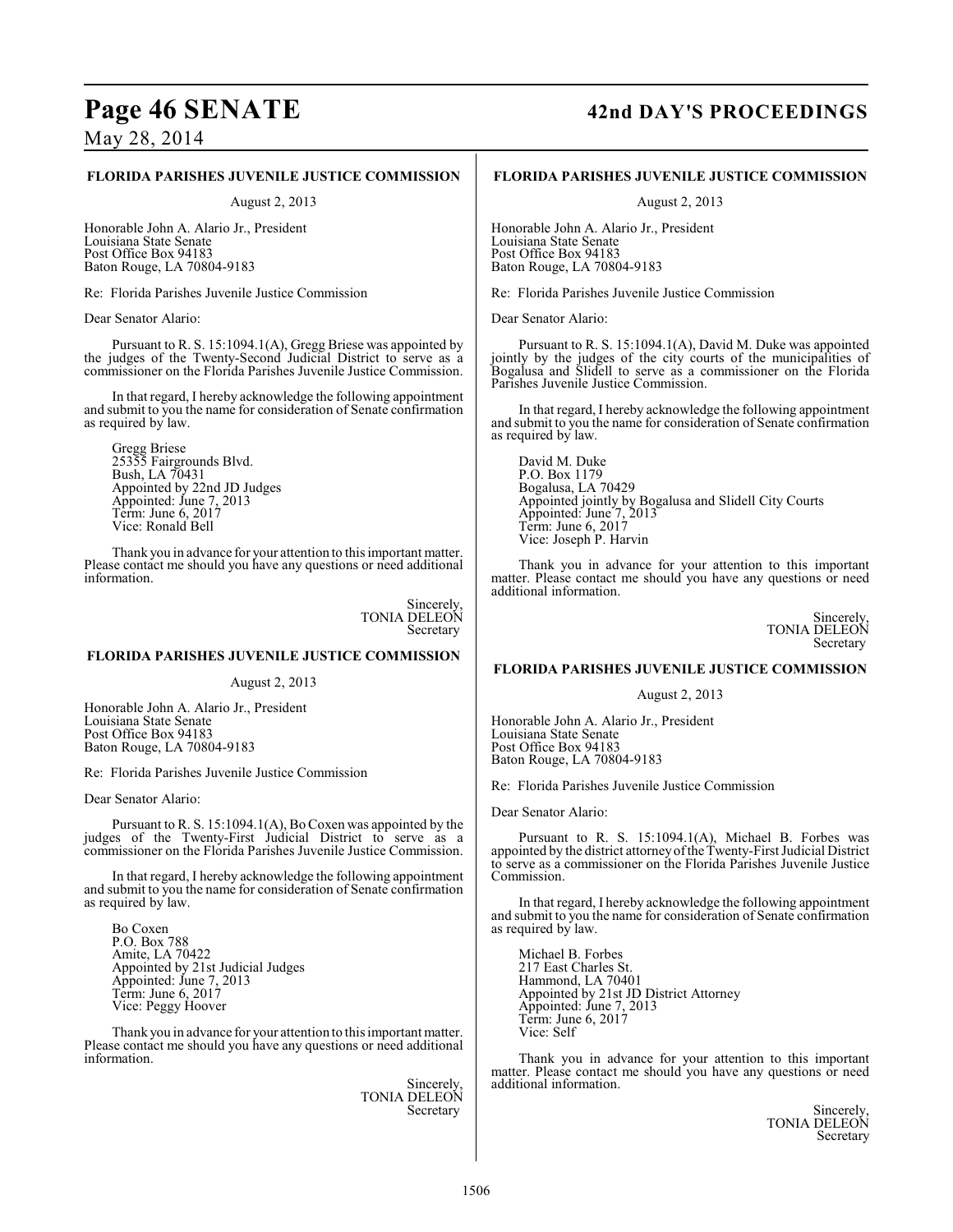**FLORIDA PARISHES JUVENILE JUSTICE COMMISSION**

August 2, 2013

Honorable John A. Alario Jr., President
Louisiana State Senate
Post Office Box 94183
Baton Rouge, LA 70804-9183

Re: Florida Parishes Juvenile Justice Commission

Dear Senator Alario:

Pursuant to R. S. 15:1094.1(A), Gregg Briese was appointed by the judges of the Twenty-Second Judicial District to serve as a commissioner on the Florida Parishes Juvenile Justice Commission.

In that regard, I hereby acknowledge the following appointment and submit to you the name for consideration of Senate confirmation as required by law.

Gregg Briese
25355 Fairgrounds Blvd.
Bush, LA 70431
Appointed by 22nd JD Judges
Appointed: June 7, 2013
Term: June 6, 2017
Vice: Ronald Bell

Thank you in advance for your attention to this important matter. Please contact me should you have any questions or need additional information.

Sincerely,
TONIA DELEON
Secretary

**FLORIDA PARISHES JUVENILE JUSTICE COMMISSION**

August 2, 2013

Honorable John A. Alario Jr., President
Louisiana State Senate
Post Office Box 94183
Baton Rouge, LA 70804-9183

Re: Florida Parishes Juvenile Justice Commission

Dear Senator Alario:

Pursuant to R. S. 15:1094.1(A), Bo Coxen was appointed by the judges of the Twenty-First Judicial District to serve as a commissioner on the Florida Parishes Juvenile Justice Commission.

In that regard, I hereby acknowledge the following appointment and submit to you the name for consideration of Senate confirmation as required by law.

Bo Coxen
P.O. Box 788
Amite, LA 70422
Appointed by 21st Judicial Judges
Appointed: June 7, 2013
Term: June 6, 2017
Vice: Peggy Hoover

Thank you in advance for your attention to this important matter. Please contact me should you have any questions or need additional information.

Sincerely,
TONIA DELEON
Secretary

**FLORIDA PARISHES JUVENILE JUSTICE COMMISSION**

August 2, 2013

Honorable John A. Alario Jr., President
Louisiana State Senate
Post Office Box 94183
Baton Rouge, LA 70804-9183

Re: Florida Parishes Juvenile Justice Commission

Dear Senator Alario:

Pursuant to R. S. 15:1094.1(A), David M. Duke was appointed jointly by the judges of the city courts of the municipalities of Bogalusa and Slidell to serve as a commissioner on the Florida Parishes Juvenile Justice Commission.

In that regard, I hereby acknowledge the following appointment and submit to you the name for consideration of Senate confirmation as required by law.

David M. Duke
P.O. Box 1179
Bogalusa, LA 70429
Appointed jointly by Bogalusa and Slidell City Courts
Appointed: June 7, 2013
Term: June 6, 2017
Vice: Joseph P. Harvin

Thank you in advance for your attention to this important matter. Please contact me should you have any questions or need additional information.

Sincerely,
TONIA DELEON
Secretary

**FLORIDA PARISHES JUVENILE JUSTICE COMMISSION**

August 2, 2013

Honorable John A. Alario Jr., President
Louisiana State Senate
Post Office Box 94183
Baton Rouge, LA 70804-9183

Re: Florida Parishes Juvenile Justice Commission

Dear Senator Alario:

Pursuant to R. S. 15:1094.1(A), Michael B. Forbes was appointed by the district attorney of the Twenty-First Judicial District to serve as a commissioner on the Florida Parishes Juvenile Justice Commission.

In that regard, I hereby acknowledge the following appointment and submit to you the name for consideration of Senate confirmation as required by law.

Michael B. Forbes
217 East Charles St.
Hammond, LA 70401
Appointed by 21st JD District Attorney
Appointed: June 7, 2013
Term: June 6, 2017
Vice: Self

Thank you in advance for your attention to this important matter. Please contact me should you have any questions or need additional information.

Sincerely,
TONIA DELEON
Secretary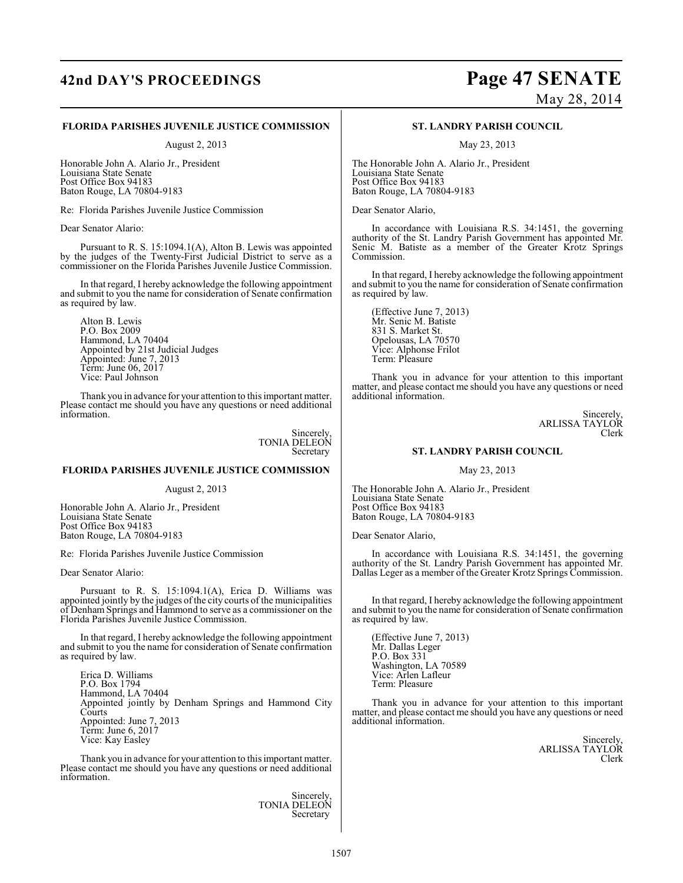### FLORIDA PARISHES JUVENILE JUSTICE COMMISSION

August 2, 2013

Honorable John A. Alario Jr., President
Louisiana State Senate
Post Office Box 94183
Baton Rouge, LA 70804-9183

Re: Florida Parishes Juvenile Justice Commission

Dear Senator Alario:

Pursuant to R. S. 15:1094.1(A), Alton B. Lewis was appointed by the judges of the Twenty-First Judicial District to serve as a commissioner on the Florida Parishes Juvenile Justice Commission.

In that regard, I hereby acknowledge the following appointment and submit to you the name for consideration of Senate confirmation as required by law.

Alton B. Lewis
P.O. Box 2009
Hammond, LA 70404
Appointed by 21st Judicial Judges
Appointed: June 7, 2013
Term: June 06, 2017
Vice: Paul Johnson

Thank you in advance for your attention to this important matter. Please contact me should you have any questions or need additional information.

Sincerely,
TONIA DELEON
Secretary

### FLORIDA PARISHES JUVENILE JUSTICE COMMISSION

August 2, 2013

Honorable John A. Alario Jr., President
Louisiana State Senate
Post Office Box 94183
Baton Rouge, LA 70804-9183

Re: Florida Parishes Juvenile Justice Commission

Dear Senator Alario:

Pursuant to R. S. 15:1094.1(A), Erica D. Williams was appointed jointly by the judges of the city courts of the municipalities of Denham Springs and Hammond to serve as a commissioner on the Florida Parishes Juvenile Justice Commission.

In that regard, I hereby acknowledge the following appointment and submit to you the name for consideration of Senate confirmation as required by law.

Erica D. Williams
P.O. Box 1794
Hammond, LA 70404
Appointed jointly by Denham Springs and Hammond City Courts
Appointed: June 7, 2013
Term: June 6, 2017
Vice: Kay Easley

Thank you in advance for your attention to this important matter. Please contact me should you have any questions or need additional information.

Sincerely,
TONIA DELEON
Secretary

### ST. LANDRY PARISH COUNCIL

May 23, 2013

The Honorable John A. Alario Jr., President
Louisiana State Senate
Post Office Box 94183
Baton Rouge, LA 70804-9183

Dear Senator Alario,

In accordance with Louisiana R.S. 34:1451, the governing authority of the St. Landry Parish Government has appointed Mr. Senic M. Batiste as a member of the Greater Krotz Springs Commission.

In that regard, I hereby acknowledge the following appointment and submit to you the name for consideration of Senate confirmation as required by law.

(Effective June 7, 2013)
Mr. Senic M. Batiste
831 S. Market St.
Opelousas, LA 70570
Vice: Alphonse Frilot
Term: Pleasure

Thank you in advance for your attention to this important matter, and please contact me should you have any questions or need additional information.

Sincerely,
ARLISSA TAYLOR
Clerk

### ST. LANDRY PARISH COUNCIL

May 23, 2013

The Honorable John A. Alario Jr., President
Louisiana State Senate
Post Office Box 94183
Baton Rouge, LA 70804-9183

Dear Senator Alario,

In accordance with Louisiana R.S. 34:1451, the governing authority of the St. Landry Parish Government has appointed Mr. Dallas Leger as a member of the Greater Krotz Springs Commission.

In that regard, I hereby acknowledge the following appointment and submit to you the name for consideration of Senate confirmation as required by law.

(Effective June 7, 2013)
Mr. Dallas Leger
P.O. Box 331
Washington, LA 70589
Vice: Arlen Lafleur
Term: Pleasure

Thank you in advance for your attention to this important matter, and please contact me should you have any questions or need additional information.

Sincerely,
ARLISSA TAYLOR
Clerk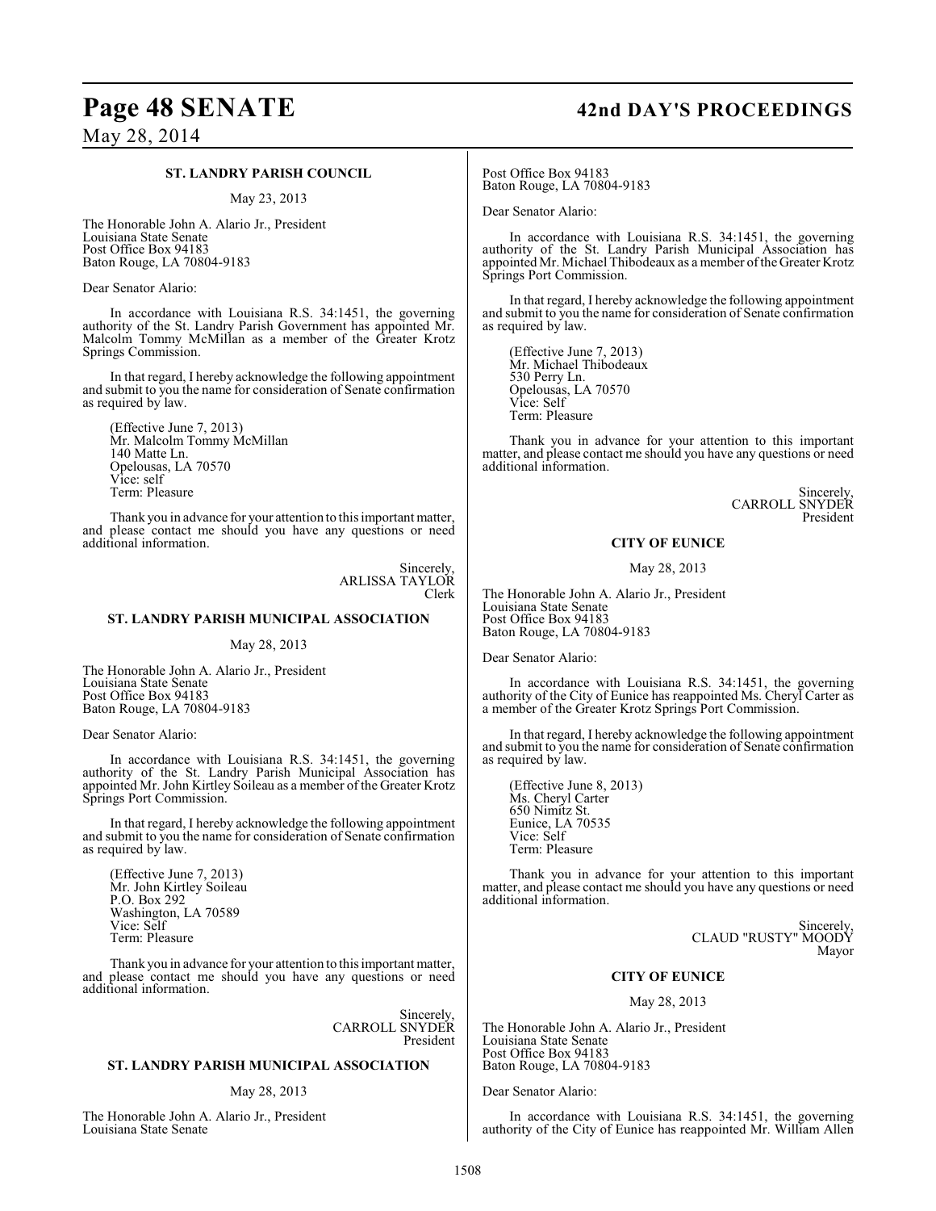### ST. LANDRY PARISH COUNCIL

May 23, 2013

The Honorable John A. Alario Jr., President
Louisiana State Senate
Post Office Box 94183
Baton Rouge, LA 70804-9183

Dear Senator Alario:

In accordance with Louisiana R.S. 34:1451, the governing authority of the St. Landry Parish Government has appointed Mr. Malcolm Tommy McMillan as a member of the Greater Krotz Springs Commission.

In that regard, I hereby acknowledge the following appointment and submit to you the name for consideration of Senate confirmation as required by law.

(Effective June 7, 2013)
Mr. Malcolm Tommy McMillan
140 Matte Ln.
Opelousas, LA 70570
Vice: self
Term: Pleasure

Thank you in advance for your attention to this important matter, and please contact me should you have any questions or need additional information.

Sincerely,
ARLISSA TAYLOR
Clerk

### ST. LANDRY PARISH MUNICIPAL ASSOCIATION

May 28, 2013

The Honorable John A. Alario Jr., President
Louisiana State Senate
Post Office Box 94183
Baton Rouge, LA 70804-9183

Dear Senator Alario:

In accordance with Louisiana R.S. 34:1451, the governing authority of the St. Landry Parish Municipal Association has appointed Mr. John Kirtley Soileau as a member of the Greater Krotz Springs Port Commission.

In that regard, I hereby acknowledge the following appointment and submit to you the name for consideration of Senate confirmation as required by law.

(Effective June 7, 2013)
Mr. John Kirtley Soileau
P.O. Box 292
Washington, LA 70589
Vice: Self
Term: Pleasure

Thank you in advance for your attention to this important matter, and please contact me should you have any questions or need additional information.

Sincerely,
CARROLL SNYDER
President

### ST. LANDRY PARISH MUNICIPAL ASSOCIATION

May 28, 2013

The Honorable John A. Alario Jr., President
Louisiana State Senate
Post Office Box 94183
Baton Rouge, LA 70804-9183

Dear Senator Alario:

In accordance with Louisiana R.S. 34:1451, the governing authority of the St. Landry Parish Municipal Association has appointed Mr. Michael Thibodeaux as a member of the Greater Krotz Springs Port Commission.

In that regard, I hereby acknowledge the following appointment and submit to you the name for consideration of Senate confirmation as required by law.

(Effective June 7, 2013)
Mr. Michael Thibodeaux
530 Perry Ln.
Opelousas, LA 70570
Vice: Self
Term: Pleasure

Thank you in advance for your attention to this important matter, and please contact me should you have any questions or need additional information.

Sincerely,
CARROLL SNYDER
President

### CITY OF EUNICE

May 28, 2013

The Honorable John A. Alario Jr., President
Louisiana State Senate
Post Office Box 94183
Baton Rouge, LA 70804-9183

Dear Senator Alario:

In accordance with Louisiana R.S. 34:1451, the governing authority of the City of Eunice has reappointed Ms. Cheryl Carter as a member of the Greater Krotz Springs Port Commission.

In that regard, I hereby acknowledge the following appointment and submit to you the name for consideration of Senate confirmation as required by law.

(Effective June 8, 2013)
Ms. Cheryl Carter
650 Nimitz St.
Eunice, LA 70535
Vice: Self
Term: Pleasure

Thank you in advance for your attention to this important matter, and please contact me should you have any questions or need additional information.

Sincerely,
CLAUD "RUSTY" MOODY
Mayor

### CITY OF EUNICE

May 28, 2013

The Honorable John A. Alario Jr., President
Louisiana State Senate
Post Office Box 94183
Baton Rouge, LA 70804-9183

Dear Senator Alario:

In accordance with Louisiana R.S. 34:1451, the governing authority of the City of Eunice has reappointed Mr. William Allen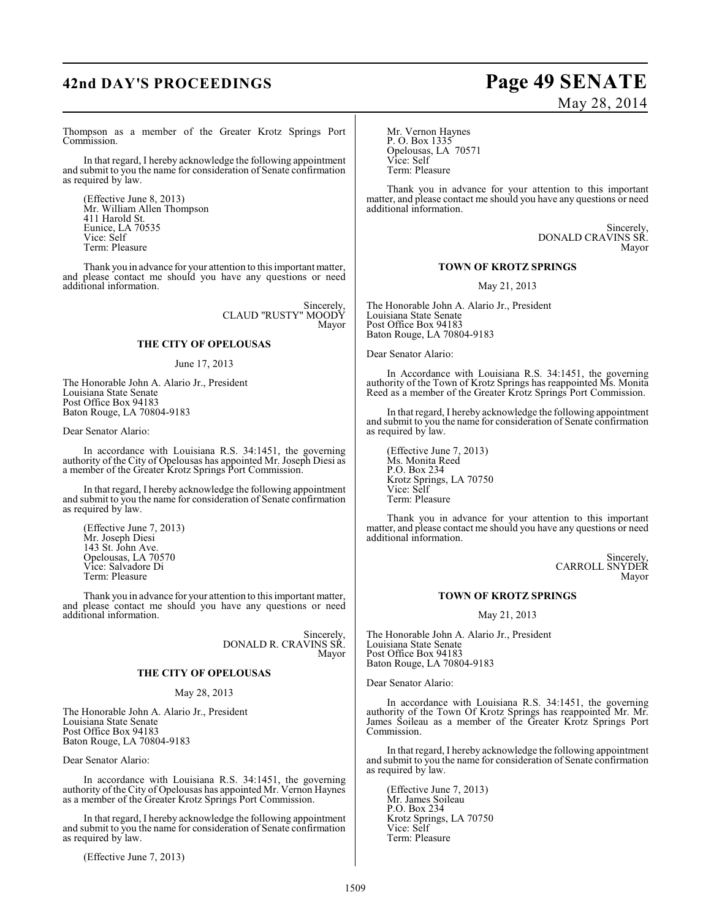Thompson as a member of the Greater Krotz Springs Port Commission.

In that regard, I hereby acknowledge the following appointment and submit to you the name for consideration of Senate confirmation as required by law.

(Effective June 8, 2013)
Mr. William Allen Thompson
411 Harold St.
Eunice, LA 70535
Vice: Self
Term: Pleasure

Thank you in advance for your attention to this important matter, and please contact me should you have any questions or need additional information.

Sincerely,
CLAUD "RUSTY" MOODY
Mayor

**THE CITY OF OPELOUSAS**

June 17, 2013

The Honorable John A. Alario Jr., President
Louisiana State Senate
Post Office Box 94183
Baton Rouge, LA 70804-9183

Dear Senator Alario:

In accordance with Louisiana R.S. 34:1451, the governing authority of the City of Opelousas has appointed Mr. Joseph Diesi as a member of the Greater Krotz Springs Port Commission.

In that regard, I hereby acknowledge the following appointment and submit to you the name for consideration of Senate confirmation as required by law.

(Effective June 7, 2013)
Mr. Joseph Diesi
143 St. John Ave.
Opelousas, LA 70570
Vice: Salvadore Di
Term: Pleasure

Thank you in advance for your attention to this important matter, and please contact me should you have any questions or need additional information.

Sincerely,
DONALD R. CRAVINS SR.
Mayor

**THE CITY OF OPELOUSAS**

May 28, 2013

The Honorable John A. Alario Jr., President
Louisiana State Senate
Post Office Box 94183
Baton Rouge, LA 70804-9183

Dear Senator Alario:

In accordance with Louisiana R.S. 34:1451, the governing authority of the City of Opelousas has appointed Mr. Vernon Haynes as a member of the Greater Krotz Springs Port Commission.

In that regard, I hereby acknowledge the following appointment and submit to you the name for consideration of Senate confirmation as required by law.

(Effective June 7, 2013)
Mr. Vernon Haynes
P. O. Box 1335
Opelousas, LA 70571
Vice: Self
Term: Pleasure

Thank you in advance for your attention to this important matter, and please contact me should you have any questions or need additional information.

Sincerely,
DONALD CRAVINS SR.
Mayor

**TOWN OF KROTZ SPRINGS**

May 21, 2013

The Honorable John A. Alario Jr., President
Louisiana State Senate
Post Office Box 94183
Baton Rouge, LA 70804-9183

Dear Senator Alario:

In Accordance with Louisiana R.S. 34:1451, the governing authority of the Town of Krotz Springs has reappointed Ms. Monita Reed as a member of the Greater Krotz Springs Port Commission.

In that regard, I hereby acknowledge the following appointment and submit to you the name for consideration of Senate confirmation as required by law.

(Effective June 7, 2013)
Ms. Monita Reed
P.O. Box 234
Krotz Springs, LA 70750
Vice: Self
Term: Pleasure

Thank you in advance for your attention to this important matter, and please contact me should you have any questions or need additional information.

Sincerely,
CARROLL SNYDER
Mayor

**TOWN OF KROTZ SPRINGS**

May 21, 2013

The Honorable John A. Alario Jr., President
Louisiana State Senate
Post Office Box 94183
Baton Rouge, LA 70804-9183

Dear Senator Alario:

In accordance with Louisiana R.S. 34:1451, the governing authority of the Town Of Krotz Springs has reappointed Mr. Mr. James Soileau as a member of the Greater Krotz Springs Port Commission.

In that regard, I hereby acknowledge the following appointment and submit to you the name for consideration of Senate confirmation as required by law.

(Effective June 7, 2013)
Mr. James Soileau
P.O. Box 234
Krotz Springs, LA 70750
Vice: Self
Term: Pleasure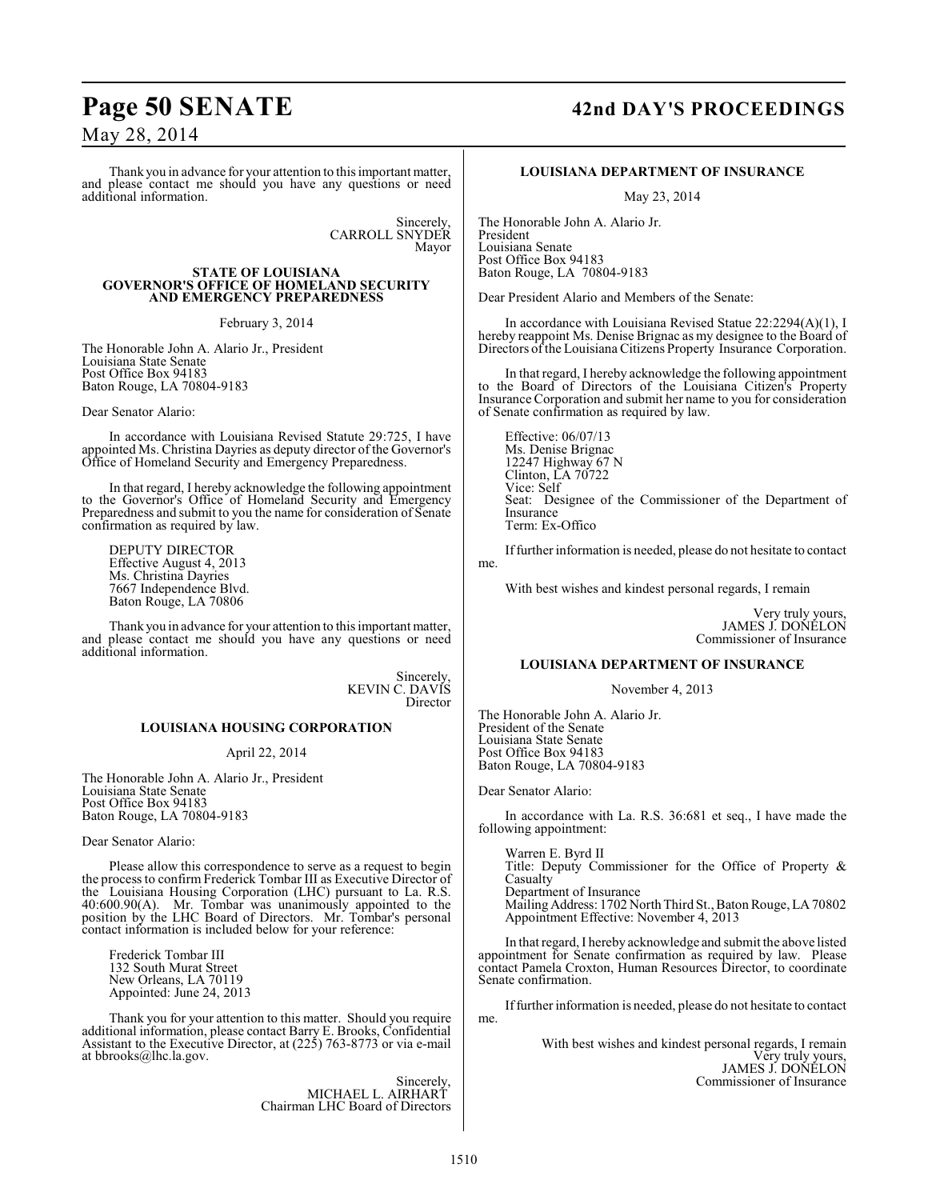Thank you in advance for your attention to this important matter, and please contact me should you have any questions or need additional information.

Sincerely,
CARROLL SNYDER
Mayor

**STATE OF LOUISIANA**
**GOVERNOR'S OFFICE OF HOMELAND SECURITY AND EMERGENCY PREPAREDNESS**

February 3, 2014

The Honorable John A. Alario Jr., President
Louisiana State Senate
Post Office Box 94183
Baton Rouge, LA 70804-9183

Dear Senator Alario:

In accordance with Louisiana Revised Statute 29:725, I have appointed Ms. Christina Dayries as deputy director of the Governor's Office of Homeland Security and Emergency Preparedness.

In that regard, I hereby acknowledge the following appointment to the Governor's Office of Homeland Security and Emergency Preparedness and submit to you the name for consideration of Senate confirmation as required by law.

DEPUTY DIRECTOR
Effective August 4, 2013
Ms. Christina Dayries
7667 Independence Blvd.
Baton Rouge, LA 70806

Thank you in advance for your attention to this important matter, and please contact me should you have any questions or need additional information.

Sincerely,
KEVIN C. DAVIS
Director

**LOUISIANA HOUSING CORPORATION**

April 22, 2014

The Honorable John A. Alario Jr., President
Louisiana State Senate
Post Office Box 94183
Baton Rouge, LA 70804-9183

Dear Senator Alario:

Please allow this correspondence to serve as a request to begin the process to confirm Frederick Tombar III as Executive Director of the Louisiana Housing Corporation (LHC) pursuant to La. R.S. 40:600.90(A). Mr. Tombar was unanimously appointed to the position by the LHC Board of Directors. Mr. Tombar's personal contact information is included below for your reference:

Frederick Tombar III
132 South Murat Street
New Orleans, LA 70119
Appointed: June 24, 2013

Thank you for your attention to this matter. Should you require additional information, please contact Barry E. Brooks, Confidential Assistant to the Executive Director, at (225) 763-8773 or via e-mail at bbrooks@lhc.la.gov.

Sincerely,
MICHAEL L. AIRHART
Chairman LHC Board of Directors

**LOUISIANA DEPARTMENT OF INSURANCE**

May 23, 2014

The Honorable John A. Alario Jr.
President
Louisiana Senate
Post Office Box 94183
Baton Rouge, LA 70804-9183

Dear President Alario and Members of the Senate:

In accordance with Louisiana Revised Statue 22:2294(A)(1), I hereby reappoint Ms. Denise Brignac as my designee to the Board of Directors of the Louisiana Citizens Property Insurance Corporation.

In that regard, I hereby acknowledge the following appointment to the Board of Directors of the Louisiana Citizen's Property Insurance Corporation and submit her name to you for consideration of Senate confirmation as required by law.

Effective: 06/07/13
Ms. Denise Brignac
12247 Highway 67 N
Clinton, LA 70722
Vice: Self
Seat: Designee of the Commissioner of the Department of Insurance
Term: Ex-Offico

If further information is needed, please do not hesitate to contact me.

With best wishes and kindest personal regards, I remain

Very truly yours,
JAMES J. DONELON
Commissioner of Insurance

**LOUISIANA DEPARTMENT OF INSURANCE**

November 4, 2013

The Honorable John A. Alario Jr.
President of the Senate
Louisiana State Senate
Post Office Box 94183
Baton Rouge, LA 70804-9183

Dear Senator Alario:

In accordance with La. R.S. 36:681 et seq., I have made the following appointment:

Warren E. Byrd II
Title: Deputy Commissioner for the Office of Property & Casualty
Department of Insurance
Mailing Address: 1702 North Third St., Baton Rouge, LA 70802
Appointment Effective: November 4, 2013

In that regard, I hereby acknowledge and submit the above listed appointment for Senate confirmation as required by law. Please contact Pamela Croxton, Human Resources Director, to coordinate Senate confirmation.

If further information is needed, please do not hesitate to contact me.

With best wishes and kindest personal regards, I remain
Very truly yours,
JAMES J. DONELON
Commissioner of Insurance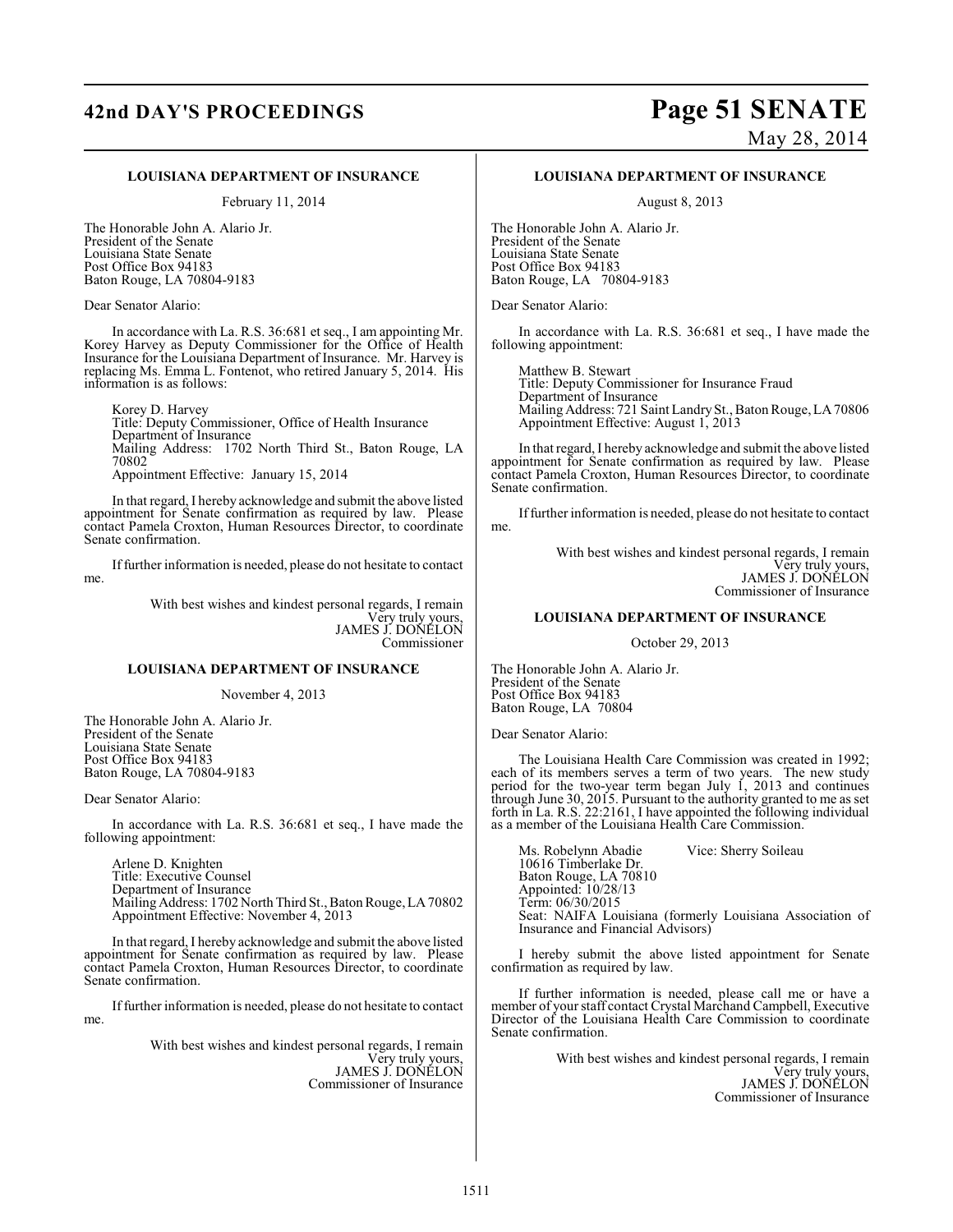## LOUISIANA DEPARTMENT OF INSURANCE

February 11, 2014

The Honorable John A. Alario Jr.
President of the Senate
Louisiana State Senate
Post Office Box 94183
Baton Rouge, LA 70804-9183

Dear Senator Alario:

In accordance with La. R.S. 36:681 et seq., I am appointing Mr. Korey Harvey as Deputy Commissioner for the Office of Health Insurance for the Louisiana Department of Insurance. Mr. Harvey is replacing Ms. Emma L. Fontenot, who retired January 5, 2014. His information is as follows:

Korey D. Harvey
Title: Deputy Commissioner, Office of Health Insurance
Department of Insurance
Mailing Address: 1702 North Third St., Baton Rouge, LA 70802
Appointment Effective: January 15, 2014

In that regard, I hereby acknowledge and submit the above listed appointment for Senate confirmation as required by law. Please contact Pamela Croxton, Human Resources Director, to coordinate Senate confirmation.

If further information is needed, please do not hesitate to contact me.

With best wishes and kindest personal regards, I remain
Very truly yours,
JAMES J. DONELON
Commissioner

## LOUISIANA DEPARTMENT OF INSURANCE

November 4, 2013

The Honorable John A. Alario Jr.
President of the Senate
Louisiana State Senate
Post Office Box 94183
Baton Rouge, LA 70804-9183

Dear Senator Alario:

In accordance with La. R.S. 36:681 et seq., I have made the following appointment:

Arlene D. Knighten
Title: Executive Counsel
Department of Insurance
Mailing Address: 1702 North Third St., Baton Rouge, LA 70802
Appointment Effective: November 4, 2013

In that regard, I hereby acknowledge and submit the above listed appointment for Senate confirmation as required by law. Please contact Pamela Croxton, Human Resources Director, to coordinate Senate confirmation.

If further information is needed, please do not hesitate to contact me.

With best wishes and kindest personal regards, I remain
Very truly yours,
JAMES J. DONELON
Commissioner of Insurance

## LOUISIANA DEPARTMENT OF INSURANCE

August 8, 2013

The Honorable John A. Alario Jr.
President of the Senate
Louisiana State Senate
Post Office Box 94183
Baton Rouge, LA 70804-9183

Dear Senator Alario:

In accordance with La. R.S. 36:681 et seq., I have made the following appointment:

Matthew B. Stewart
Title: Deputy Commissioner for Insurance Fraud
Department of Insurance
Mailing Address: 721 Saint Landry St., Baton Rouge, LA 70806
Appointment Effective: August 1, 2013

In that regard, I hereby acknowledge and submit the above listed appointment for Senate confirmation as required by law. Please contact Pamela Croxton, Human Resources Director, to coordinate Senate confirmation.

If further information is needed, please do not hesitate to contact me.

With best wishes and kindest personal regards, I remain
Very truly yours,
JAMES J. DONELON
Commissioner of Insurance

## LOUISIANA DEPARTMENT OF INSURANCE

October 29, 2013

The Honorable John A. Alario Jr.
President of the Senate
Post Office Box 94183
Baton Rouge, LA 70804

Dear Senator Alario:

The Louisiana Health Care Commission was created in 1992; each of its members serves a term of two years. The new study period for the two-year term began July 1, 2013 and continues through June 30, 2015. Pursuant to the authority granted to me as set forth in La. R.S. 22:2161, I have appointed the following individual as a member of the Louisiana Health Care Commission.

Ms. Robelynn Abadie Vice: Sherry Soileau
10616 Timberlake Dr.
Baton Rouge, LA 70810
Appointed: 10/28/13
Term: 06/30/2015
Seat: NAIFA Louisiana (formerly Louisiana Association of Insurance and Financial Advisors)

I hereby submit the above listed appointment for Senate confirmation as required by law.

If further information is needed, please call me or have a member of your staff contact Crystal Marchand Campbell, Executive Director of the Louisiana Health Care Commission to coordinate Senate confirmation.

With best wishes and kindest personal regards, I remain
Very truly yours,
JAMES J. DONELON
Commissioner of Insurance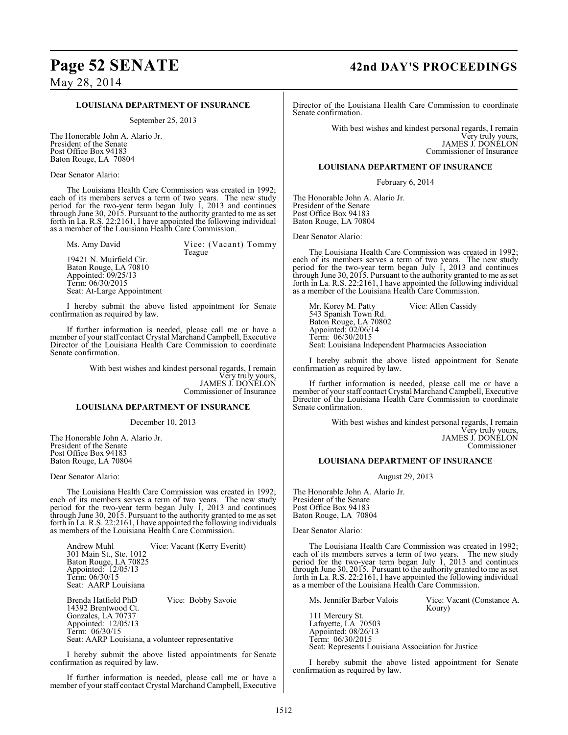### LOUISIANA DEPARTMENT OF INSURANCE

September 25, 2013

The Honorable John A. Alario Jr.
President of the Senate
Post Office Box 94183
Baton Rouge, LA 70804

Dear Senator Alario:

The Louisiana Health Care Commission was created in 1992; each of its members serves a term of two years. The new study period for the two-year term began July 1, 2013 and continues through June 30, 2015. Pursuant to the authority granted to me as set forth in La. R.S. 22:2161, I have appointed the following individual as a member of the Louisiana Health Care Commission.

Ms. Amy David — Vice: (Vacant) Tommy Teague
19421 N. Muirfield Cir.
Baton Rouge, LA 70810
Appointed: 09/25/13
Term: 06/30/2015
Seat: At-Large Appointment

I hereby submit the above listed appointment for Senate confirmation as required by law.

If further information is needed, please call me or have a member of your staff contact Crystal Marchand Campbell, Executive Director of the Louisiana Health Care Commission to coordinate Senate confirmation.

With best wishes and kindest personal regards, I remain
Very truly yours,
JAMES J. DONELON
Commissioner of Insurance

### LOUISIANA DEPARTMENT OF INSURANCE

December 10, 2013

The Honorable John A. Alario Jr.
President of the Senate
Post Office Box 94183
Baton Rouge, LA 70804

Dear Senator Alario:

The Louisiana Health Care Commission was created in 1992; each of its members serves a term of two years. The new study period for the two-year term began July 1, 2013 and continues through June 30, 2015. Pursuant to the authority granted to me as set forth in La. R.S. 22:2161, I have appointed the following individuals as members of the Louisiana Health Care Commission.

Andrew Muhl — Vice: Vacant (Kerry Everitt)
301 Main St., Ste. 1012
Baton Rouge, LA 70825
Appointed: 12/05/13
Term: 06/30/15
Seat: AARP Louisiana

Brenda Hatfield PhD — Vice: Bobby Savoie
14392 Brentwood Ct.
Gonzales, LA 70737
Appointed: 12/05/13
Term: 06/30/15
Seat: AARP Louisiana, a volunteer representative

I hereby submit the above listed appointments for Senate confirmation as required by law.

If further information is needed, please call me or have a member of your staff contact Crystal Marchand Campbell, Executive Director of the Louisiana Health Care Commission to coordinate Senate confirmation.

With best wishes and kindest personal regards, I remain
Very truly yours,
JAMES J. DONELON
Commissioner of Insurance

### LOUISIANA DEPARTMENT OF INSURANCE

February 6, 2014

The Honorable John A. Alario Jr.
President of the Senate
Post Office Box 94183
Baton Rouge, LA 70804

Dear Senator Alario:

The Louisiana Health Care Commission was created in 1992; each of its members serves a term of two years. The new study period for the two-year term began July 1, 2013 and continues through June 30, 2015. Pursuant to the authority granted to me as set forth in La. R.S. 22:2161, I have appointed the following individual as a member of the Louisiana Health Care Commission.

Mr. Korey M. Patty — Vice: Allen Cassidy
543 Spanish Town Rd.
Baton Rouge, LA 70802
Appointed: 02/06/14
Term: 06/30/2015
Seat: Louisiana Independent Pharmacies Association

I hereby submit the above listed appointment for Senate confirmation as required by law.

If further information is needed, please call me or have a member of your staff contact Crystal Marchand Campbell, Executive Director of the Louisiana Health Care Commission to coordinate Senate confirmation.

With best wishes and kindest personal regards, I remain
Very truly yours,
JAMES J. DONELON
Commissioner

### LOUISIANA DEPARTMENT OF INSURANCE

August 29, 2013

The Honorable John A. Alario Jr.
President of the Senate
Post Office Box 94183
Baton Rouge, LA 70804

Dear Senator Alario:

The Louisiana Health Care Commission was created in 1992; each of its members serves a term of two years. The new study period for the two-year term began July 1, 2013 and continues through June 30, 2015. Pursuant to the authority granted to me as set forth in La. R.S. 22:2161, I have appointed the following individual as a member of the Louisiana Health Care Commission.

Ms. Jennifer Barber Valois — Vice: Vacant (Constance A. Koury)
111 Mercury St.
Lafayette, LA 70503
Appointed: 08/26/13
Term: 06/30/2015
Seat: Represents Louisiana Association for Justice

I hereby submit the above listed appointment for Senate confirmation as required by law.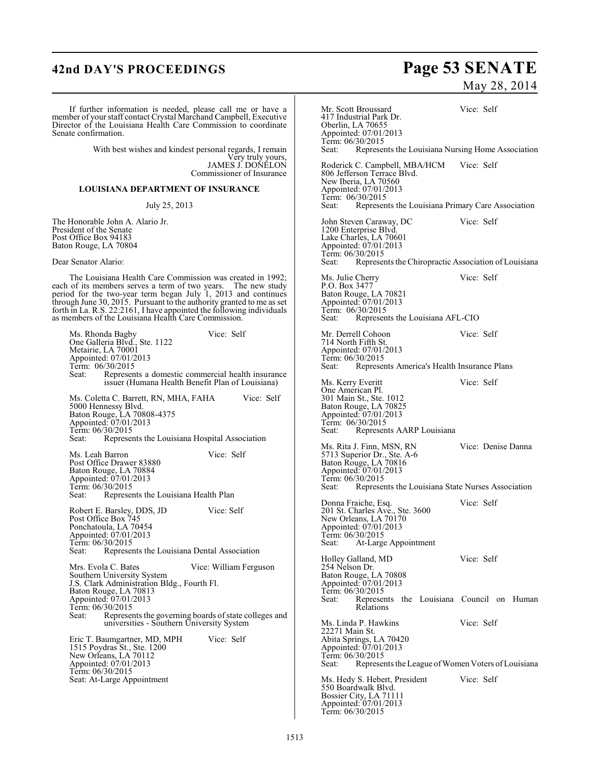If further information is needed, please call me or have a member of your staff contact Crystal Marchand Campbell, Executive Director of the Louisiana Health Care Commission to coordinate Senate confirmation.

With best wishes and kindest personal regards, I remain
Very truly yours,
JAMES J. DONELON
Commissioner of Insurance

**LOUISIANA DEPARTMENT OF INSURANCE**

July 25, 2013

The Honorable John A. Alario Jr.
President of the Senate
Post Office Box 94183
Baton Rouge, LA 70804

Dear Senator Alario:

The Louisiana Health Care Commission was created in 1992; each of its members serves a term of two years. The new study period for the two-year term began July 1, 2013 and continues through June 30, 2015. Pursuant to the authority granted to me as set forth in La. R.S. 22:2161, I have appointed the following individuals as members of the Louisiana Health Care Commission.

Ms. Rhonda Bagby — Vice: Self
One Galleria Blvd., Ste. 1122
Metairie, LA 70001
Appointed: 07/01/2013
Term: 06/30/2015
Seat: Represents a domestic commercial health insurance issuer (Humana Health Benefit Plan of Louisiana)

Ms. Coletta C. Barrett, RN, MHA, FAHA — Vice: Self
5000 Hennessy Blvd.
Baton Rouge, LA 70808-4375
Appointed: 07/01/2013
Term: 06/30/2015
Seat: Represents the Louisiana Hospital Association

Ms. Leah Barron — Vice: Self
Post Office Drawer 83880
Baton Rouge, LA 70884
Appointed: 07/01/2013
Term: 06/30/2015
Seat: Represents the Louisiana Health Plan

Robert E. Barsley, DDS, JD — Vice: Self
Post Office Box 745
Ponchatoula, LA 70454
Appointed: 07/01/2013
Term: 06/30/2015
Seat: Represents the Louisiana Dental Association

Mrs. Evola C. Bates — Vice: William Ferguson
Southern University System
J.S. Clark Administration Bldg., Fourth Fl.
Baton Rouge, LA 70813
Appointed: 07/01/2013
Term: 06/30/2015
Seat: Represents the governing boards of state colleges and universities - Southern University System

Eric T. Baumgartner, MD, MPH — Vice: Self
1515 Poydras St., Ste. 1200
New Orleans, LA 70112
Appointed: 07/01/2013
Term: 06/30/2015
Seat: At-Large Appointment

Mr. Scott Broussard — Vice: Self
417 Industrial Park Dr.
Oberlin, LA 70655
Appointed: 07/01/2013
Term: 06/30/2015
Seat: Represents the Louisiana Nursing Home Association

Roderick C. Campbell, MBA/HCM — Vice: Self
806 Jefferson Terrace Blvd.
New Iberia, LA 70560
Appointed: 07/01/2013
Term: 06/30/2015
Seat: Represents the Louisiana Primary Care Association

John Steven Caraway, DC — Vice: Self
1200 Enterprise Blvd.
Lake Charles, LA 70601
Appointed: 07/01/2013
Term: 06/30/2015
Seat: Represents the Chiropractic Association of Louisiana

Ms. Julie Cherry — Vice: Self
P.O. Box 3477
Baton Rouge, LA 70821
Appointed: 07/01/2013
Term: 06/30/2015
Seat: Represents the Louisiana AFL-CIO

Mr. Derrell Cohoon — Vice: Self
714 North Fifth St.
Appointed: 07/01/2013
Term: 06/30/2015
Seat: Represents America's Health Insurance Plans

Ms. Kerry Everitt — Vice: Self
One American Pl.
301 Main St., Ste. 1012
Baton Rouge, LA 70825
Appointed: 07/01/2013
Term: 06/30/2015
Seat: Represents AARP Louisiana

Ms. Rita J. Finn, MSN, RN — Vice: Denise Danna
5713 Superior Dr., Ste. A-6
Baton Rouge, LA 70816
Appointed: 07/01/2013
Term: 06/30/2015
Seat: Represents the Louisiana State Nurses Association

Donna Fraiche, Esq. — Vice: Self
201 St. Charles Ave., Ste. 3600
New Orleans, LA 70170
Appointed: 07/01/2013
Term: 06/30/2015
Seat: At-Large Appointment

Holley Galland, MD — Vice: Self
254 Nelson Dr.
Baton Rouge, LA 70808
Appointed: 07/01/2013
Term: 06/30/2015
Seat: Represents the Louisiana Council on Human Relations

Ms. Linda P. Hawkins — Vice: Self
22271 Main St.
Abita Springs, LA 70420
Appointed: 07/01/2013
Term: 06/30/2015
Seat: Represents the League of Women Voters of Louisiana

Ms. Hedy S. Hebert, President — Vice: Self
550 Boardwalk Blvd.
Bossier City, LA 71111
Appointed: 07/01/2013
Term: 06/30/2015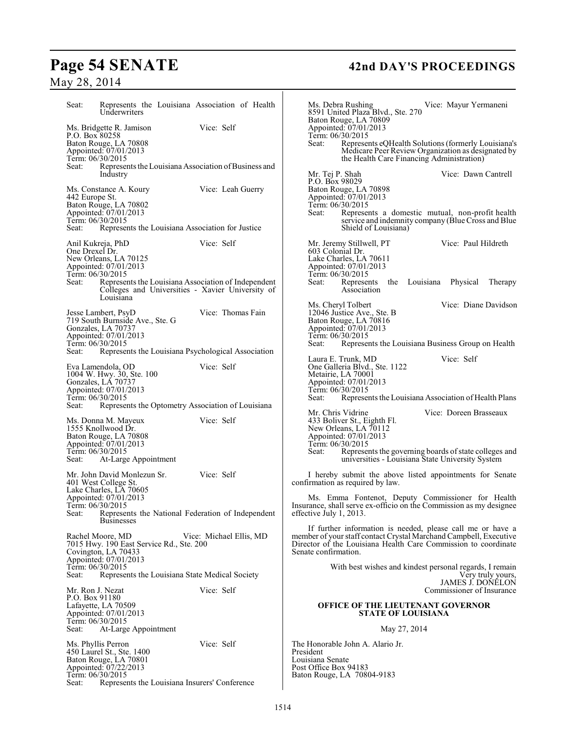Seat: Represents the Louisiana Association of Health Underwriters

Ms. Bridgette R. Jamison  Vice: Self
P.O. Box 80258
Baton Rouge, LA 70808
Appointed: 07/01/2013
Term: 06/30/2015
Seat: Represents the Louisiana Association of Business and Industry

Ms. Constance A. Koury  Vice: Leah Guerry
442 Europe St.
Baton Rouge, LA 70802
Appointed: 07/01/2013
Term: 06/30/2015
Seat: Represents the Louisiana Association for Justice

Anil Kukreja, PhD  Vice: Self
One Drexel Dr.
New Orleans, LA 70125
Appointed: 07/01/2013
Term: 06/30/2015
Seat: Represents the Louisiana Association of Independent Colleges and Universities - Xavier University of Louisiana

Jesse Lambert, PsyD  Vice: Thomas Fain
719 South Burnside Ave., Ste. G
Gonzales, LA 70737
Appointed: 07/01/2013
Term: 06/30/2015
Seat: Represents the Louisiana Psychological Association

Eva Lamendola, OD  Vice: Self
1004 W. Hwy. 30, Ste. 100
Gonzales, LA 70737
Appointed: 07/01/2013
Term: 06/30/2015
Seat: Represents the Optometry Association of Louisiana

Ms. Donna M. Mayeux  Vice: Self
1555 Knollwood Dr.
Baton Rouge, LA 70808
Appointed: 07/01/2013
Term: 06/30/2015
Seat: At-Large Appointment

Mr. John David Monlezun Sr.  Vice: Self
401 West College St.
Lake Charles, LA 70605
Appointed: 07/01/2013
Term: 06/30/2015
Seat: Represents the National Federation of Independent Businesses

Rachel Moore, MD  Vice: Michael Ellis, MD
7015 Hwy. 190 East Service Rd., Ste. 200
Covington, LA 70433
Appointed: 07/01/2013
Term: 06/30/2015
Seat: Represents the Louisiana State Medical Society

Mr. Ron J. Nezat  Vice: Self
P.O. Box 91180
Lafayette, LA 70509
Appointed: 07/01/2013
Term: 06/30/2015
Seat: At-Large Appointment

Ms. Phyllis Perron  Vice: Self
450 Laurel St., Ste. 1400
Baton Rouge, LA 70801
Appointed: 07/22/2013
Term: 06/30/2015
Seat: Represents the Louisiana Insurers' Conference

Ms. Debra Rushing  Vice: Mayur Yermaneni
8591 United Plaza Blvd., Ste. 270
Baton Rouge, LA 70809
Appointed: 07/01/2013
Term: 06/30/2015
Seat: Represents eQHealth Solutions (formerly Louisiana's Medicare Peer Review Organization as designated by the Health Care Financing Administration)

Mr. Tej P. Shah  Vice: Dawn Cantrell
P.O. Box 98029
Baton Rouge, LA 70898
Appointed: 07/01/2013
Term: 06/30/2015
Seat: Represents a domestic mutual, non-profit health service and indemnity company (Blue Cross and Blue Shield of Louisiana)

Mr. Jeremy Stillwell, PT  Vice: Paul Hildreth
603 Colonial Dr.
Lake Charles, LA 70611
Appointed: 07/01/2013
Term: 06/30/2015
Seat: Represents the Louisiana Physical Therapy Association

Ms. Cheryl Tolbert  Vice: Diane Davidson
12046 Justice Ave., Ste. B
Baton Rouge, LA 70816
Appointed: 07/01/2013
Term: 06/30/2015
Seat: Represents the Louisiana Business Group on Health

Laura E. Trunk, MD  Vice: Self
One Galleria Blvd., Ste. 1122
Metairie, LA 70001
Appointed: 07/01/2013
Term: 06/30/2015
Seat: Represents the Louisiana Association of Health Plans

Mr. Chris Vidrine  Vice: Doreen Brasseaux
433 Boliver St., Eighth Fl.
New Orleans, LA 70112
Appointed: 07/01/2013
Term: 06/30/2015
Seat: Represents the governing boards of state colleges and universities - Louisiana State University System

I hereby submit the above listed appointments for Senate confirmation as required by law.

Ms. Emma Fontenot, Deputy Commissioner for Health Insurance, shall serve ex-officio on the Commission as my designee effective July 1, 2013.

If further information is needed, please call me or have a member of your staff contact Crystal Marchand Campbell, Executive Director of the Louisiana Health Care Commission to coordinate Senate confirmation.

With best wishes and kindest personal regards, I remain
Very truly yours,
JAMES J. DONELON
Commissioner of Insurance

**OFFICE OF THE LIEUTENANT GOVERNOR**
**STATE OF LOUISIANA**

May 27, 2014

The Honorable John A. Alario Jr.
President
Louisiana Senate
Post Office Box 94183
Baton Rouge, LA 70804-9183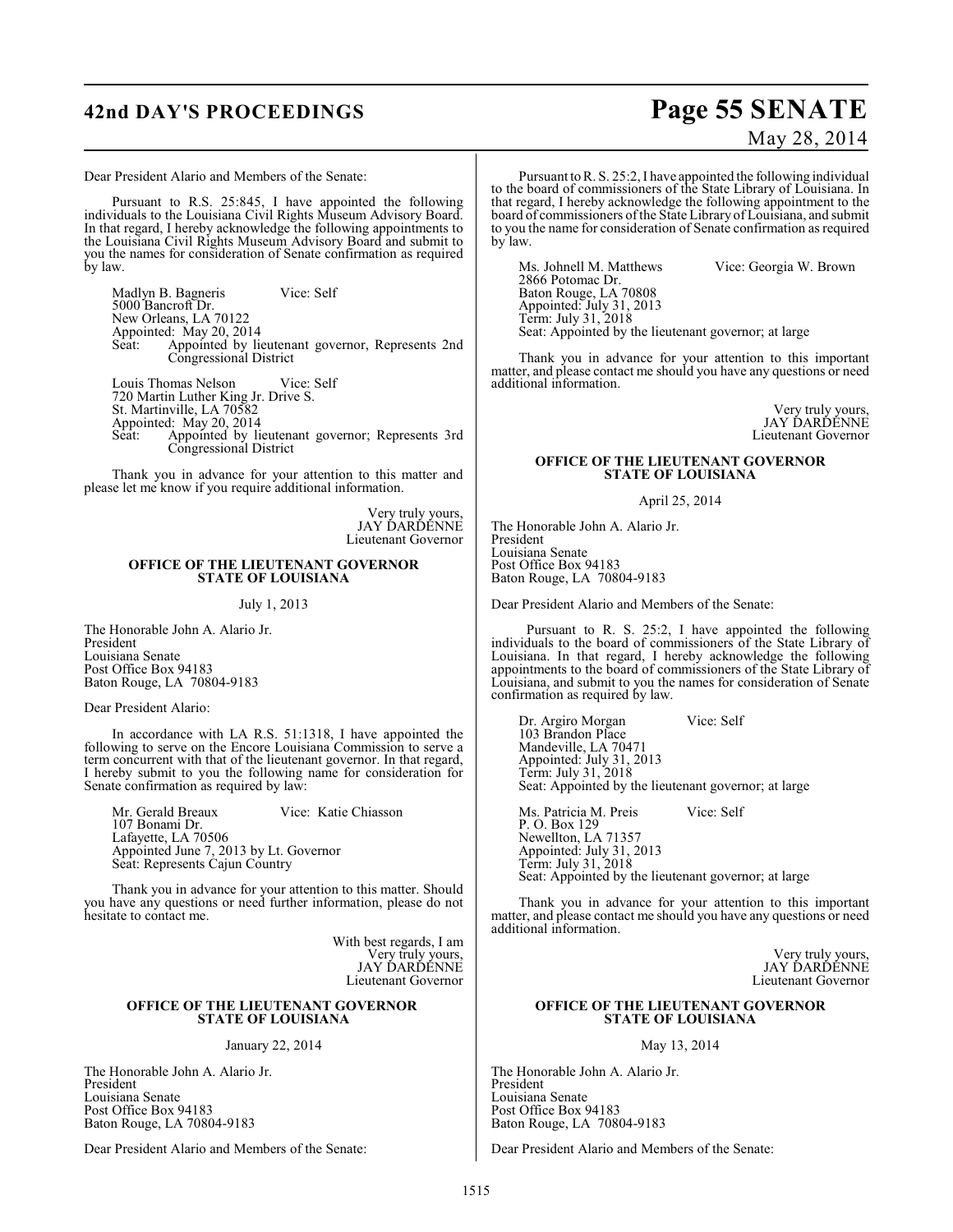Dear President Alario and Members of the Senate:

Pursuant to R.S. 25:845, I have appointed the following individuals to the Louisiana Civil Rights Museum Advisory Board. In that regard, I hereby acknowledge the following appointments to the Louisiana Civil Rights Museum Advisory Board and submit to you the names for consideration of Senate confirmation as required by law.

Madlyn B. Bagneris — Vice: Self
5000 Bancroft Dr.
New Orleans, LA 70122
Appointed: May 20, 2014
Seat: Appointed by lieutenant governor, Represents 2nd Congressional District

Louis Thomas Nelson — Vice: Self
720 Martin Luther King Jr. Drive S.
St. Martinville, LA 70582
Appointed: May 20, 2014
Seat: Appointed by lieutenant governor; Represents 3rd Congressional District

Thank you in advance for your attention to this matter and please let me know if you require additional information.

Very truly yours,
JAY DARDENNE
Lieutenant Governor

**OFFICE OF THE LIEUTENANT GOVERNOR**
**STATE OF LOUISIANA**

July 1, 2013

The Honorable John A. Alario Jr.
President
Louisiana Senate
Post Office Box 94183
Baton Rouge, LA 70804-9183

Dear President Alario:

In accordance with LA R.S. 51:1318, I have appointed the following to serve on the Encore Louisiana Commission to serve a term concurrent with that of the lieutenant governor. In that regard, I hereby submit to you the following name for consideration for Senate confirmation as required by law:

Mr. Gerald Breaux — Vice: Katie Chiasson
107 Bonami Dr.
Lafayette, LA 70506
Appointed June 7, 2013 by Lt. Governor
Seat: Represents Cajun Country

Thank you in advance for your attention to this matter. Should you have any questions or need further information, please do not hesitate to contact me.

With best regards, I am
Very truly yours,
JAY DARDENNE
Lieutenant Governor

**OFFICE OF THE LIEUTENANT GOVERNOR**
**STATE OF LOUISIANA**

January 22, 2014

The Honorable John A. Alario Jr.
President
Louisiana Senate
Post Office Box 94183
Baton Rouge, LA 70804-9183

Dear President Alario and Members of the Senate:

Pursuant to R. S. 25:2, I have appointed the following individual to the board of commissioners of the State Library of Louisiana. In that regard, I hereby acknowledge the following appointment to the board of commissioners of the State Library of Louisiana, and submit to you the name for consideration of Senate confirmation as required by law.

Ms. Johnell M. Matthews — Vice: Georgia W. Brown
2866 Potomac Dr.
Baton Rouge, LA 70808
Appointed: July 31, 2013
Term: July 31, 2018
Seat: Appointed by the lieutenant governor; at large

Thank you in advance for your attention to this important matter, and please contact me should you have any questions or need additional information.

Very truly yours,
JAY DARDENNE
Lieutenant Governor

**OFFICE OF THE LIEUTENANT GOVERNOR**
**STATE OF LOUISIANA**

April 25, 2014

The Honorable John A. Alario Jr.
President
Louisiana Senate
Post Office Box 94183
Baton Rouge, LA 70804-9183

Dear President Alario and Members of the Senate:

Pursuant to R. S. 25:2, I have appointed the following individuals to the board of commissioners of the State Library of Louisiana. In that regard, I hereby acknowledge the following appointments to the board of commissioners of the State Library of Louisiana, and submit to you the names for consideration of Senate confirmation as required by law.

Dr. Argiro Morgan — Vice: Self
103 Brandon Place
Mandeville, LA 70471
Appointed: July 31, 2013
Term: July 31, 2018
Seat: Appointed by the lieutenant governor; at large

Ms. Patricia M. Preis — Vice: Self
P. O. Box 129
Newellton, LA 71357
Appointed: July 31, 2013
Term: July 31, 2018
Seat: Appointed by the lieutenant governor; at large

Thank you in advance for your attention to this important matter, and please contact me should you have any questions or need additional information.

Very truly yours,
JAY DARDENNE
Lieutenant Governor

**OFFICE OF THE LIEUTENANT GOVERNOR**
**STATE OF LOUISIANA**

May 13, 2014

The Honorable John A. Alario Jr.
President
Louisiana Senate
Post Office Box 94183
Baton Rouge, LA 70804-9183

Dear President Alario and Members of the Senate: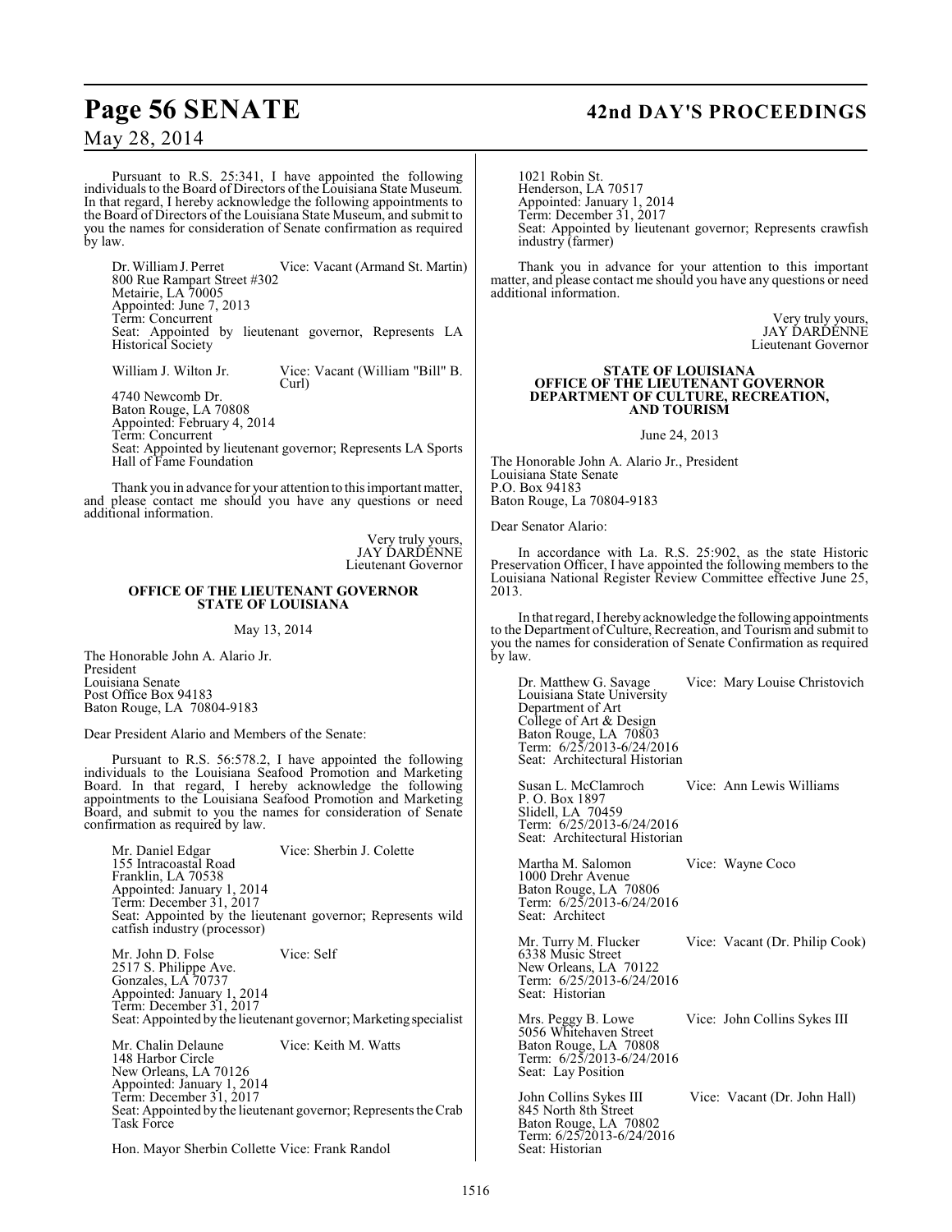Pursuant to R.S. 25:341, I have appointed the following individuals to the Board of Directors of the Louisiana State Museum. In that regard, I hereby acknowledge the following appointments to the Board of Directors of the Louisiana State Museum, and submit to you the names for consideration of Senate confirmation as required by law.

Dr. William J. Perret — Vice: Vacant (Armand St. Martin)
800 Rue Rampart Street #302
Metairie, LA 70005
Appointed: June 7, 2013
Term: Concurrent
Seat: Appointed by lieutenant governor, Represents LA Historical Society

William J. Wilton Jr. — Vice: Vacant (William "Bill" B. Curl)
4740 Newcomb Dr.
Baton Rouge, LA 70808
Appointed: February 4, 2014
Term: Concurrent
Seat: Appointed by lieutenant governor; Represents LA Sports Hall of Fame Foundation

Thank you in advance for your attention to this important matter, and please contact me should you have any questions or need additional information.

Very truly yours,
JAY DARDENNE
Lieutenant Governor

**OFFICE OF THE LIEUTENANT GOVERNOR**
**STATE OF LOUISIANA**

May 13, 2014

The Honorable John A. Alario Jr.
President
Louisiana Senate
Post Office Box 94183
Baton Rouge, LA 70804-9183

Dear President Alario and Members of the Senate:

Pursuant to R.S. 56:578.2, I have appointed the following individuals to the Louisiana Seafood Promotion and Marketing Board. In that regard, I hereby acknowledge the following appointments to the Louisiana Seafood Promotion and Marketing Board, and submit to you the names for consideration of Senate confirmation as required by law.

Mr. Daniel Edgar — Vice: Sherbin J. Colette
155 Intracoastal Road
Franklin, LA 70538
Appointed: January 1, 2014
Term: December 31, 2017
Seat: Appointed by the lieutenant governor; Represents wild catfish industry (processor)

Mr. John D. Folse — Vice: Self
2517 S. Philippe Ave.
Gonzales, LA 70737
Appointed: January 1, 2014
Term: December 31, 2017
Seat: Appointed by the lieutenant governor; Marketing specialist

Mr. Chalin Delaune — Vice: Keith M. Watts
148 Harbor Circle
New Orleans, LA 70126
Appointed: January 1, 2014
Term: December 31, 2017
Seat: Appointed by the lieutenant governor; Represents the Crab Task Force

Hon. Mayor Sherbin Collette Vice: Frank Randol
1021 Robin St.
Henderson, LA 70517
Appointed: January 1, 2014
Term: December 31, 2017
Seat: Appointed by lieutenant governor; Represents crawfish industry (farmer)

Thank you in advance for your attention to this important matter, and please contact me should you have any questions or need additional information.

Very truly yours,
JAY DARDENNE
Lieutenant Governor

**STATE OF LOUISIANA**
**OFFICE OF THE LIEUTENANT GOVERNOR**
**DEPARTMENT OF CULTURE, RECREATION, AND TOURISM**

June 24, 2013

The Honorable John A. Alario Jr., President
Louisiana State Senate
P.O. Box 94183
Baton Rouge, La 70804-9183

Dear Senator Alario:

In accordance with La. R.S. 25:902, as the state Historic Preservation Officer, I have appointed the following members to the Louisiana National Register Review Committee effective June 25, 2013.

In that regard, I hereby acknowledge the following appointments to the Department of Culture, Recreation, and Tourism and submit to you the names for consideration of Senate Confirmation as required by law.

Dr. Matthew G. Savage — Vice: Mary Louise Christovich
Louisiana State University
Department of Art
College of Art & Design
Baton Rouge, LA 70803
Term: 6/25/2013-6/24/2016
Seat: Architectural Historian

Susan L. McClamroch — Vice: Ann Lewis Williams
P. O. Box 1897
Slidell, LA 70459
Term: 6/25/2013-6/24/2016
Seat: Architectural Historian

Martha M. Salomon — Vice: Wayne Coco
1000 Drehr Avenue
Baton Rouge, LA 70806
Term: 6/25/2013-6/24/2016
Seat: Architect

Mr. Turry M. Flucker — Vice: Vacant (Dr. Philip Cook)
6338 Music Street
New Orleans, LA 70122
Term: 6/25/2013-6/24/2016
Seat: Historian

Mrs. Peggy B. Lowe — Vice: John Collins Sykes III
5056 Whitehaven Street
Baton Rouge, LA 70808
Term: 6/25/2013-6/24/2016
Seat: Lay Position

John Collins Sykes III — Vice: Vacant (Dr. John Hall)
845 North 8th Street
Baton Rouge, LA 70802
Term: 6/25/2013-6/24/2016
Seat: Historian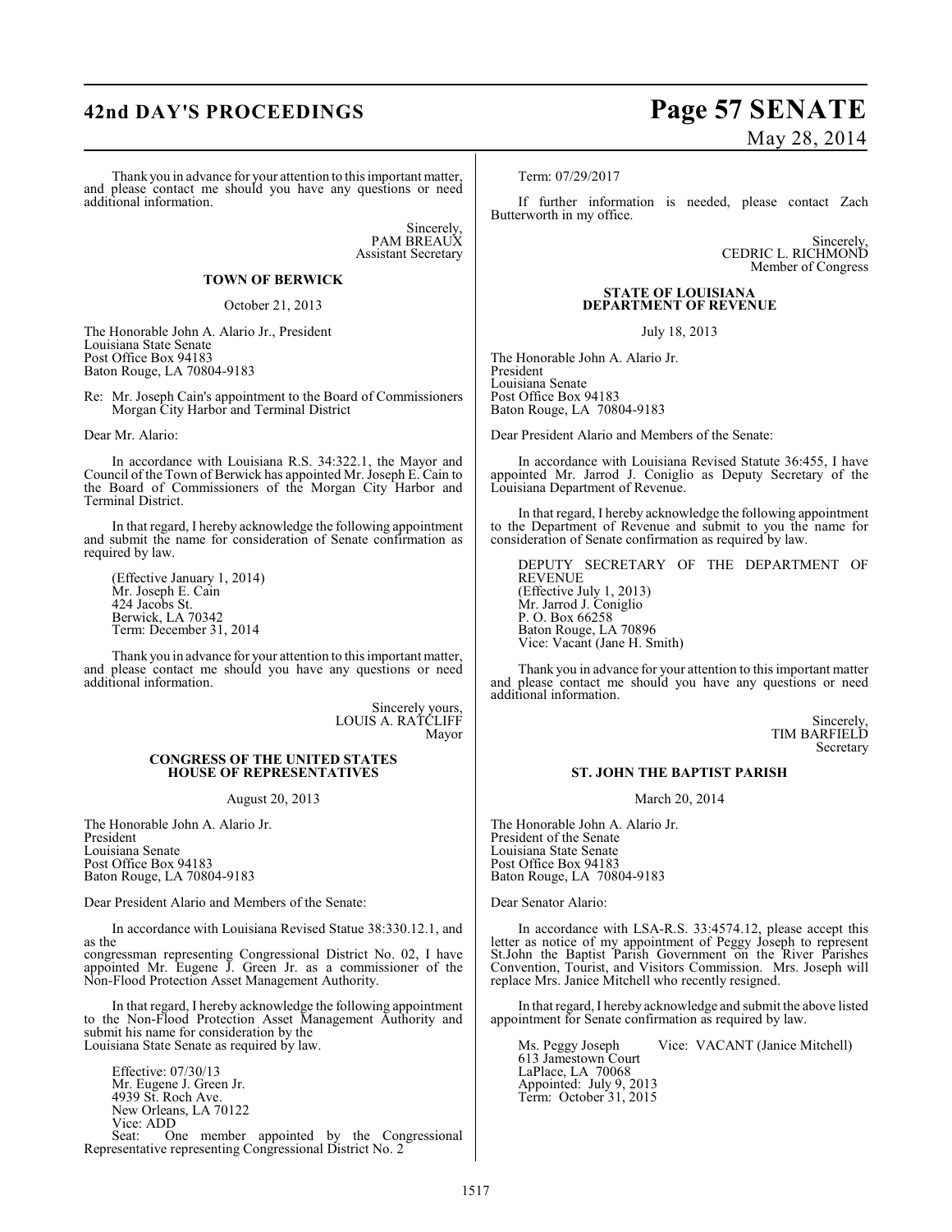Thank you in advance for your attention to this important matter, and please contact me should you have any questions or need additional information.

Sincerely,
PAM BREAUX
Assistant Secretary

**TOWN OF BERWICK**

October 21, 2013

The Honorable John A. Alario Jr., President
Louisiana State Senate
Post Office Box 94183
Baton Rouge, LA 70804-9183

Re: Mr. Joseph Cain's appointment to the Board of Commissioners Morgan City Harbor and Terminal District

Dear Mr. Alario:

In accordance with Louisiana R.S. 34:322.1, the Mayor and Council of the Town of Berwick has appointed Mr. Joseph E. Cain to the Board of Commissioners of the Morgan City Harbor and Terminal District.

In that regard, I hereby acknowledge the following appointment and submit the name for consideration of Senate confirmation as required by law.

(Effective January 1, 2014)
Mr. Joseph E. Cain
424 Jacobs St.
Berwick, LA 70342
Term: December 31, 2014

Thank you in advance for your attention to this important matter, and please contact me should you have any questions or need additional information.

Sincerely yours,
LOUIS A. RATCLIFF
Mayor

**CONGRESS OF THE UNITED STATES HOUSE OF REPRESENTATIVES**

August 20, 2013

The Honorable John A. Alario Jr.
President
Louisiana Senate
Post Office Box 94183
Baton Rouge, LA 70804-9183

Dear President Alario and Members of the Senate:

In accordance with Louisiana Revised Statue 38:330.12.1, and as the congressman representing Congressional District No. 02, I have appointed Mr. Eugene J. Green Jr. as a commissioner of the Non-Flood Protection Asset Management Authority.

In that regard, I hereby acknowledge the following appointment to the Non-Flood Protection Asset Management Authority and submit his name for consideration by the Louisiana State Senate as required by law.

Effective: 07/30/13
Mr. Eugene J. Green Jr.
4939 St. Roch Ave.
New Orleans, LA 70122
Vice: ADD
Seat: One member appointed by the Congressional Representative representing Congressional District No. 2
Term: 07/29/2017

If further information is needed, please contact Zach Butterworth in my office.

Sincerely,
CEDRIC L. RICHMOND
Member of Congress

**STATE OF LOUISIANA DEPARTMENT OF REVENUE**

July 18, 2013

The Honorable John A. Alario Jr.
President
Louisiana Senate
Post Office Box 94183
Baton Rouge, LA 70804-9183

Dear President Alario and Members of the Senate:

In accordance with Louisiana Revised Statute 36:455, I have appointed Mr. Jarrod J. Coniglio as Deputy Secretary of the Louisiana Department of Revenue.

In that regard, I hereby acknowledge the following appointment to the Department of Revenue and submit to you the name for consideration of Senate confirmation as required by law.

DEPUTY SECRETARY OF THE DEPARTMENT OF REVENUE
(Effective July 1, 2013)
Mr. Jarrod J. Coniglio
P. O. Box 66258
Baton Rouge, LA 70896
Vice: Vacant (Jane H. Smith)

Thank you in advance for your attention to this important matter and please contact me should you have any questions or need additional information.

Sincerely,
TIM BARFIELD
Secretary

**ST. JOHN THE BAPTIST PARISH**

March 20, 2014

The Honorable John A. Alario Jr.
President of the Senate
Louisiana State Senate
Post Office Box 94183
Baton Rouge, LA 70804-9183

Dear Senator Alario:

In accordance with LSA-R.S. 33:4574.12, please accept this letter as notice of my appointment of Peggy Joseph to represent St.John the Baptist Parish Government on the River Parishes Convention, Tourist, and Visitors Commission. Mrs. Joseph will replace Mrs. Janice Mitchell who recently resigned.

In that regard, I hereby acknowledge and submit the above listed appointment for Senate confirmation as required by law.

Ms. Peggy Joseph Vice: VACANT (Janice Mitchell)
613 Jamestown Court
LaPlace, LA 70068
Appointed: July 9, 2013
Term: October 31, 2015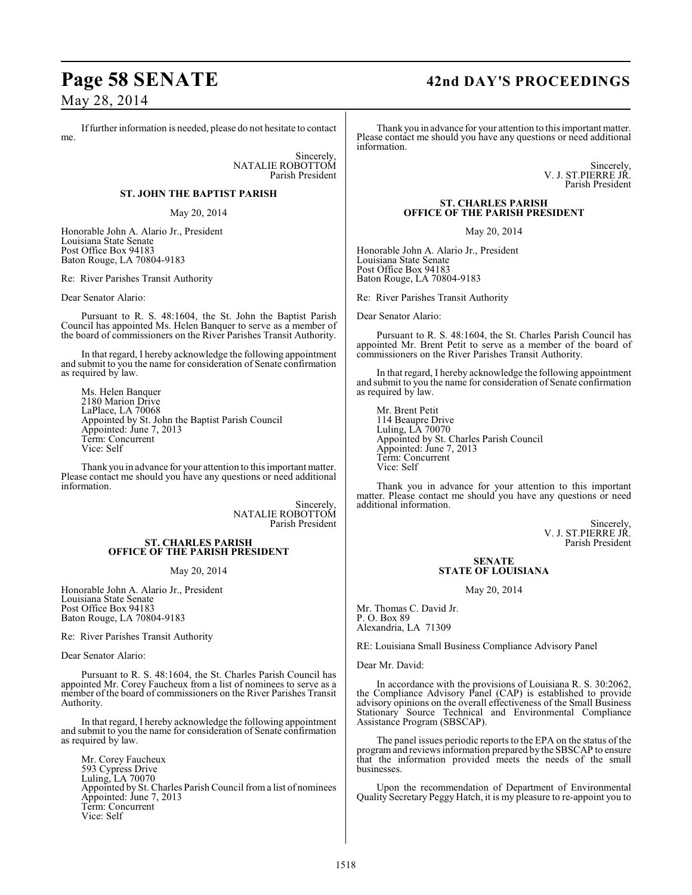If further information is needed, please do not hesitate to contact me.

Sincerely,
NATALIE ROBOTTOM
Parish President

**ST. JOHN THE BAPTIST PARISH**

May 20, 2014

Honorable John A. Alario Jr., President
Louisiana State Senate
Post Office Box 94183
Baton Rouge, LA 70804-9183

Re: River Parishes Transit Authority

Dear Senator Alario:

Pursuant to R. S. 48:1604, the St. John the Baptist Parish Council has appointed Ms. Helen Banquer to serve as a member of the board of commissioners on the River Parishes Transit Authority.

In that regard, I hereby acknowledge the following appointment and submit to you the name for consideration of Senate confirmation as required by law.

Ms. Helen Banquer
2180 Marion Drive
LaPlace, LA 70068
Appointed by St. John the Baptist Parish Council
Appointed: June 7, 2013
Term: Concurrent
Vice: Self

Thank you in advance for your attention to this important matter. Please contact me should you have any questions or need additional information.

Sincerely,
NATALIE ROBOTTOM
Parish President

**ST. CHARLES PARISH**
**OFFICE OF THE PARISH PRESIDENT**

May 20, 2014

Honorable John A. Alario Jr., President
Louisiana State Senate
Post Office Box 94183
Baton Rouge, LA 70804-9183

Re: River Parishes Transit Authority

Dear Senator Alario:

Pursuant to R. S. 48:1604, the St. Charles Parish Council has appointed Mr. Corey Faucheux from a list of nominees to serve as a member of the board of commissioners on the River Parishes Transit Authority.

In that regard, I hereby acknowledge the following appointment and submit to you the name for consideration of Senate confirmation as required by law.

Mr. Corey Faucheux
593 Cypress Drive
Luling, LA 70070
Appointed by St. Charles Parish Council from a list of nominees
Appointed: June 7, 2013
Term: Concurrent
Vice: Self

Thank you in advance for your attention to this important matter. Please contact me should you have any questions or need additional information.

Sincerely,
V. J. ST.PIERRE JR.
Parish President

**ST. CHARLES PARISH**
**OFFICE OF THE PARISH PRESIDENT**

May 20, 2014

Honorable John A. Alario Jr., President
Louisiana State Senate
Post Office Box 94183
Baton Rouge, LA 70804-9183

Re: River Parishes Transit Authority

Dear Senator Alario:

Pursuant to R. S. 48:1604, the St. Charles Parish Council has appointed Mr. Brent Petit to serve as a member of the board of commissioners on the River Parishes Transit Authority.

In that regard, I hereby acknowledge the following appointment and submit to you the name for consideration of Senate confirmation as required by law.

Mr. Brent Petit
114 Beaupre Drive
Luling, LA 70070
Appointed by St. Charles Parish Council
Appointed: June 7, 2013
Term: Concurrent
Vice: Self

Thank you in advance for your attention to this important matter. Please contact me should you have any questions or need additional information.

Sincerely,
V. J. ST.PIERRE JR.
Parish President

**SENATE**
**STATE OF LOUISIANA**

May 20, 2014

Mr. Thomas C. David Jr.
P. O. Box 89
Alexandria, LA 71309

RE: Louisiana Small Business Compliance Advisory Panel

Dear Mr. David:

In accordance with the provisions of Louisiana R. S. 30:2062, the Compliance Advisory Panel (CAP) is established to provide advisory opinions on the overall effectiveness of the Small Business Stationary Source Technical and Environmental Compliance Assistance Program (SBSCAP).

The panel issues periodic reports to the EPA on the status of the program and reviews information prepared by the SBSCAP to ensure that the information provided meets the needs of the small businesses.

Upon the recommendation of Department of Environmental Quality Secretary Peggy Hatch, it is my pleasure to re-appoint you to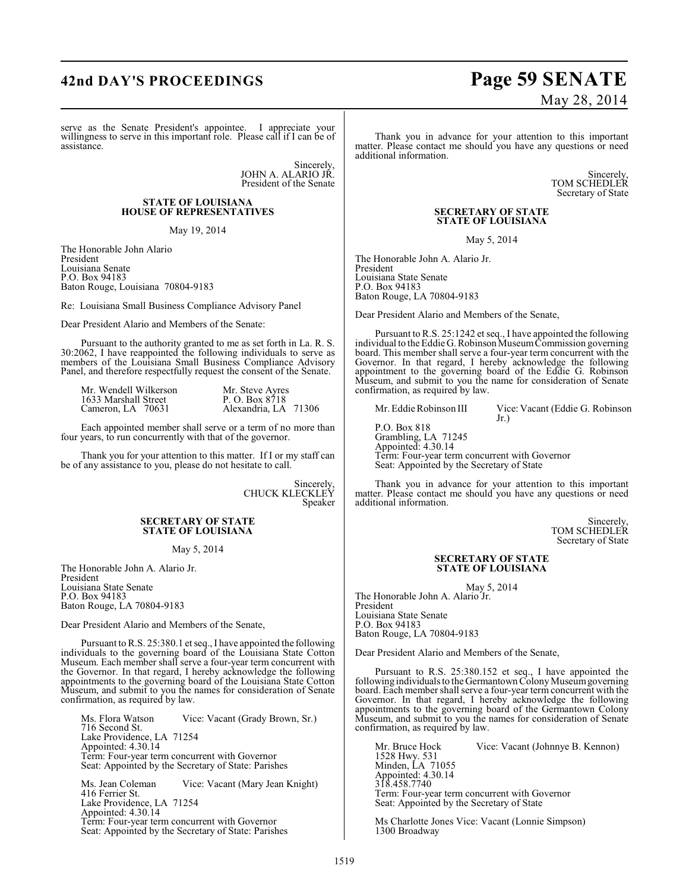serve as the Senate President's appointee. I appreciate your willingness to serve in this important role. Please call if I can be of assistance.

Sincerely,
JOHN A. ALARIO JR.
President of the Senate

**STATE OF LOUISIANA**
**HOUSE OF REPRESENTATIVES**

May 19, 2014

The Honorable John Alario
President
Louisiana Senate
P.O. Box 94183
Baton Rouge, Louisiana 70804-9183

Re: Louisiana Small Business Compliance Advisory Panel

Dear President Alario and Members of the Senate:

Pursuant to the authority granted to me as set forth in La. R. S. 30:2062, I have reappointed the following individuals to serve as members of the Louisiana Small Business Compliance Advisory Panel, and therefore respectfully request the consent of the Senate.

| | |
|---|---|
| Mr. Wendell Wilkerson | Mr. Steve Ayres |
| 1633 Marshall Street | P. O. Box 8718 |
| Cameron, LA 70631 | Alexandria, LA 71306 |

Each appointed member shall serve or a term of no more than four years, to run concurrently with that of the governor.

Thank you for your attention to this matter. If I or my staff can be of any assistance to you, please do not hesitate to call.

Sincerely,
CHUCK KLECKLEY
Speaker

**SECRETARY OF STATE**
**STATE OF LOUISIANA**

May 5, 2014

The Honorable John A. Alario Jr.
President
Louisiana State Senate
P.O. Box 94183
Baton Rouge, LA 70804-9183

Dear President Alario and Members of the Senate,

Pursuant to R.S. 25:380.1 et seq., I have appointed the following individuals to the governing board of the Louisiana State Cotton Museum. Each member shall serve a four-year term concurrent with the Governor. In that regard, I hereby acknowledge the following appointments to the governing board of the Louisiana State Cotton Museum, and submit to you the names for consideration of Senate confirmation, as required by law.

Ms. Flora Watson Vice: Vacant (Grady Brown, Sr.)
716 Second St.
Lake Providence, LA 71254
Appointed: 4.30.14
Term: Four-year term concurrent with Governor
Seat: Appointed by the Secretary of State: Parishes

Ms. Jean Coleman Vice: Vacant (Mary Jean Knight)
416 Ferrier St.
Lake Providence, LA 71254
Appointed: 4.30.14
Term: Four-year term concurrent with Governor
Seat: Appointed by the Secretary of State: Parishes

Thank you in advance for your attention to this important matter. Please contact me should you have any questions or need additional information.

Sincerely,
TOM SCHEDLER
Secretary of State

**SECRETARY OF STATE**
**STATE OF LOUISIANA**

May 5, 2014

The Honorable John A. Alario Jr.
President
Louisiana State Senate
P.O. Box 94183
Baton Rouge, LA 70804-9183

Dear President Alario and Members of the Senate,

Pursuant to R.S. 25:1242 et seq., I have appointed the following individual to the Eddie G. Robinson Museum Commission governing board. This member shall serve a four-year term concurrent with the Governor. In that regard, I hereby acknowledge the following appointment to the governing board of the Eddie G. Robinson Museum, and submit to you the name for consideration of Senate confirmation, as required by law.

Mr. Eddie Robinson III Vice: Vacant (Eddie G. Robinson Jr.)
P.O. Box 818
Grambling, LA 71245
Appointed: 4.30.14
Term: Four-year term concurrent with Governor
Seat: Appointed by the Secretary of State

Thank you in advance for your attention to this important matter. Please contact me should you have any questions or need additional information.

Sincerely,
TOM SCHEDLER
Secretary of State

**SECRETARY OF STATE**
**STATE OF LOUISIANA**

May 5, 2014

The Honorable John A. Alario Jr.
President
Louisiana State Senate
P.O. Box 94183
Baton Rouge, LA 70804-9183

Dear President Alario and Members of the Senate,

Pursuant to R.S. 25:380.152 et seq., I have appointed the following individuals to the Germantown Colony Museum governing board. Each member shall serve a four-year term concurrent with the Governor. In that regard, I hereby acknowledge the following appointments to the governing board of the Germantown Colony Museum, and submit to you the names for consideration of Senate confirmation, as required by law.

Mr. Bruce Hock Vice: Vacant (Johnnye B. Kennon)
1528 Hwy. 531
Minden, LA 71055
Appointed: 4.30.14
318.458.7740
Term: Four-year term concurrent with Governor
Seat: Appointed by the Secretary of State

Ms Charlotte Jones Vice: Vacant (Lonnie Simpson)
1300 Broadway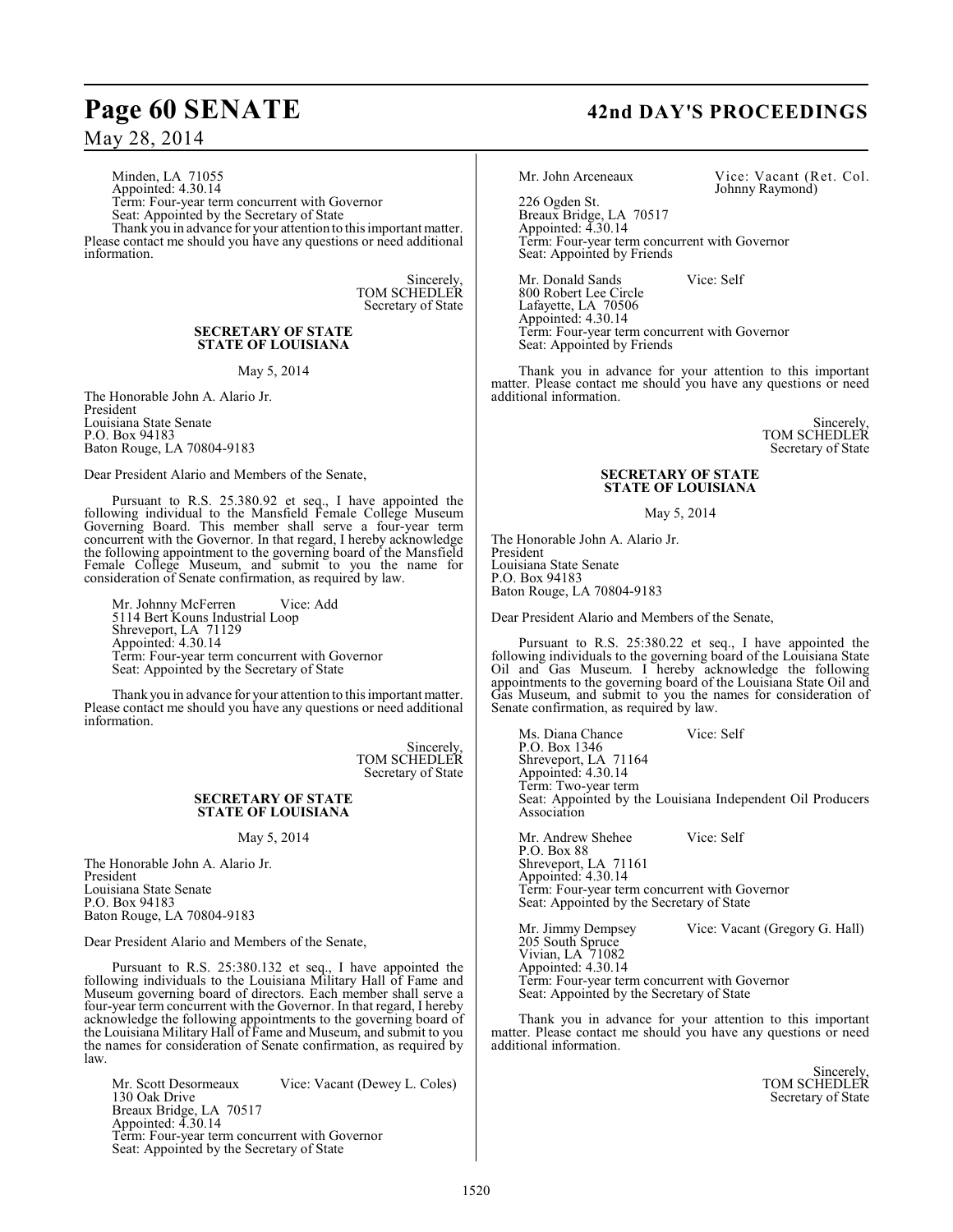Minden, LA 71055
Appointed: 4.30.14
Term: Four-year term concurrent with Governor
Seat: Appointed by the Secretary of State

Thank you in advance for your attention to this important matter. Please contact me should you have any questions or need additional information.

Sincerely,
TOM SCHEDLER
Secretary of State

**SECRETARY OF STATE**
**STATE OF LOUISIANA**

May 5, 2014

The Honorable John A. Alario Jr.
President
Louisiana State Senate
P.O. Box 94183
Baton Rouge, LA 70804-9183

Dear President Alario and Members of the Senate,

Pursuant to R.S. 25.380.92 et seq., I have appointed the following individual to the Mansfield Female College Museum Governing Board. This member shall serve a four-year term concurrent with the Governor. In that regard, I hereby acknowledge the following appointment to the governing board of the Mansfield Female College Museum, and submit to you the name for consideration of Senate confirmation, as required by law.

Mr. Johnny McFerren Vice: Add
5114 Bert Kouns Industrial Loop
Shreveport, LA 71129
Appointed: 4.30.14
Term: Four-year term concurrent with Governor
Seat: Appointed by the Secretary of State

Thank you in advance for your attention to this important matter. Please contact me should you have any questions or need additional information.

Sincerely,
TOM SCHEDLER
Secretary of State

**SECRETARY OF STATE**
**STATE OF LOUISIANA**

May 5, 2014

The Honorable John A. Alario Jr.
President
Louisiana State Senate
P.O. Box 94183
Baton Rouge, LA 70804-9183

Dear President Alario and Members of the Senate,

Pursuant to R.S. 25:380.132 et seq., I have appointed the following individuals to the Louisiana Military Hall of Fame and Museum governing board of directors. Each member shall serve a four-year term concurrent with the Governor. In that regard, I hereby acknowledge the following appointments to the governing board of the Louisiana Military Hall of Fame and Museum, and submit to you the names for consideration of Senate confirmation, as required by law.

Mr. Scott Desormeaux Vice: Vacant (Dewey L. Coles)
130 Oak Drive
Breaux Bridge, LA 70517
Appointed: 4.30.14
Term: Four-year term concurrent with Governor
Seat: Appointed by the Secretary of State

Mr. John Arceneaux Vice: Vacant (Ret. Col. Johnny Raymond)
226 Ogden St.
Breaux Bridge, LA 70517
Appointed: 4.30.14
Term: Four-year term concurrent with Governor
Seat: Appointed by Friends

Mr. Donald Sands Vice: Self
800 Robert Lee Circle
Lafayette, LA 70506
Appointed: 4.30.14
Term: Four-year term concurrent with Governor
Seat: Appointed by Friends

Thank you in advance for your attention to this important matter. Please contact me should you have any questions or need additional information.

Sincerely,
TOM SCHEDLER
Secretary of State

**SECRETARY OF STATE**
**STATE OF LOUISIANA**

May 5, 2014

The Honorable John A. Alario Jr.
President
Louisiana State Senate
P.O. Box 94183
Baton Rouge, LA 70804-9183

Dear President Alario and Members of the Senate,

Pursuant to R.S. 25:380.22 et seq., I have appointed the following individuals to the governing board of the Louisiana State Oil and Gas Museum. I hereby acknowledge the following appointments to the governing board of the Louisiana State Oil and Gas Museum, and submit to you the names for consideration of Senate confirmation, as required by law.

Ms. Diana Chance Vice: Self
P.O. Box 1346
Shreveport, LA 71164
Appointed: 4.30.14
Term: Two-year term
Seat: Appointed by the Louisiana Independent Oil Producers Association

Mr. Andrew Shehee Vice: Self
P.O. Box 88
Shreveport, LA 71161
Appointed: 4.30.14
Term: Four-year term concurrent with Governor
Seat: Appointed by the Secretary of State

Mr. Jimmy Dempsey Vice: Vacant (Gregory G. Hall)
205 South Spruce
Vivian, LA 71082
Appointed: 4.30.14
Term: Four-year term concurrent with Governor
Seat: Appointed by the Secretary of State

Thank you in advance for your attention to this important matter. Please contact me should you have any questions or need additional information.

Sincerely,
TOM SCHEDLER
Secretary of State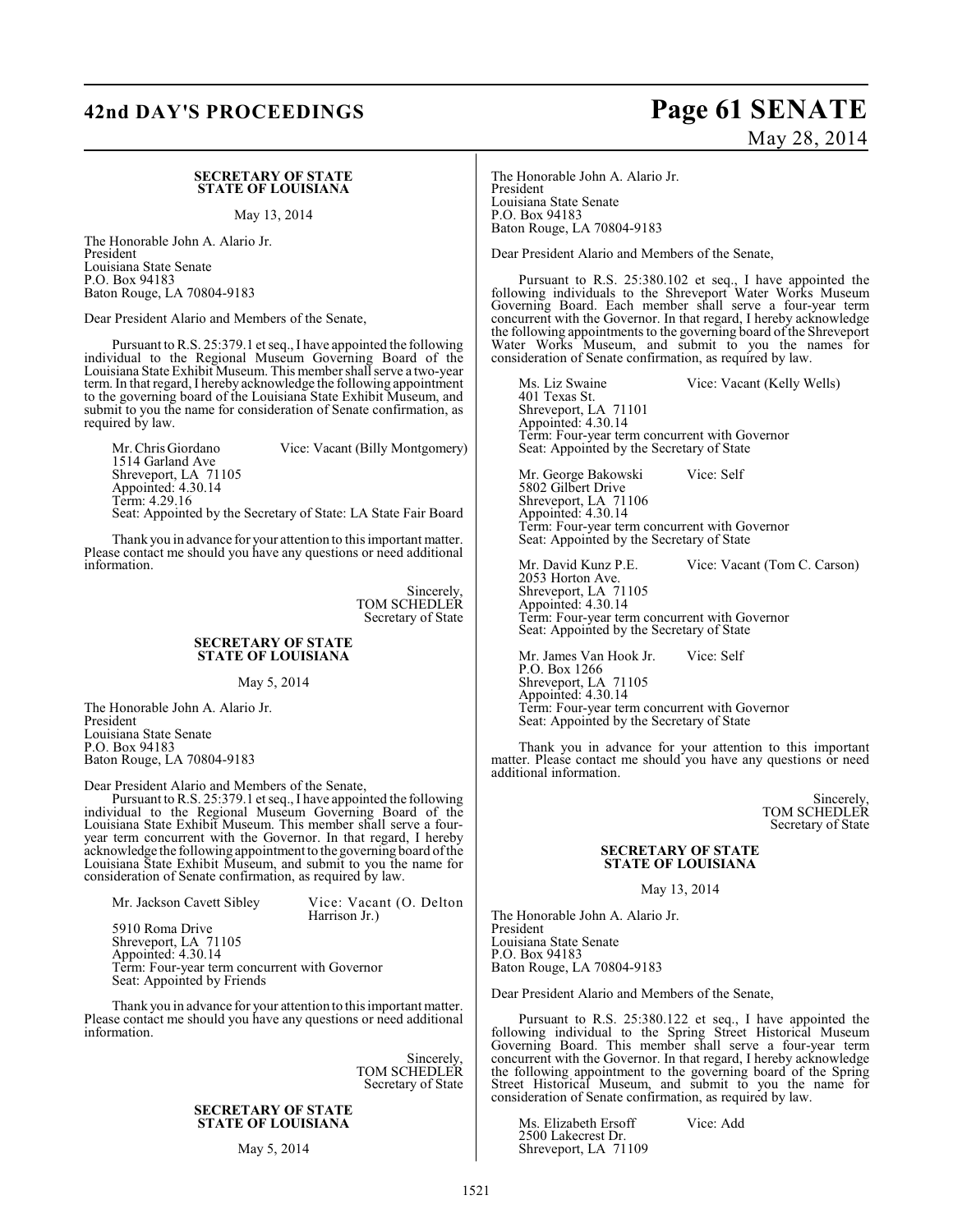**SECRETARY OF STATE**
**STATE OF LOUISIANA**

May 13, 2014

The Honorable John A. Alario Jr.
President
Louisiana State Senate
P.O. Box 94183
Baton Rouge, LA 70804-9183

Dear President Alario and Members of the Senate,

Pursuant to R.S. 25:379.1 et seq., I have appointed the following individual to the Regional Museum Governing Board of the Louisiana State Exhibit Museum. This member shall serve a two-year term. In that regard, I hereby acknowledge the following appointment to the governing board of the Louisiana State Exhibit Museum, and submit to you the name for consideration of Senate confirmation, as required by law.

Mr. Chris Giordano — Vice: Vacant (Billy Montgomery)
1514 Garland Ave
Shreveport, LA 71105
Appointed: 4.30.14
Term: 4.29.16
Seat: Appointed by the Secretary of State: LA State Fair Board

Thank you in advance for your attention to this important matter. Please contact me should you have any questions or need additional information.

Sincerely,
TOM SCHEDLER
Secretary of State

**SECRETARY OF STATE**
**STATE OF LOUISIANA**

May 5, 2014

The Honorable John A. Alario Jr.
President
Louisiana State Senate
P.O. Box 94183
Baton Rouge, LA 70804-9183

Dear President Alario and Members of the Senate,

Pursuant to R.S. 25:379.1 et seq., I have appointed the following individual to the Regional Museum Governing Board of the Louisiana State Exhibit Museum. This member shall serve a four-year term concurrent with the Governor. In that regard, I hereby acknowledge the following appointment to the governing board of the Louisiana State Exhibit Museum, and submit to you the name for consideration of Senate confirmation, as required by law.

Mr. Jackson Cavett Sibley — Vice: Vacant (O. Delton Harrison Jr.)
5910 Roma Drive
Shreveport, LA 71105
Appointed: 4.30.14
Term: Four-year term concurrent with Governor
Seat: Appointed by Friends

Thank you in advance for your attention to this important matter. Please contact me should you have any questions or need additional information.

Sincerely,
TOM SCHEDLER
Secretary of State

**SECRETARY OF STATE**
**STATE OF LOUISIANA**

May 5, 2014

The Honorable John A. Alario Jr.
President
Louisiana State Senate
P.O. Box 94183
Baton Rouge, LA 70804-9183

Dear President Alario and Members of the Senate,

Pursuant to R.S. 25:380.102 et seq., I have appointed the following individuals to the Shreveport Water Works Museum Governing Board. Each member shall serve a four-year term concurrent with the Governor. In that regard, I hereby acknowledge the following appointments to the governing board of the Shreveport Water Works Museum, and submit to you the names for consideration of Senate confirmation, as required by law.

Ms. Liz Swaine — Vice: Vacant (Kelly Wells)
401 Texas St.
Shreveport, LA 71101
Appointed: 4.30.14
Term: Four-year term concurrent with Governor
Seat: Appointed by the Secretary of State

Mr. George Bakowski — Vice: Self
5802 Gilbert Drive
Shreveport, LA 71106
Appointed: 4.30.14
Term: Four-year term concurrent with Governor
Seat: Appointed by the Secretary of State

Mr. David Kunz P.E. — Vice: Vacant (Tom C. Carson)
2053 Horton Ave.
Shreveport, LA 71105
Appointed: 4.30.14
Term: Four-year term concurrent with Governor
Seat: Appointed by the Secretary of State

Mr. James Van Hook Jr. — Vice: Self
P.O. Box 1266
Shreveport, LA 71105
Appointed: 4.30.14
Term: Four-year term concurrent with Governor
Seat: Appointed by the Secretary of State

Thank you in advance for your attention to this important matter. Please contact me should you have any questions or need additional information.

Sincerely,
TOM SCHEDLER
Secretary of State

**SECRETARY OF STATE**
**STATE OF LOUISIANA**

May 13, 2014

The Honorable John A. Alario Jr.
President
Louisiana State Senate
P.O. Box 94183
Baton Rouge, LA 70804-9183

Dear President Alario and Members of the Senate,

Pursuant to R.S. 25:380.122 et seq., I have appointed the following individual to the Spring Street Historical Museum Governing Board. This member shall serve a four-year term concurrent with the Governor. In that regard, I hereby acknowledge the following appointment to the governing board of the Spring Street Historical Museum, and submit to you the name for consideration of Senate confirmation, as required by law.

Ms. Elizabeth Ersoff — Vice: Add
2500 Lakecrest Dr.
Shreveport, LA 71109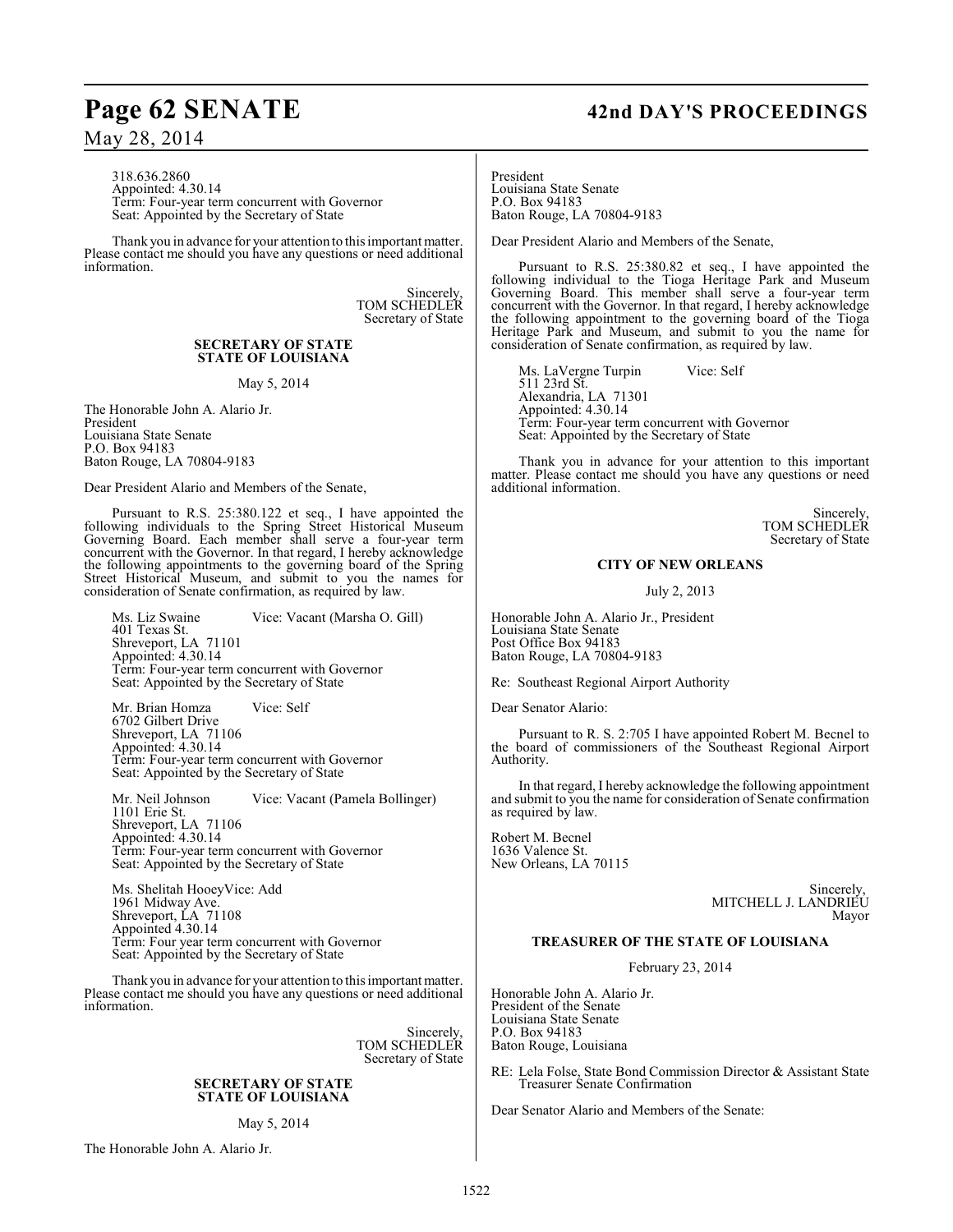318.636.2860
Appointed: 4.30.14
Term: Four-year term concurrent with Governor
Seat: Appointed by the Secretary of State

Thank you in advance for your attention to this important matter. Please contact me should you have any questions or need additional information.

Sincerely,
TOM SCHEDLER
Secretary of State

**SECRETARY OF STATE**
**STATE OF LOUISIANA**

May 5, 2014

The Honorable John A. Alario Jr.
President
Louisiana State Senate
P.O. Box 94183
Baton Rouge, LA 70804-9183

Dear President Alario and Members of the Senate,

Pursuant to R.S. 25:380.122 et seq., I have appointed the following individuals to the Spring Street Historical Museum Governing Board. Each member shall serve a four-year term concurrent with the Governor. In that regard, I hereby acknowledge the following appointments to the governing board of the Spring Street Historical Museum, and submit to you the names for consideration of Senate confirmation, as required by law.

Ms. Liz Swaine Vice: Vacant (Marsha O. Gill)
401 Texas St.
Shreveport, LA 71101
Appointed: 4.30.14
Term: Four-year term concurrent with Governor
Seat: Appointed by the Secretary of State

Mr. Brian Homza Vice: Self
6702 Gilbert Drive
Shreveport, LA 71106
Appointed: 4.30.14
Term: Four-year term concurrent with Governor
Seat: Appointed by the Secretary of State

Mr. Neil Johnson Vice: Vacant (Pamela Bollinger)
1101 Erie St.
Shreveport, LA 71106
Appointed: 4.30.14
Term: Four-year term concurrent with Governor
Seat: Appointed by the Secretary of State

Ms. Shelitah Hooey Vice: Add
1961 Midway Ave.
Shreveport, LA 71108
Appointed 4.30.14
Term: Four year term concurrent with Governor
Seat: Appointed by the Secretary of State

Thank you in advance for your attention to this important matter. Please contact me should you have any questions or need additional information.

Sincerely,
TOM SCHEDLER
Secretary of State

**SECRETARY OF STATE**
**STATE OF LOUISIANA**

May 5, 2014

The Honorable John A. Alario Jr.
President
Louisiana State Senate
P.O. Box 94183
Baton Rouge, LA 70804-9183

Dear President Alario and Members of the Senate,

Pursuant to R.S. 25:380.82 et seq., I have appointed the following individual to the Tioga Heritage Park and Museum Governing Board. This member shall serve a four-year term concurrent with the Governor. In that regard, I hereby acknowledge the following appointment to the governing board of the Tioga Heritage Park and Museum, and submit to you the name for consideration of Senate confirmation, as required by law.

Ms. LaVergne Turpin Vice: Self
511 23rd St.
Alexandria, LA 71301
Appointed: 4.30.14
Term: Four-year term concurrent with Governor
Seat: Appointed by the Secretary of State

Thank you in advance for your attention to this important matter. Please contact me should you have any questions or need additional information.

Sincerely,
TOM SCHEDLER
Secretary of State

**CITY OF NEW ORLEANS**

July 2, 2013

Honorable John A. Alario Jr., President
Louisiana State Senate
Post Office Box 94183
Baton Rouge, LA 70804-9183

Re: Southeast Regional Airport Authority

Dear Senator Alario:

Pursuant to R. S. 2:705 I have appointed Robert M. Becnel to the board of commissioners of the Southeast Regional Airport Authority.

In that regard, I hereby acknowledge the following appointment and submit to you the name for consideration of Senate confirmation as required by law.

Robert M. Becnel
1636 Valence St.
New Orleans, LA 70115

Sincerely,
MITCHELL J. LANDRIEU
Mayor

**TREASURER OF THE STATE OF LOUISIANA**

February 23, 2014

Honorable John A. Alario Jr.
President of the Senate
Louisiana State Senate
P.O. Box 94183
Baton Rouge, Louisiana

RE: Lela Folse, State Bond Commission Director & Assistant State Treasurer Senate Confirmation

Dear Senator Alario and Members of the Senate: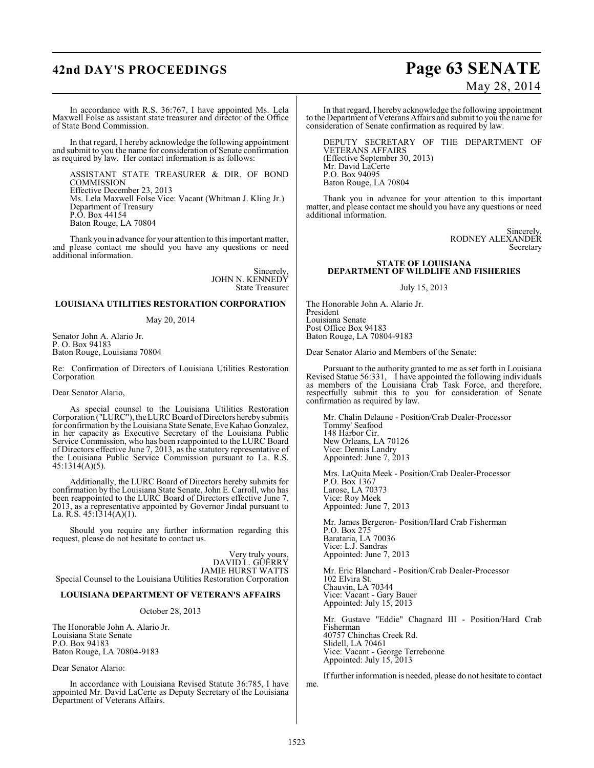In accordance with R.S. 36:767, I have appointed Ms. Lela Maxwell Folse as assistant state treasurer and director of the Office of State Bond Commission.

In that regard, I hereby acknowledge the following appointment and submit to you the name for consideration of Senate confirmation as required by law. Her contact information is as follows:

ASSISTANT STATE TREASURER & DIR. OF BOND COMMISSION
Effective December 23, 2013
Ms. Lela Maxwell Folse Vice: Vacant (Whitman J. Kling Jr.)
Department of Treasury
P.O. Box 44154
Baton Rouge, LA 70804

Thank you in advance for your attention to this important matter, and please contact me should you have any questions or need additional information.

Sincerely,
JOHN N. KENNEDY
State Treasurer

**LOUISIANA UTILITIES RESTORATION CORPORATION**

May 20, 2014

Senator John A. Alario Jr.
P. O. Box 94183
Baton Rouge, Louisiana 70804

Re: Confirmation of Directors of Louisiana Utilities Restoration Corporation

Dear Senator Alario,

As special counsel to the Louisiana Utilities Restoration Corporation ("LURC"), the LURC Board of Directors hereby submits for confirmation by the Louisiana State Senate, Eve Kahao Gonzalez, in her capacity as Executive Secretary of the Louisiana Public Service Commission, who has been reappointed to the LURC Board of Directors effective June 7, 2013, as the statutory representative of the Louisiana Public Service Commission pursuant to La. R.S. 45:1314(A)(5).

Additionally, the LURC Board of Directors hereby submits for confirmation by the Louisiana State Senate, John E. Carroll, who has been reappointed to the LURC Board of Directors effective June 7, 2013, as a representative appointed by Governor Jindal pursuant to La. R.S. 45:1314(A)(1).

Should you require any further information regarding this request, please do not hesitate to contact us.

Very truly yours,
DAVID L. GUERRY
JAMIE HURST WATTS
Special Counsel to the Louisiana Utilities Restoration Corporation

**LOUISIANA DEPARTMENT OF VETERAN'S AFFAIRS**

October 28, 2013

The Honorable John A. Alario Jr.
Louisiana State Senate
P.O. Box 94183
Baton Rouge, LA 70804-9183

Dear Senator Alario:

In accordance with Louisiana Revised Statute 36:785, I have appointed Mr. David LaCerte as Deputy Secretary of the Louisiana Department of Veterans Affairs.

In that regard, I hereby acknowledge the following appointment to the Department of Veterans Affairs and submit to you the name for consideration of Senate confirmation as required by law.

DEPUTY SECRETARY OF THE DEPARTMENT OF VETERANS AFFAIRS
(Effective September 30, 2013)
Mr. David LaCerte
P.O. Box 94095
Baton Rouge, LA 70804

Thank you in advance for your attention to this important matter, and please contact me should you have any questions or need additional information.

Sincerely,
RODNEY ALEXANDER
Secretary

**STATE OF LOUISIANA**
**DEPARTMENT OF WILDLIFE AND FISHERIES**

July 15, 2013

The Honorable John A. Alario Jr.
President
Louisiana Senate
Post Office Box 94183
Baton Rouge, LA 70804-9183

Dear Senator Alario and Members of the Senate:

Pursuant to the authority granted to me as set forth in Louisiana Revised Statue 56:331, I have appointed the following individuals as members of the Louisiana Crab Task Force, and therefore, respectfully submit this to you for consideration of Senate confirmation as required by law.

Mr. Chalin Delaune - Position/Crab Dealer-Processor
Tommy' Seafood
148 Harbor Cir.
New Orleans, LA 70126
Vice: Dennis Landry
Appointed: June 7, 2013

Mrs. LaQuita Meek - Position/Crab Dealer-Processor
P.O. Box 1367
Larose, LA 70373
Vice: Roy Meek
Appointed: June 7, 2013

Mr. James Bergeron- Position/Hard Crab Fisherman
P.O. Box 275
Barataria, LA 70036
Vice: L.J. Sandras
Appointed: June 7, 2013

Mr. Eric Blanchard - Position/Crab Dealer-Processor
102 Elvira St.
Chauvin, LA 70344
Vice: Vacant - Gary Bauer
Appointed: July 15, 2013

Mr. Gustave "Eddie" Chagnard III - Position/Hard Crab Fisherman
40757 Chinchas Creek Rd.
Slidell, LA 70461
Vice: Vacant - George Terrebonne
Appointed: July 15, 2013

If further information is needed, please do not hesitate to contact me.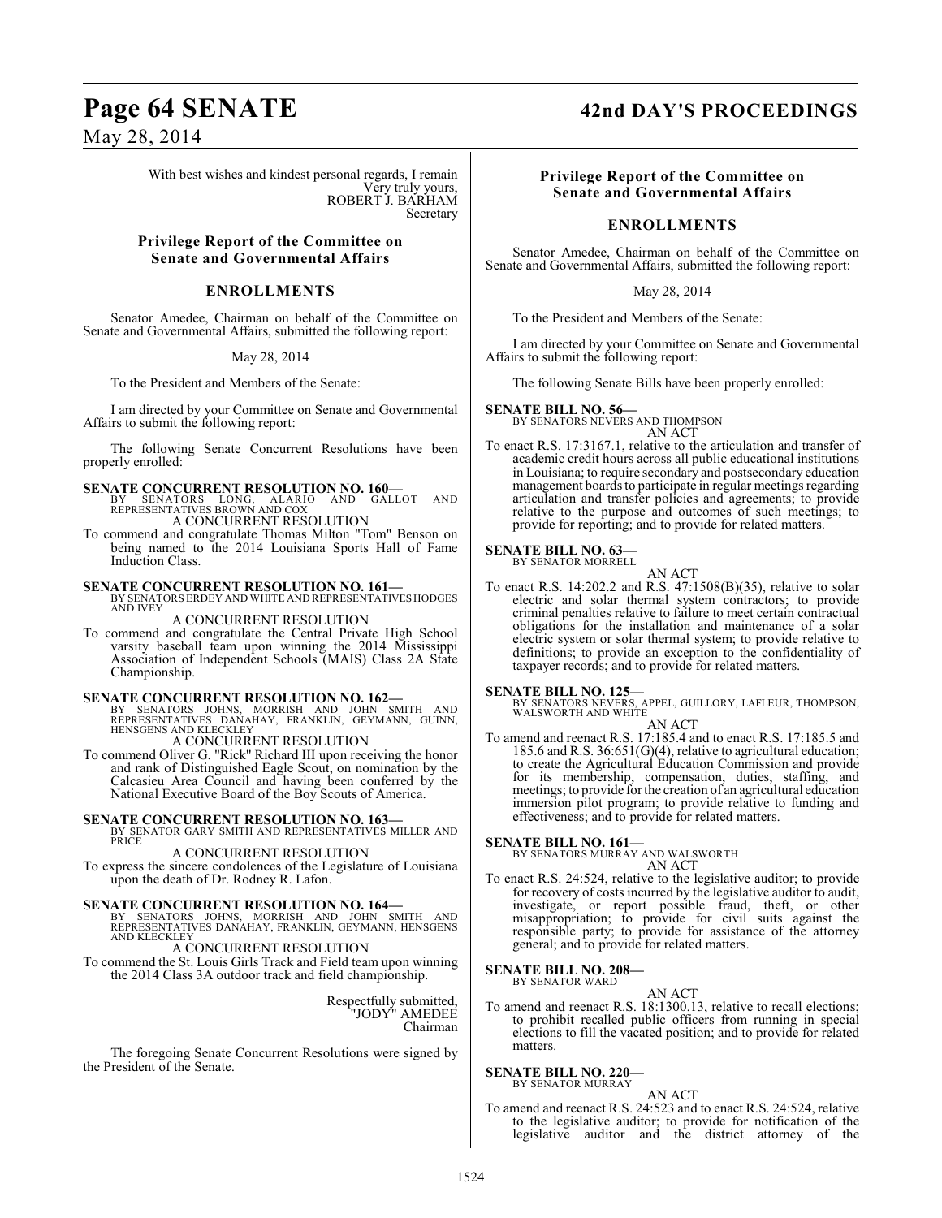With best wishes and kindest personal regards, I remain
Very truly yours,
ROBERT J. BARHAM
Secretary

### Privilege Report of the Committee on Senate and Governmental Affairs

### ENROLLMENTS

Senator Amedee, Chairman on behalf of the Committee on Senate and Governmental Affairs, submitted the following report:

May 28, 2014

To the President and Members of the Senate:

I am directed by your Committee on Senate and Governmental Affairs to submit the following report:

The following Senate Concurrent Resolutions have been properly enrolled:

**SENATE CONCURRENT RESOLUTION NO. 160—**
BY SENATORS LONG, ALARIO AND GALLOT AND REPRESENTATIVES BROWN AND COX
A CONCURRENT RESOLUTION
To commend and congratulate Thomas Milton "Tom" Benson on being named to the 2014 Louisiana Sports Hall of Fame Induction Class.

**SENATE CONCURRENT RESOLUTION NO. 161—**
BY SENATORS ERDEY AND WHITE AND REPRESENTATIVES HODGES AND IVEY
A CONCURRENT RESOLUTION
To commend and congratulate the Central Private High School varsity baseball team upon winning the 2014 Mississippi Association of Independent Schools (MAIS) Class 2A State Championship.

**SENATE CONCURRENT RESOLUTION NO. 162—**
BY SENATORS JOHNS, MORRISH AND JOHN SMITH AND REPRESENTATIVES DANAHAY, FRANKLIN, GEYMANN, GUINN, HENSGENS AND KLECKLEY
A CONCURRENT RESOLUTION
To commend Oliver G. "Rick" Richard III upon receiving the honor and rank of Distinguished Eagle Scout, on nomination by the Calcasieu Area Council and having been conferred by the National Executive Board of the Boy Scouts of America.

**SENATE CONCURRENT RESOLUTION NO. 163—**
BY SENATOR GARY SMITH AND REPRESENTATIVES MILLER AND PRICE
A CONCURRENT RESOLUTION
To express the sincere condolences of the Legislature of Louisiana upon the death of Dr. Rodney R. Lafon.

**SENATE CONCURRENT RESOLUTION NO. 164—**
BY SENATORS JOHNS, MORRISH AND JOHN SMITH AND REPRESENTATIVES DANAHAY, FRANKLIN, GEYMANN, HENSGENS AND KLECKLEY
A CONCURRENT RESOLUTION
To commend the St. Louis Girls Track and Field team upon winning the 2014 Class 3A outdoor track and field championship.

Respectfully submitted,
"JODY" AMEDEE
Chairman

The foregoing Senate Concurrent Resolutions were signed by the President of the Senate.

### Privilege Report of the Committee on Senate and Governmental Affairs

### ENROLLMENTS

Senator Amedee, Chairman on behalf of the Committee on Senate and Governmental Affairs, submitted the following report:

May 28, 2014

To the President and Members of the Senate:

I am directed by your Committee on Senate and Governmental Affairs to submit the following report:

The following Senate Bills have been properly enrolled:

**SENATE BILL NO. 56—**
BY SENATORS NEVERS AND THOMPSON
AN ACT
To enact R.S. 17:3167.1, relative to the articulation and transfer of academic credit hours across all public educational institutions in Louisiana; to require secondary and postsecondary education management boards to participate in regular meetings regarding articulation and transfer policies and agreements; to provide relative to the purpose and outcomes of such meetings; to provide for reporting; and to provide for related matters.

**SENATE BILL NO. 63—**
BY SENATOR MORRELL
AN ACT
To enact R.S. 14:202.2 and R.S. 47:1508(B)(35), relative to solar electric and solar thermal system contractors; to provide criminal penalties relative to failure to meet certain contractual obligations for the installation and maintenance of a solar electric system or solar thermal system; to provide relative to definitions; to provide an exception to the confidentiality of taxpayer records; and to provide for related matters.

**SENATE BILL NO. 125—**
BY SENATORS NEVERS, APPEL, GUILLORY, LAFLEUR, THOMPSON, WALSWORTH AND WHITE
AN ACT
To amend and reenact R.S. 17:185.4 and to enact R.S. 17:185.5 and 185.6 and R.S. 36:651(G)(4), relative to agricultural education; to create the Agricultural Education Commission and provide for its membership, compensation, duties, staffing, and meetings; to provide for the creation of an agricultural education immersion pilot program; to provide relative to funding and effectiveness; and to provide for related matters.

**SENATE BILL NO. 161—**
BY SENATORS MURRAY AND WALSWORTH
AN ACT
To enact R.S. 24:524, relative to the legislative auditor; to provide for recovery of costs incurred by the legislative auditor to audit, investigate, or report possible fraud, theft, or other misappropriation; to provide for civil suits against the responsible party; to provide for assistance of the attorney general; and to provide for related matters.

**SENATE BILL NO. 208—**
BY SENATOR WARD
AN ACT
To amend and reenact R.S. 18:1300.13, relative to recall elections; to prohibit recalled public officers from running in special elections to fill the vacated position; and to provide for related matters.

**SENATE BILL NO. 220—**
BY SENATOR MURRAY
AN ACT
To amend and reenact R.S. 24:523 and to enact R.S. 24:524, relative to the legislative auditor; to provide for notification of the legislative auditor and the district attorney of the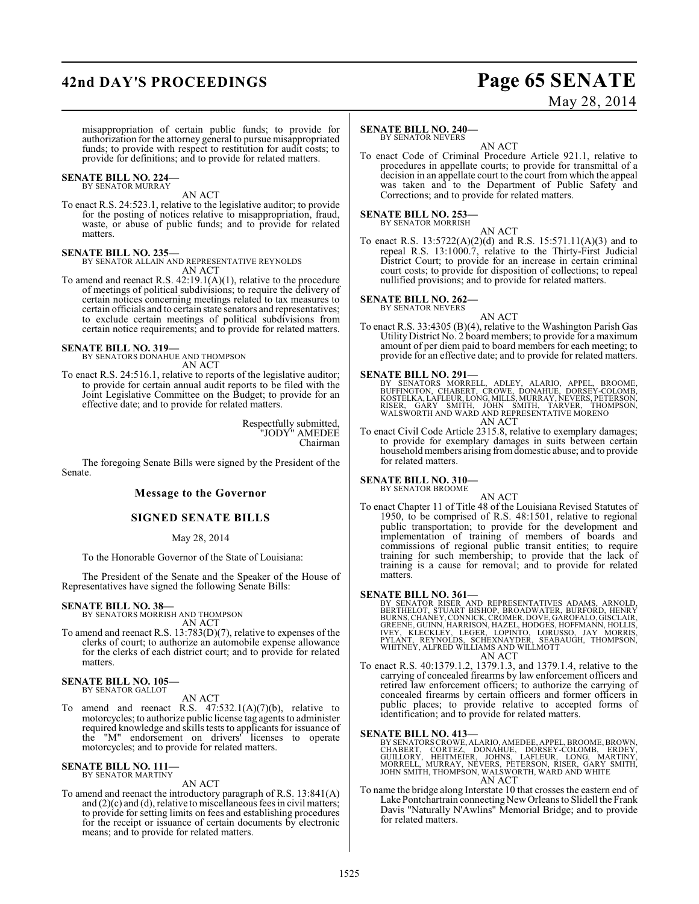misappropriation of certain public funds; to provide for authorization for the attorney general to pursue misappropriated funds; to provide with respect to restitution for audit costs; to provide for definitions; and to provide for related matters.

**SENATE BILL NO. 224—**
BY SENATOR MURRAY

AN ACT

To enact R.S. 24:523.1, relative to the legislative auditor; to provide for the posting of notices relative to misappropriation, fraud, waste, or abuse of public funds; and to provide for related matters.

**SENATE BILL NO. 235—**
BY SENATOR ALLAIN AND REPRESENTATIVE REYNOLDS

AN ACT

To amend and reenact R.S. 42:19.1(A)(1), relative to the procedure of meetings of political subdivisions; to require the delivery of certain notices concerning meetings related to tax measures to certain officials and to certain state senators and representatives; to exclude certain meetings of political subdivisions from certain notice requirements; and to provide for related matters.

**SENATE BILL NO. 319—**
BY SENATORS DONAHUE AND THOMPSON

AN ACT

To enact R.S. 24:516.1, relative to reports of the legislative auditor; to provide for certain annual audit reports to be filed with the Joint Legislative Committee on the Budget; to provide for an effective date; and to provide for related matters.

Respectfully submitted,
"JODY" AMEDEE
Chairman

The foregoing Senate Bills were signed by the President of the Senate.

## Message to the Governor

## SIGNED SENATE BILLS

May 28, 2014

To the Honorable Governor of the State of Louisiana:

The President of the Senate and the Speaker of the House of Representatives have signed the following Senate Bills:

**SENATE BILL NO. 38—**
BY SENATORS MORRISH AND THOMPSON

AN ACT

To amend and reenact R.S. 13:783(D)(7), relative to expenses of the clerks of court; to authorize an automobile expense allowance for the clerks of each district court; and to provide for related matters.

**SENATE BILL NO. 105—**
BY SENATOR GALLOT

AN ACT

To amend and reenact R.S. 47:532.1(A)(7)(b), relative to motorcycles; to authorize public license tag agents to administer required knowledge and skills tests to applicants for issuance of the "M" endorsement on drivers' licenses to operate motorcycles; and to provide for related matters.

**SENATE BILL NO. 111—**
BY SENATOR MARTINY

AN ACT

To amend and reenact the introductory paragraph of R.S. 13:841(A) and (2)(c) and (d), relative to miscellaneous fees in civil matters; to provide for setting limits on fees and establishing procedures for the receipt or issuance of certain documents by electronic means; and to provide for related matters.

**SENATE BILL NO. 240—**
BY SENATOR NEVERS

AN ACT

To enact Code of Criminal Procedure Article 921.1, relative to procedures in appellate courts; to provide for transmittal of a decision in an appellate court to the court from which the appeal was taken and to the Department of Public Safety and Corrections; and to provide for related matters.

**SENATE BILL NO. 253—**
BY SENATOR MORRISH

AN ACT

To enact R.S. 13:5722(A)(2)(d) and R.S. 15:571.11(A)(3) and to repeal R.S. 13:1000.7, relative to the Thirty-First Judicial District Court; to provide for an increase in certain criminal court costs; to provide for disposition of collections; to repeal nullified provisions; and to provide for related matters.

**SENATE BILL NO. 262—**
BY SENATOR NEVERS

AN ACT

To enact R.S. 33:4305 (B)(4), relative to the Washington Parish Gas Utility District No. 2 board members; to provide for a maximum amount of per diem paid to board members for each meeting; to provide for an effective date; and to provide for related matters.

**SENATE BILL NO. 291—**
BY SENATORS MORRELL, ADLEY, ALARIO, APPEL, BROOME, BUFFINGTON, CHABERT, CROWE, DONAHUE, DORSEY-COLOMB, KOSTELKA, LAFLEUR, LONG, MILLS, MURRAY, NEVERS, PETERSON, RISER, GARY SMITH, JOHN SMITH, TARVER, THOMPSON, WALSWORTH AND WARD AND REPRESENTATIVE MORENO

AN ACT

To enact Civil Code Article 2315.8, relative to exemplary damages; to provide for exemplary damages in suits between certain household members arising from domestic abuse; and to provide for related matters.

**SENATE BILL NO. 310—**
BY SENATOR BROOME

AN ACT

To enact Chapter 11 of Title 48 of the Louisiana Revised Statutes of 1950, to be comprised of R.S. 48:1501, relative to regional public transportation; to provide for the development and implementation of training of members of boards and commissions of regional public transit entities; to require training for such membership; to provide that the lack of training is a cause for removal; and to provide for related matters.

**SENATE BILL NO. 361—**
BY SENATOR RISER AND REPRESENTATIVES ADAMS, ARNOLD, BERTHELOT, STUART BISHOP, BROADWATER, BURFORD, HENRY BURNS, CHANEY, CONNICK, CROMER, DOVE, GAROFALO, GISCLAIR, GREENE, GUINN, HARRISON, HAZEL, HODGES, HOFFMANN, HOLLIS, IVEY, KLECKLEY, LEGER, LOPINTO, LORUSSO, JAY MORRIS, PYLANT, REYNOLDS, SCHEXNAYDER, SEABAUGH, THOMPSON, WHITNEY, ALFRED WILLIAMS AND WILLMOTT

AN ACT

To enact R.S. 40:1379.1.2, 1379.1.3, and 1379.1.4, relative to the carrying of concealed firearms by law enforcement officers and retired law enforcement officers; to authorize the carrying of concealed firearms by certain officers and former officers in public places; to provide relative to accepted forms of identification; and to provide for related matters.

**SENATE BILL NO. 413—**
BY SENATORS CROWE, ALARIO, AMEDEE, APPEL, BROOME, BROWN, CHABERT, CORTEZ, DONAHUE, DORSEY-COLOMB, ERDEY, GUILLORY, HEITMEIER, JOHNS, LAFLEUR, LONG, MARTINY, MORRELL, MURRAY, NEVERS, PETERSON, RISER, GARY SMITH, JOHN SMITH, THOMPSON, WALSWORTH, WARD AND WHITE

AN ACT

To name the bridge along Interstate 10 that crosses the eastern end of Lake Pontchartrain connecting New Orleans to Slidell the Frank Davis "Naturally N'Awlins" Memorial Bridge; and to provide for related matters.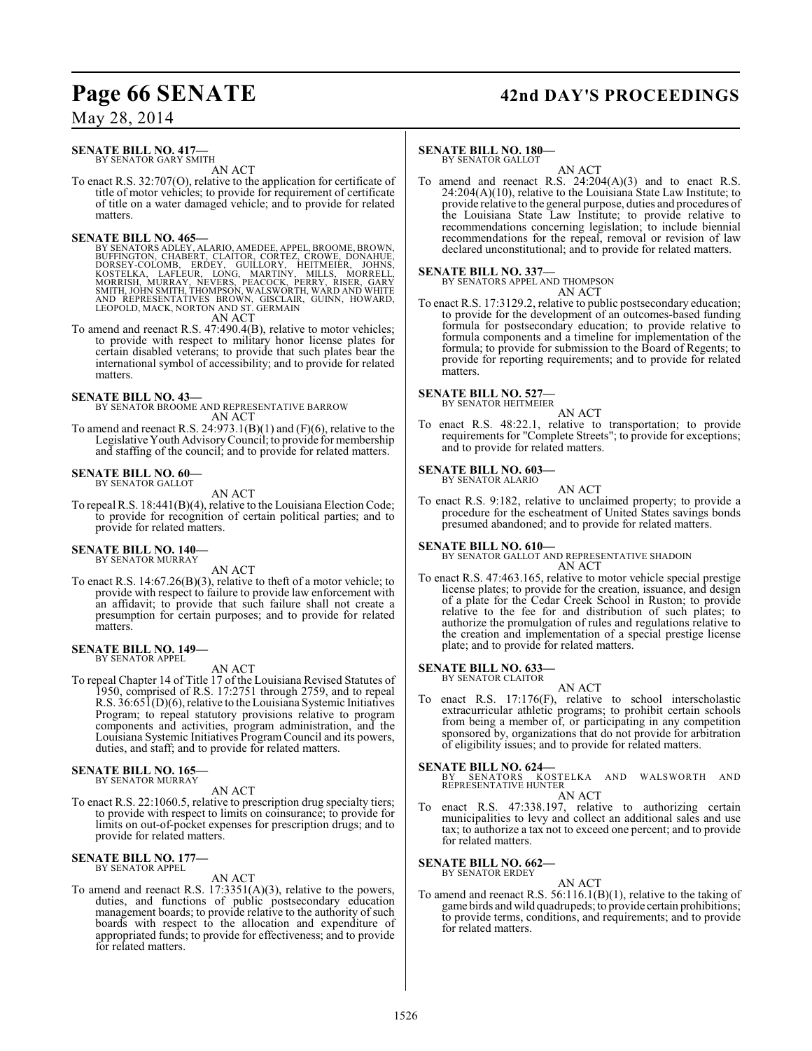**SENATE BILL NO. 417—**
BY SENATOR GARY SMITH

AN ACT

To enact R.S. 32:707(O), relative to the application for certificate of title of motor vehicles; to provide for requirement of certificate of title on a water damaged vehicle; and to provide for related matters.

**SENATE BILL NO. 465—**
BY SENATORS ADLEY, ALARIO, AMEDEE, APPEL, BROOME, BROWN, BUFFINGTON, CHABERT, CLAITOR, CORTEZ, CROWE, DONAHUE, DORSEY-COLOMB, ERDEY, GUILLORY, HEITMEIER, JOHNS, KOSTELKA, LAFLEUR, LONG, MARTINY, MILLS, MORRELL, MORRISH, MURRAY, NEVERS, PEACOCK, PERRY, RISER, GARY SMITH, JOHN SMITH, THOMPSON, WALSWORTH, WARD AND WHITE AND REPRESENTATIVES BROWN, GISCLAIR, GUINN, HOWARD, LEOPOLD, MACK, NORTON AND ST. GERMAIN

AN ACT

To amend and reenact R.S. 47:490.4(B), relative to motor vehicles; to provide with respect to military honor license plates for certain disabled veterans; to provide that such plates bear the international symbol of accessibility; and to provide for related matters.

**SENATE BILL NO. 43—**
BY SENATOR BROOME AND REPRESENTATIVE BARROW

AN ACT

To amend and reenact R.S. 24:973.1(B)(1) and (F)(6), relative to the Legislative Youth Advisory Council; to provide for membership and staffing of the council; and to provide for related matters.

**SENATE BILL NO. 60—**
BY SENATOR GALLOT

AN ACT

To repeal R.S. 18:441(B)(4), relative to the Louisiana Election Code; to provide for recognition of certain political parties; and to provide for related matters.

**SENATE BILL NO. 140—**
BY SENATOR MURRAY

AN ACT

To enact R.S. 14:67.26(B)(3), relative to theft of a motor vehicle; to provide with respect to failure to provide law enforcement with an affidavit; to provide that such failure shall not create a presumption for certain purposes; and to provide for related matters.

**SENATE BILL NO. 149—**
BY SENATOR APPEL

AN ACT

To repeal Chapter 14 of Title 17 of the Louisiana Revised Statutes of 1950, comprised of R.S. 17:2751 through 2759, and to repeal R.S. 36:651(D)(6), relative to the Louisiana Systemic Initiatives Program; to repeal statutory provisions relative to program components and activities, program administration, and the Louisiana Systemic Initiatives Program Council and its powers, duties, and staff; and to provide for related matters.

**SENATE BILL NO. 165—**
BY SENATOR MURRAY

AN ACT

To enact R.S. 22:1060.5, relative to prescription drug specialty tiers; to provide with respect to limits on coinsurance; to provide for limits on out-of-pocket expenses for prescription drugs; and to provide for related matters.

**SENATE BILL NO. 177—**
BY SENATOR APPEL

AN ACT

To amend and reenact R.S. 17:3351(A)(3), relative to the powers, duties, and functions of public postsecondary education management boards; to provide relative to the authority of such boards with respect to the allocation and expenditure of appropriated funds; to provide for effectiveness; and to provide for related matters.

**SENATE BILL NO. 180—**
BY SENATOR GALLOT

AN ACT

To amend and reenact R.S. 24:204(A)(3) and to enact R.S. 24:204(A)(10), relative to the Louisiana State Law Institute; to provide relative to the general purpose, duties and procedures of the Louisiana State Law Institute; to provide relative to recommendations concerning legislation; to include biennial recommendations for the repeal, removal or revision of law declared unconstitutional; and to provide for related matters.

**SENATE BILL NO. 337—**
BY SENATORS APPEL AND THOMPSON

AN ACT

To enact R.S. 17:3129.2, relative to public postsecondary education; to provide for the development of an outcomes-based funding formula for postsecondary education; to provide relative to formula components and a timeline for implementation of the formula; to provide for submission to the Board of Regents; to provide for reporting requirements; and to provide for related matters.

**SENATE BILL NO. 527—**
BY SENATOR HEITMEIER

AN ACT

To enact R.S. 48:22.1, relative to transportation; to provide requirements for "Complete Streets"; to provide for exceptions; and to provide for related matters.

**SENATE BILL NO. 603—**
BY SENATOR ALARIO

AN ACT

To enact R.S. 9:182, relative to unclaimed property; to provide a procedure for the escheatment of United States savings bonds presumed abandoned; and to provide for related matters.

**SENATE BILL NO. 610—**
BY SENATOR GALLOT AND REPRESENTATIVE SHADOIN

AN ACT

To enact R.S. 47:463.165, relative to motor vehicle special prestige license plates; to provide for the creation, issuance, and design of a plate for the Cedar Creek School in Ruston; to provide relative to the fee for and distribution of such plates; to authorize the promulgation of rules and regulations relative to the creation and implementation of a special prestige license plate; and to provide for related matters.

**SENATE BILL NO. 633—**
BY SENATOR CLAITOR

AN ACT

To enact R.S. 17:176(F), relative to school interscholastic extracurricular athletic programs; to prohibit certain schools from being a member of, or participating in any competition sponsored by, organizations that do not provide for arbitration of eligibility issues; and to provide for related matters.

**SENATE BILL NO. 624—**
BY SENATORS KOSTELKA AND WALSWORTH AND REPRESENTATIVE HUNTER

AN ACT

To enact R.S. 47:338.197, relative to authorizing certain municipalities to levy and collect an additional sales and use tax; to authorize a tax not to exceed one percent; and to provide for related matters.

**SENATE BILL NO. 662—**
BY SENATOR ERDEY

AN ACT

To amend and reenact R.S. 56:116.1(B)(1), relative to the taking of game birds and wild quadrupeds; to provide certain prohibitions; to provide terms, conditions, and requirements; and to provide for related matters.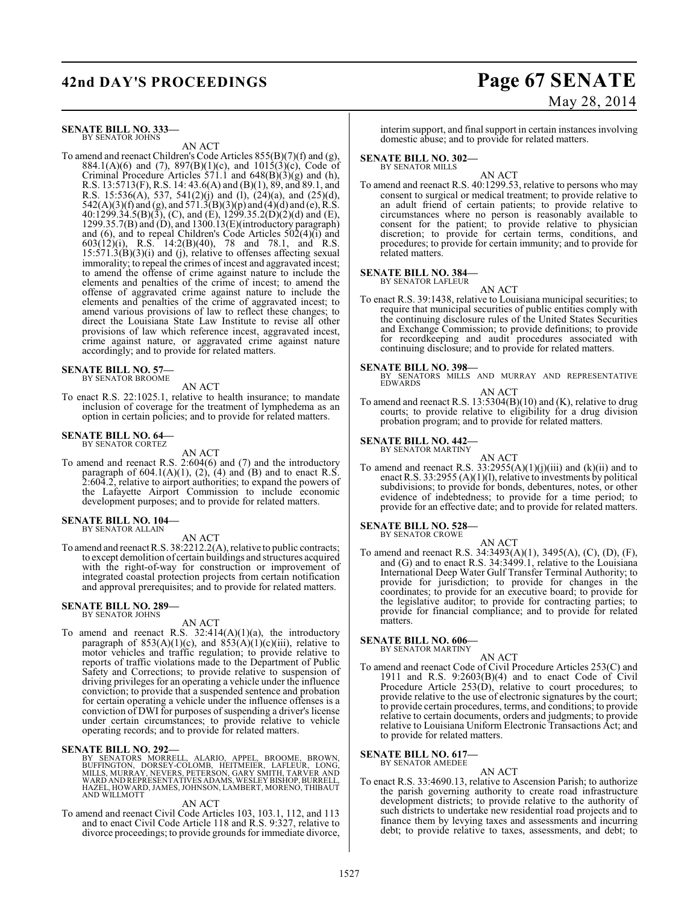**SENATE BILL NO. 333—**
BY SENATOR JOHNS

AN ACT

To amend and reenact Children's Code Articles 855(B)(7)(f) and (g), 884.1(A)(6) and (7), 897(B)(1)(c), and 1015(3)(c), Code of Criminal Procedure Articles 571.1 and 648(B)(3)(g) and (h), R.S. 13:5713(F), R.S. 14: 43.6(A) and (B)(1), 89, and 89.1, and R.S. 15:536(A), 537, 541(2)(j) and (l), (24)(a), and (25)(d), 542(A)(3)(f) and (g), and 571.3(B)(3)(p) and (4)(d) and (e), R.S. 40:1299.34.5(B)(3), (C), and (E), 1299.35.2(D)(2)(d) and (E), 1299.35.7(B) and (D), and 1300.13(E)(introductory paragraph) and (6), and to repeal Children's Code Articles 502(4)(i) and 603(12)(i), R.S. 14:2(B)(40), 78 and 78.1, and R.S. 15:571.3(B)(3)(i) and (j), relative to offenses affecting sexual immorality; to repeal the crimes of incest and aggravated incest; to amend the offense of crime against nature to include the elements and penalties of the crime of incest; to amend the offense of aggravated crime against nature to include the elements and penalties of the crime of aggravated incest; to amend various provisions of law to reflect these changes; to direct the Louisiana State Law Institute to revise all other provisions of law which reference incest, aggravated incest, crime against nature, or aggravated crime against nature accordingly; and to provide for related matters.

**SENATE BILL NO. 57—**
BY SENATOR BROOME

AN ACT

To enact R.S. 22:1025.1, relative to health insurance; to mandate inclusion of coverage for the treatment of lymphedema as an option in certain policies; and to provide for related matters.

**SENATE BILL NO. 64—**
BY SENATOR CORTEZ

AN ACT

To amend and reenact R.S. 2:604(6) and (7) and the introductory paragraph of 604.1(A)(1), (2), (4) and (B) and to enact R.S. 2:604.2, relative to airport authorities; to expand the powers of the Lafayette Airport Commission to include economic development purposes; and to provide for related matters.

**SENATE BILL NO. 104—**
BY SENATOR ALLAIN

AN ACT

To amend and reenact R.S. 38:2212.2(A), relative to public contracts; to except demolition of certain buildings and structures acquired with the right-of-way for construction or improvement of integrated coastal protection projects from certain notification and approval prerequisites; and to provide for related matters.

**SENATE BILL NO. 289—**
BY SENATOR JOHNS

AN ACT

To amend and reenact R.S. 32:414(A)(1)(a), the introductory paragraph of 853(A)(1)(c), and 853(A)(1)(c)(iii), relative to motor vehicles and traffic regulation; to provide relative to reports of traffic violations made to the Department of Public Safety and Corrections; to provide relative to suspension of driving privileges for an operating a vehicle under the influence conviction; to provide that a suspended sentence and probation for certain operating a vehicle under the influence offenses is a conviction of DWI for purposes of suspending a driver's license under certain circumstances; to provide relative to vehicle operating records; and to provide for related matters.

**SENATE BILL NO. 292—**
BY SENATORS MORRELL, ALARIO, APPEL, BROOME, BROWN, BUFFINGTON, DORSEY-COLOMB, HEITMEIER, LAFLEUR, LONG, MILLS, MURRAY, NEVERS, PETERSON, GARY SMITH, TARVER AND WARD AND REPRESENTATIVES ADAMS, WESLEY BISHOP, BURRELL, HAZEL, HOWARD, JAMES, JOHNSON, LAMBERT, MORENO, THIBAUT AND WILLMOTT

AN ACT

To amend and reenact Civil Code Articles 103, 103.1, 112, and 113 and to enact Civil Code Article 118 and R.S. 9:327, relative to divorce proceedings; to provide grounds for immediate divorce, interim support, and final support in certain instances involving domestic abuse; and to provide for related matters.

**SENATE BILL NO. 302—**
BY SENATOR MILLS

AN ACT

To amend and reenact R.S. 40:1299.53, relative to persons who may consent to surgical or medical treatment; to provide relative to an adult friend of certain patients; to provide relative to circumstances where no person is reasonably available to consent for the patient; to provide relative to physician discretion; to provide for certain terms, conditions, and procedures; to provide for certain immunity; and to provide for related matters.

**SENATE BILL NO. 384—**
BY SENATOR LAFLEUR

AN ACT

To enact R.S. 39:1438, relative to Louisiana municipal securities; to require that municipal securities of public entities comply with the continuing disclosure rules of the United States Securities and Exchange Commission; to provide definitions; to provide for recordkeeping and audit procedures associated with continuing disclosure; and to provide for related matters.

**SENATE BILL NO. 398—**
BY SENATORS MILLS AND MURRAY AND REPRESENTATIVE EDWARDS

AN ACT

To amend and reenact R.S. 13:5304(B)(10) and (K), relative to drug courts; to provide relative to eligibility for a drug division probation program; and to provide for related matters.

**SENATE BILL NO. 442—**
BY SENATOR MARTINY

AN ACT

To amend and reenact R.S. 33:2955(A)(1)(j)(iii) and (k)(ii) and to enact R.S. 33:2955 (A)(1)(l), relative to investments by political subdivisions; to provide for bonds, debentures, notes, or other evidence of indebtedness; to provide for a time period; to provide for an effective date; and to provide for related matters.

**SENATE BILL NO. 528—**
BY SENATOR CROWE

AN ACT

To amend and reenact R.S. 34:3493(A)(1), 3495(A), (C), (D), (F), and (G) and to enact R.S. 34:3499.1, relative to the Louisiana International Deep Water Gulf Transfer Terminal Authority; to provide for jurisdiction; to provide for changes in the coordinates; to provide for an executive board; to provide for the legislative auditor; to provide for contracting parties; to provide for financial compliance; and to provide for related matters.

**SENATE BILL NO. 606—**
BY SENATOR MARTINY

AN ACT

To amend and reenact Code of Civil Procedure Articles 253(C) and 1911 and R.S. 9:2603(B)(4) and to enact Code of Civil Procedure Article 253(D), relative to court procedures; to provide relative to the use of electronic signatures by the court; to provide certain procedures, terms, and conditions; to provide relative to certain documents, orders and judgments; to provide relative to Louisiana Uniform Electronic Transactions Act; and to provide for related matters.

**SENATE BILL NO. 617—**
BY SENATOR AMEDEE

AN ACT

To enact R.S. 33:4690.13, relative to Ascension Parish; to authorize the parish governing authority to create road infrastructure development districts; to provide relative to the authority of such districts to undertake new residential road projects and to finance them by levying taxes and assessments and incurring debt; to provide relative to taxes, assessments, and debt; to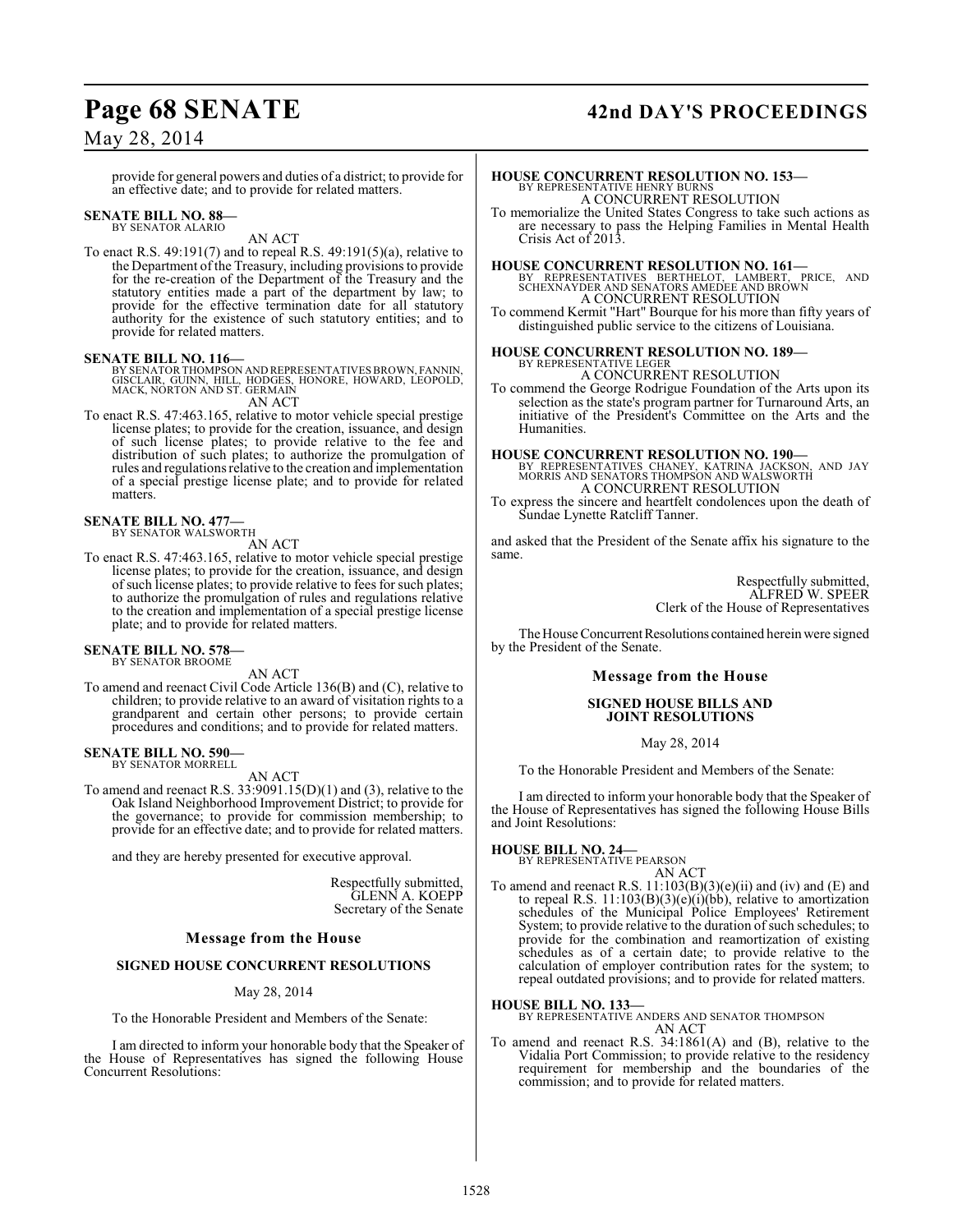provide for general powers and duties of a district; to provide for an effective date; and to provide for related matters.

**SENATE BILL NO. 88—**
BY SENATOR ALARIO

AN ACT

To enact R.S. 49:191(7) and to repeal R.S. 49:191(5)(a), relative to the Department of the Treasury, including provisions to provide for the re-creation of the Department of the Treasury and the statutory entities made a part of the department by law; to provide for the effective termination date for all statutory authority for the existence of such statutory entities; and to provide for related matters.

**SENATE BILL NO. 116—**
BY SENATOR THOMPSON AND REPRESENTATIVES BROWN, FANNIN, GISCLAIR, GUINN, HILL, HODGES, HONORE, HOWARD, LEOPOLD, MACK, NORTON AND ST. GERMAIN

AN ACT

To enact R.S. 47:463.165, relative to motor vehicle special prestige license plates; to provide for the creation, issuance, and design of such license plates; to provide relative to the fee and distribution of such plates; to authorize the promulgation of rules and regulations relative to the creation and implementation of a special prestige license plate; and to provide for related matters.

**SENATE BILL NO. 477—**
BY SENATOR WALSWORTH

AN ACT

To enact R.S. 47:463.165, relative to motor vehicle special prestige license plates; to provide for the creation, issuance, and design of such license plates; to provide relative to fees for such plates; to authorize the promulgation of rules and regulations relative to the creation and implementation of a special prestige license plate; and to provide for related matters.

**SENATE BILL NO. 578—**
BY SENATOR BROOME

AN ACT

To amend and reenact Civil Code Article 136(B) and (C), relative to children; to provide relative to an award of visitation rights to a grandparent and certain other persons; to provide certain procedures and conditions; and to provide for related matters.

**SENATE BILL NO. 590—**
BY SENATOR MORRELL

AN ACT

To amend and reenact R.S. 33:9091.15(D)(1) and (3), relative to the Oak Island Neighborhood Improvement District; to provide for the governance; to provide for commission membership; to provide for an effective date; and to provide for related matters.

and they are hereby presented for executive approval.

Respectfully submitted,
GLENN A. KOEPP
Secretary of the Senate

## Message from the House

### SIGNED HOUSE CONCURRENT RESOLUTIONS

May 28, 2014

To the Honorable President and Members of the Senate:

I am directed to inform your honorable body that the Speaker of the House of Representatives has signed the following House Concurrent Resolutions:

**HOUSE CONCURRENT RESOLUTION NO. 153—**
BY REPRESENTATIVE HENRY BURNS

A CONCURRENT RESOLUTION

To memorialize the United States Congress to take such actions as are necessary to pass the Helping Families in Mental Health Crisis Act of 2013.

**HOUSE CONCURRENT RESOLUTION NO. 161—**
BY REPRESENTATIVES BERTHELOT, LAMBERT, PRICE, AND SCHEXNAYDER AND SENATORS AMEDEE AND BROWN

A CONCURRENT RESOLUTION

To commend Kermit "Hart" Bourque for his more than fifty years of distinguished public service to the citizens of Louisiana.

**HOUSE CONCURRENT RESOLUTION NO. 189—**
BY REPRESENTATIVE LEGER

A CONCURRENT RESOLUTION

To commend the George Rodrigue Foundation of the Arts upon its selection as the state's program partner for Turnaround Arts, an initiative of the President's Committee on the Arts and the Humanities.

**HOUSE CONCURRENT RESOLUTION NO. 190—**
BY REPRESENTATIVES CHANEY, KATRINA JACKSON, AND JAY MORRIS AND SENATORS THOMPSON AND WALSWORTH

A CONCURRENT RESOLUTION

To express the sincere and heartfelt condolences upon the death of Sundae Lynette Ratcliff Tanner.

and asked that the President of the Senate affix his signature to the same.

Respectfully submitted,
ALFRED W. SPEER
Clerk of the House of Representatives

The House Concurrent Resolutions contained herein were signed by the President of the Senate.

## Message from the House

### SIGNED HOUSE BILLS AND JOINT RESOLUTIONS

May 28, 2014

To the Honorable President and Members of the Senate:

I am directed to inform your honorable body that the Speaker of the House of Representatives has signed the following House Bills and Joint Resolutions:

**HOUSE BILL NO. 24—**
BY REPRESENTATIVE PEARSON

AN ACT

To amend and reenact R.S. 11:103(B)(3)(e)(ii) and (iv) and (E) and to repeal R.S. 11:103(B)(3)(e)(i)(bb), relative to amortization schedules of the Municipal Police Employees' Retirement System; to provide relative to the duration of such schedules; to provide for the combination and reamortization of existing schedules as of a certain date; to provide relative to the calculation of employer contribution rates for the system; to repeal outdated provisions; and to provide for related matters.

**HOUSE BILL NO. 133—**
BY REPRESENTATIVE ANDERS AND SENATOR THOMPSON

AN ACT

To amend and reenact R.S. 34:1861(A) and (B), relative to the Vidalia Port Commission; to provide relative to the residency requirement for membership and the boundaries of the commission; and to provide for related matters.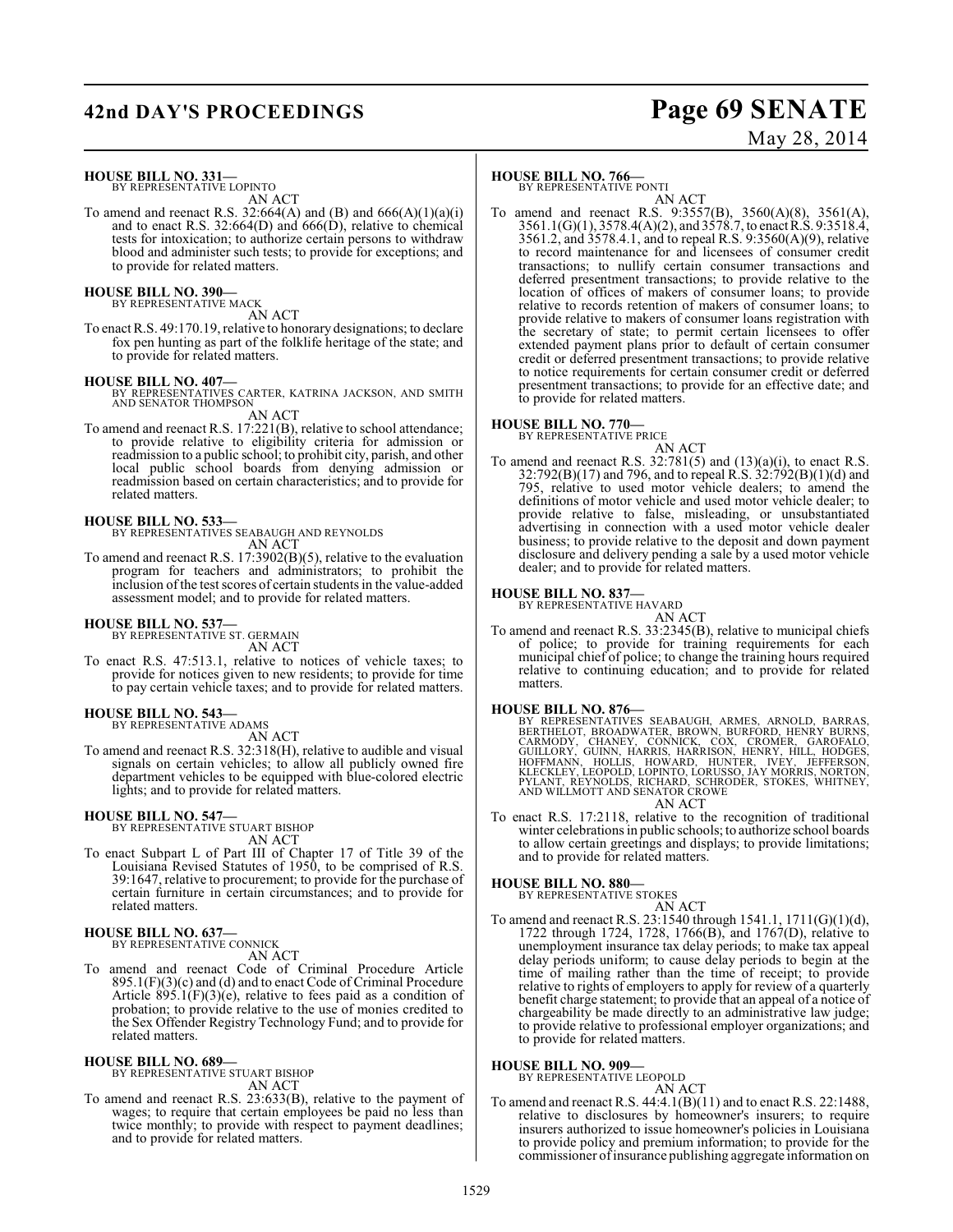**HOUSE BILL NO. 331—**
BY REPRESENTATIVE LOPINTO
AN ACT

To amend and reenact R.S. 32:664(A) and (B) and 666(A)(1)(a)(i) and to enact R.S. 32:664(D) and 666(D), relative to chemical tests for intoxication; to authorize certain persons to withdraw blood and administer such tests; to provide for exceptions; and to provide for related matters.

**HOUSE BILL NO. 390—**
BY REPRESENTATIVE MACK
AN ACT

To enact R.S. 49:170.19, relative to honorary designations; to declare fox pen hunting as part of the folklife heritage of the state; and to provide for related matters.

**HOUSE BILL NO. 407—**
BY REPRESENTATIVES CARTER, KATRINA JACKSON, AND SMITH AND SENATOR THOMPSON
AN ACT

To amend and reenact R.S. 17:221(B), relative to school attendance; to provide relative to eligibility criteria for admission or readmission to a public school; to prohibit city, parish, and other local public school boards from denying admission or readmission based on certain characteristics; and to provide for related matters.

**HOUSE BILL NO. 533—**
BY REPRESENTATIVES SEABAUGH AND REYNOLDS
AN ACT

To amend and reenact R.S. 17:3902(B)(5), relative to the evaluation program for teachers and administrators; to prohibit the inclusion of the test scores of certain students in the value-added assessment model; and to provide for related matters.

**HOUSE BILL NO. 537—**
BY REPRESENTATIVE ST. GERMAIN
AN ACT

To enact R.S. 47:513.1, relative to notices of vehicle taxes; to provide for notices given to new residents; to provide for time to pay certain vehicle taxes; and to provide for related matters.

**HOUSE BILL NO. 543—**
BY REPRESENTATIVE ADAMS
AN ACT

To amend and reenact R.S. 32:318(H), relative to audible and visual signals on certain vehicles; to allow all publicly owned fire department vehicles to be equipped with blue-colored electric lights; and to provide for related matters.

**HOUSE BILL NO. 547—**
BY REPRESENTATIVE STUART BISHOP
AN ACT

To enact Subpart L of Part III of Chapter 17 of Title 39 of the Louisiana Revised Statutes of 1950, to be comprised of R.S. 39:1647, relative to procurement; to provide for the purchase of certain furniture in certain circumstances; and to provide for related matters.

**HOUSE BILL NO. 637—**
BY REPRESENTATIVE CONNICK
AN ACT

To amend and reenact Code of Criminal Procedure Article 895.1(F)(3)(c) and (d) and to enact Code of Criminal Procedure Article 895.1(F)(3)(e), relative to fees paid as a condition of probation; to provide relative to the use of monies credited to the Sex Offender Registry Technology Fund; and to provide for related matters.

**HOUSE BILL NO. 689—**
BY REPRESENTATIVE STUART BISHOP
AN ACT

To amend and reenact R.S. 23:633(B), relative to the payment of wages; to require that certain employees be paid no less than twice monthly; to provide with respect to payment deadlines; and to provide for related matters.

**HOUSE BILL NO. 766—**
BY REPRESENTATIVE PONTI
AN ACT

To amend and reenact R.S. 9:3557(B), 3560(A)(8), 3561(A), 3561.1(G)(1), 3578.4(A)(2), and 3578.7, to enact R.S. 9:3518.4, 3561.2, and 3578.4.1, and to repeal R.S. 9:3560(A)(9), relative to record maintenance for and licensees of consumer credit transactions; to nullify certain consumer transactions and deferred presentment transactions; to provide relative to the location of offices of makers of consumer loans; to provide relative to records retention of makers of consumer loans; to provide relative to makers of consumer loans registration with the secretary of state; to permit certain licensees to offer extended payment plans prior to default of certain consumer credit or deferred presentment transactions; to provide relative to notice requirements for certain consumer credit or deferred presentment transactions; to provide for an effective date; and to provide for related matters.

**HOUSE BILL NO. 770—**
BY REPRESENTATIVE PRICE
AN ACT

To amend and reenact R.S. 32:781(5) and (13)(a)(i), to enact R.S. 32:792(B)(17) and 796, and to repeal R.S. 32:792(B)(1)(d) and 795, relative to used motor vehicle dealers; to amend the definitions of motor vehicle and used motor vehicle dealer; to provide relative to false, misleading, or unsubstantiated advertising in connection with a used motor vehicle dealer business; to provide relative to the deposit and down payment disclosure and delivery pending a sale by a used motor vehicle dealer; and to provide for related matters.

**HOUSE BILL NO. 837—**
BY REPRESENTATIVE HAVARD
AN ACT

To amend and reenact R.S. 33:2345(B), relative to municipal chiefs of police; to provide for training requirements for each municipal chief of police; to change the training hours required relative to continuing education; and to provide for related matters.

**HOUSE BILL NO. 876—**
BY REPRESENTATIVES SEABAUGH, ARMES, ARNOLD, BARRAS, BERTHELOT, BROADWATER, BROWN, BURFORD, HENRY BURNS, CARMODY, CHANEY, CONNICK, COX, CROMER, GAROFALO, GUILLORY, GUINN, HARRIS, HARRISON, HENRY, HILL, HODGES, HOFFMANN, HOLLIS, HOWARD, HUNTER, IVEY, JEFFERSON, KLECKLEY, LEOPOLD, LOPINTO, LORUSSO, JAY MORRIS, NORTON, PYLANT, REYNOLDS, RICHARD, SCHRODER, STOKES, WHITNEY, AND WILLMOTT AND SENATOR CROWE
AN ACT

To enact R.S. 17:2118, relative to the recognition of traditional winter celebrations in public schools; to authorize school boards to allow certain greetings and displays; to provide limitations; and to provide for related matters.

**HOUSE BILL NO. 880—**
BY REPRESENTATIVE STOKES
AN ACT

To amend and reenact R.S. 23:1540 through 1541.1, 1711(G)(1)(d), 1722 through 1724, 1728, 1766(B), and 1767(D), relative to unemployment insurance tax delay periods; to make tax appeal delay periods uniform; to cause delay periods to begin at the time of mailing rather than the time of receipt; to provide relative to rights of employers to apply for review of a quarterly benefit charge statement; to provide that an appeal of a notice of chargeability be made directly to an administrative law judge; to provide relative to professional employer organizations; and to provide for related matters.

**HOUSE BILL NO. 909—**
BY REPRESENTATIVE LEOPOLD
AN ACT

To amend and reenact R.S. 44:4.1(B)(11) and to enact R.S. 22:1488, relative to disclosures by homeowner's insurers; to require insurers authorized to issue homeowner's policies in Louisiana to provide policy and premium information; to provide for the commissioner of insurance publishing aggregate information on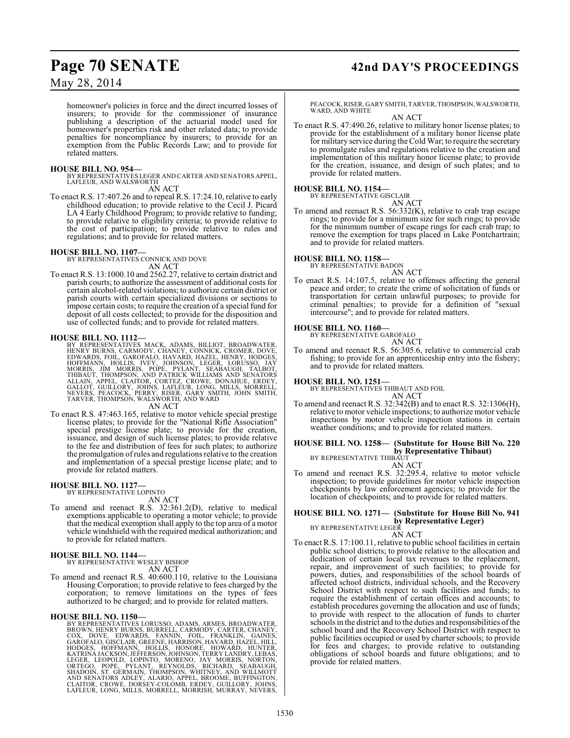homeowner's policies in force and the direct incurred losses of insurers; to provide for the commissioner of insurance publishing a description of the actuarial model used for homeowner's properties risk and other related data; to provide penalties for noncompliance by insurers; to provide for an exemption from the Public Records Law; and to provide for related matters.

**HOUSE BILL NO. 954—**
BY REPRESENTATIVES LEGER AND CARTER AND SENATORS APPEL, LAFLEUR, AND WALSWORTH

AN ACT

To enact R.S. 17:407.26 and to repeal R.S. 17:24.10, relative to early childhood education; to provide relative to the Cecil J. Picard LA 4 Early Childhood Program; to provide relative to funding; to provide relative to eligibility criteria; to provide relative to the cost of participation; to provide relative to rules and regulations; and to provide for related matters.

**HOUSE BILL NO. 1107—**
BY REPRESENTATIVES CONNICK AND DOVE

AN ACT

To enact R.S. 13:1000.10 and 2562.27, relative to certain district and parish courts; to authorize the assessment of additional costs for certain alcohol-related violations; to authorize certain district or parish courts with certain specialized divisions or sections to impose certain costs; to require the creation of a special fund for deposit of all costs collected; to provide for the disposition and use of collected funds; and to provide for related matters.

**HOUSE BILL NO. 1112—**
BY REPRESENTATIVES MACK, ADAMS, BILLIOT, BROADWATER, HENRY BURNS, CARMODY, CHANEY, CONNICK, CROMER, DOVE, EDWARDS, FOIL, GAROFALO, HAVARD, HAZEL, HENRY, HODGES, HOFFMANN, HOLLIS, IVEY, JOHNSON, LEGER, LORUSSO, JAY MORRIS, JIM MORRIS, POPE, PYLANT, SEABAUGH, TALBOT, THIBAUT, THOMPSON, AND PATRICK WILLIAMS AND SENATORS ALLAIN, APPEL, CLAITOR, CORTEZ, CROWE, DONAHUE, ERDEY, GALLOT, GUILLORY, JOHNS, LAFLEUR, LONG, MILLS, MORRELL, NEVERS, PEACOCK, PERRY, RISER, GARY SMITH, JOHN SMITH, TARVER, THOMPSON, WALSWORTH, AND WARD

AN ACT

To enact R.S. 47:463.165, relative to motor vehicle special prestige license plates; to provide for the "National Rifle Association" special prestige license plate; to provide for the creation, issuance, and design of such license plates; to provide relative to the fee and distribution of fees for such plates; to authorize the promulgation of rules and regulations relative to the creation and implementation of a special prestige license plate; and to provide for related matters.

**HOUSE BILL NO. 1127—**
BY REPRESENTATIVE LOPINTO

AN ACT

To amend and reenact R.S. 32:361.2(D), relative to medical exemptions applicable to operating a motor vehicle; to provide that the medical exemption shall apply to the top area of a motor vehicle windshield with the required medical authorization; and to provide for related matters.

**HOUSE BILL NO. 1144—**
BY REPRESENTATIVE WESLEY BISHOP

AN ACT

To amend and reenact R.S. 40:600.110, relative to the Louisiana Housing Corporation; to provide relative to fees charged by the corporation; to remove limitations on the types of fees authorized to be charged; and to provide for related matters.

**HOUSE BILL NO. 1150—**
BY REPRESENTATIVES LORUSSO, ADAMS, ARMES, BROADWATER, BROWN, HENRY BURNS, BURRELL, CARMODY, CARTER, CHANEY, COX, DOVE, EDWARDS, FANNIN, FOIL, FRANKLIN, GAINES, GAROFALO, GISCLAIR, GREENE, HARRISON, HAVARD, HAZEL, HILL, HODGES, HOFFMANN, HOLLIS, HONORE, HOWARD, HUNTER, KATRINA JACKSON, JEFFERSON, JOHNSON, TERRY LANDRY, LEBAS, LEGER, LEOPOLD, LOPINTO, MORENO, JAY MORRIS, NORTON, ORTEGO, POPE, PYLANT, REYNOLDS, RICHARD, SEABAUGH, SHADOIN, ST. GERMAIN, THOMPSON, WHITNEY, AND WILLMOTT AND SENATORS ADLEY, ALARIO, APPEL, BROOME, BUFFINGTON, CLAITOR, CROWE, DORSEY-COLOMB, ERDEY, GUILLORY, JOHNS, LAFLEUR, LONG, MILLS, MORRELL, MORRISH, MURRAY, NEVERS, PEACOCK, RISER, GARY SMITH, TARVER, THOMPSON, WALSWORTH, WARD, AND WHITE

AN ACT

To enact R.S. 47:490.26, relative to military honor license plates; to provide for the establishment of a military honor license plate for military service during the Cold War; to require the secretary to promulgate rules and regulations relative to the creation and implementation of this military honor license plate; to provide for the creation, issuance, and design of such plates; and to provide for related matters.

**HOUSE BILL NO. 1154—**
BY REPRESENTATIVE GISCLAIR

AN ACT

To amend and reenact R.S. 56:332(K), relative to crab trap escape rings; to provide for a minimum size for such rings; to provide for the minimum number of escape rings for each crab trap; to remove the exemption for traps placed in Lake Pontchartrain; and to provide for related matters.

**HOUSE BILL NO. 1158—**
BY REPRESENTATIVE BADON

AN ACT

To enact R.S. 14:107.5, relative to offenses affecting the general peace and order; to create the crime of solicitation of funds or transportation for certain unlawful purposes; to provide for criminal penalties; to provide for a definition of "sexual intercourse"; and to provide for related matters.

**HOUSE BILL NO. 1160—**
BY REPRESENTATIVE GAROFALO

AN ACT

To amend and reenact R.S. 56:305.6, relative to commercial crab fishing; to provide for an apprenticeship entry into the fishery; and to provide for related matters.

**HOUSE BILL NO. 1251—**
BY REPRESENTATIVES THIBAUT AND FOIL

AN ACT

To amend and reenact R.S. 32:342(B) and to enact R.S. 32:1306(H), relative to motor vehicle inspections; to authorize motor vehicle inspections by motor vehicle inspection stations in certain weather conditions; and to provide for related matters.

**HOUSE BILL NO. 1258— (Substitute for House Bill No. 220 by Representative Thibaut)**
BY REPRESENTATIVE THIBAUT

AN ACT

To amend and reenact R.S. 32:295.4, relative to motor vehicle inspection; to provide guidelines for motor vehicle inspection checkpoints by law enforcement agencies; to provide for the location of checkpoints; and to provide for related matters.

**HOUSE BILL NO. 1271— (Substitute for House Bill No. 941 by Representative Leger)**
BY REPRESENTATIVE LEGER

AN ACT

To enact R.S. 17:100.11, relative to public school facilities in certain public school districts; to provide relative to the allocation and dedication of certain local tax revenues to the replacement, repair, and improvement of such facilities; to provide for powers, duties, and responsibilities of the school boards of affected school districts, individual schools, and the Recovery School District with respect to such facilities and funds; to require the establishment of certain offices and accounts; to establish procedures governing the allocation and use of funds; to provide with respect to the allocation of funds to charter schools in the district and to the duties and responsibilities of the school board and the Recovery School District with respect to public facilities occupied or used by charter schools; to provide for fees and charges; to provide relative to outstanding obligations of school boards and future obligations; and to provide for related matters.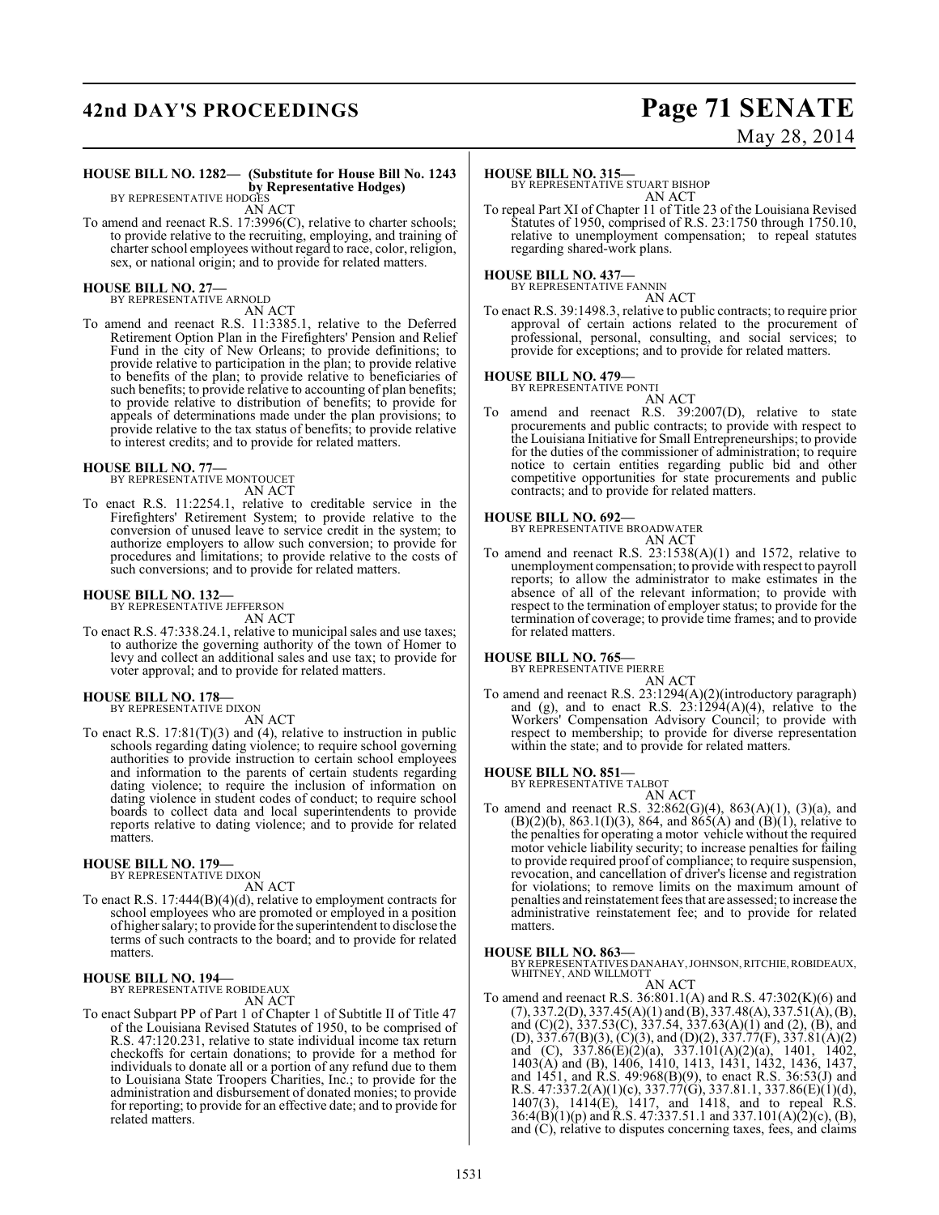**HOUSE BILL NO. 1282— (Substitute for House Bill No. 1243 by Representative Hodges)**
BY REPRESENTATIVE HODGES

AN ACT

To amend and reenact R.S. 17:3996(C), relative to charter schools; to provide relative to the recruiting, employing, and training of charter school employees without regard to race, color, religion, sex, or national origin; and to provide for related matters.

**HOUSE BILL NO. 27—**
BY REPRESENTATIVE ARNOLD

AN ACT

To amend and reenact R.S. 11:3385.1, relative to the Deferred Retirement Option Plan in the Firefighters' Pension and Relief Fund in the city of New Orleans; to provide definitions; to provide relative to participation in the plan; to provide relative to benefits of the plan; to provide relative to beneficiaries of such benefits; to provide relative to accounting of plan benefits; to provide relative to distribution of benefits; to provide for appeals of determinations made under the plan provisions; to provide relative to the tax status of benefits; to provide relative to interest credits; and to provide for related matters.

**HOUSE BILL NO. 77—**
BY REPRESENTATIVE MONTOUCET

AN ACT

To enact R.S. 11:2254.1, relative to creditable service in the Firefighters' Retirement System; to provide relative to the conversion of unused leave to service credit in the system; to authorize employers to allow such conversion; to provide for procedures and limitations; to provide relative to the costs of such conversions; and to provide for related matters.

**HOUSE BILL NO. 132—**
BY REPRESENTATIVE JEFFERSON

AN ACT

To enact R.S. 47:338.24.1, relative to municipal sales and use taxes; to authorize the governing authority of the town of Homer to levy and collect an additional sales and use tax; to provide for voter approval; and to provide for related matters.

**HOUSE BILL NO. 178—**
BY REPRESENTATIVE DIXON

AN ACT

To enact R.S. 17:81(T)(3) and (4), relative to instruction in public schools regarding dating violence; to require school governing authorities to provide instruction to certain school employees and information to the parents of certain students regarding dating violence; to require the inclusion of information on dating violence in student codes of conduct; to require school boards to collect data and local superintendents to provide reports relative to dating violence; and to provide for related matters.

**HOUSE BILL NO. 179—**
BY REPRESENTATIVE DIXON

AN ACT

To enact R.S. 17:444(B)(4)(d), relative to employment contracts for school employees who are promoted or employed in a position of higher salary; to provide for the superintendent to disclose the terms of such contracts to the board; and to provide for related matters.

**HOUSE BILL NO. 194—**
BY REPRESENTATIVE ROBIDEAUX

AN ACT

To enact Subpart PP of Part 1 of Chapter 1 of Subtitle II of Title 47 of the Louisiana Revised Statutes of 1950, to be comprised of R.S. 47:120.231, relative to state individual income tax return checkoffs for certain donations; to provide for a method for individuals to donate all or a portion of any refund due to them to Louisiana State Troopers Charities, Inc.; to provide for the administration and disbursement of donated monies; to provide for reporting; to provide for an effective date; and to provide for related matters.

**HOUSE BILL NO. 315—**
BY REPRESENTATIVE STUART BISHOP

AN ACT

To repeal Part XI of Chapter 11 of Title 23 of the Louisiana Revised Statutes of 1950, comprised of R.S. 23:1750 through 1750.10, relative to unemployment compensation; to repeal statutes regarding shared-work plans.

**HOUSE BILL NO. 437—**
BY REPRESENTATIVE FANNIN

AN ACT

To enact R.S. 39:1498.3, relative to public contracts; to require prior approval of certain actions related to the procurement of professional, personal, consulting, and social services; to provide for exceptions; and to provide for related matters.

**HOUSE BILL NO. 479—**
BY REPRESENTATIVE PONTI

AN ACT

To amend and reenact R.S. 39:2007(D), relative to state procurements and public contracts; to provide with respect to the Louisiana Initiative for Small Entrepreneurships; to provide for the duties of the commissioner of administration; to require notice to certain entities regarding public bid and other competitive opportunities for state procurements and public contracts; and to provide for related matters.

**HOUSE BILL NO. 692—**
BY REPRESENTATIVE BROADWATER

AN ACT

To amend and reenact R.S. 23:1538(A)(1) and 1572, relative to unemployment compensation; to provide with respect to payroll reports; to allow the administrator to make estimates in the absence of all of the relevant information; to provide with respect to the termination of employer status; to provide for the termination of coverage; to provide time frames; and to provide for related matters.

**HOUSE BILL NO. 765—**
BY REPRESENTATIVE PIERRE

AN ACT

To amend and reenact R.S. 23:1294(A)(2)(introductory paragraph) and (g), and to enact R.S. 23:1294(A)(4), relative to the Workers' Compensation Advisory Council; to provide with respect to membership; to provide for diverse representation within the state; and to provide for related matters.

**HOUSE BILL NO. 851—**
BY REPRESENTATIVE TALBOT

AN ACT

To amend and reenact R.S. 32:862(G)(4), 863(A)(1), (3)(a), and (B)(2)(b), 863.1(I)(3), 864, and 865(A) and (B)(1), relative to the penalties for operating a motor vehicle without the required motor vehicle liability security; to increase penalties for failing to provide required proof of compliance; to require suspension, revocation, and cancellation of driver's license and registration for violations; to remove limits on the maximum amount of penalties and reinstatement fees that are assessed; to increase the administrative reinstatement fee; and to provide for related matters.

**HOUSE BILL NO. 863—**
BY REPRESENTATIVES DANAHAY, JOHNSON, RITCHIE, ROBIDEAUX, WHITNEY, AND WILLMOTT

AN ACT

To amend and reenact R.S. 36:801.1(A) and R.S. 47:302(K)(6) and (7), 337.2(D), 337.45(A)(1) and (B), 337.48(A), 337.51(A), (B), and (C)(2), 337.53(C), 337.54, 337.63(A)(1) and (2), (B), and (D), 337.67(B)(3), (C)(3), and (D)(2), 337.77(F), 337.81(A)(2) and (C), 337.86(E)(2)(a), 337.101(A)(2)(a), 1401, 1402, 1403(A) and (B), 1406, 1410, 1413, 1431, 1432, 1436, 1437, and 1451, and R.S. 49:968(B)(9), to enact R.S. 36:53(J) and R.S. 47:337.2(A)(1)(c), 337.77(G), 337.81.1, 337.86(E)(1)(d), 1407(3), 1414(E), 1417, and 1418, and to repeal R.S. 36:4(B)(1)(p) and R.S. 47:337.51.1 and 337.101(A)(2)(c), (B), and (C), relative to disputes concerning taxes, fees, and claims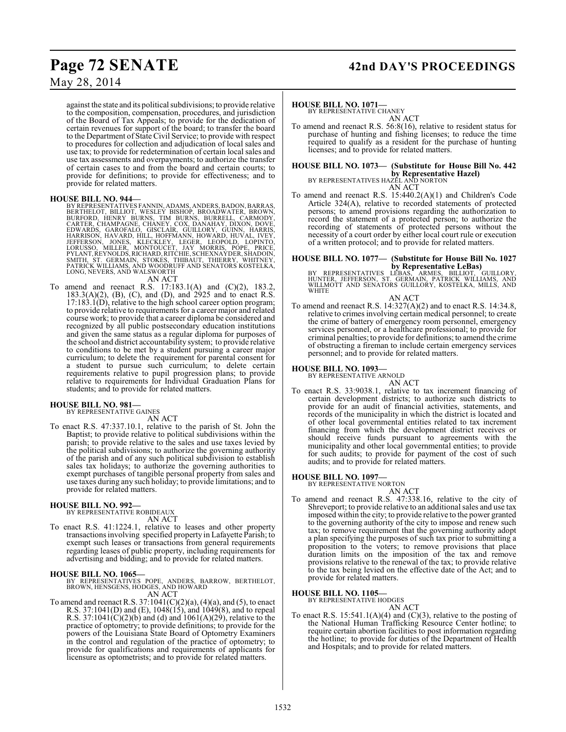against the state and its political subdivisions; to provide relative to the composition, compensation, procedures, and jurisdiction of the Board of Tax Appeals; to provide for the dedication of certain revenues for support of the board; to transfer the board to the Department of State Civil Service; to provide with respect to procedures for collection and adjudication of local sales and use tax; to provide for redetermination of certain local sales and use tax assessments and overpayments; to authorize the transfer of certain cases to and from the board and certain courts; to provide for definitions; to provide for effectiveness; and to provide for related matters.

**HOUSE BILL NO. 944—**
BY REPRESENTATIVES FANNIN, ADAMS, ANDERS, BADON, BARRAS, BERTHELOT, BILLIOT, WESLEY BISHOP, BROADWATER, BROWN, BURFORD, HENRY BURNS, TIM BURNS, BURRELL, CARMODY, CARTER, CHAMPAGNE, CHANEY, COX, DANAHAY, DIXON, DOVE, EDWARDS, GAROFALO, GISCLAIR, GUILLORY, GUINN, HARRIS, HARRISON, HAVARD, HILL, HOFFMANN, HOWARD, HUVAL, IVEY, JEFFERSON, JONES, KLECKLEY, LEGER, LEOPOLD, LOPINTO, LORUSSO, MILLER, MONTOUCET, JAY MORRIS, POPE, PRICE, PYLANT, REYNOLDS, RICHARD, RITCHIE, SCHEXNAYDER, SHADOIN, SMITH, ST. GERMAIN, STOKES, THIBAUT, THIERRY, WHITNEY, PATRICK WILLIAMS, AND WOODRUFF AND SENATORS KOSTELKA, LONG, NEVERS, AND WALSWORTH

AN ACT

To amend and reenact R.S. 17:183.1(A) and (C)(2), 183.2, 183.3(A)(2), (B), (C), and (D), and 2925 and to enact R.S. 17:183.1(D), relative to the high school career option program; to provide relative to requirements for a career major and related course work; to provide that a career diploma be considered and recognized by all public postsecondary education institutions and given the same status as a regular diploma for purposes of the school and district accountability system; to provide relative to conditions to be met by a student pursuing a career major curriculum; to delete the requirement for parental consent for a student to pursue such curriculum; to delete certain requirements relative to pupil progression plans; to provide relative to requirements for Individual Graduation Plans for students; and to provide for related matters.

**HOUSE BILL NO. 981—**
BY REPRESENTATIVE GAINES

AN ACT

To enact R.S. 47:337.10.1, relative to the parish of St. John the Baptist; to provide relative to political subdivisions within the parish; to provide relative to the sales and use taxes levied by the political subdivisions; to authorize the governing authority of the parish and of any such political subdivision to establish sales tax holidays; to authorize the governing authorities to exempt purchases of tangible personal property from sales and use taxes during any such holiday; to provide limitations; and to provide for related matters.

**HOUSE BILL NO. 992—**
BY REPRESENTATIVE ROBIDEAUX

AN ACT

To enact R.S. 41:1224.1, relative to leases and other property transactions involving specified property in Lafayette Parish; to exempt such leases or transactions from general requirements regarding leases of public property, including requirements for advertising and bidding; and to provide for related matters.

**HOUSE BILL NO. 1065—**
BY REPRESENTATIVES POPE, ANDERS, BARROW, BERTHELOT, BROWN, HENSGENS, HODGES, AND HOWARD

AN ACT

To amend and reenact R.S. 37:1041(C)(2)(a), (4)(a), and (5), to enact R.S. 37:1041(D) and (E), 1048(15), and 1049(8), and to repeal R.S. 37:1041(C)(2)(b) and (d) and 1061(A)(29), relative to the practice of optometry; to provide definitions; to provide for the powers of the Louisiana State Board of Optometry Examiners in the control and regulation of the practice of optometry; to provide for qualifications and requirements of applicants for licensure as optometrists; and to provide for related matters.

**HOUSE BILL NO. 1071—**
BY REPRESENTATIVE CHANEY

AN ACT

To amend and reenact R.S. 56:8(16), relative to resident status for purchase of hunting and fishing licenses; to reduce the time required to qualify as a resident for the purchase of hunting licenses; and to provide for related matters.

**HOUSE BILL NO. 1073— (Substitute for House Bill No. 442 by Representative Hazel)**
BY REPRESENTATIVES HAZEL AND NORTON

AN ACT

To amend and reenact R.S. 15:440.2(A)(1) and Children's Code Article 324(A), relative to recorded statements of protected persons; to amend provisions regarding the authorization to record the statement of a protected person; to authorize the recording of statements of protected persons without the necessity of a court order by either local court rule or execution of a written protocol; and to provide for related matters.

**HOUSE BILL NO. 1077— (Substitute for House Bill No. 1027 by Representative LeBas)**
BY REPRESENTATIVES LEBAS, ARMES, BILLIOT, GUILLORY, HUNTER, JEFFERSON, ST. GERMAIN, PATRICK WILLIAMS, AND WILLMOTT AND SENATORS GUILLORY, KOSTELKA, MILLS, AND WHITE

AN ACT

To amend and reenact R.S. 14:327(A)(2) and to enact R.S. 14:34.8, relative to crimes involving certain medical personnel; to create the crime of battery of emergency room personnel, emergency services personnel, or a healthcare professional; to provide for criminal penalties; to provide for definitions; to amend the crime of obstructing a fireman to include certain emergency services personnel; and to provide for related matters.

**HOUSE BILL NO. 1093—**
BY REPRESENTATIVE ARNOLD

AN ACT

To enact R.S. 33:9038.1, relative to tax increment financing of certain development districts; to authorize such districts to provide for an audit of financial activities, statements, and records of the municipality in which the district is located and of other local governmental entities related to tax increment financing from which the development district receives or should receive funds pursuant to agreements with the municipality and other local governmental entities; to provide for such audits; to provide for payment of the cost of such audits; and to provide for related matters.

**HOUSE BILL NO. 1097—**
BY REPRESENTATIVE NORTON

AN ACT

To amend and reenact R.S. 47:338.16, relative to the city of Shreveport; to provide relative to an additional sales and use tax imposed within the city; to provide relative to the power granted to the governing authority of the city to impose and renew such tax; to remove requirement that the governing authority adopt a plan specifying the purposes of such tax prior to submitting a proposition to the voters; to remove provisions that place duration limits on the imposition of the tax and remove provisions relative to the renewal of the tax; to provide relative to the tax being levied on the effective date of the Act; and to provide for related matters.

**HOUSE BILL NO. 1105—**
BY REPRESENTATIVE HODGES

AN ACT

To enact R.S. 15:541.1(A)(4) and (C)(3), relative to the posting of the National Human Trafficking Resource Center hotline; to require certain abortion facilities to post information regarding the hotline; to provide for duties of the Department of Health and Hospitals; and to provide for related matters.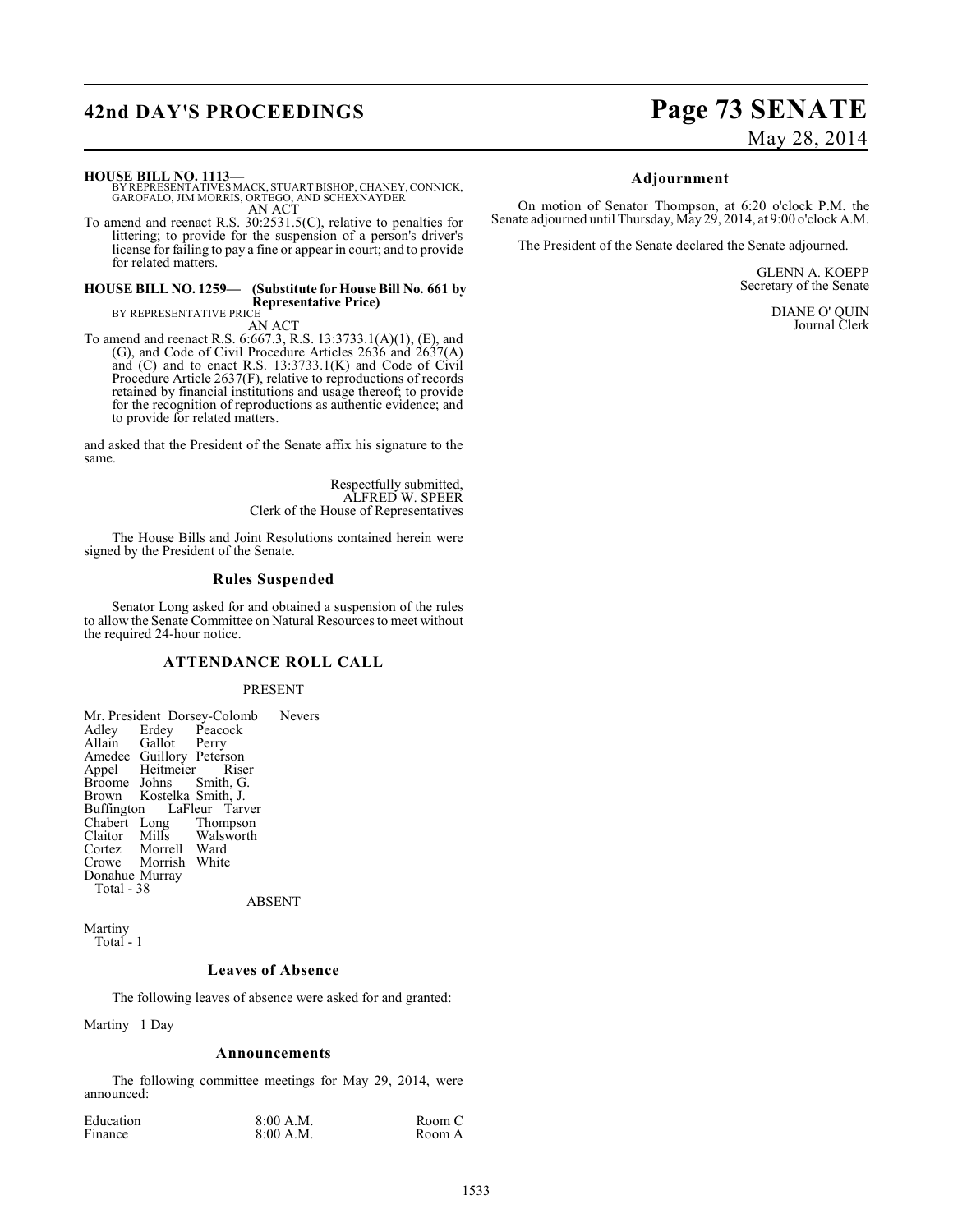**HOUSE BILL NO. 1113—**
BY REPRESENTATIVES MACK, STUART BISHOP, CHANEY, CONNICK, GAROFALO, JIM MORRIS, ORTEGO, AND SCHEXNAYDER
AN ACT

To amend and reenact R.S. 30:2531.5(C), relative to penalties for littering; to provide for the suspension of a person's driver's license for failing to pay a fine or appear in court; and to provide for related matters.

**HOUSE BILL NO. 1259— (Substitute for House Bill No. 661 by Representative Price)**
BY REPRESENTATIVE PRICE
AN ACT

To amend and reenact R.S. 6:667.3, R.S. 13:3733.1(A)(1), (E), and (G), and Code of Civil Procedure Articles 2636 and 2637(A) and (C) and to enact R.S. 13:3733.1(K) and Code of Civil Procedure Article 2637(F), relative to reproductions of records retained by financial institutions and usage thereof; to provide for the recognition of reproductions as authentic evidence; and to provide for related matters.

and asked that the President of the Senate affix his signature to the same.

Respectfully submitted,
ALFRED W. SPEER
Clerk of the House of Representatives

The House Bills and Joint Resolutions contained herein were signed by the President of the Senate.

## Rules Suspended

Senator Long asked for and obtained a suspension of the rules to allow the Senate Committee on Natural Resources to meet without the required 24-hour notice.

## ATTENDANCE ROLL CALL

PRESENT

| | | |
|---|---|---|
| Mr. President | Dorsey-Colomb | Nevers |
| Adley | Erdey | Peacock |
| Allain | Gallot | Perry |
| Amedee | Guillory | Peterson |
| Appel | Heitmeier | Riser |
| Broome | Johns | Smith, G. |
| Brown | Kostelka | Smith, J. |
| Buffington | LaFleur | Tarver |
| Chabert | Long | Thompson |
| Claitor | Mills | Walsworth |
| Cortez | Morrell | Ward |
| Crowe | Morrish | White |
| Donahue | Murray | |

Total - 38

ABSENT

Martiny
Total - 1

## Leaves of Absence

The following leaves of absence were asked for and granted:

Martiny 1 Day

## Announcements

The following committee meetings for May 29, 2014, were announced:

| | | |
|---|---|---|
| Education | 8:00 A.M. | Room C |
| Finance | 8:00 A.M. | Room A |

## Adjournment

On motion of Senator Thompson, at 6:20 o'clock P.M. the Senate adjourned until Thursday, May 29, 2014, at 9:00 o'clock A.M.

The President of the Senate declared the Senate adjourned.

GLENN A. KOEPP
Secretary of the Senate

DIANE O' QUIN
Journal Clerk